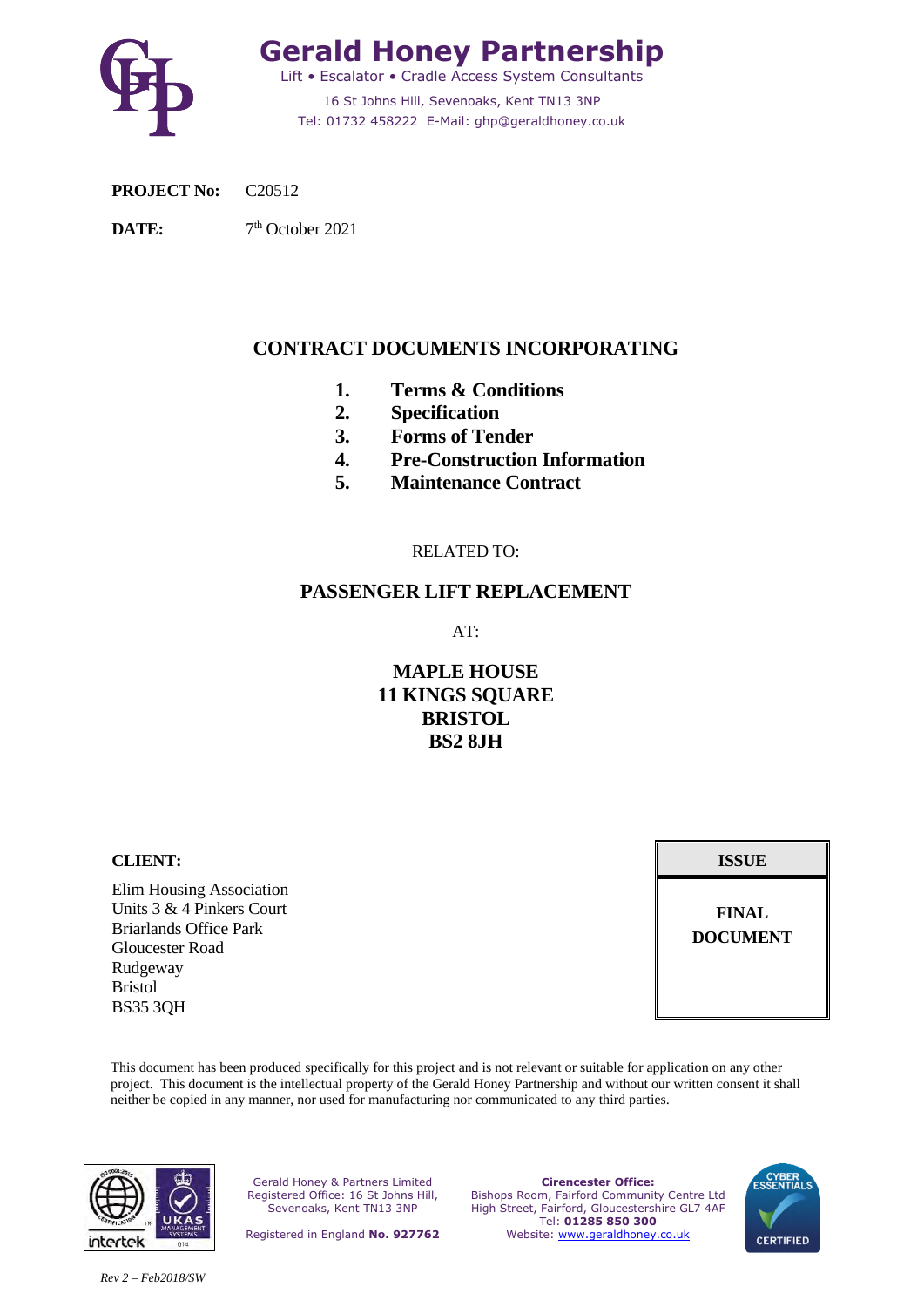# Gerald Honey Partnership

Lift • Escalator • Cradle Access System Consultants

16 St Johns Hill, Sevenoaks, Kent TN13 3NP

Tel: 01732 458222 E-Mail: ghp@geraldhoney.co.uk

**PROJECT No:** C20512

**DATE:** 7th October 2021

## CONTRACT DOCUMENTS INCORPORATING

1. **Terms & Conditions**
2. **Specification**
3. **Forms of Tender**
4. **Pre-Construction Information**
5. **Maintenance Contract**

RELATED TO:

## PASSENGER LIFT REPLACEMENT

AT:

**MAPLE HOUSE**
**11 KINGS SQUARE**
**BRISTOL**
**BS2 8JH**

**CLIENT:**

Elim Housing Association
Units 3 & 4 Pinkers Court
Briarlands Office Park
Gloucester Road
Rudgeway
Bristol
BS35 3QH

| ISSUE |
|---|
| **FINAL DOCUMENT** |

This document has been produced specifically for this project and is not relevant or suitable for application on any other project. This document is the intellectual property of the Gerald Honey Partnership and without our written consent it shall neither be copied in any manner, nor used for manufacturing nor communicated to any third parties.

Gerald Honey & Partners Limited
Registered Office: 16 St Johns Hill, Sevenoaks, Kent TN13 3NP
Registered in England **No. 927762**

**Cirencester Office:**
Bishops Room, Fairford Community Centre Ltd
High Street, Fairford, Gloucestershire GL7 4AF
Tel: **01285 850 300**
Website: www.geraldhoney.co.uk

*Rev 2 – Feb2018/SW*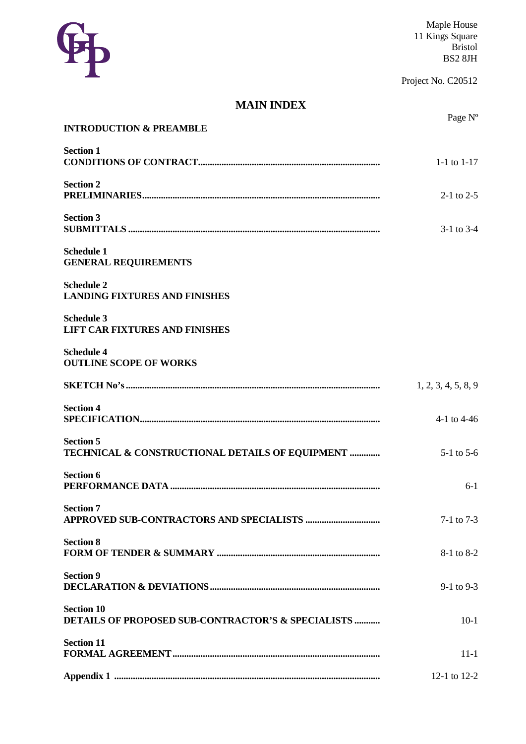Maple House
11 Kings Square
Bristol
BS2 8JH

Project No. C20512

# MAIN INDEX

| | Page Nº |
|---|---|
| **INTRODUCTION & PREAMBLE** | |
| **Section 1**<br>**CONDITIONS OF CONTRACT** | 1-1 to 1-17 |
| **Section 2**<br>**PRELIMINARIES** | 2-1 to 2-5 |
| **Section 3**<br>**SUBMITTALS** | 3-1 to 3-4 |
| **Schedule 1**<br>**GENERAL REQUIREMENTS** | |
| **Schedule 2**<br>**LANDING FIXTURES AND FINISHES** | |
| **Schedule 3**<br>**LIFT CAR FIXTURES AND FINISHES** | |
| **Schedule 4**<br>**OUTLINE SCOPE OF WORKS** | |
| **SKETCH No's** | 1, 2, 3, 4, 5, 8, 9 |
| **Section 4**<br>**SPECIFICATION** | 4-1 to 4-46 |
| **Section 5**<br>**TECHNICAL & CONSTRUCTIONAL DETAILS OF EQUIPMENT** | 5-1 to 5-6 |
| **Section 6**<br>**PERFORMANCE DATA** | 6-1 |
| **Section 7**<br>**APPROVED SUB-CONTRACTORS AND SPECIALISTS** | 7-1 to 7-3 |
| **Section 8**<br>**FORM OF TENDER & SUMMARY** | 8-1 to 8-2 |
| **Section 9**<br>**DECLARATION & DEVIATIONS** | 9-1 to 9-3 |
| **Section 10**<br>**DETAILS OF PROPOSED SUB-CONTRACTOR'S & SPECIALISTS** | 10-1 |
| **Section 11**<br>**FORMAL AGREEMENT** | 11-1 |
| **Appendix 1** | 12-1 to 12-2 |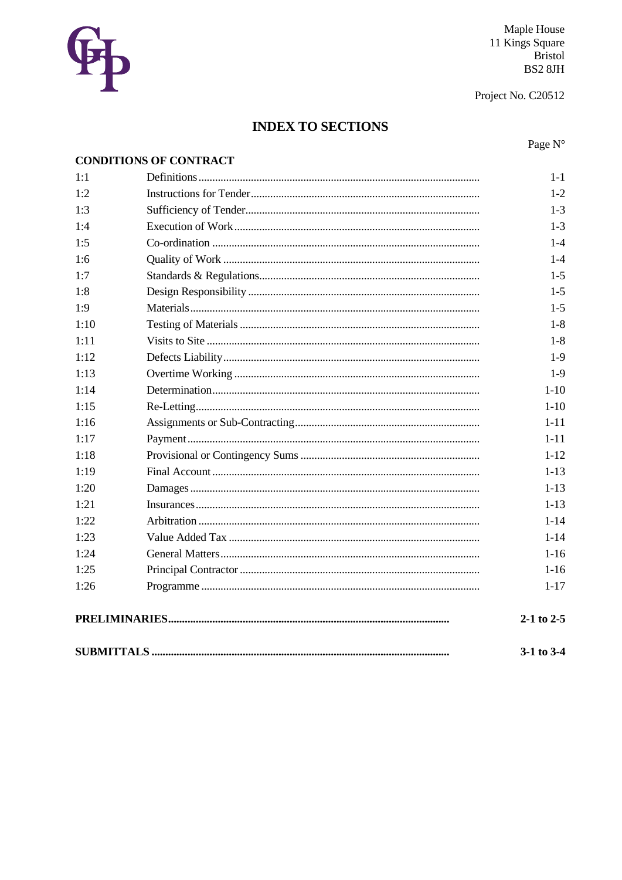Maple House
11 Kings Square
Bristol
BS2 8JH

Project No. C20512

# INDEX TO SECTIONS

| | | Page N° |
|---|---|---|
| **CONDITIONS OF CONTRACT** | | |
| 1:1 | Definitions | 1-1 |
| 1:2 | Instructions for Tender | 1-2 |
| 1:3 | Sufficiency of Tender | 1-3 |
| 1:4 | Execution of Work | 1-3 |
| 1:5 | Co-ordination | 1-4 |
| 1:6 | Quality of Work | 1-4 |
| 1:7 | Standards & Regulations | 1-5 |
| 1:8 | Design Responsibility | 1-5 |
| 1:9 | Materials | 1-5 |
| 1:10 | Testing of Materials | 1-8 |
| 1:11 | Visits to Site | 1-8 |
| 1:12 | Defects Liability | 1-9 |
| 1:13 | Overtime Working | 1-9 |
| 1:14 | Determination | 1-10 |
| 1:15 | Re-Letting | 1-10 |
| 1:16 | Assignments or Sub-Contracting | 1-11 |
| 1:17 | Payment | 1-11 |
| 1:18 | Provisional or Contingency Sums | 1-12 |
| 1:19 | Final Account | 1-13 |
| 1:20 | Damages | 1-13 |
| 1:21 | Insurances | 1-13 |
| 1:22 | Arbitration | 1-14 |
| 1:23 | Value Added Tax | 1-14 |
| 1:24 | General Matters | 1-16 |
| 1:25 | Principal Contractor | 1-16 |
| 1:26 | Programme | 1-17 |
| **PRELIMINARIES** | | **2-1 to 2-5** |
| **SUBMITTALS** | | **3-1 to 3-4** |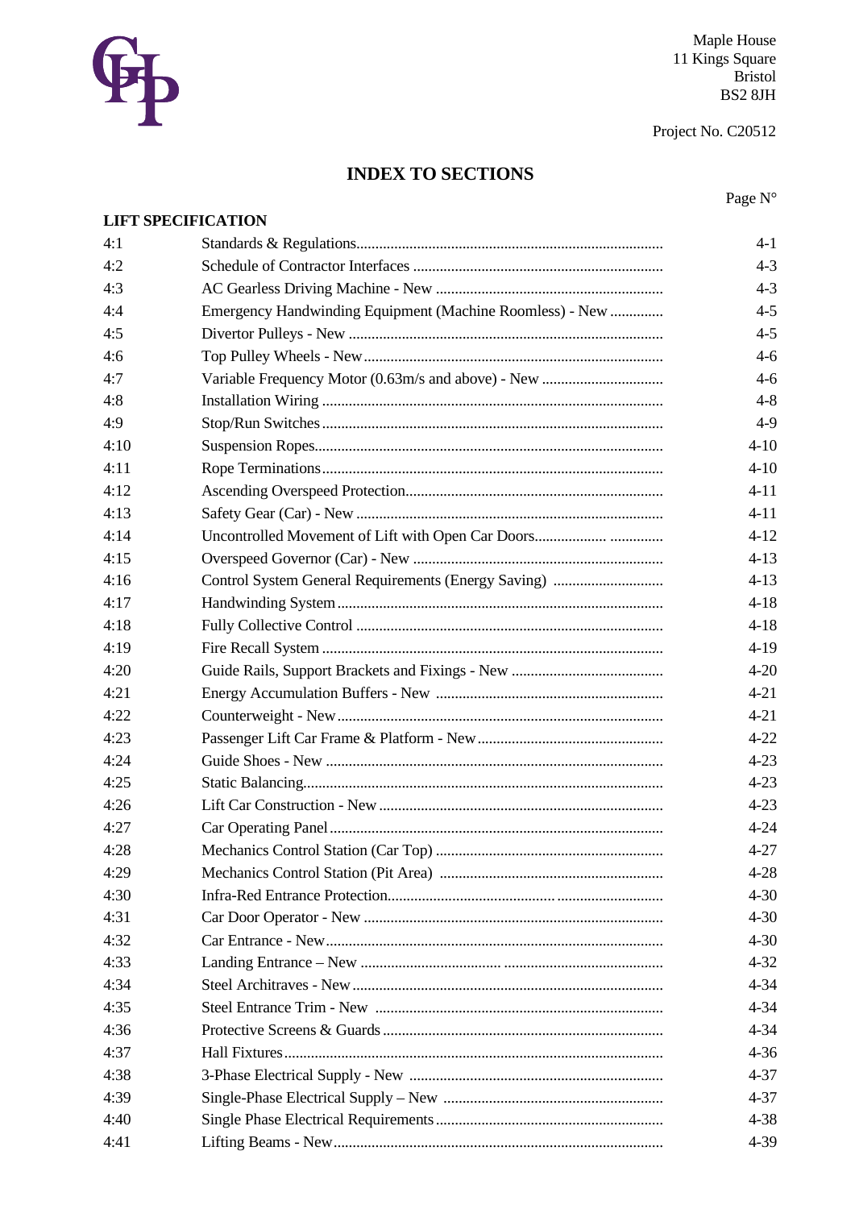Maple House
11 Kings Square
Bristol
BS2 8JH

Project No. C20512

# INDEX TO SECTIONS

## LIFT SPECIFICATION

| | | Page N° |
|---|---|---|
| 4:1 | Standards & Regulations | 4-1 |
| 4:2 | Schedule of Contractor Interfaces | 4-3 |
| 4:3 | AC Gearless Driving Machine - New | 4-3 |
| 4:4 | Emergency Handwinding Equipment (Machine Roomless) - New | 4-5 |
| 4:5 | Divertor Pulleys - New | 4-5 |
| 4:6 | Top Pulley Wheels - New | 4-6 |
| 4:7 | Variable Frequency Motor (0.63m/s and above) - New | 4-6 |
| 4:8 | Installation Wiring | 4-8 |
| 4:9 | Stop/Run Switches | 4-9 |
| 4:10 | Suspension Ropes | 4-10 |
| 4:11 | Rope Terminations | 4-10 |
| 4:12 | Ascending Overspeed Protection | 4-11 |
| 4:13 | Safety Gear (Car) - New | 4-11 |
| 4:14 | Uncontrolled Movement of Lift with Open Car Doors | 4-12 |
| 4:15 | Overspeed Governor (Car) - New | 4-13 |
| 4:16 | Control System General Requirements (Energy Saving) | 4-13 |
| 4:17 | Handwinding System | 4-18 |
| 4:18 | Fully Collective Control | 4-18 |
| 4:19 | Fire Recall System | 4-19 |
| 4:20 | Guide Rails, Support Brackets and Fixings - New | 4-20 |
| 4:21 | Energy Accumulation Buffers - New | 4-21 |
| 4:22 | Counterweight - New | 4-21 |
| 4:23 | Passenger Lift Car Frame & Platform - New | 4-22 |
| 4:24 | Guide Shoes - New | 4-23 |
| 4:25 | Static Balancing | 4-23 |
| 4:26 | Lift Car Construction - New | 4-23 |
| 4:27 | Car Operating Panel | 4-24 |
| 4:28 | Mechanics Control Station (Car Top) | 4-27 |
| 4:29 | Mechanics Control Station (Pit Area) | 4-28 |
| 4:30 | Infra-Red Entrance Protection | 4-30 |
| 4:31 | Car Door Operator - New | 4-30 |
| 4:32 | Car Entrance - New | 4-30 |
| 4:33 | Landing Entrance – New | 4-32 |
| 4:34 | Steel Architraves - New | 4-34 |
| 4:35 | Steel Entrance Trim - New | 4-34 |
| 4:36 | Protective Screens & Guards | 4-34 |
| 4:37 | Hall Fixtures | 4-36 |
| 4:38 | 3-Phase Electrical Supply - New | 4-37 |
| 4:39 | Single-Phase Electrical Supply – New | 4-37 |
| 4:40 | Single Phase Electrical Requirements | 4-38 |
| 4:41 | Lifting Beams - New | 4-39 |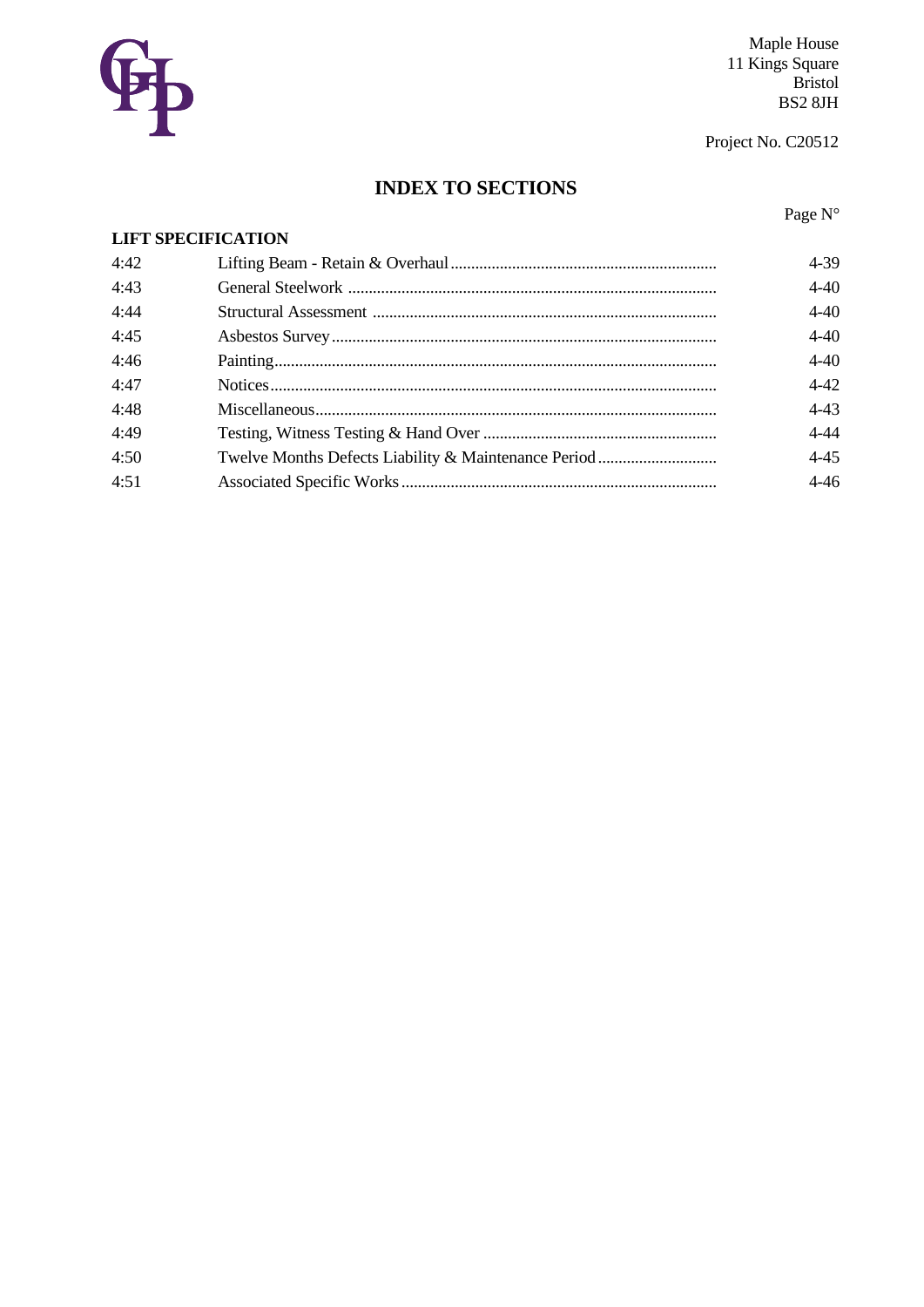Maple House
11 Kings Square
Bristol
BS2 8JH

Project No. C20512

# INDEX TO SECTIONS

## LIFT SPECIFICATION

| | | Page N° |
|---|---|---|
| 4:42 | Lifting Beam - Retain & Overhaul | 4-39 |
| 4:43 | General Steelwork | 4-40 |
| 4:44 | Structural Assessment | 4-40 |
| 4:45 | Asbestos Survey | 4-40 |
| 4:46 | Painting | 4-40 |
| 4:47 | Notices | 4-42 |
| 4:48 | Miscellaneous | 4-43 |
| 4:49 | Testing, Witness Testing & Hand Over | 4-44 |
| 4:50 | Twelve Months Defects Liability & Maintenance Period | 4-45 |
| 4:51 | Associated Specific Works | 4-46 |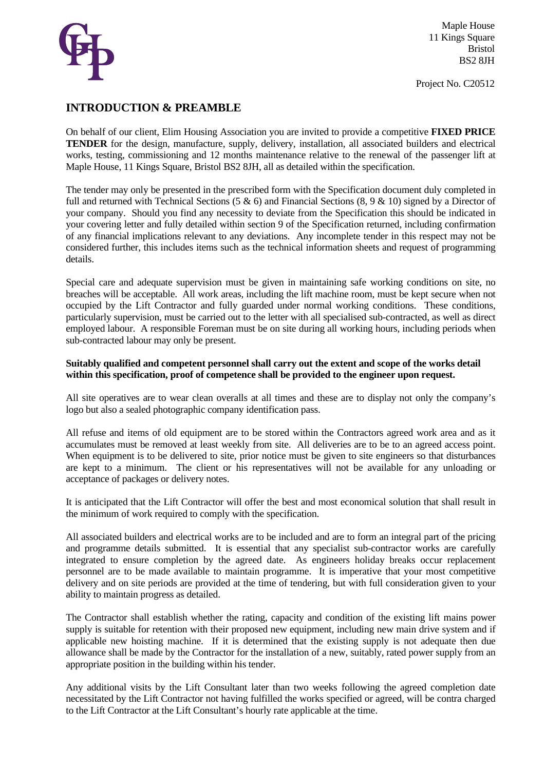Maple House
11 Kings Square
Bristol
BS2 8JH

Project No. C20512

## INTRODUCTION & PREAMBLE

On behalf of our client, Elim Housing Association you are invited to provide a competitive **FIXED PRICE TENDER** for the design, manufacture, supply, delivery, installation, all associated builders and electrical works, testing, commissioning and 12 months maintenance relative to the renewal of the passenger lift at Maple House, 11 Kings Square, Bristol BS2 8JH, all as detailed within the specification.

The tender may only be presented in the prescribed form with the Specification document duly completed in full and returned with Technical Sections (5 & 6) and Financial Sections (8, 9 & 10) signed by a Director of your company. Should you find any necessity to deviate from the Specification this should be indicated in your covering letter and fully detailed within section 9 of the Specification returned, including confirmation of any financial implications relevant to any deviations. Any incomplete tender in this respect may not be considered further, this includes items such as the technical information sheets and request of programming details.

Special care and adequate supervision must be given in maintaining safe working conditions on site, no breaches will be acceptable. All work areas, including the lift machine room, must be kept secure when not occupied by the Lift Contractor and fully guarded under normal working conditions. These conditions, particularly supervision, must be carried out to the letter with all specialised sub-contracted, as well as direct employed labour. A responsible Foreman must be on site during all working hours, including periods when sub-contracted labour may only be present.

**Suitably qualified and competent personnel shall carry out the extent and scope of the works detail within this specification, proof of competence shall be provided to the engineer upon request.**

All site operatives are to wear clean overalls at all times and these are to display not only the company's logo but also a sealed photographic company identification pass.

All refuse and items of old equipment are to be stored within the Contractors agreed work area and as it accumulates must be removed at least weekly from site. All deliveries are to be to an agreed access point. When equipment is to be delivered to site, prior notice must be given to site engineers so that disturbances are kept to a minimum. The client or his representatives will not be available for any unloading or acceptance of packages or delivery notes.

It is anticipated that the Lift Contractor will offer the best and most economical solution that shall result in the minimum of work required to comply with the specification.

All associated builders and electrical works are to be included and are to form an integral part of the pricing and programme details submitted. It is essential that any specialist sub-contractor works are carefully integrated to ensure completion by the agreed date. As engineers holiday breaks occur replacement personnel are to be made available to maintain programme. It is imperative that your most competitive delivery and on site periods are provided at the time of tendering, but with full consideration given to your ability to maintain progress as detailed.

The Contractor shall establish whether the rating, capacity and condition of the existing lift mains power supply is suitable for retention with their proposed new equipment, including new main drive system and if applicable new hoisting machine. If it is determined that the existing supply is not adequate then due allowance shall be made by the Contractor for the installation of a new, suitably, rated power supply from an appropriate position in the building within his tender.

Any additional visits by the Lift Consultant later than two weeks following the agreed completion date necessitated by the Lift Contractor not having fulfilled the works specified or agreed, will be contra charged to the Lift Contractor at the Lift Consultant's hourly rate applicable at the time.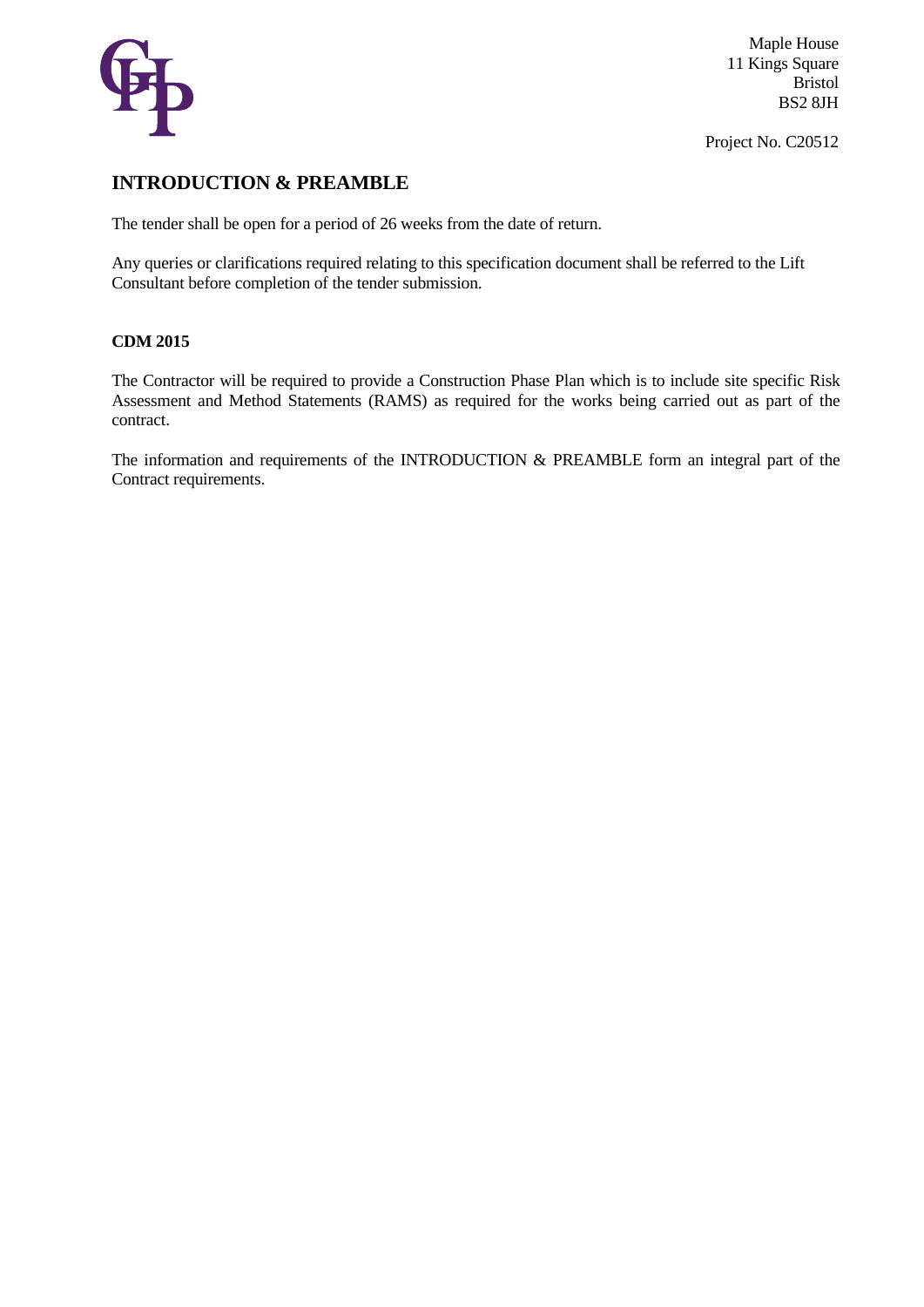Maple House
11 Kings Square
Bristol
BS2 8JH

Project No. C20512

## INTRODUCTION & PREAMBLE

The tender shall be open for a period of 26 weeks from the date of return.

Any queries or clarifications required relating to this specification document shall be referred to the Lift Consultant before completion of the tender submission.

### CDM 2015

The Contractor will be required to provide a Construction Phase Plan which is to include site specific Risk Assessment and Method Statements (RAMS) as required for the works being carried out as part of the contract.

The information and requirements of the INTRODUCTION & PREAMBLE form an integral part of the Contract requirements.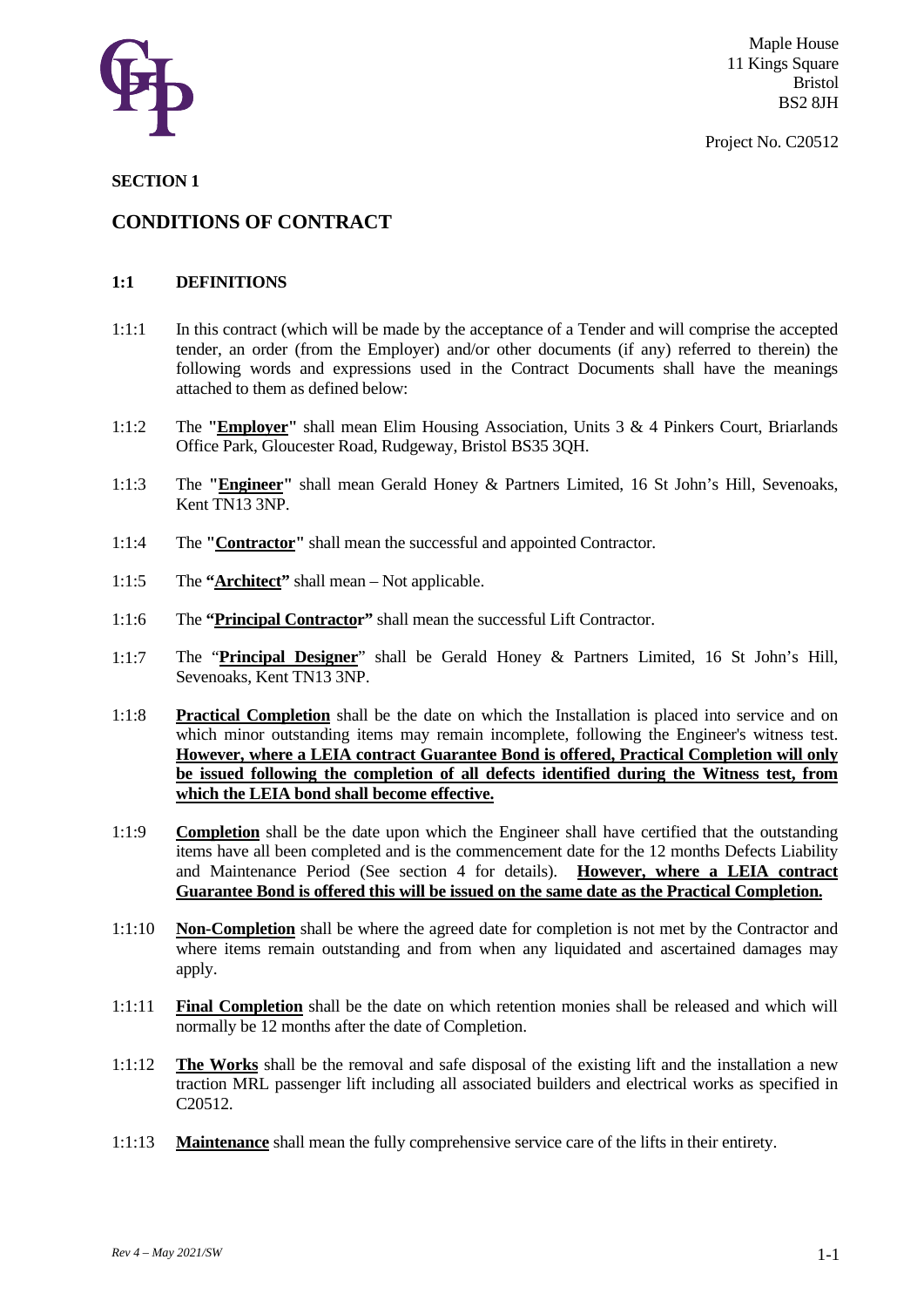Maple House
11 Kings Square
Bristol
BS2 8JH

Project No. C20512

**SECTION 1**

## CONDITIONS OF CONTRACT

### 1:1 DEFINITIONS

1:1:1 In this contract (which will be made by the acceptance of a Tender and will comprise the accepted tender, an order (from the Employer) and/or other documents (if any) referred to therein) the following words and expressions used in the Contract Documents shall have the meanings attached to them as defined below:

1:1:2 The **"Employer"** shall mean Elim Housing Association, Units 3 & 4 Pinkers Court, Briarlands Office Park, Gloucester Road, Rudgeway, Bristol BS35 3QH.

1:1:3 The **"Engineer"** shall mean Gerald Honey & Partners Limited, 16 St John's Hill, Sevenoaks, Kent TN13 3NP.

1:1:4 The **"Contractor"** shall mean the successful and appointed Contractor.

1:1:5 The **"Architect"** shall mean – Not applicable.

1:1:6 The **"Principal Contractor"** shall mean the successful Lift Contractor.

1:1:7 The "**Principal Designer**" shall be Gerald Honey & Partners Limited, 16 St John's Hill, Sevenoaks, Kent TN13 3NP.

1:1:8 **Practical Completion** shall be the date on which the Installation is placed into service and on which minor outstanding items may remain incomplete, following the Engineer's witness test. **However, where a LEIA contract Guarantee Bond is offered, Practical Completion will only be issued following the completion of all defects identified during the Witness test, from which the LEIA bond shall become effective.**

1:1:9 **Completion** shall be the date upon which the Engineer shall have certified that the outstanding items have all been completed and is the commencement date for the 12 months Defects Liability and Maintenance Period (See section 4 for details). **However, where a LEIA contract Guarantee Bond is offered this will be issued on the same date as the Practical Completion.**

1:1:10 **Non-Completion** shall be where the agreed date for completion is not met by the Contractor and where items remain outstanding and from when any liquidated and ascertained damages may apply.

1:1:11 **Final Completion** shall be the date on which retention monies shall be released and which will normally be 12 months after the date of Completion.

1:1:12 **The Works** shall be the removal and safe disposal of the existing lift and the installation a new traction MRL passenger lift including all associated builders and electrical works as specified in C20512.

1:1:13 **Maintenance** shall mean the fully comprehensive service care of the lifts in their entirety.

*Rev 4 – May 2021/SW*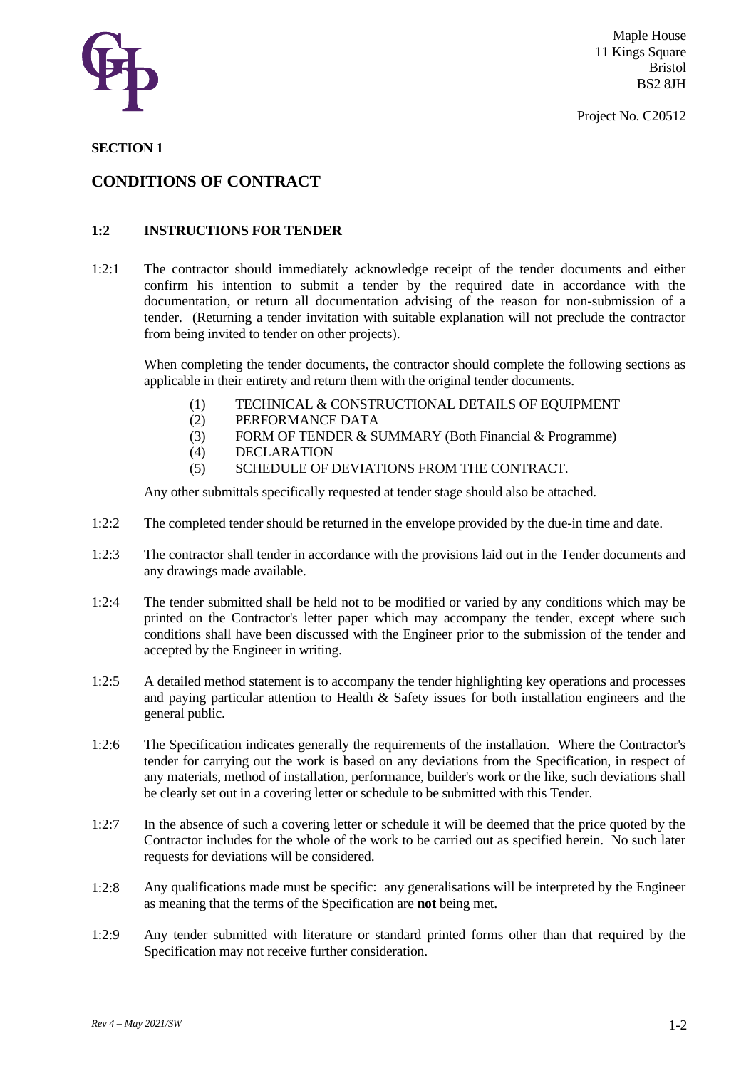Maple House
11 Kings Square
Bristol
BS2 8JH

Project No. C20512

**SECTION 1**

## CONDITIONS OF CONTRACT

### 1:2 INSTRUCTIONS FOR TENDER

1:2:1 The contractor should immediately acknowledge receipt of the tender documents and either confirm his intention to submit a tender by the required date in accordance with the documentation, or return all documentation advising of the reason for non-submission of a tender. (Returning a tender invitation with suitable explanation will not preclude the contractor from being invited to tender on other projects).

When completing the tender documents, the contractor should complete the following sections as applicable in their entirety and return them with the original tender documents.

(1) TECHNICAL & CONSTRUCTIONAL DETAILS OF EQUIPMENT
(2) PERFORMANCE DATA
(3) FORM OF TENDER & SUMMARY (Both Financial & Programme)
(4) DECLARATION
(5) SCHEDULE OF DEVIATIONS FROM THE CONTRACT.

Any other submittals specifically requested at tender stage should also be attached.

1:2:2 The completed tender should be returned in the envelope provided by the due-in time and date.

1:2:3 The contractor shall tender in accordance with the provisions laid out in the Tender documents and any drawings made available.

1:2:4 The tender submitted shall be held not to be modified or varied by any conditions which may be printed on the Contractor's letter paper which may accompany the tender, except where such conditions shall have been discussed with the Engineer prior to the submission of the tender and accepted by the Engineer in writing.

1:2:5 A detailed method statement is to accompany the tender highlighting key operations and processes and paying particular attention to Health & Safety issues for both installation engineers and the general public.

1:2:6 The Specification indicates generally the requirements of the installation. Where the Contractor's tender for carrying out the work is based on any deviations from the Specification, in respect of any materials, method of installation, performance, builder's work or the like, such deviations shall be clearly set out in a covering letter or schedule to be submitted with this Tender.

1:2:7 In the absence of such a covering letter or schedule it will be deemed that the price quoted by the Contractor includes for the whole of the work to be carried out as specified herein. No such later requests for deviations will be considered.

1:2:8 Any qualifications made must be specific: any generalisations will be interpreted by the Engineer as meaning that the terms of the Specification are **not** being met.

1:2:9 Any tender submitted with literature or standard printed forms other than that required by the Specification may not receive further consideration.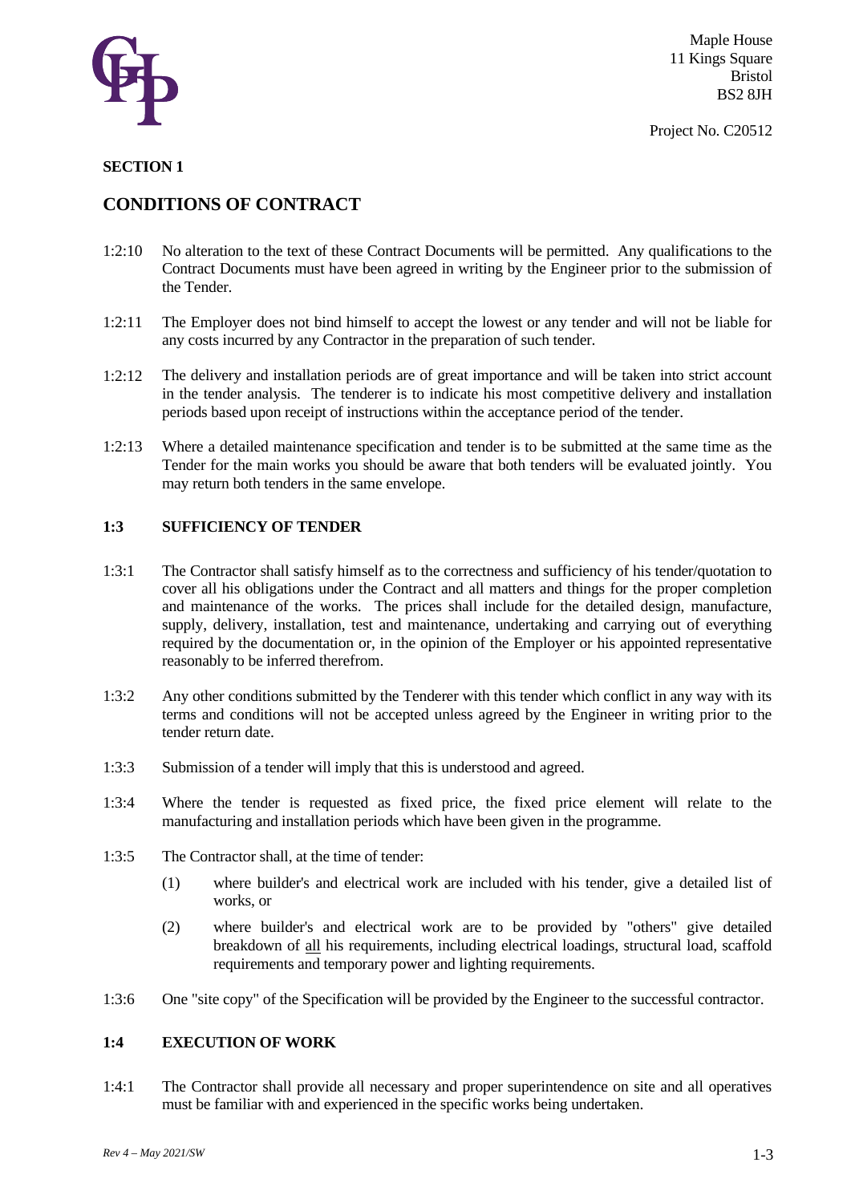Maple House
11 Kings Square
Bristol
BS2 8JH

Project No. C20512

**SECTION 1**

## CONDITIONS OF CONTRACT

1:2:10 No alteration to the text of these Contract Documents will be permitted. Any qualifications to the Contract Documents must have been agreed in writing by the Engineer prior to the submission of the Tender.

1:2:11 The Employer does not bind himself to accept the lowest or any tender and will not be liable for any costs incurred by any Contractor in the preparation of such tender.

1:2:12 The delivery and installation periods are of great importance and will be taken into strict account in the tender analysis. The tenderer is to indicate his most competitive delivery and installation periods based upon receipt of instructions within the acceptance period of the tender.

1:2:13 Where a detailed maintenance specification and tender is to be submitted at the same time as the Tender for the main works you should be aware that both tenders will be evaluated jointly. You may return both tenders in the same envelope.

### 1:3 SUFFICIENCY OF TENDER

1:3:1 The Contractor shall satisfy himself as to the correctness and sufficiency of his tender/quotation to cover all his obligations under the Contract and all matters and things for the proper completion and maintenance of the works. The prices shall include for the detailed design, manufacture, supply, delivery, installation, test and maintenance, undertaking and carrying out of everything required by the documentation or, in the opinion of the Employer or his appointed representative reasonably to be inferred therefrom.

1:3:2 Any other conditions submitted by the Tenderer with this tender which conflict in any way with its terms and conditions will not be accepted unless agreed by the Engineer in writing prior to the tender return date.

1:3:3 Submission of a tender will imply that this is understood and agreed.

1:3:4 Where the tender is requested as fixed price, the fixed price element will relate to the manufacturing and installation periods which have been given in the programme.

1:3:5 The Contractor shall, at the time of tender:

(1) where builder's and electrical work are included with his tender, give a detailed list of works, or

(2) where builder's and electrical work are to be provided by "others" give detailed breakdown of <u>all</u> his requirements, including electrical loadings, structural load, scaffold requirements and temporary power and lighting requirements.

1:3:6 One "site copy" of the Specification will be provided by the Engineer to the successful contractor.

### 1:4 EXECUTION OF WORK

1:4:1 The Contractor shall provide all necessary and proper superintendence on site and all operatives must be familiar with and experienced in the specific works being undertaken.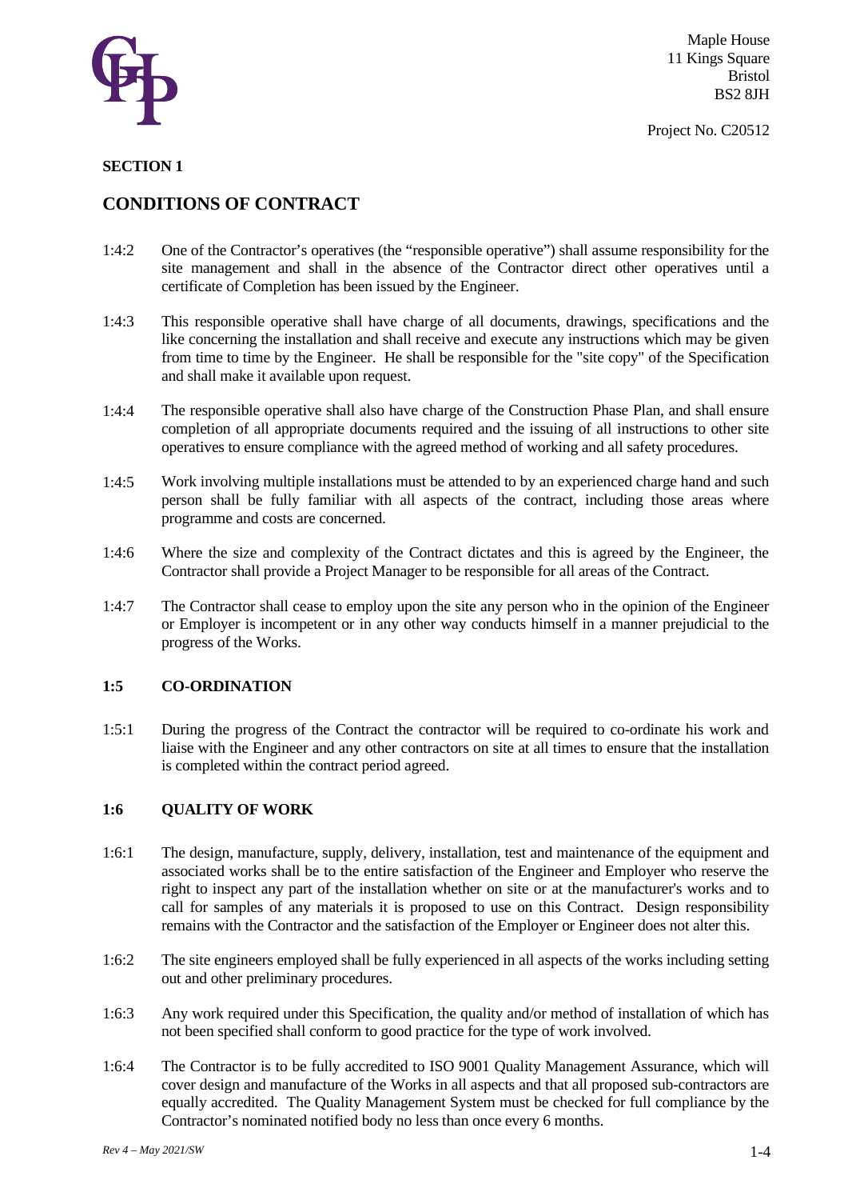**SECTION 1**

## CONDITIONS OF CONTRACT

1:4:2 One of the Contractor's operatives (the "responsible operative") shall assume responsibility for the site management and shall in the absence of the Contractor direct other operatives until a certificate of Completion has been issued by the Engineer.

1:4:3 This responsible operative shall have charge of all documents, drawings, specifications and the like concerning the installation and shall receive and execute any instructions which may be given from time to time by the Engineer. He shall be responsible for the "site copy" of the Specification and shall make it available upon request.

1:4:4 The responsible operative shall also have charge of the Construction Phase Plan, and shall ensure completion of all appropriate documents required and the issuing of all instructions to other site operatives to ensure compliance with the agreed method of working and all safety procedures.

1:4:5 Work involving multiple installations must be attended to by an experienced charge hand and such person shall be fully familiar with all aspects of the contract, including those areas where programme and costs are concerned.

1:4:6 Where the size and complexity of the Contract dictates and this is agreed by the Engineer, the Contractor shall provide a Project Manager to be responsible for all areas of the Contract.

1:4:7 The Contractor shall cease to employ upon the site any person who in the opinion of the Engineer or Employer is incompetent or in any other way conducts himself in a manner prejudicial to the progress of the Works.

### 1:5 CO-ORDINATION

1:5:1 During the progress of the Contract the contractor will be required to co-ordinate his work and liaise with the Engineer and any other contractors on site at all times to ensure that the installation is completed within the contract period agreed.

### 1:6 QUALITY OF WORK

1:6:1 The design, manufacture, supply, delivery, installation, test and maintenance of the equipment and associated works shall be to the entire satisfaction of the Engineer and Employer who reserve the right to inspect any part of the installation whether on site or at the manufacturer's works and to call for samples of any materials it is proposed to use on this Contract. Design responsibility remains with the Contractor and the satisfaction of the Employer or Engineer does not alter this.

1:6:2 The site engineers employed shall be fully experienced in all aspects of the works including setting out and other preliminary procedures.

1:6:3 Any work required under this Specification, the quality and/or method of installation of which has not been specified shall conform to good practice for the type of work involved.

1:6:4 The Contractor is to be fully accredited to ISO 9001 Quality Management Assurance, which will cover design and manufacture of the Works in all aspects and that all proposed sub-contractors are equally accredited. The Quality Management System must be checked for full compliance by the Contractor's nominated notified body no less than once every 6 months.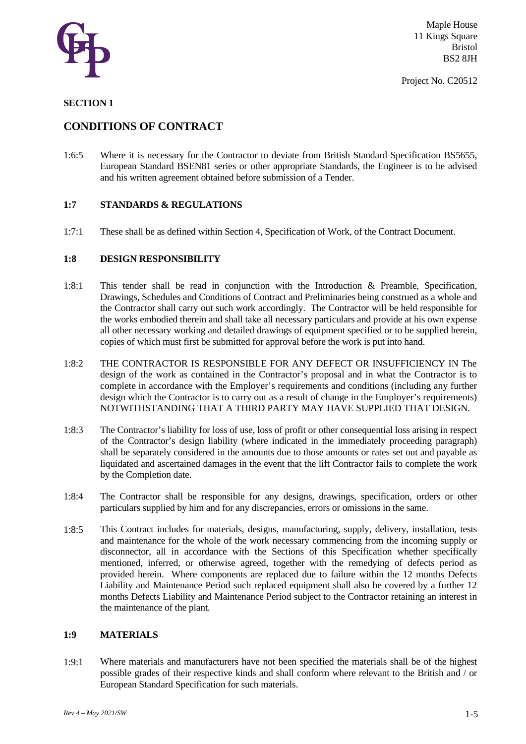## SECTION 1

## CONDITIONS OF CONTRACT

1:6:5 Where it is necessary for the Contractor to deviate from British Standard Specification BS5655, European Standard BSEN81 series or other appropriate Standards, the Engineer is to be advised and his written agreement obtained before submission of a Tender.

### 1:7 STANDARDS & REGULATIONS

1:7:1 These shall be as defined within Section 4, Specification of Work, of the Contract Document.

### 1:8 DESIGN RESPONSIBILITY

1:8:1 This tender shall be read in conjunction with the Introduction & Preamble, Specification, Drawings, Schedules and Conditions of Contract and Preliminaries being construed as a whole and the Contractor shall carry out such work accordingly. The Contractor will be held responsible for the works embodied therein and shall take all necessary particulars and provide at his own expense all other necessary working and detailed drawings of equipment specified or to be supplied herein, copies of which must first be submitted for approval before the work is put into hand.

1:8:2 THE CONTRACTOR IS RESPONSIBLE FOR ANY DEFECT OR INSUFFICIENCY IN The design of the work as contained in the Contractor's proposal and in what the Contractor is to complete in accordance with the Employer's requirements and conditions (including any further design which the Contractor is to carry out as a result of change in the Employer's requirements) NOTWITHSTANDING THAT A THIRD PARTY MAY HAVE SUPPLIED THAT DESIGN.

1:8:3 The Contractor's liability for loss of use, loss of profit or other consequential loss arising in respect of the Contractor's design liability (where indicated in the immediately proceeding paragraph) shall be separately considered in the amounts due to those amounts or rates set out and payable as liquidated and ascertained damages in the event that the lift Contractor fails to complete the work by the Completion date.

1:8:4 The Contractor shall be responsible for any designs, drawings, specification, orders or other particulars supplied by him and for any discrepancies, errors or omissions in the same.

1:8:5 This Contract includes for materials, designs, manufacturing, supply, delivery, installation, tests and maintenance for the whole of the work necessary commencing from the incoming supply or disconnector, all in accordance with the Sections of this Specification whether specifically mentioned, inferred, or otherwise agreed, together with the remedying of defects period as provided herein. Where components are replaced due to failure within the 12 months Defects Liability and Maintenance Period such replaced equipment shall also be covered by a further 12 months Defects Liability and Maintenance Period subject to the Contractor retaining an interest in the maintenance of the plant.

### 1:9 MATERIALS

1:9:1 Where materials and manufacturers have not been specified the materials shall be of the highest possible grades of their respective kinds and shall conform where relevant to the British and / or European Standard Specification for such materials.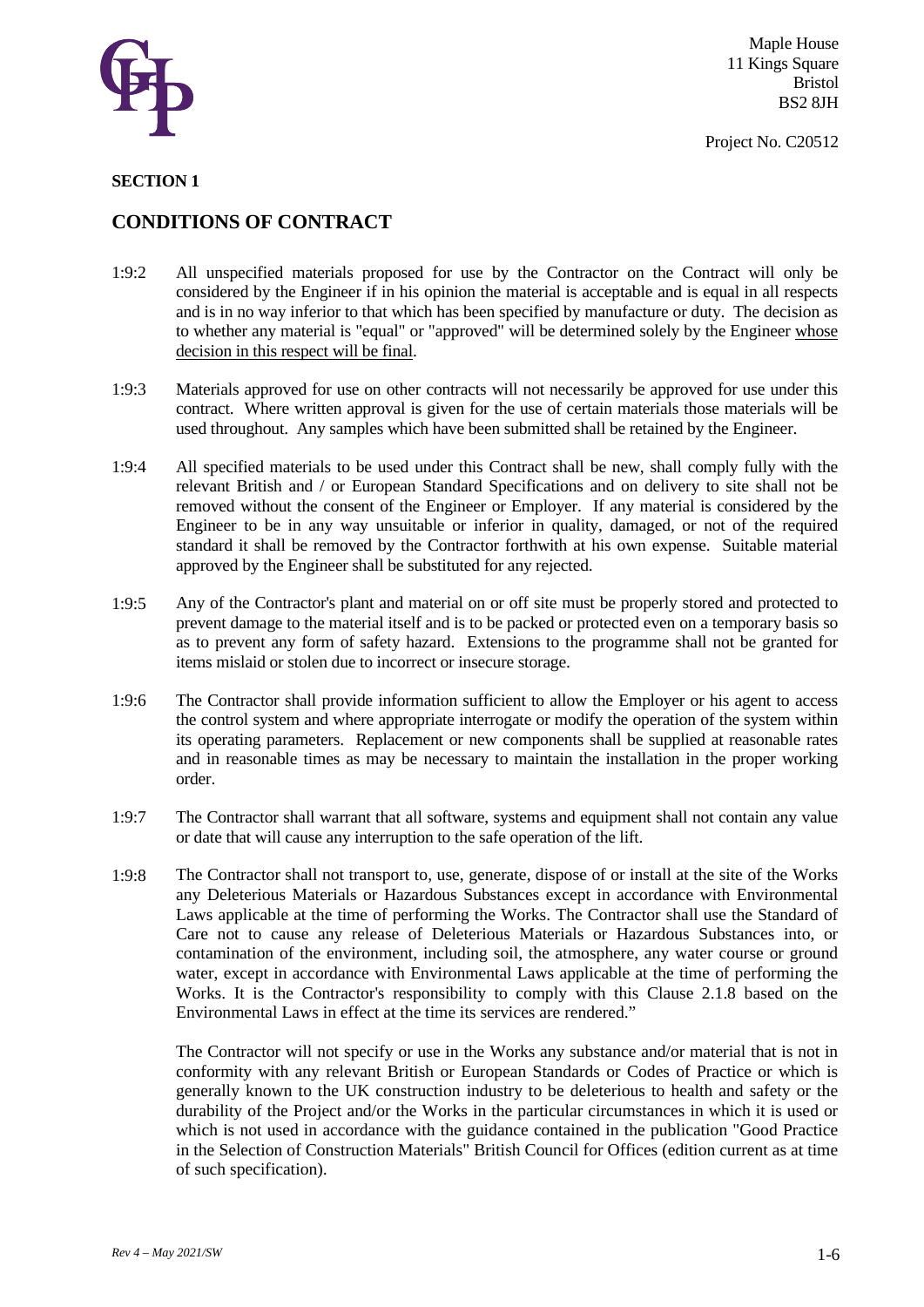**SECTION 1**

## CONDITIONS OF CONTRACT

1:9:2 All unspecified materials proposed for use by the Contractor on the Contract will only be considered by the Engineer if in his opinion the material is acceptable and is equal in all respects and is in no way inferior to that which has been specified by manufacture or duty. The decision as to whether any material is "equal" or "approved" will be determined solely by the Engineer <u>whose decision in this respect will be final</u>.

1:9:3 Materials approved for use on other contracts will not necessarily be approved for use under this contract. Where written approval is given for the use of certain materials those materials will be used throughout. Any samples which have been submitted shall be retained by the Engineer.

1:9:4 All specified materials to be used under this Contract shall be new, shall comply fully with the relevant British and / or European Standard Specifications and on delivery to site shall not be removed without the consent of the Engineer or Employer. If any material is considered by the Engineer to be in any way unsuitable or inferior in quality, damaged, or not of the required standard it shall be removed by the Contractor forthwith at his own expense. Suitable material approved by the Engineer shall be substituted for any rejected.

1:9:5 Any of the Contractor's plant and material on or off site must be properly stored and protected to prevent damage to the material itself and is to be packed or protected even on a temporary basis so as to prevent any form of safety hazard. Extensions to the programme shall not be granted for items mislaid or stolen due to incorrect or insecure storage.

1:9:6 The Contractor shall provide information sufficient to allow the Employer or his agent to access the control system and where appropriate interrogate or modify the operation of the system within its operating parameters. Replacement or new components shall be supplied at reasonable rates and in reasonable times as may be necessary to maintain the installation in the proper working order.

1:9:7 The Contractor shall warrant that all software, systems and equipment shall not contain any value or date that will cause any interruption to the safe operation of the lift.

1:9:8 The Contractor shall not transport to, use, generate, dispose of or install at the site of the Works any Deleterious Materials or Hazardous Substances except in accordance with Environmental Laws applicable at the time of performing the Works. The Contractor shall use the Standard of Care not to cause any release of Deleterious Materials or Hazardous Substances into, or contamination of the environment, including soil, the atmosphere, any water course or ground water, except in accordance with Environmental Laws applicable at the time of performing the Works. It is the Contractor's responsibility to comply with this Clause 2.1.8 based on the Environmental Laws in effect at the time its services are rendered."

The Contractor will not specify or use in the Works any substance and/or material that is not in conformity with any relevant British or European Standards or Codes of Practice or which is generally known to the UK construction industry to be deleterious to health and safety or the durability of the Project and/or the Works in the particular circumstances in which it is used or which is not used in accordance with the guidance contained in the publication "Good Practice in the Selection of Construction Materials" British Council for Offices (edition current as at time of such specification).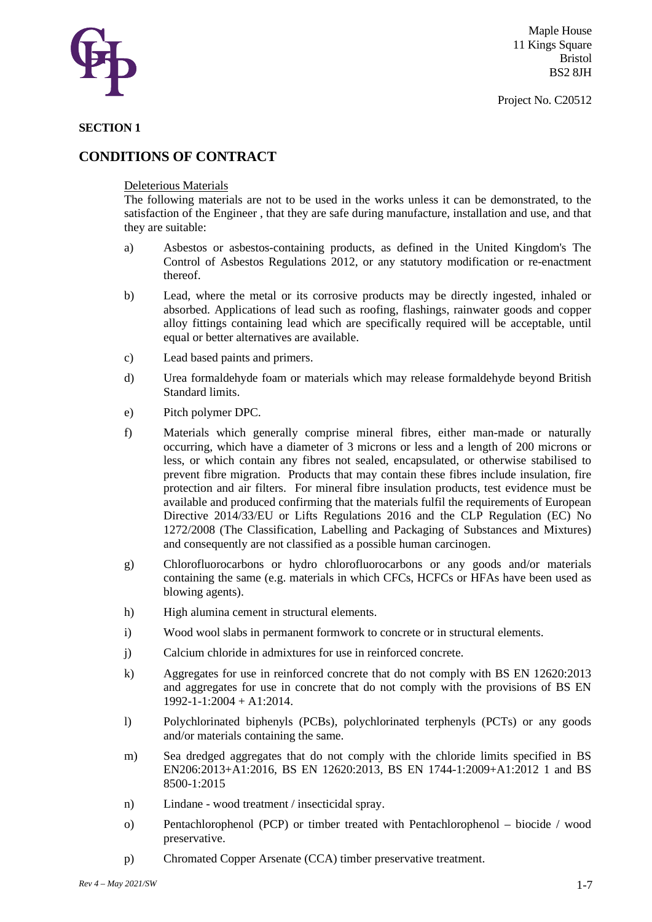Maple House
11 Kings Square
Bristol
BS2 8JH

Project No. C20512

**SECTION 1**

## CONDITIONS OF CONTRACT

Deleterious Materials

The following materials are not to be used in the works unless it can be demonstrated, to the satisfaction of the Engineer , that they are safe during manufacture, installation and use, and that they are suitable:

a) Asbestos or asbestos-containing products, as defined in the United Kingdom's The Control of Asbestos Regulations 2012, or any statutory modification or re-enactment thereof.

b) Lead, where the metal or its corrosive products may be directly ingested, inhaled or absorbed. Applications of lead such as roofing, flashings, rainwater goods and copper alloy fittings containing lead which are specifically required will be acceptable, until equal or better alternatives are available.

c) Lead based paints and primers.

d) Urea formaldehyde foam or materials which may release formaldehyde beyond British Standard limits.

e) Pitch polymer DPC.

f) Materials which generally comprise mineral fibres, either man-made or naturally occurring, which have a diameter of 3 microns or less and a length of 200 microns or less, or which contain any fibres not sealed, encapsulated, or otherwise stabilised to prevent fibre migration. Products that may contain these fibres include insulation, fire protection and air filters. For mineral fibre insulation products, test evidence must be available and produced confirming that the materials fulfil the requirements of European Directive 2014/33/EU or Lifts Regulations 2016 and the CLP Regulation (EC) No 1272/2008 (The Classification, Labelling and Packaging of Substances and Mixtures) and consequently are not classified as a possible human carcinogen.

g) Chlorofluorocarbons or hydro chlorofluorocarbons or any goods and/or materials containing the same (e.g. materials in which CFCs, HCFCs or HFAs have been used as blowing agents).

h) High alumina cement in structural elements.

i) Wood wool slabs in permanent formwork to concrete or in structural elements.

j) Calcium chloride in admixtures for use in reinforced concrete.

k) Aggregates for use in reinforced concrete that do not comply with BS EN 12620:2013 and aggregates for use in concrete that do not comply with the provisions of BS EN 1992-1-1:2004 + A1:2014.

l) Polychlorinated biphenyls (PCBs), polychlorinated terphenyls (PCTs) or any goods and/or materials containing the same.

m) Sea dredged aggregates that do not comply with the chloride limits specified in BS EN206:2013+A1:2016, BS EN 12620:2013, BS EN 1744-1:2009+A1:2012 1 and BS 8500-1:2015

n) Lindane - wood treatment / insecticidal spray.

o) Pentachlorophenol (PCP) or timber treated with Pentachlorophenol – biocide / wood preservative.

p) Chromated Copper Arsenate (CCA) timber preservative treatment.

*Rev 4 – May 2021/SW*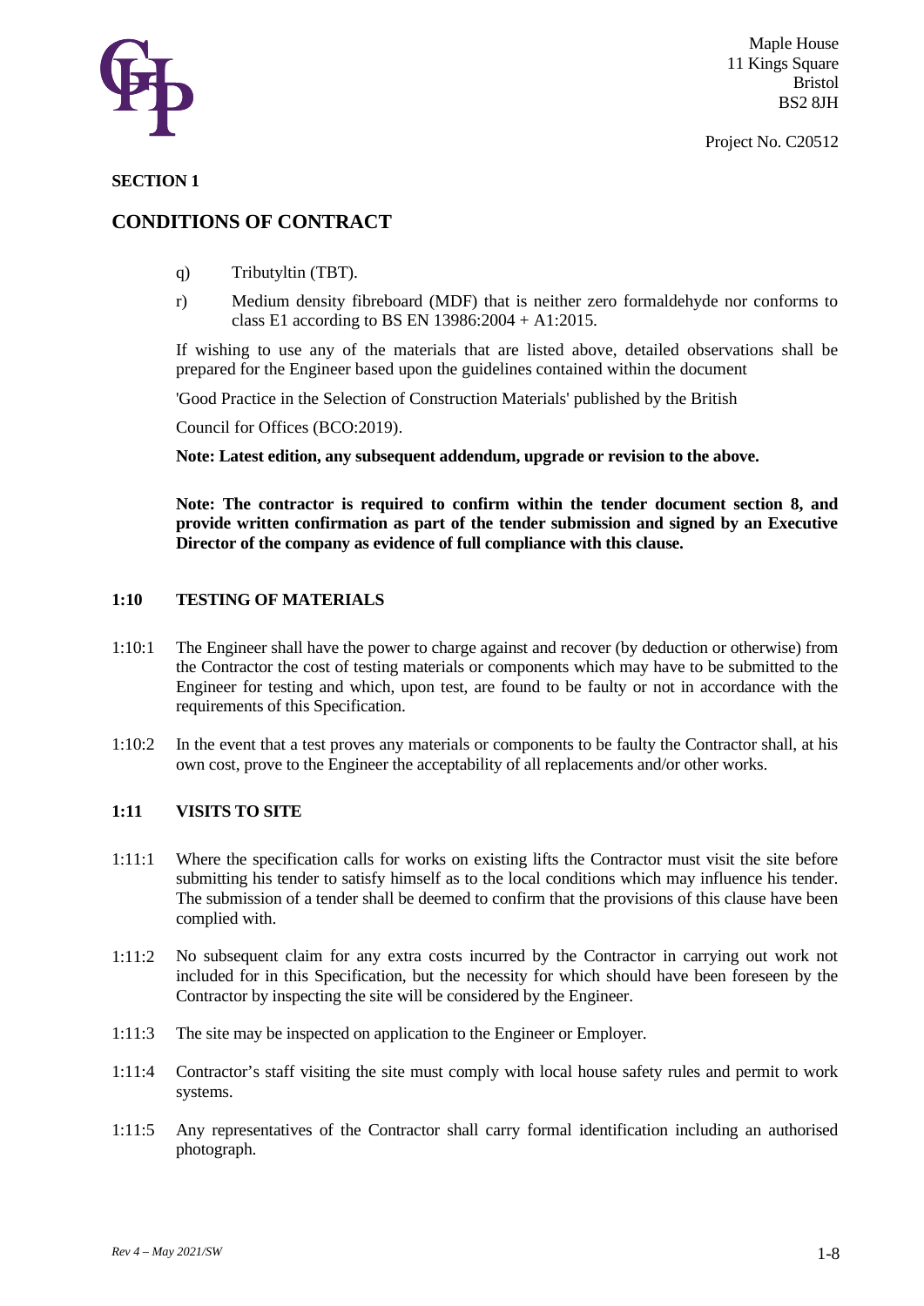**SECTION 1**

## CONDITIONS OF CONTRACT

q) Tributyltin (TBT).

r) Medium density fibreboard (MDF) that is neither zero formaldehyde nor conforms to class E1 according to BS EN 13986:2004 + A1:2015.

If wishing to use any of the materials that are listed above, detailed observations shall be prepared for the Engineer based upon the guidelines contained within the document

'Good Practice in the Selection of Construction Materials' published by the British

Council for Offices (BCO:2019).

**Note: Latest edition, any subsequent addendum, upgrade or revision to the above.**

**Note: The contractor is required to confirm within the tender document section 8, and provide written confirmation as part of the tender submission and signed by an Executive Director of the company as evidence of full compliance with this clause.**

### 1:10 TESTING OF MATERIALS

1:10:1 The Engineer shall have the power to charge against and recover (by deduction or otherwise) from the Contractor the cost of testing materials or components which may have to be submitted to the Engineer for testing and which, upon test, are found to be faulty or not in accordance with the requirements of this Specification.

1:10:2 In the event that a test proves any materials or components to be faulty the Contractor shall, at his own cost, prove to the Engineer the acceptability of all replacements and/or other works.

### 1:11 VISITS TO SITE

1:11:1 Where the specification calls for works on existing lifts the Contractor must visit the site before submitting his tender to satisfy himself as to the local conditions which may influence his tender. The submission of a tender shall be deemed to confirm that the provisions of this clause have been complied with.

1:11:2 No subsequent claim for any extra costs incurred by the Contractor in carrying out work not included for in this Specification, but the necessity for which should have been foreseen by the Contractor by inspecting the site will be considered by the Engineer.

1:11:3 The site may be inspected on application to the Engineer or Employer.

1:11:4 Contractor's staff visiting the site must comply with local house safety rules and permit to work systems.

1:11:5 Any representatives of the Contractor shall carry formal identification including an authorised photograph.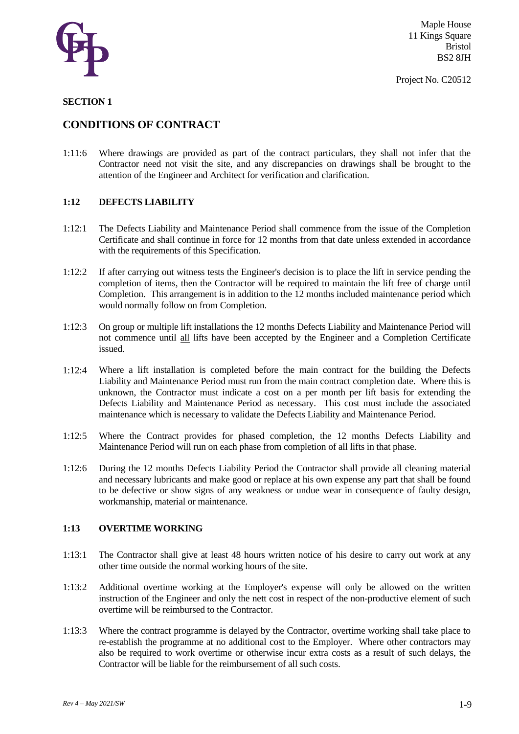**SECTION 1**

## CONDITIONS OF CONTRACT

1:11:6 Where drawings are provided as part of the contract particulars, they shall not infer that the Contractor need not visit the site, and any discrepancies on drawings shall be brought to the attention of the Engineer and Architect for verification and clarification.

### 1:12 DEFECTS LIABILITY

1:12:1 The Defects Liability and Maintenance Period shall commence from the issue of the Completion Certificate and shall continue in force for 12 months from that date unless extended in accordance with the requirements of this Specification.

1:12:2 If after carrying out witness tests the Engineer's decision is to place the lift in service pending the completion of items, then the Contractor will be required to maintain the lift free of charge until Completion. This arrangement is in addition to the 12 months included maintenance period which would normally follow on from Completion.

1:12:3 On group or multiple lift installations the 12 months Defects Liability and Maintenance Period will not commence until all lifts have been accepted by the Engineer and a Completion Certificate issued.

1:12:4 Where a lift installation is completed before the main contract for the building the Defects Liability and Maintenance Period must run from the main contract completion date. Where this is unknown, the Contractor must indicate a cost on a per month per lift basis for extending the Defects Liability and Maintenance Period as necessary. This cost must include the associated maintenance which is necessary to validate the Defects Liability and Maintenance Period.

1:12:5 Where the Contract provides for phased completion, the 12 months Defects Liability and Maintenance Period will run on each phase from completion of all lifts in that phase.

1:12:6 During the 12 months Defects Liability Period the Contractor shall provide all cleaning material and necessary lubricants and make good or replace at his own expense any part that shall be found to be defective or show signs of any weakness or undue wear in consequence of faulty design, workmanship, material or maintenance.

### 1:13 OVERTIME WORKING

1:13:1 The Contractor shall give at least 48 hours written notice of his desire to carry out work at any other time outside the normal working hours of the site.

1:13:2 Additional overtime working at the Employer's expense will only be allowed on the written instruction of the Engineer and only the nett cost in respect of the non-productive element of such overtime will be reimbursed to the Contractor.

1:13:3 Where the contract programme is delayed by the Contractor, overtime working shall take place to re-establish the programme at no additional cost to the Employer. Where other contractors may also be required to work overtime or otherwise incur extra costs as a result of such delays, the Contractor will be liable for the reimbursement of all such costs.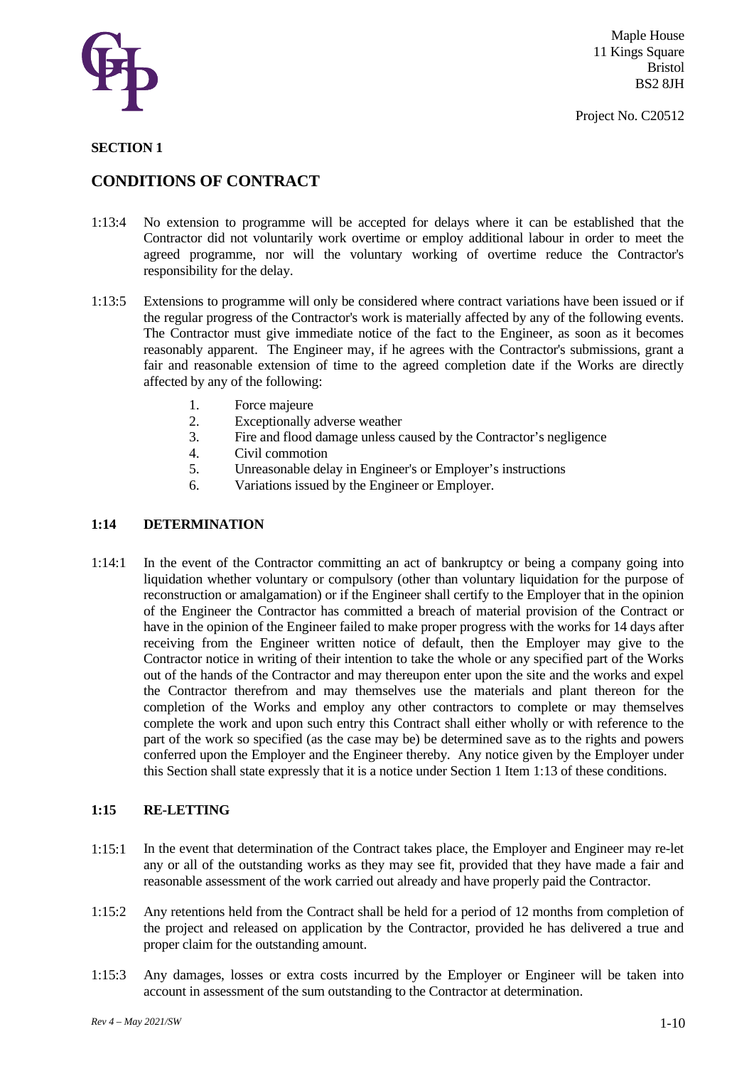## SECTION 1

## CONDITIONS OF CONTRACT

1:13:4 No extension to programme will be accepted for delays where it can be established that the Contractor did not voluntarily work overtime or employ additional labour in order to meet the agreed programme, nor will the voluntary working of overtime reduce the Contractor's responsibility for the delay.

1:13:5 Extensions to programme will only be considered where contract variations have been issued or if the regular progress of the Contractor's work is materially affected by any of the following events. The Contractor must give immediate notice of the fact to the Engineer, as soon as it becomes reasonably apparent. The Engineer may, if he agrees with the Contractor's submissions, grant a fair and reasonable extension of time to the agreed completion date if the Works are directly affected by any of the following:

1. Force majeure
2. Exceptionally adverse weather
3. Fire and flood damage unless caused by the Contractor's negligence
4. Civil commotion
5. Unreasonable delay in Engineer's or Employer's instructions
6. Variations issued by the Engineer or Employer.

### 1:14 DETERMINATION

1:14:1 In the event of the Contractor committing an act of bankruptcy or being a company going into liquidation whether voluntary or compulsory (other than voluntary liquidation for the purpose of reconstruction or amalgamation) or if the Engineer shall certify to the Employer that in the opinion of the Engineer the Contractor has committed a breach of material provision of the Contract or have in the opinion of the Engineer failed to make proper progress with the works for 14 days after receiving from the Engineer written notice of default, then the Employer may give to the Contractor notice in writing of their intention to take the whole or any specified part of the Works out of the hands of the Contractor and may thereupon enter upon the site and the works and expel the Contractor therefrom and may themselves use the materials and plant thereon for the completion of the Works and employ any other contractors to complete or may themselves complete the work and upon such entry this Contract shall either wholly or with reference to the part of the work so specified (as the case may be) be determined save as to the rights and powers conferred upon the Employer and the Engineer thereby. Any notice given by the Employer under this Section shall state expressly that it is a notice under Section 1 Item 1:13 of these conditions.

### 1:15 RE-LETTING

1:15:1 In the event that determination of the Contract takes place, the Employer and Engineer may re-let any or all of the outstanding works as they may see fit, provided that they have made a fair and reasonable assessment of the work carried out already and have properly paid the Contractor.

1:15:2 Any retentions held from the Contract shall be held for a period of 12 months from completion of the project and released on application by the Contractor, provided he has delivered a true and proper claim for the outstanding amount.

1:15:3 Any damages, losses or extra costs incurred by the Employer or Engineer will be taken into account in assessment of the sum outstanding to the Contractor at determination.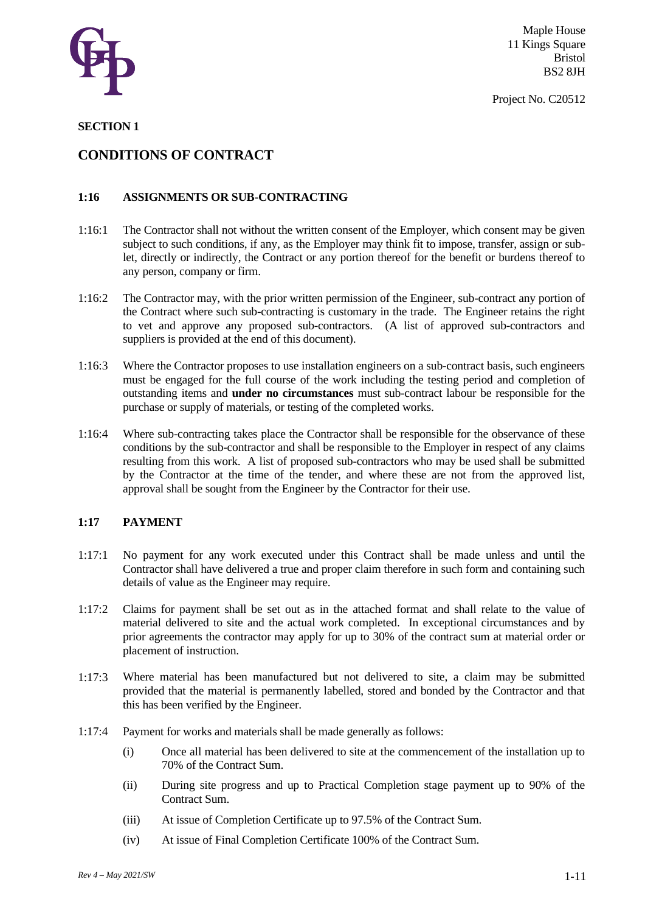Maple House
11 Kings Square
Bristol
BS2 8JH

Project No. C20512

**SECTION 1**

## CONDITIONS OF CONTRACT

### 1:16 ASSIGNMENTS OR SUB-CONTRACTING

1:16:1 The Contractor shall not without the written consent of the Employer, which consent may be given subject to such conditions, if any, as the Employer may think fit to impose, transfer, assign or sub-let, directly or indirectly, the Contract or any portion thereof for the benefit or burdens thereof to any person, company or firm.

1:16:2 The Contractor may, with the prior written permission of the Engineer, sub-contract any portion of the Contract where such sub-contracting is customary in the trade. The Engineer retains the right to vet and approve any proposed sub-contractors. (A list of approved sub-contractors and suppliers is provided at the end of this document).

1:16:3 Where the Contractor proposes to use installation engineers on a sub-contract basis, such engineers must be engaged for the full course of the work including the testing period and completion of outstanding items and **under no circumstances** must sub-contract labour be responsible for the purchase or supply of materials, or testing of the completed works.

1:16:4 Where sub-contracting takes place the Contractor shall be responsible for the observance of these conditions by the sub-contractor and shall be responsible to the Employer in respect of any claims resulting from this work. A list of proposed sub-contractors who may be used shall be submitted by the Contractor at the time of the tender, and where these are not from the approved list, approval shall be sought from the Engineer by the Contractor for their use.

### 1:17 PAYMENT

1:17:1 No payment for any work executed under this Contract shall be made unless and until the Contractor shall have delivered a true and proper claim therefore in such form and containing such details of value as the Engineer may require.

1:17:2 Claims for payment shall be set out as in the attached format and shall relate to the value of material delivered to site and the actual work completed. In exceptional circumstances and by prior agreements the contractor may apply for up to 30% of the contract sum at material order or placement of instruction.

1:17:3 Where material has been manufactured but not delivered to site, a claim may be submitted provided that the material is permanently labelled, stored and bonded by the Contractor and that this has been verified by the Engineer.

1:17:4 Payment for works and materials shall be made generally as follows:

- (i) Once all material has been delivered to site at the commencement of the installation up to 70% of the Contract Sum.
- (ii) During site progress and up to Practical Completion stage payment up to 90% of the Contract Sum.
- (iii) At issue of Completion Certificate up to 97.5% of the Contract Sum.
- (iv) At issue of Final Completion Certificate 100% of the Contract Sum.

*Rev 4 – May 2021/SW*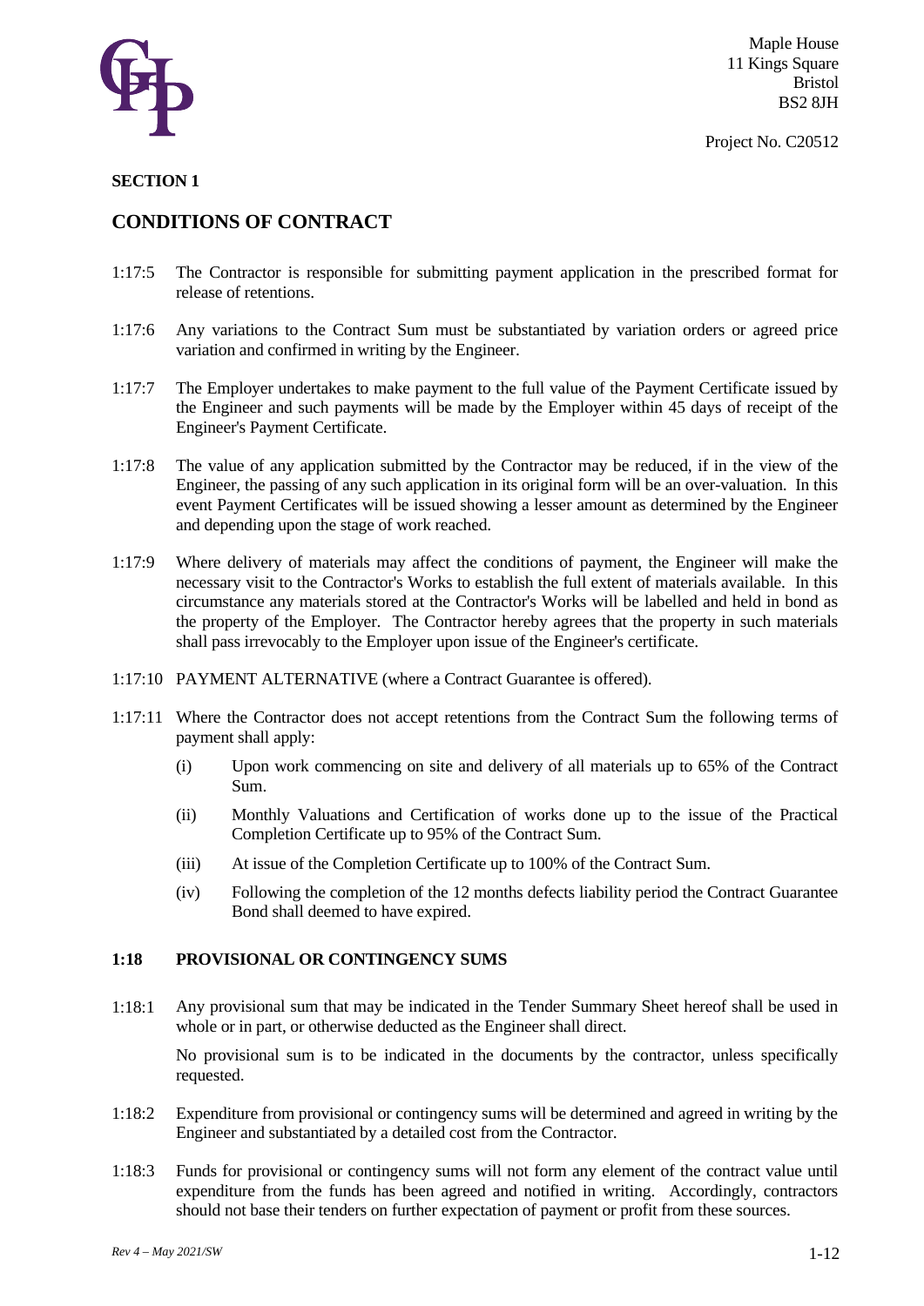Maple House
11 Kings Square
Bristol
BS2 8JH

Project No. C20512

**SECTION 1**

## CONDITIONS OF CONTRACT

1:17:5 The Contractor is responsible for submitting payment application in the prescribed format for release of retentions.

1:17:6 Any variations to the Contract Sum must be substantiated by variation orders or agreed price variation and confirmed in writing by the Engineer.

1:17:7 The Employer undertakes to make payment to the full value of the Payment Certificate issued by the Engineer and such payments will be made by the Employer within 45 days of receipt of the Engineer's Payment Certificate.

1:17:8 The value of any application submitted by the Contractor may be reduced, if in the view of the Engineer, the passing of any such application in its original form will be an over-valuation. In this event Payment Certificates will be issued showing a lesser amount as determined by the Engineer and depending upon the stage of work reached.

1:17:9 Where delivery of materials may affect the conditions of payment, the Engineer will make the necessary visit to the Contractor's Works to establish the full extent of materials available. In this circumstance any materials stored at the Contractor's Works will be labelled and held in bond as the property of the Employer. The Contractor hereby agrees that the property in such materials shall pass irrevocably to the Employer upon issue of the Engineer's certificate.

1:17:10 PAYMENT ALTERNATIVE (where a Contract Guarantee is offered).

1:17:11 Where the Contractor does not accept retentions from the Contract Sum the following terms of payment shall apply:

(i) Upon work commencing on site and delivery of all materials up to 65% of the Contract Sum.

(ii) Monthly Valuations and Certification of works done up to the issue of the Practical Completion Certificate up to 95% of the Contract Sum.

(iii) At issue of the Completion Certificate up to 100% of the Contract Sum.

(iv) Following the completion of the 12 months defects liability period the Contract Guarantee Bond shall deemed to have expired.

### 1:18 PROVISIONAL OR CONTINGENCY SUMS

1:18:1 Any provisional sum that may be indicated in the Tender Summary Sheet hereof shall be used in whole or in part, or otherwise deducted as the Engineer shall direct.

No provisional sum is to be indicated in the documents by the contractor, unless specifically requested.

1:18:2 Expenditure from provisional or contingency sums will be determined and agreed in writing by the Engineer and substantiated by a detailed cost from the Contractor.

1:18:3 Funds for provisional or contingency sums will not form any element of the contract value until expenditure from the funds has been agreed and notified in writing. Accordingly, contractors should not base their tenders on further expectation of payment or profit from these sources.

*Rev 4 – May 2021/SW*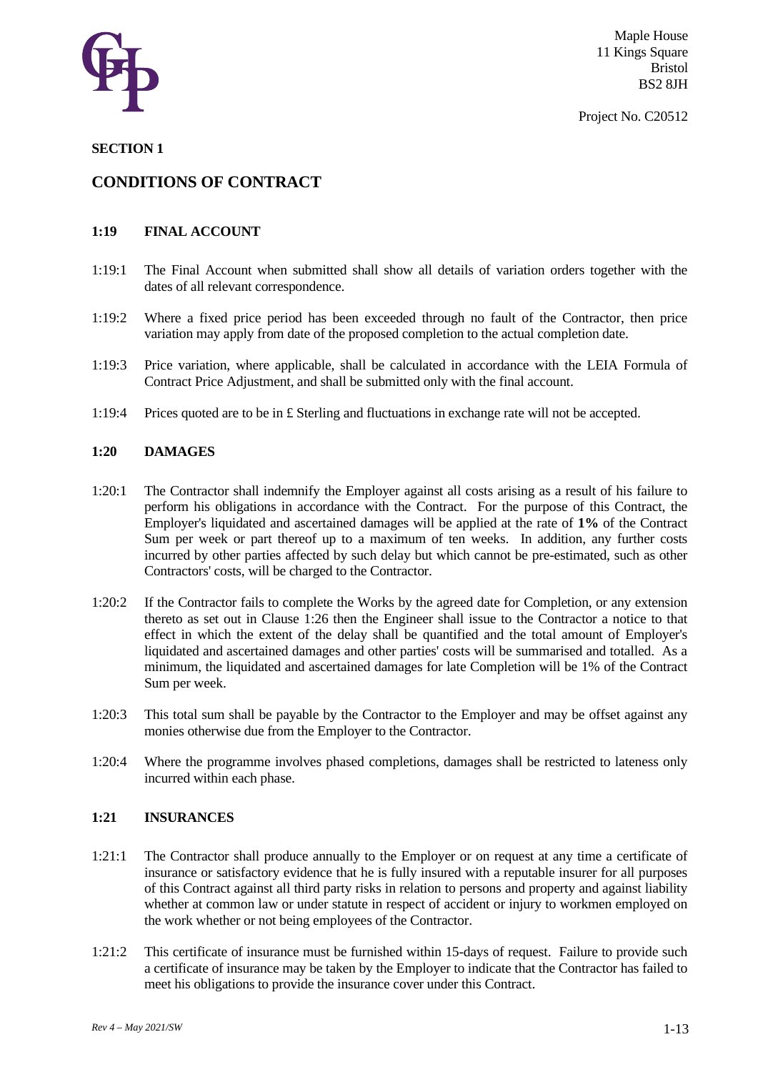## SECTION 1

# CONDITIONS OF CONTRACT

### 1:19 FINAL ACCOUNT

1:19:1 The Final Account when submitted shall show all details of variation orders together with the dates of all relevant correspondence.

1:19:2 Where a fixed price period has been exceeded through no fault of the Contractor, then price variation may apply from date of the proposed completion to the actual completion date.

1:19:3 Price variation, where applicable, shall be calculated in accordance with the LEIA Formula of Contract Price Adjustment, and shall be submitted only with the final account.

1:19:4 Prices quoted are to be in £ Sterling and fluctuations in exchange rate will not be accepted.

### 1:20 DAMAGES

1:20:1 The Contractor shall indemnify the Employer against all costs arising as a result of his failure to perform his obligations in accordance with the Contract. For the purpose of this Contract, the Employer's liquidated and ascertained damages will be applied at the rate of **1%** of the Contract Sum per week or part thereof up to a maximum of ten weeks. In addition, any further costs incurred by other parties affected by such delay but which cannot be pre-estimated, such as other Contractors' costs, will be charged to the Contractor.

1:20:2 If the Contractor fails to complete the Works by the agreed date for Completion, or any extension thereto as set out in Clause 1:26 then the Engineer shall issue to the Contractor a notice to that effect in which the extent of the delay shall be quantified and the total amount of Employer's liquidated and ascertained damages and other parties' costs will be summarised and totalled. As a minimum, the liquidated and ascertained damages for late Completion will be 1% of the Contract Sum per week.

1:20:3 This total sum shall be payable by the Contractor to the Employer and may be offset against any monies otherwise due from the Employer to the Contractor.

1:20:4 Where the programme involves phased completions, damages shall be restricted to lateness only incurred within each phase.

### 1:21 INSURANCES

1:21:1 The Contractor shall produce annually to the Employer or on request at any time a certificate of insurance or satisfactory evidence that he is fully insured with a reputable insurer for all purposes of this Contract against all third party risks in relation to persons and property and against liability whether at common law or under statute in respect of accident or injury to workmen employed on the work whether or not being employees of the Contractor.

1:21:2 This certificate of insurance must be furnished within 15-days of request. Failure to provide such a certificate of insurance may be taken by the Employer to indicate that the Contractor has failed to meet his obligations to provide the insurance cover under this Contract.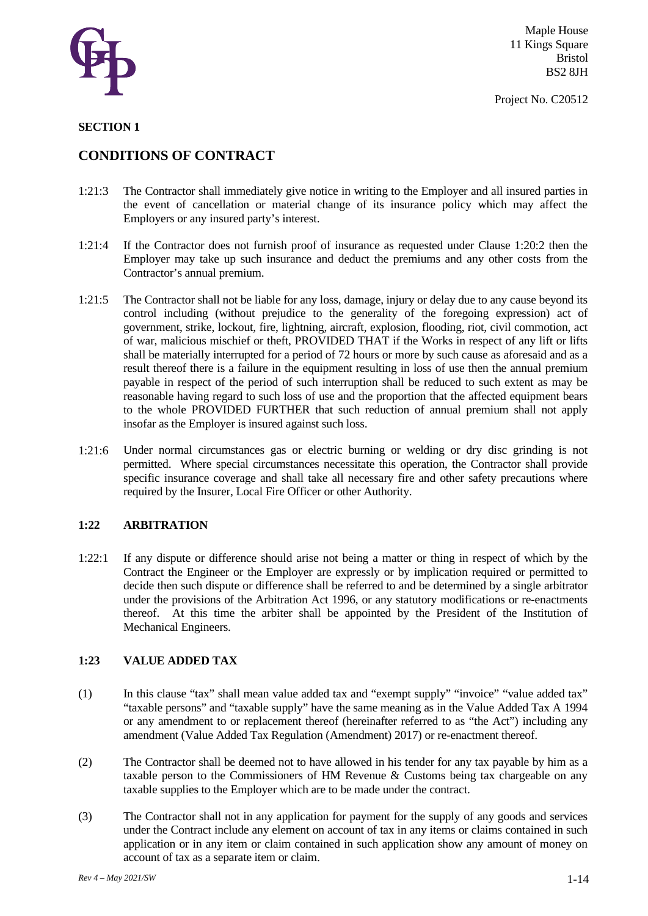## SECTION 1

## CONDITIONS OF CONTRACT

1:21:3 The Contractor shall immediately give notice in writing to the Employer and all insured parties in the event of cancellation or material change of its insurance policy which may affect the Employers or any insured party's interest.

1:21:4 If the Contractor does not furnish proof of insurance as requested under Clause 1:20:2 then the Employer may take up such insurance and deduct the premiums and any other costs from the Contractor's annual premium.

1:21:5 The Contractor shall not be liable for any loss, damage, injury or delay due to any cause beyond its control including (without prejudice to the generality of the foregoing expression) act of government, strike, lockout, fire, lightning, aircraft, explosion, flooding, riot, civil commotion, act of war, malicious mischief or theft, PROVIDED THAT if the Works in respect of any lift or lifts shall be materially interrupted for a period of 72 hours or more by such cause as aforesaid and as a result thereof there is a failure in the equipment resulting in loss of use then the annual premium payable in respect of the period of such interruption shall be reduced to such extent as may be reasonable having regard to such loss of use and the proportion that the affected equipment bears to the whole PROVIDED FURTHER that such reduction of annual premium shall not apply insofar as the Employer is insured against such loss.

1:21:6 Under normal circumstances gas or electric burning or welding or dry disc grinding is not permitted. Where special circumstances necessitate this operation, the Contractor shall provide specific insurance coverage and shall take all necessary fire and other safety precautions where required by the Insurer, Local Fire Officer or other Authority.

### 1:22 ARBITRATION

1:22:1 If any dispute or difference should arise not being a matter or thing in respect of which by the Contract the Engineer or the Employer are expressly or by implication required or permitted to decide then such dispute or difference shall be referred to and be determined by a single arbitrator under the provisions of the Arbitration Act 1996, or any statutory modifications or re-enactments thereof. At this time the arbiter shall be appointed by the President of the Institution of Mechanical Engineers.

### 1:23 VALUE ADDED TAX

(1) In this clause "tax" shall mean value added tax and "exempt supply" "invoice" "value added tax" "taxable persons" and "taxable supply" have the same meaning as in the Value Added Tax A 1994 or any amendment to or replacement thereof (hereinafter referred to as "the Act") including any amendment (Value Added Tax Regulation (Amendment) 2017) or re-enactment thereof.

(2) The Contractor shall be deemed not to have allowed in his tender for any tax payable by him as a taxable person to the Commissioners of HM Revenue & Customs being tax chargeable on any taxable supplies to the Employer which are to be made under the contract.

(3) The Contractor shall not in any application for payment for the supply of any goods and services under the Contract include any element on account of tax in any items or claims contained in such application or in any item or claim contained in such application show any amount of money on account of tax as a separate item or claim.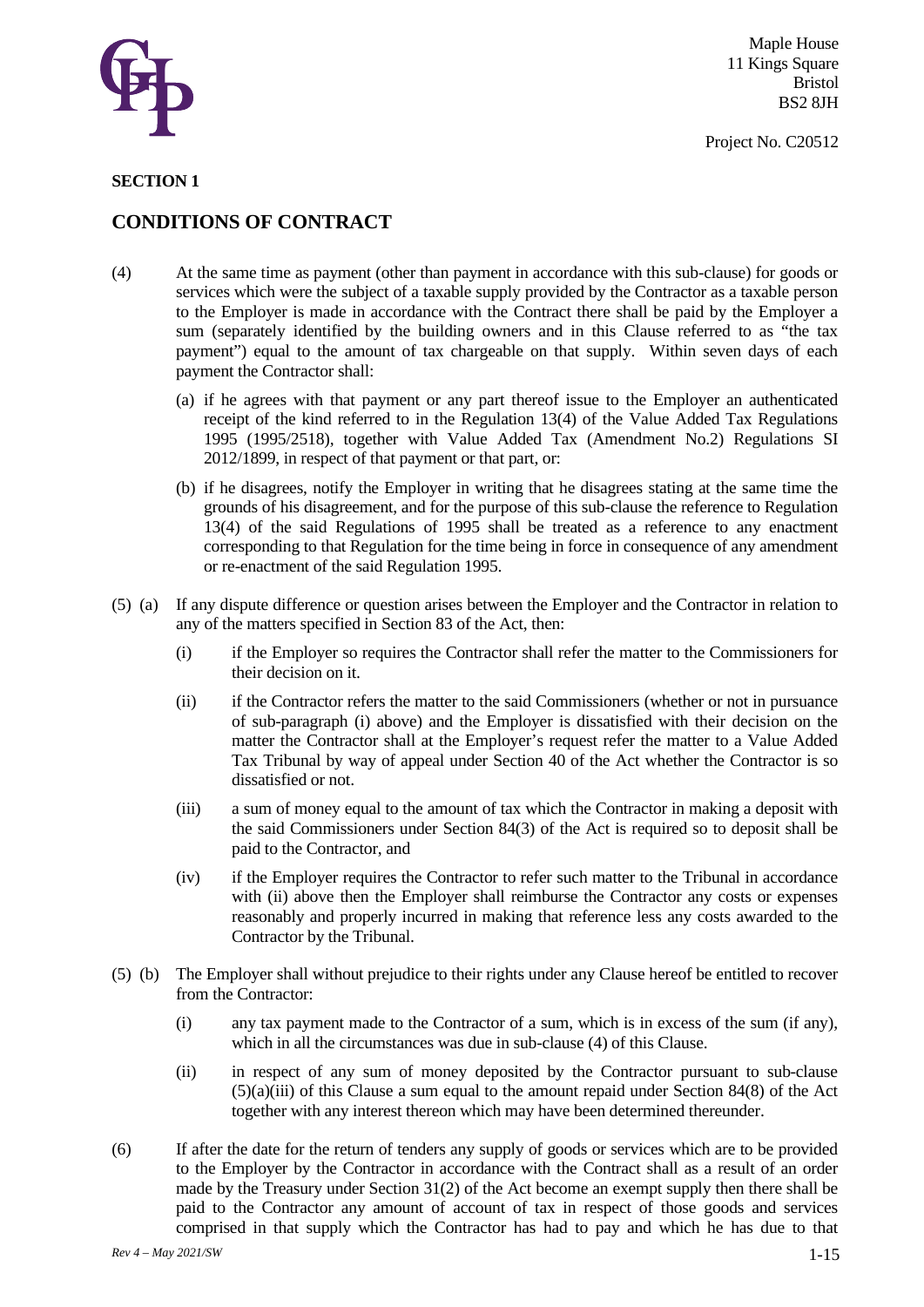## SECTION 1

## CONDITIONS OF CONTRACT

(4) At the same time as payment (other than payment in accordance with this sub-clause) for goods or services which were the subject of a taxable supply provided by the Contractor as a taxable person to the Employer is made in accordance with the Contract there shall be paid by the Employer a sum (separately identified by the building owners and in this Clause referred to as "the tax payment") equal to the amount of tax chargeable on that supply. Within seven days of each payment the Contractor shall:

(a) if he agrees with that payment or any part thereof issue to the Employer an authenticated receipt of the kind referred to in the Regulation 13(4) of the Value Added Tax Regulations 1995 (1995/2518), together with Value Added Tax (Amendment No.2) Regulations SI 2012/1899, in respect of that payment or that part, or:

(b) if he disagrees, notify the Employer in writing that he disagrees stating at the same time the grounds of his disagreement, and for the purpose of this sub-clause the reference to Regulation 13(4) of the said Regulations of 1995 shall be treated as a reference to any enactment corresponding to that Regulation for the time being in force in consequence of any amendment or re-enactment of the said Regulation 1995.

(5) (a) If any dispute difference or question arises between the Employer and the Contractor in relation to any of the matters specified in Section 83 of the Act, then:

(i) if the Employer so requires the Contractor shall refer the matter to the Commissioners for their decision on it.

(ii) if the Contractor refers the matter to the said Commissioners (whether or not in pursuance of sub-paragraph (i) above) and the Employer is dissatisfied with their decision on the matter the Contractor shall at the Employer's request refer the matter to a Value Added Tax Tribunal by way of appeal under Section 40 of the Act whether the Contractor is so dissatisfied or not.

(iii) a sum of money equal to the amount of tax which the Contractor in making a deposit with the said Commissioners under Section 84(3) of the Act is required so to deposit shall be paid to the Contractor, and

(iv) if the Employer requires the Contractor to refer such matter to the Tribunal in accordance with (ii) above then the Employer shall reimburse the Contractor any costs or expenses reasonably and properly incurred in making that reference less any costs awarded to the Contractor by the Tribunal.

(5) (b) The Employer shall without prejudice to their rights under any Clause hereof be entitled to recover from the Contractor:

(i) any tax payment made to the Contractor of a sum, which is in excess of the sum (if any), which in all the circumstances was due in sub-clause (4) of this Clause.

(ii) in respect of any sum of money deposited by the Contractor pursuant to sub-clause (5)(a)(iii) of this Clause a sum equal to the amount repaid under Section 84(8) of the Act together with any interest thereon which may have been determined thereunder.

(6) If after the date for the return of tenders any supply of goods or services which are to be provided to the Employer by the Contractor in accordance with the Contract shall as a result of an order made by the Treasury under Section 31(2) of the Act become an exempt supply then there shall be paid to the Contractor any amount of account of tax in respect of those goods and services comprised in that supply which the Contractor has had to pay and which he has due to that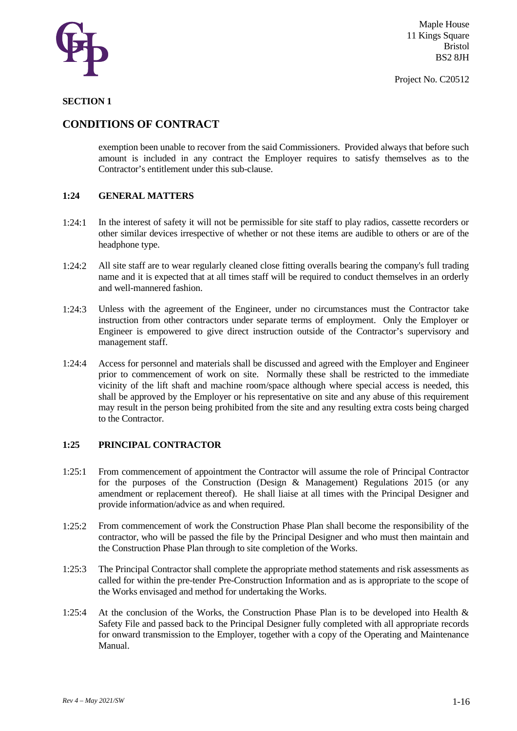## SECTION 1

## CONDITIONS OF CONTRACT

exemption been unable to recover from the said Commissioners. Provided always that before such amount is included in any contract the Employer requires to satisfy themselves as to the Contractor's entitlement under this sub-clause.

### 1:24 GENERAL MATTERS

1:24:1 In the interest of safety it will not be permissible for site staff to play radios, cassette recorders or other similar devices irrespective of whether or not these items are audible to others or are of the headphone type.

1:24:2 All site staff are to wear regularly cleaned close fitting overalls bearing the company's full trading name and it is expected that at all times staff will be required to conduct themselves in an orderly and well-mannered fashion.

1:24:3 Unless with the agreement of the Engineer, under no circumstances must the Contractor take instruction from other contractors under separate terms of employment. Only the Employer or Engineer is empowered to give direct instruction outside of the Contractor's supervisory and management staff.

1:24:4 Access for personnel and materials shall be discussed and agreed with the Employer and Engineer prior to commencement of work on site. Normally these shall be restricted to the immediate vicinity of the lift shaft and machine room/space although where special access is needed, this shall be approved by the Employer or his representative on site and any abuse of this requirement may result in the person being prohibited from the site and any resulting extra costs being charged to the Contractor.

### 1:25 PRINCIPAL CONTRACTOR

1:25:1 From commencement of appointment the Contractor will assume the role of Principal Contractor for the purposes of the Construction (Design & Management) Regulations 2015 (or any amendment or replacement thereof). He shall liaise at all times with the Principal Designer and provide information/advice as and when required.

1:25:2 From commencement of work the Construction Phase Plan shall become the responsibility of the contractor, who will be passed the file by the Principal Designer and who must then maintain and the Construction Phase Plan through to site completion of the Works.

1:25:3 The Principal Contractor shall complete the appropriate method statements and risk assessments as called for within the pre-tender Pre-Construction Information and as is appropriate to the scope of the Works envisaged and method for undertaking the Works.

1:25:4 At the conclusion of the Works, the Construction Phase Plan is to be developed into Health & Safety File and passed back to the Principal Designer fully completed with all appropriate records for onward transmission to the Employer, together with a copy of the Operating and Maintenance Manual.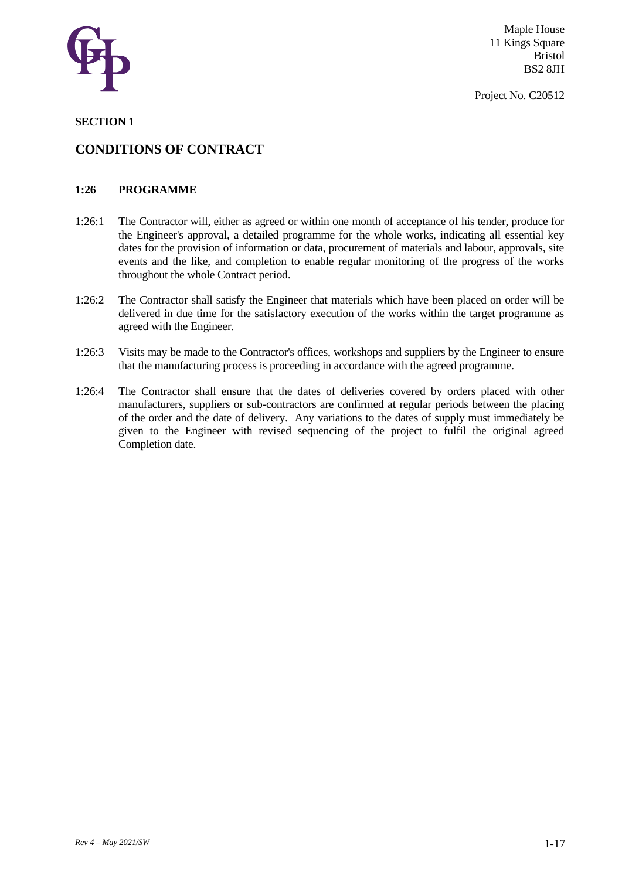**SECTION 1**

## CONDITIONS OF CONTRACT

### 1:26 PROGRAMME

1:26:1 The Contractor will, either as agreed or within one month of acceptance of his tender, produce for the Engineer's approval, a detailed programme for the whole works, indicating all essential key dates for the provision of information or data, procurement of materials and labour, approvals, site events and the like, and completion to enable regular monitoring of the progress of the works throughout the whole Contract period.

1:26:2 The Contractor shall satisfy the Engineer that materials which have been placed on order will be delivered in due time for the satisfactory execution of the works within the target programme as agreed with the Engineer.

1:26:3 Visits may be made to the Contractor's offices, workshops and suppliers by the Engineer to ensure that the manufacturing process is proceeding in accordance with the agreed programme.

1:26:4 The Contractor shall ensure that the dates of deliveries covered by orders placed with other manufacturers, suppliers or sub-contractors are confirmed at regular periods between the placing of the order and the date of delivery. Any variations to the dates of supply must immediately be given to the Engineer with revised sequencing of the project to fulfil the original agreed Completion date.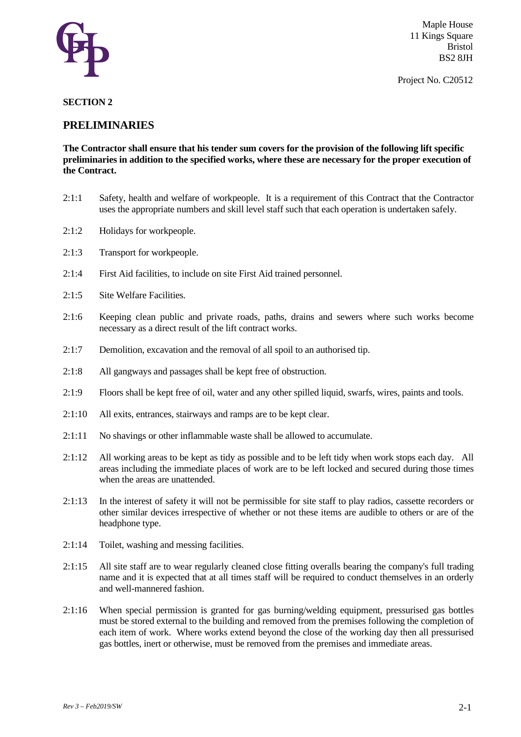Maple House
11 Kings Square
Bristol
BS2 8JH

Project No. C20512

**SECTION 2**

## PRELIMINARIES

**The Contractor shall ensure that his tender sum covers for the provision of the following lift specific preliminaries in addition to the specified works, where these are necessary for the proper execution of the Contract.**

2:1:1 Safety, health and welfare of workpeople. It is a requirement of this Contract that the Contractor uses the appropriate numbers and skill level staff such that each operation is undertaken safely.

2:1:2 Holidays for workpeople.

2:1:3 Transport for workpeople.

2:1:4 First Aid facilities, to include on site First Aid trained personnel.

2:1:5 Site Welfare Facilities.

2:1:6 Keeping clean public and private roads, paths, drains and sewers where such works become necessary as a direct result of the lift contract works.

2:1:7 Demolition, excavation and the removal of all spoil to an authorised tip.

2:1:8 All gangways and passages shall be kept free of obstruction.

2:1:9 Floors shall be kept free of oil, water and any other spilled liquid, swarfs, wires, paints and tools.

2:1:10 All exits, entrances, stairways and ramps are to be kept clear.

2:1:11 No shavings or other inflammable waste shall be allowed to accumulate.

2:1:12 All working areas to be kept as tidy as possible and to be left tidy when work stops each day. All areas including the immediate places of work are to be left locked and secured during those times when the areas are unattended.

2:1:13 In the interest of safety it will not be permissible for site staff to play radios, cassette recorders or other similar devices irrespective of whether or not these items are audible to others or are of the headphone type.

2:1:14 Toilet, washing and messing facilities.

2:1:15 All site staff are to wear regularly cleaned close fitting overalls bearing the company's full trading name and it is expected that at all times staff will be required to conduct themselves in an orderly and well-mannered fashion.

2:1:16 When special permission is granted for gas burning/welding equipment, pressurised gas bottles must be stored external to the building and removed from the premises following the completion of each item of work. Where works extend beyond the close of the working day then all pressurised gas bottles, inert or otherwise, must be removed from the premises and immediate areas.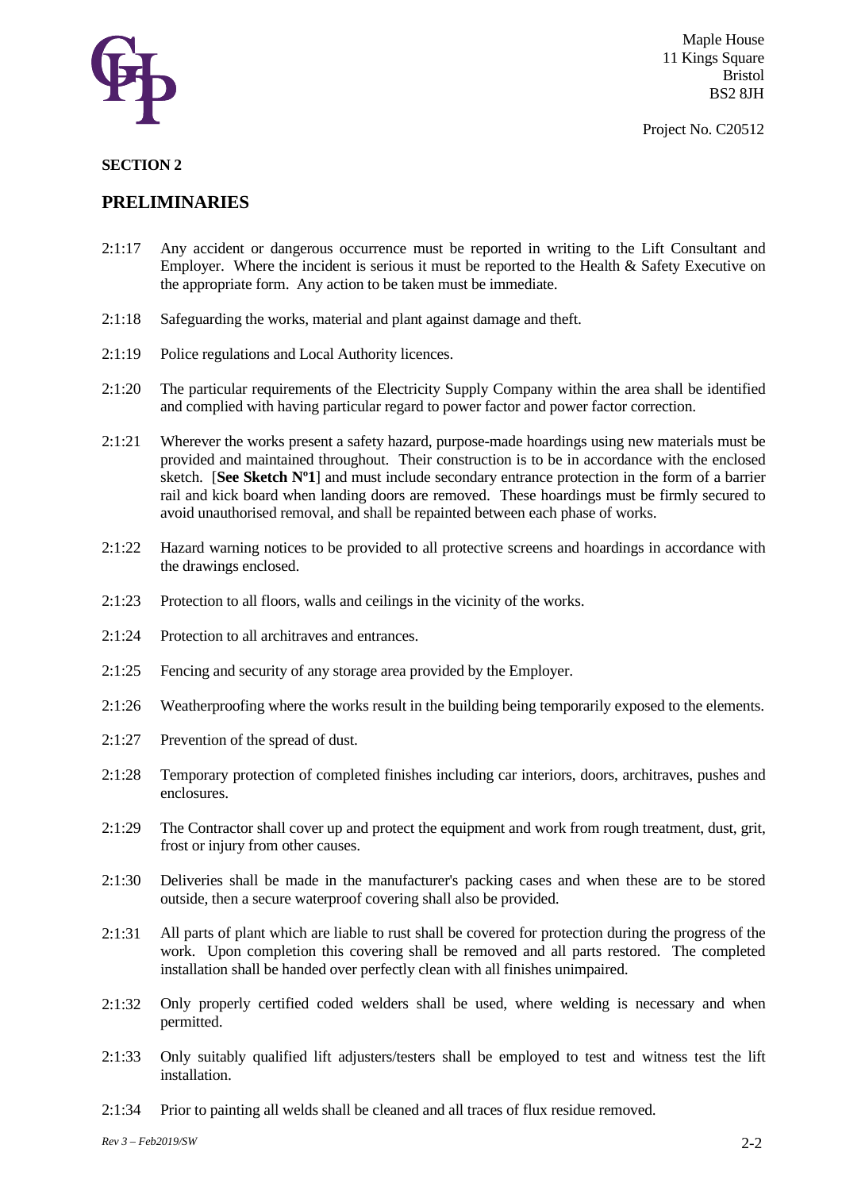Maple House
11 Kings Square
Bristol
BS2 8JH

Project No. C20512

**SECTION 2**

## PRELIMINARIES

2:1:17 Any accident or dangerous occurrence must be reported in writing to the Lift Consultant and Employer. Where the incident is serious it must be reported to the Health & Safety Executive on the appropriate form. Any action to be taken must be immediate.

2:1:18 Safeguarding the works, material and plant against damage and theft.

2:1:19 Police regulations and Local Authority licences.

2:1:20 The particular requirements of the Electricity Supply Company within the area shall be identified and complied with having particular regard to power factor and power factor correction.

2:1:21 Wherever the works present a safety hazard, purpose-made hoardings using new materials must be provided and maintained throughout. Their construction is to be in accordance with the enclosed sketch. [**See Sketch Nº1**] and must include secondary entrance protection in the form of a barrier rail and kick board when landing doors are removed. These hoardings must be firmly secured to avoid unauthorised removal, and shall be repainted between each phase of works.

2:1:22 Hazard warning notices to be provided to all protective screens and hoardings in accordance with the drawings enclosed.

2:1:23 Protection to all floors, walls and ceilings in the vicinity of the works.

2:1:24 Protection to all architraves and entrances.

2:1:25 Fencing and security of any storage area provided by the Employer.

2:1:26 Weatherproofing where the works result in the building being temporarily exposed to the elements.

2:1:27 Prevention of the spread of dust.

2:1:28 Temporary protection of completed finishes including car interiors, doors, architraves, pushes and enclosures.

2:1:29 The Contractor shall cover up and protect the equipment and work from rough treatment, dust, grit, frost or injury from other causes.

2:1:30 Deliveries shall be made in the manufacturer's packing cases and when these are to be stored outside, then a secure waterproof covering shall also be provided.

2:1:31 All parts of plant which are liable to rust shall be covered for protection during the progress of the work. Upon completion this covering shall be removed and all parts restored. The completed installation shall be handed over perfectly clean with all finishes unimpaired.

2:1:32 Only properly certified coded welders shall be used, where welding is necessary and when permitted.

2:1:33 Only suitably qualified lift adjusters/testers shall be employed to test and witness test the lift installation.

2:1:34 Prior to painting all welds shall be cleaned and all traces of flux residue removed.

*Rev 3 – Feb2019/SW*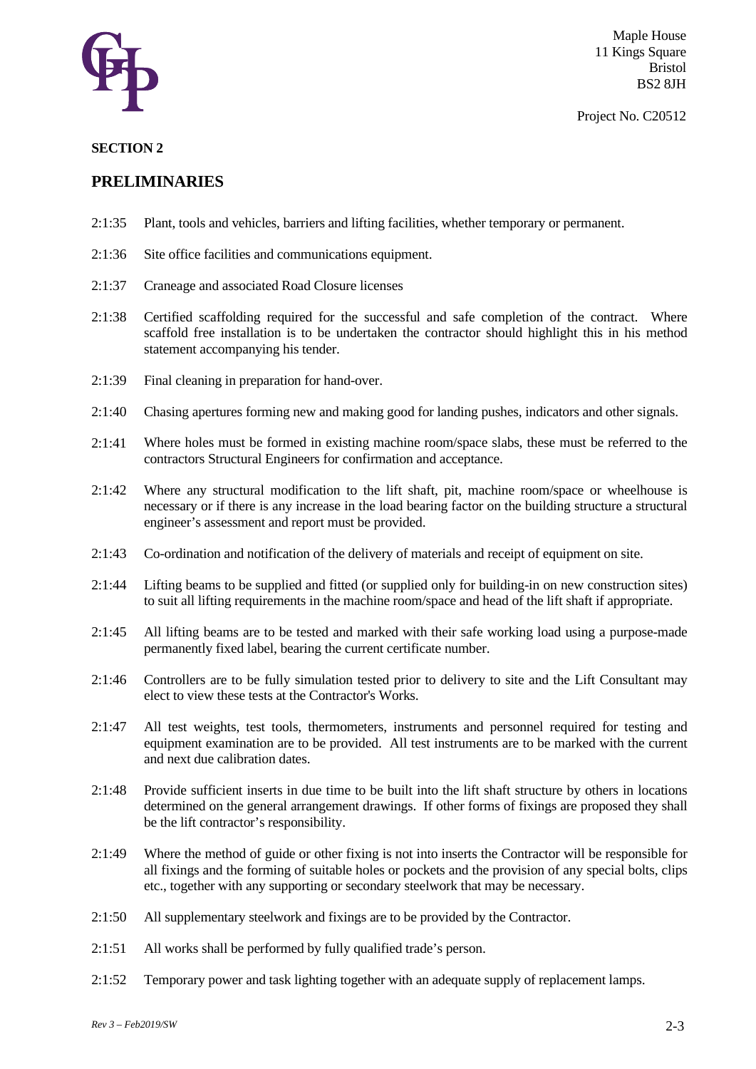Maple House
11 Kings Square
Bristol
BS2 8JH

Project No. C20512

**SECTION 2**

## PRELIMINARIES

2:1:35 Plant, tools and vehicles, barriers and lifting facilities, whether temporary or permanent.

2:1:36 Site office facilities and communications equipment.

2:1:37 Craneage and associated Road Closure licenses

2:1:38 Certified scaffolding required for the successful and safe completion of the contract. Where scaffold free installation is to be undertaken the contractor should highlight this in his method statement accompanying his tender.

2:1:39 Final cleaning in preparation for hand-over.

2:1:40 Chasing apertures forming new and making good for landing pushes, indicators and other signals.

2:1:41 Where holes must be formed in existing machine room/space slabs, these must be referred to the contractors Structural Engineers for confirmation and acceptance.

2:1:42 Where any structural modification to the lift shaft, pit, machine room/space or wheelhouse is necessary or if there is any increase in the load bearing factor on the building structure a structural engineer's assessment and report must be provided.

2:1:43 Co-ordination and notification of the delivery of materials and receipt of equipment on site.

2:1:44 Lifting beams to be supplied and fitted (or supplied only for building-in on new construction sites) to suit all lifting requirements in the machine room/space and head of the lift shaft if appropriate.

2:1:45 All lifting beams are to be tested and marked with their safe working load using a purpose-made permanently fixed label, bearing the current certificate number.

2:1:46 Controllers are to be fully simulation tested prior to delivery to site and the Lift Consultant may elect to view these tests at the Contractor's Works.

2:1:47 All test weights, test tools, thermometers, instruments and personnel required for testing and equipment examination are to be provided. All test instruments are to be marked with the current and next due calibration dates.

2:1:48 Provide sufficient inserts in due time to be built into the lift shaft structure by others in locations determined on the general arrangement drawings. If other forms of fixings are proposed they shall be the lift contractor's responsibility.

2:1:49 Where the method of guide or other fixing is not into inserts the Contractor will be responsible for all fixings and the forming of suitable holes or pockets and the provision of any special bolts, clips etc., together with any supporting or secondary steelwork that may be necessary.

2:1:50 All supplementary steelwork and fixings are to be provided by the Contractor.

2:1:51 All works shall be performed by fully qualified trade's person.

2:1:52 Temporary power and task lighting together with an adequate supply of replacement lamps.

*Rev 3 – Feb2019/SW*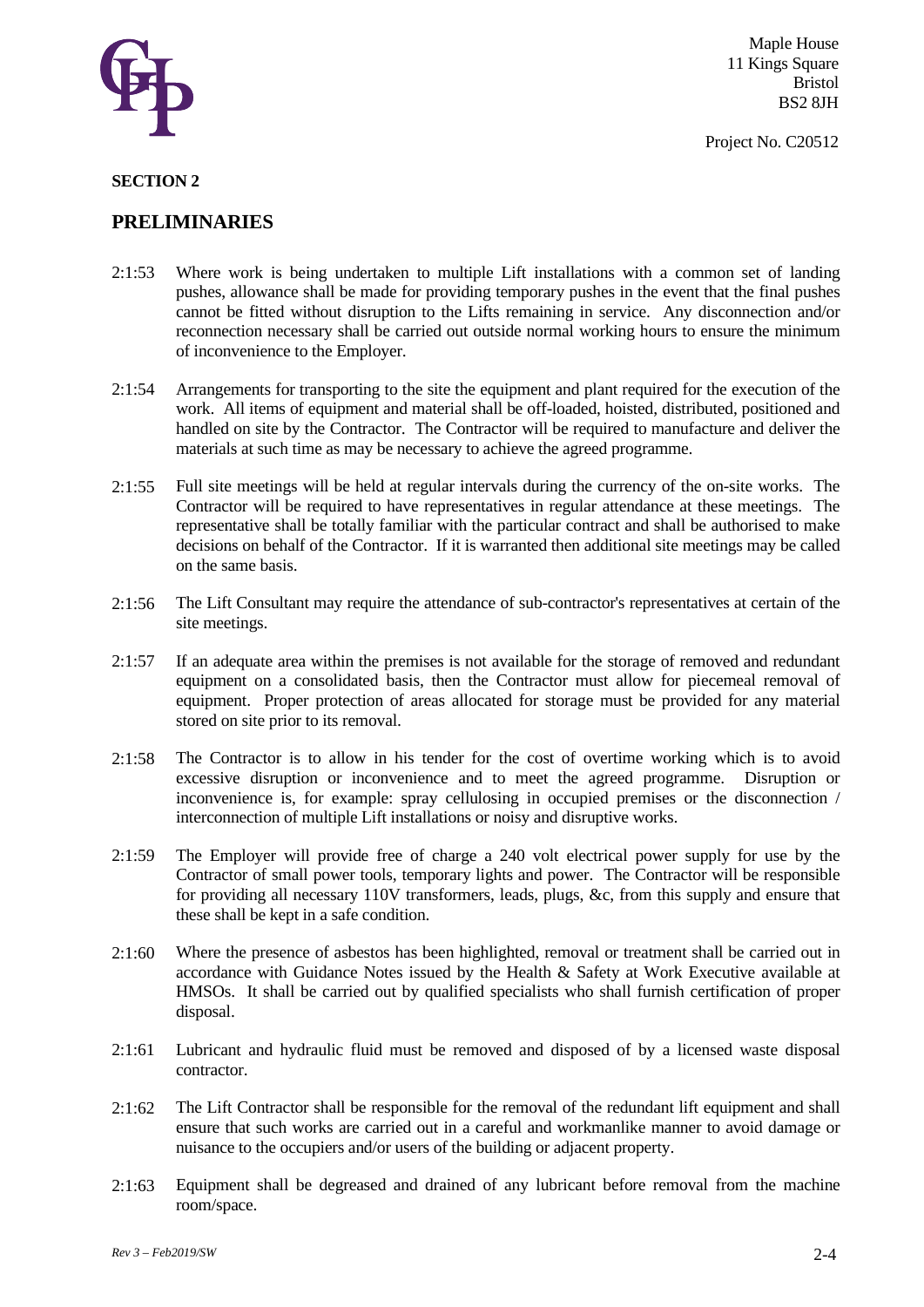**SECTION 2**

## PRELIMINARIES

2:1:53 Where work is being undertaken to multiple Lift installations with a common set of landing pushes, allowance shall be made for providing temporary pushes in the event that the final pushes cannot be fitted without disruption to the Lifts remaining in service. Any disconnection and/or reconnection necessary shall be carried out outside normal working hours to ensure the minimum of inconvenience to the Employer.

2:1:54 Arrangements for transporting to the site the equipment and plant required for the execution of the work. All items of equipment and material shall be off-loaded, hoisted, distributed, positioned and handled on site by the Contractor. The Contractor will be required to manufacture and deliver the materials at such time as may be necessary to achieve the agreed programme.

2:1:55 Full site meetings will be held at regular intervals during the currency of the on-site works. The Contractor will be required to have representatives in regular attendance at these meetings. The representative shall be totally familiar with the particular contract and shall be authorised to make decisions on behalf of the Contractor. If it is warranted then additional site meetings may be called on the same basis.

2:1:56 The Lift Consultant may require the attendance of sub-contractor's representatives at certain of the site meetings.

2:1:57 If an adequate area within the premises is not available for the storage of removed and redundant equipment on a consolidated basis, then the Contractor must allow for piecemeal removal of equipment. Proper protection of areas allocated for storage must be provided for any material stored on site prior to its removal.

2:1:58 The Contractor is to allow in his tender for the cost of overtime working which is to avoid excessive disruption or inconvenience and to meet the agreed programme. Disruption or inconvenience is, for example: spray cellulosing in occupied premises or the disconnection / interconnection of multiple Lift installations or noisy and disruptive works.

2:1:59 The Employer will provide free of charge a 240 volt electrical power supply for use by the Contractor of small power tools, temporary lights and power. The Contractor will be responsible for providing all necessary 110V transformers, leads, plugs, &c, from this supply and ensure that these shall be kept in a safe condition.

2:1:60 Where the presence of asbestos has been highlighted, removal or treatment shall be carried out in accordance with Guidance Notes issued by the Health & Safety at Work Executive available at HMSOs. It shall be carried out by qualified specialists who shall furnish certification of proper disposal.

2:1:61 Lubricant and hydraulic fluid must be removed and disposed of by a licensed waste disposal contractor.

2:1:62 The Lift Contractor shall be responsible for the removal of the redundant lift equipment and shall ensure that such works are carried out in a careful and workmanlike manner to avoid damage or nuisance to the occupiers and/or users of the building or adjacent property.

2:1:63 Equipment shall be degreased and drained of any lubricant before removal from the machine room/space.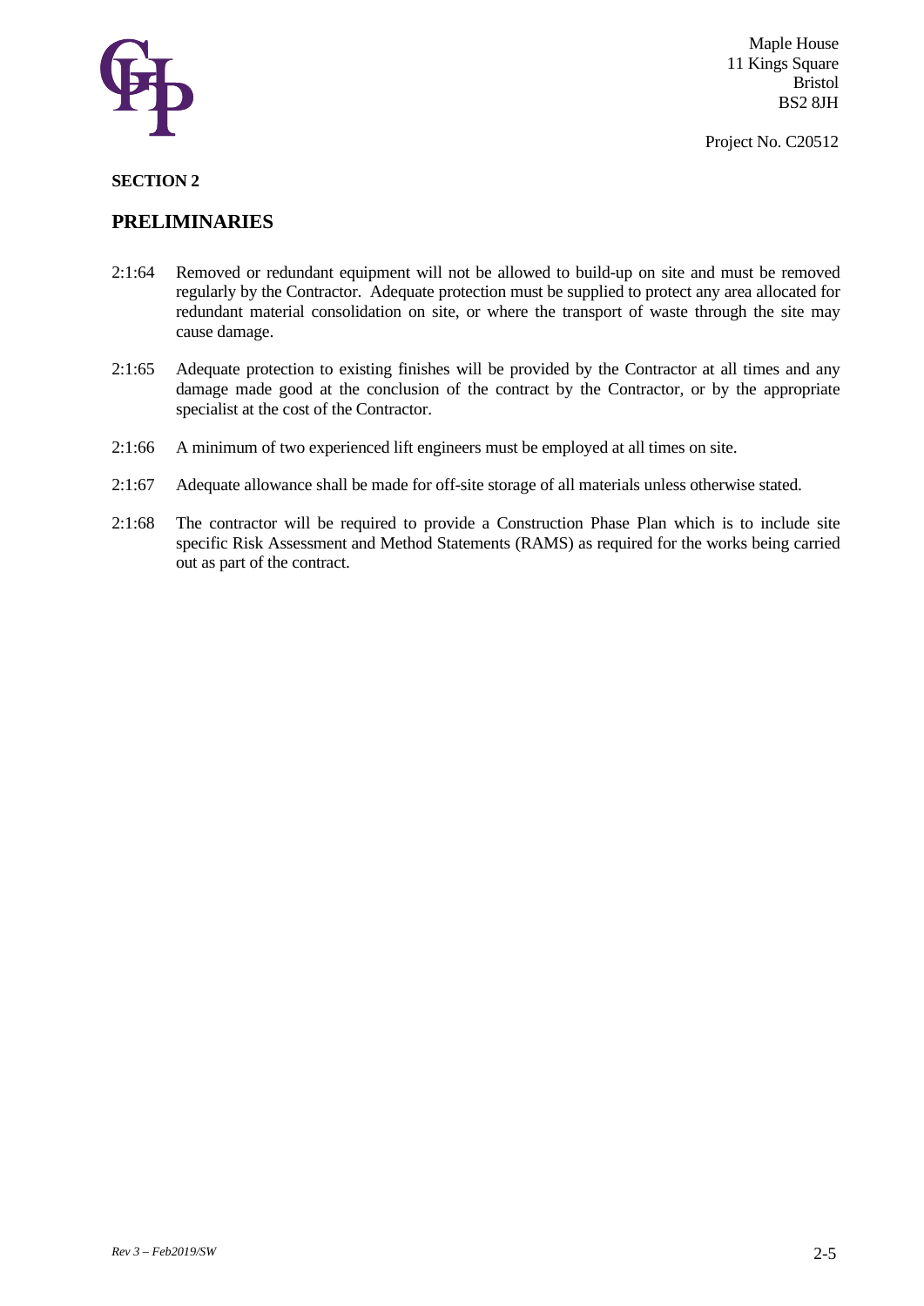Maple House
11 Kings Square
Bristol
BS2 8JH

Project No. C20512

**SECTION 2**

## PRELIMINARIES

2:1:64 Removed or redundant equipment will not be allowed to build-up on site and must be removed regularly by the Contractor. Adequate protection must be supplied to protect any area allocated for redundant material consolidation on site, or where the transport of waste through the site may cause damage.

2:1:65 Adequate protection to existing finishes will be provided by the Contractor at all times and any damage made good at the conclusion of the contract by the Contractor, or by the appropriate specialist at the cost of the Contractor.

2:1:66 A minimum of two experienced lift engineers must be employed at all times on site.

2:1:67 Adequate allowance shall be made for off-site storage of all materials unless otherwise stated.

2:1:68 The contractor will be required to provide a Construction Phase Plan which is to include site specific Risk Assessment and Method Statements (RAMS) as required for the works being carried out as part of the contract.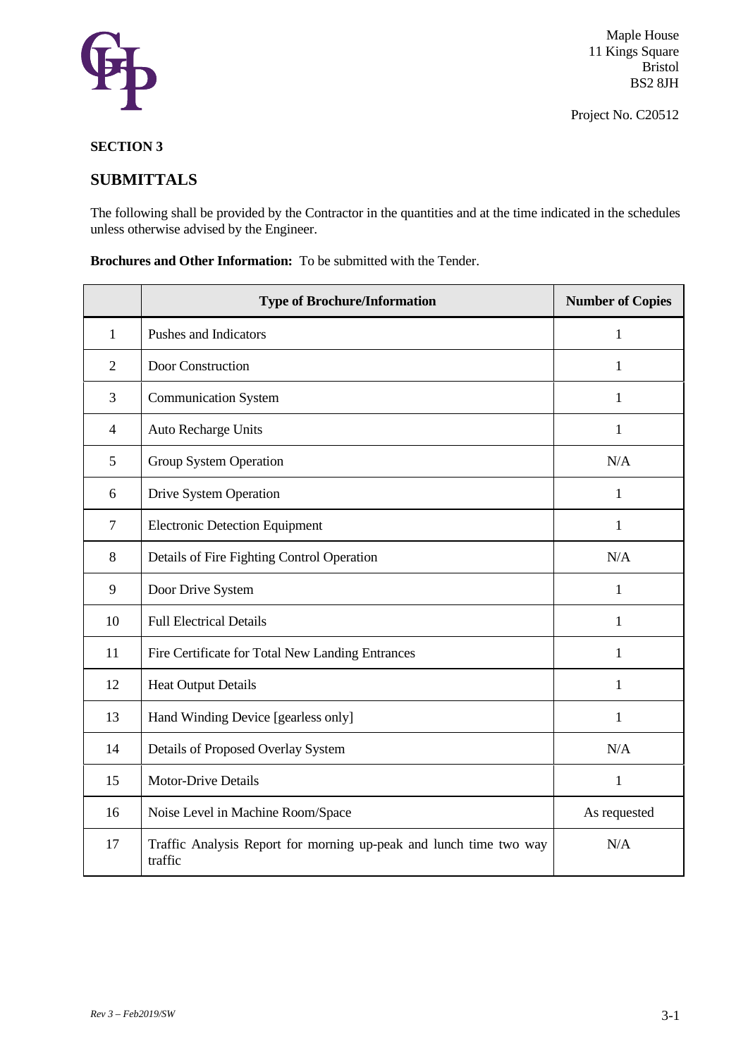Maple House
11 Kings Square
Bristol
BS2 8JH

Project No. C20512

**SECTION 3**

## SUBMITTALS

The following shall be provided by the Contractor in the quantities and at the time indicated in the schedules unless otherwise advised by the Engineer.

**Brochures and Other Information:** To be submitted with the Tender.

| | Type of Brochure/Information | Number of Copies |
|---|---|---|
| 1 | Pushes and Indicators | 1 |
| 2 | Door Construction | 1 |
| 3 | Communication System | 1 |
| 4 | Auto Recharge Units | 1 |
| 5 | Group System Operation | N/A |
| 6 | Drive System Operation | 1 |
| 7 | Electronic Detection Equipment | 1 |
| 8 | Details of Fire Fighting Control Operation | N/A |
| 9 | Door Drive System | 1 |
| 10 | Full Electrical Details | 1 |
| 11 | Fire Certificate for Total New Landing Entrances | 1 |
| 12 | Heat Output Details | 1 |
| 13 | Hand Winding Device [gearless only] | 1 |
| 14 | Details of Proposed Overlay System | N/A |
| 15 | Motor-Drive Details | 1 |
| 16 | Noise Level in Machine Room/Space | As requested |
| 17 | Traffic Analysis Report for morning up-peak and lunch time two way traffic | N/A |

*Rev 3 – Feb2019/SW*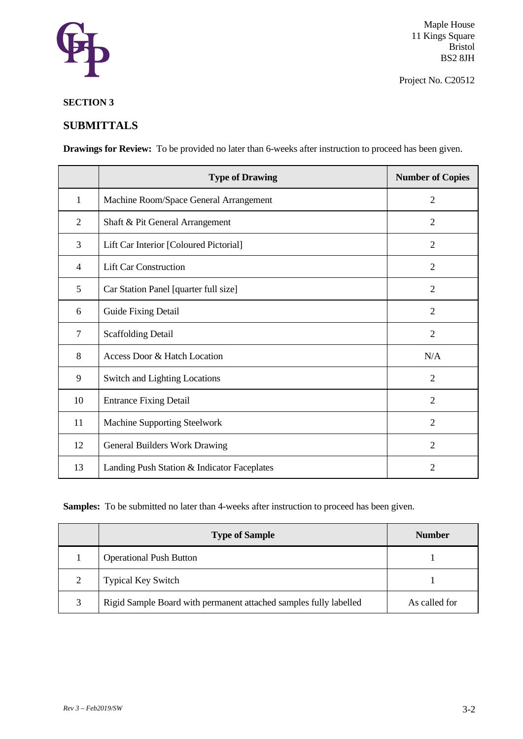Maple House
11 Kings Square
Bristol
BS2 8JH

Project No. C20512

**SECTION 3**

## SUBMITTALS

**Drawings for Review:** To be provided no later than 6-weeks after instruction to proceed has been given.

| | Type of Drawing | Number of Copies |
|---|---|---|
| 1 | Machine Room/Space General Arrangement | 2 |
| 2 | Shaft & Pit General Arrangement | 2 |
| 3 | Lift Car Interior [Coloured Pictorial] | 2 |
| 4 | Lift Car Construction | 2 |
| 5 | Car Station Panel [quarter full size] | 2 |
| 6 | Guide Fixing Detail | 2 |
| 7 | Scaffolding Detail | 2 |
| 8 | Access Door & Hatch Location | N/A |
| 9 | Switch and Lighting Locations | 2 |
| 10 | Entrance Fixing Detail | 2 |
| 11 | Machine Supporting Steelwork | 2 |
| 12 | General Builders Work Drawing | 2 |
| 13 | Landing Push Station & Indicator Faceplates | 2 |

**Samples:** To be submitted no later than 4-weeks after instruction to proceed has been given.

| | Type of Sample | Number |
|---|---|---|
| 1 | Operational Push Button | 1 |
| 2 | Typical Key Switch | 1 |
| 3 | Rigid Sample Board with permanent attached samples fully labelled | As called for |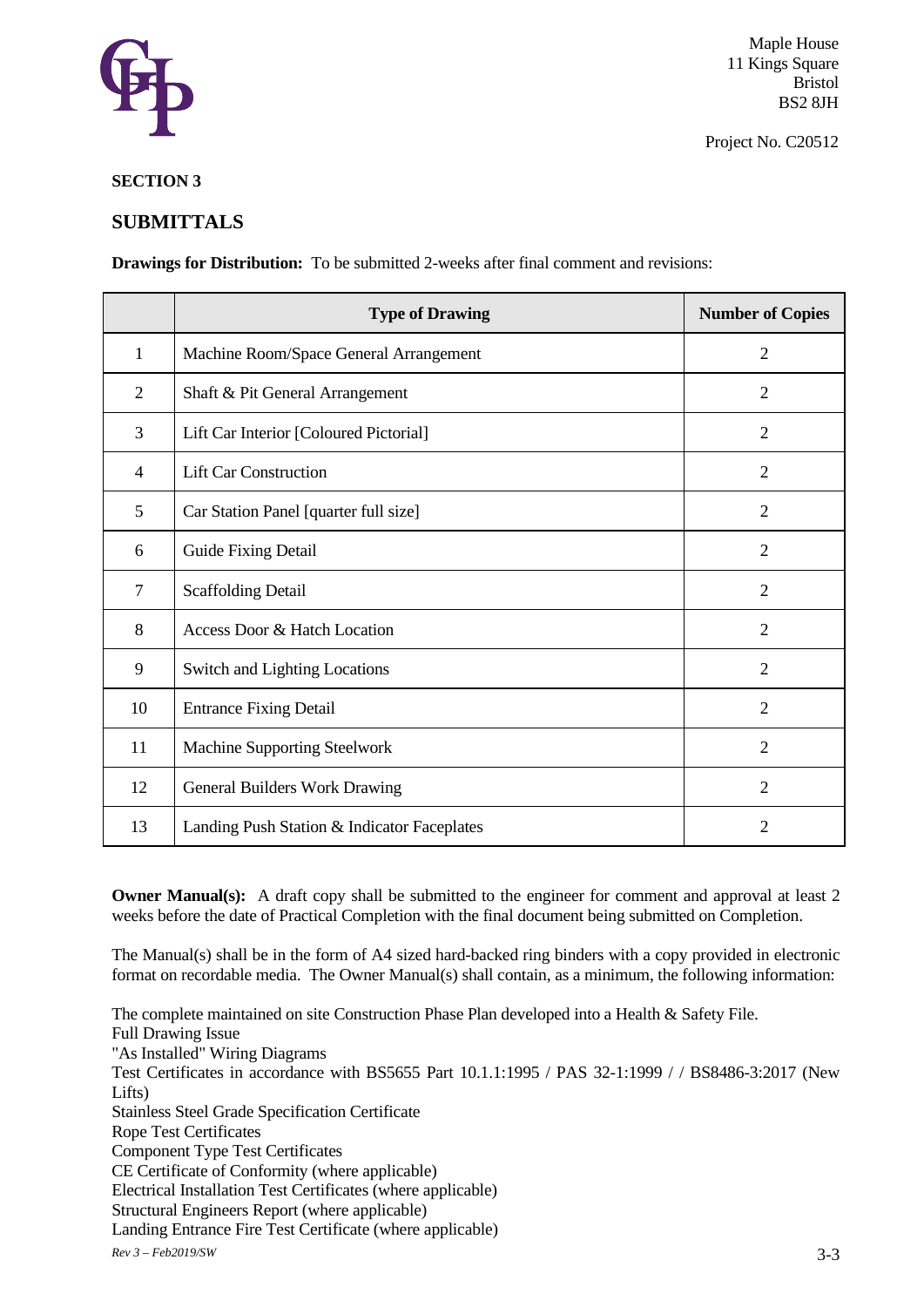Maple House
11 Kings Square
Bristol
BS2 8JH

Project No. C20512

**SECTION 3**

## SUBMITTALS

**Drawings for Distribution:** To be submitted 2-weeks after final comment and revisions:

| | Type of Drawing | Number of Copies |
|---|---|---|
| 1 | Machine Room/Space General Arrangement | 2 |
| 2 | Shaft & Pit General Arrangement | 2 |
| 3 | Lift Car Interior [Coloured Pictorial] | 2 |
| 4 | Lift Car Construction | 2 |
| 5 | Car Station Panel [quarter full size] | 2 |
| 6 | Guide Fixing Detail | 2 |
| 7 | Scaffolding Detail | 2 |
| 8 | Access Door & Hatch Location | 2 |
| 9 | Switch and Lighting Locations | 2 |
| 10 | Entrance Fixing Detail | 2 |
| 11 | Machine Supporting Steelwork | 2 |
| 12 | General Builders Work Drawing | 2 |
| 13 | Landing Push Station & Indicator Faceplates | 2 |

**Owner Manual(s):** A draft copy shall be submitted to the engineer for comment and approval at least 2 weeks before the date of Practical Completion with the final document being submitted on Completion.

The Manual(s) shall be in the form of A4 sized hard-backed ring binders with a copy provided in electronic format on recordable media. The Owner Manual(s) shall contain, as a minimum, the following information:

The complete maintained on site Construction Phase Plan developed into a Health & Safety File.
Full Drawing Issue
"As Installed" Wiring Diagrams
Test Certificates in accordance with BS5655 Part 10.1.1:1995 / PAS 32-1:1999 / / BS8486-3:2017 (New Lifts)
Stainless Steel Grade Specification Certificate
Rope Test Certificates
Component Type Test Certificates
CE Certificate of Conformity (where applicable)
Electrical Installation Test Certificates (where applicable)
Structural Engineers Report (where applicable)
Landing Entrance Fire Test Certificate (where applicable)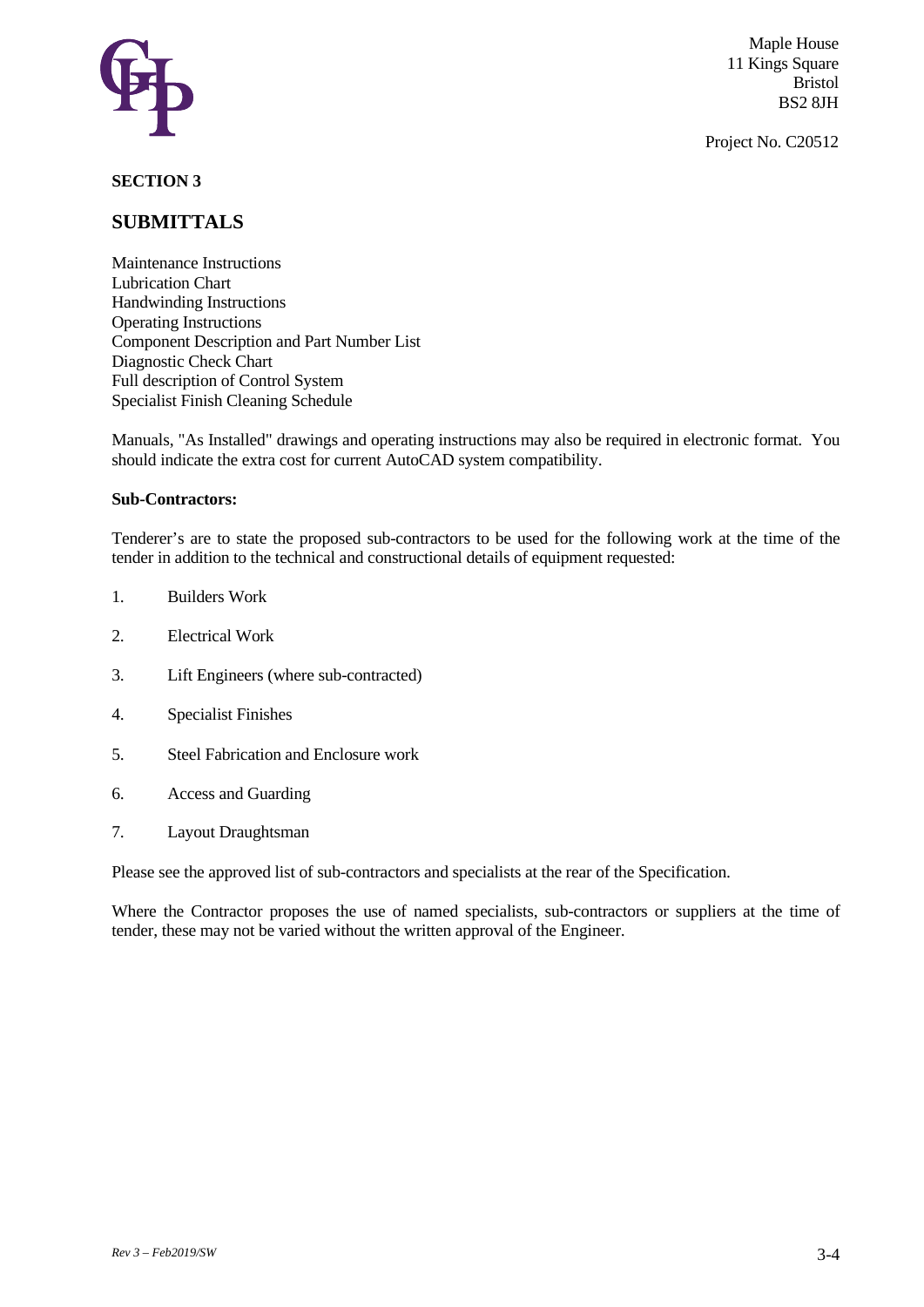Maple House
11 Kings Square
Bristol
BS2 8JH

Project No. C20512

**SECTION 3**

## SUBMITTALS

Maintenance Instructions
Lubrication Chart
Handwinding Instructions
Operating Instructions
Component Description and Part Number List
Diagnostic Check Chart
Full description of Control System
Specialist Finish Cleaning Schedule

Manuals, "As Installed" drawings and operating instructions may also be required in electronic format. You should indicate the extra cost for current AutoCAD system compatibility.

**Sub-Contractors:**

Tenderer's are to state the proposed sub-contractors to be used for the following work at the time of the tender in addition to the technical and constructional details of equipment requested:

1. Builders Work
2. Electrical Work
3. Lift Engineers (where sub-contracted)
4. Specialist Finishes
5. Steel Fabrication and Enclosure work
6. Access and Guarding
7. Layout Draughtsman

Please see the approved list of sub-contractors and specialists at the rear of the Specification.

Where the Contractor proposes the use of named specialists, sub-contractors or suppliers at the time of tender, these may not be varied without the written approval of the Engineer.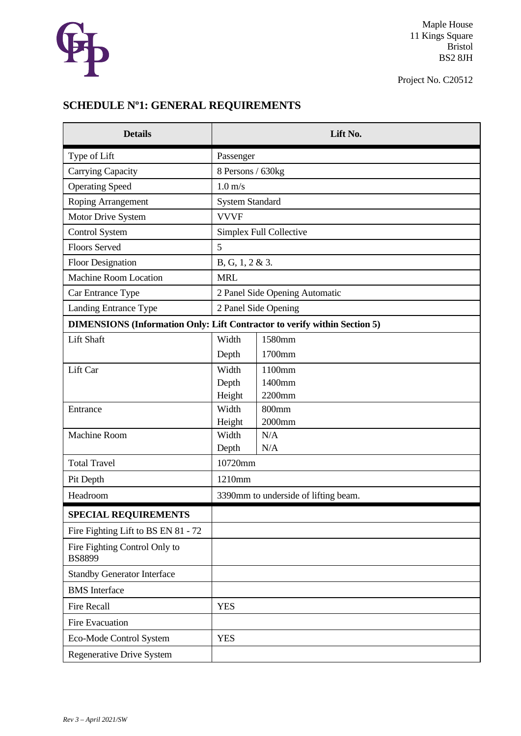Maple House
11 Kings Square
Bristol
BS2 8JH

Project No. C20512

## SCHEDULE Nº1: GENERAL REQUIREMENTS

| Details | Lift No. | |
|---|---|---|
| Type of Lift | Passenger | |
| Carrying Capacity | 8 Persons / 630kg | |
| Operating Speed | 1.0 m/s | |
| Roping Arrangement | System Standard | |
| Motor Drive System | VVVF | |
| Control System | Simplex Full Collective | |
| Floors Served | 5 | |
| Floor Designation | B, G, 1, 2 & 3. | |
| Machine Room Location | MRL | |
| Car Entrance Type | 2 Panel Side Opening Automatic | |
| Landing Entrance Type | 2 Panel Side Opening | |
| **DIMENSIONS (Information Only: Lift Contractor to verify within Section 5)** | | |
| Lift Shaft | Width | 1580mm |
| | Depth | 1700mm |
| Lift Car | Width | 1100mm |
| | Depth | 1400mm |
| | Height | 2200mm |
| Entrance | Width | 800mm |
| | Height | 2000mm |
| Machine Room | Width | N/A |
| | Depth | N/A |
| Total Travel | 10720mm | |
| Pit Depth | 1210mm | |
| Headroom | 3390mm to underside of lifting beam. | |
| **SPECIAL REQUIREMENTS** | | |
| Fire Fighting Lift to BS EN 81 - 72 | | |
| Fire Fighting Control Only to BS8899 | | |
| Standby Generator Interface | | |
| BMS Interface | | |
| Fire Recall | YES | |
| Fire Evacuation | | |
| Eco-Mode Control System | YES | |
| Regenerative Drive System | | |

*Rev 3 – April 2021/SW*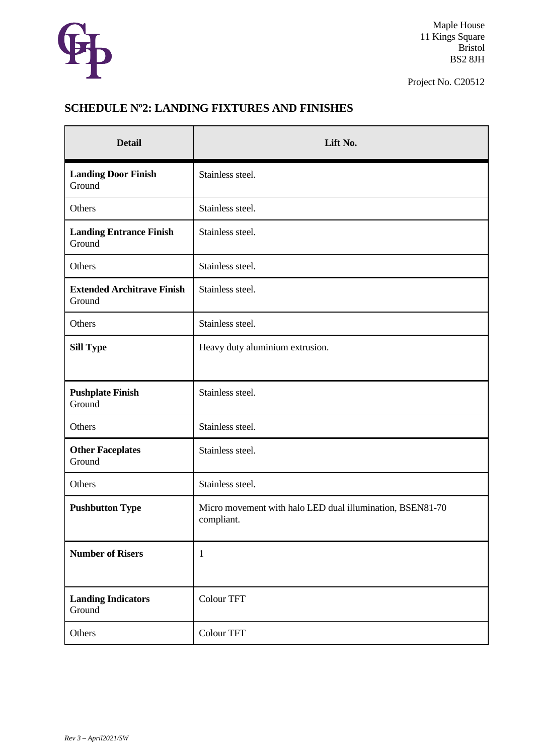Maple House
11 Kings Square
Bristol
BS2 8JH

Project No. C20512

## SCHEDULE Nº2: LANDING FIXTURES AND FINISHES

| Detail | Lift No. |
|---|---|
| **Landing Door Finish** Ground | Stainless steel. |
| Others | Stainless steel. |
| **Landing Entrance Finish** Ground | Stainless steel. |
| Others | Stainless steel. |
| **Extended Architrave Finish** Ground | Stainless steel. |
| Others | Stainless steel. |
| **Sill Type** | Heavy duty aluminium extrusion. |
| **Pushplate Finish** Ground | Stainless steel. |
| Others | Stainless steel. |
| **Other Faceplates** Ground | Stainless steel. |
| Others | Stainless steel. |
| **Pushbutton Type** | Micro movement with halo LED dual illumination, BSEN81-70 compliant. |
| **Number of Risers** | 1 |
| **Landing Indicators** Ground | Colour TFT |
| Others | Colour TFT |

*Rev 3 – April2021/SW*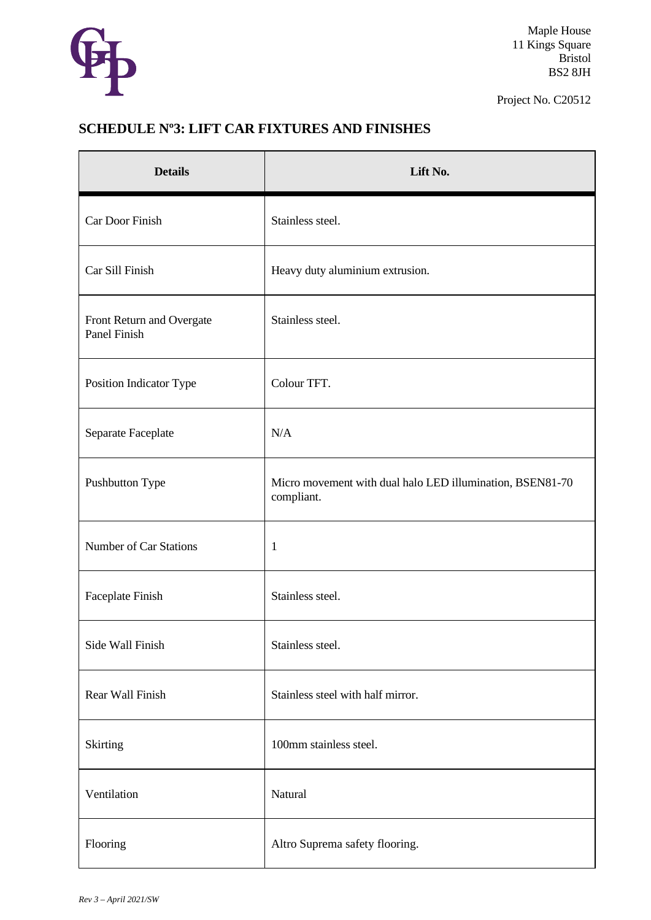Maple House
11 Kings Square
Bristol
BS2 8JH

Project No. C20512

## SCHEDULE Nº3: LIFT CAR FIXTURES AND FINISHES

| Details | Lift No. |
| --- | --- |
| Car Door Finish | Stainless steel. |
| Car Sill Finish | Heavy duty aluminium extrusion. |
| Front Return and Overgate Panel Finish | Stainless steel. |
| Position Indicator Type | Colour TFT. |
| Separate Faceplate | N/A |
| Pushbutton Type | Micro movement with dual halo LED illumination, BSEN81-70 compliant. |
| Number of Car Stations | 1 |
| Faceplate Finish | Stainless steel. |
| Side Wall Finish | Stainless steel. |
| Rear Wall Finish | Stainless steel with half mirror. |
| Skirting | 100mm stainless steel. |
| Ventilation | Natural |
| Flooring | Altro Suprema safety flooring. |

*Rev 3 – April 2021/SW*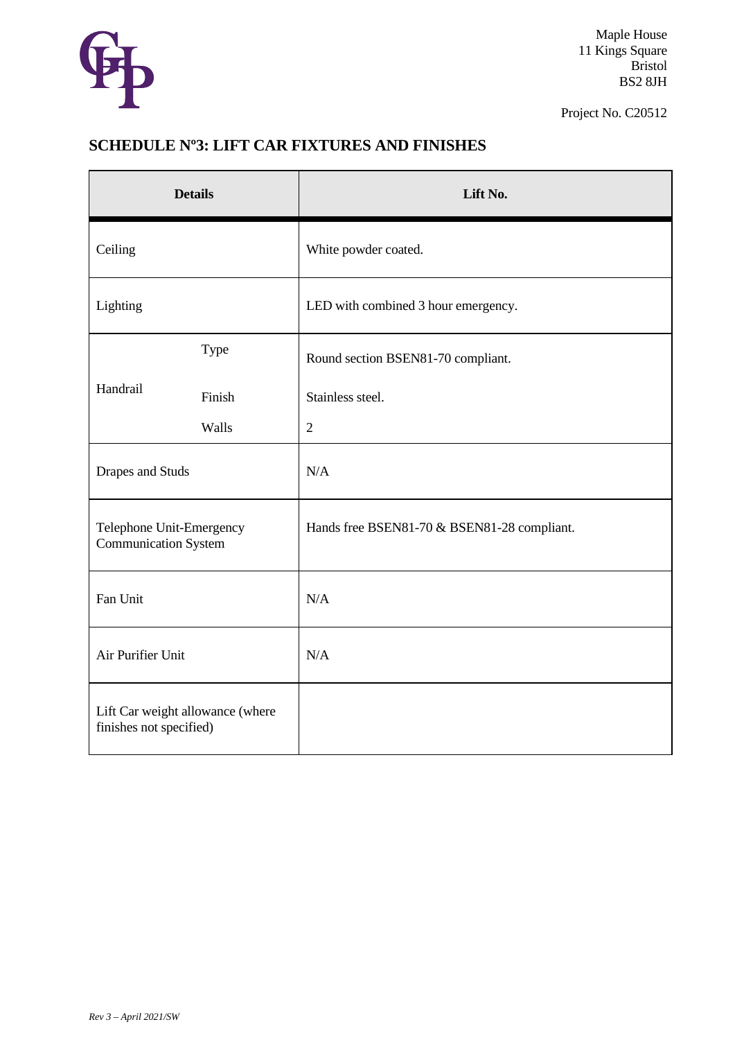Maple House
11 Kings Square
Bristol
BS2 8JH

Project No. C20512

## SCHEDULE Nº3: LIFT CAR FIXTURES AND FINISHES

| Details | | Lift No. |
|---|---|---|
| Ceiling | | White powder coated. |
| Lighting | | LED with combined 3 hour emergency. |
| Handrail | Type | Round section BSEN81-70 compliant. |
| | Finish | Stainless steel. |
| | Walls | 2 |
| Drapes and Studs | | N/A |
| Telephone Unit-Emergency Communication System | | Hands free BSEN81-70 & BSEN81-28 compliant. |
| Fan Unit | | N/A |
| Air Purifier Unit | | N/A |
| Lift Car weight allowance (where finishes not specified) | | |

*Rev 3 – April 2021/SW*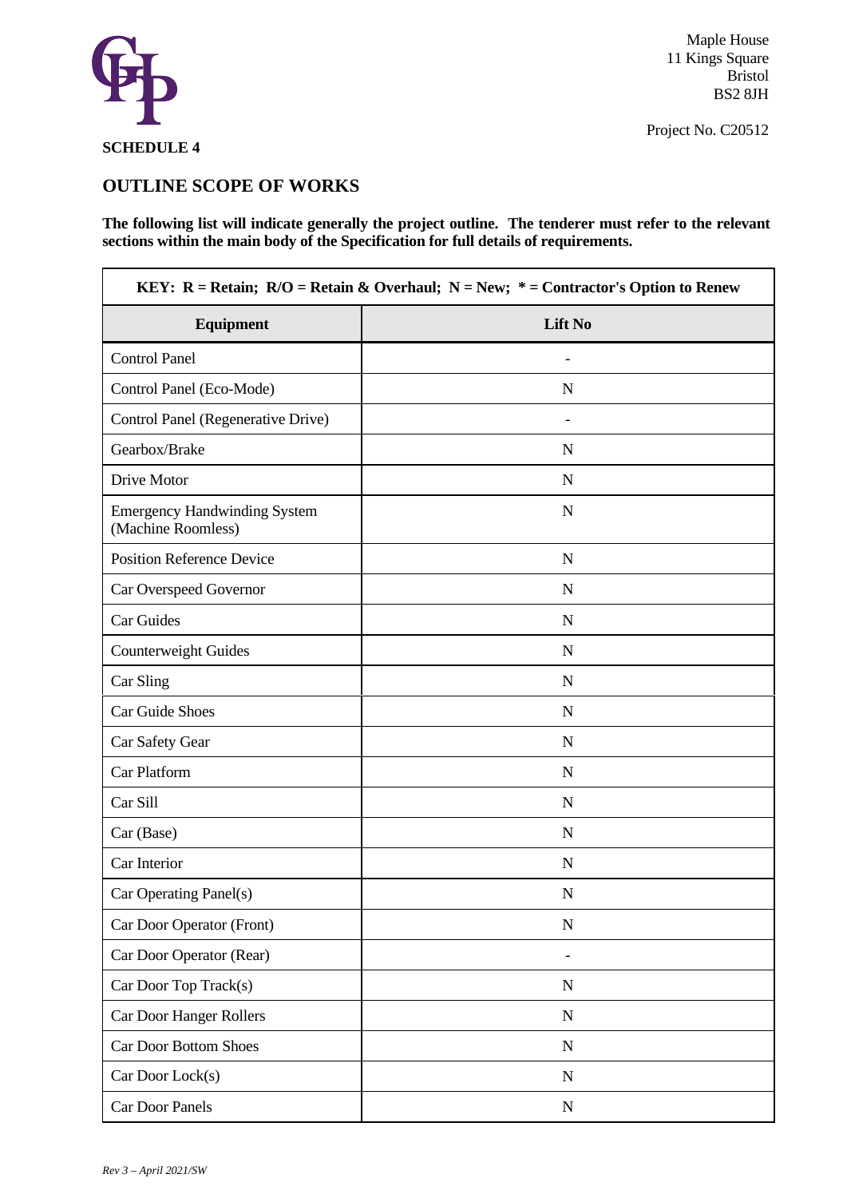Maple House
11 Kings Square
Bristol
BS2 8JH

Project No. C20512

**SCHEDULE 4**

## OUTLINE SCOPE OF WORKS

**The following list will indicate generally the project outline. The tenderer must refer to the relevant sections within the main body of the Specification for full details of requirements.**

| KEY: R = Retain; R/O = Retain & Overhaul; N = New; * = Contractor's Option to Renew | |
|---|---|
| **Equipment** | **Lift No** |
| Control Panel | - |
| Control Panel (Eco-Mode) | N |
| Control Panel (Regenerative Drive) | - |
| Gearbox/Brake | N |
| Drive Motor | N |
| Emergency Handwinding System (Machine Roomless) | N |
| Position Reference Device | N |
| Car Overspeed Governor | N |
| Car Guides | N |
| Counterweight Guides | N |
| Car Sling | N |
| Car Guide Shoes | N |
| Car Safety Gear | N |
| Car Platform | N |
| Car Sill | N |
| Car (Base) | N |
| Car Interior | N |
| Car Operating Panel(s) | N |
| Car Door Operator (Front) | N |
| Car Door Operator (Rear) | - |
| Car Door Top Track(s) | N |
| Car Door Hanger Rollers | N |
| Car Door Bottom Shoes | N |
| Car Door Lock(s) | N |
| Car Door Panels | N |

*Rev 3 – April 2021/SW*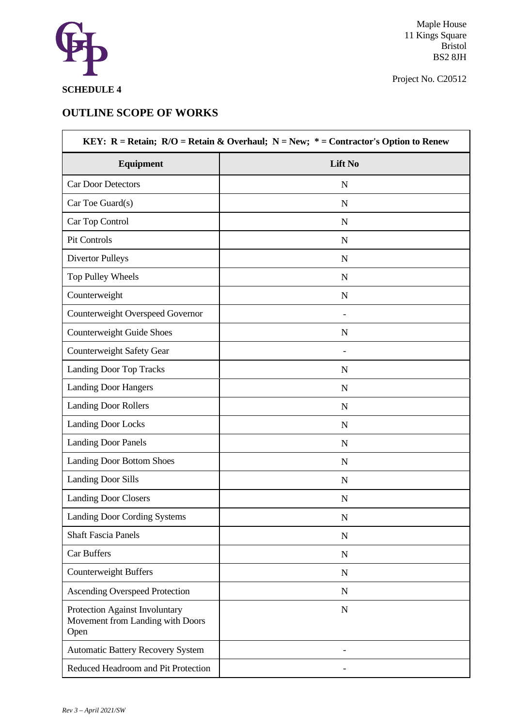Maple House
11 Kings Square
Bristol
BS2 8JH

Project No. C20512

**SCHEDULE 4**

## OUTLINE SCOPE OF WORKS

**KEY: R = Retain; R/O = Retain & Overhaul; N = New; * = Contractor's Option to Renew**

| Equipment | Lift No |
|---|---|
| Car Door Detectors | N |
| Car Toe Guard(s) | N |
| Car Top Control | N |
| Pit Controls | N |
| Divertor Pulleys | N |
| Top Pulley Wheels | N |
| Counterweight | N |
| Counterweight Overspeed Governor | - |
| Counterweight Guide Shoes | N |
| Counterweight Safety Gear | - |
| Landing Door Top Tracks | N |
| Landing Door Hangers | N |
| Landing Door Rollers | N |
| Landing Door Locks | N |
| Landing Door Panels | N |
| Landing Door Bottom Shoes | N |
| Landing Door Sills | N |
| Landing Door Closers | N |
| Landing Door Cording Systems | N |
| Shaft Fascia Panels | N |
| Car Buffers | N |
| Counterweight Buffers | N |
| Ascending Overspeed Protection | N |
| Protection Against Involuntary Movement from Landing with Doors Open | N |
| Automatic Battery Recovery System | - |
| Reduced Headroom and Pit Protection | - |

*Rev 3 – April 2021/SW*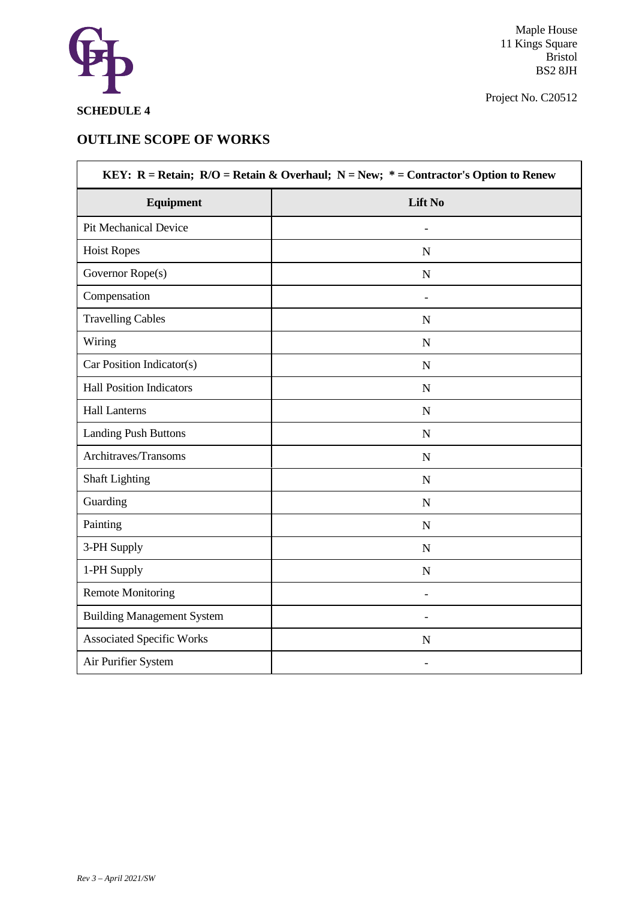Maple House
11 Kings Square
Bristol
BS2 8JH

Project No. C20512

**SCHEDULE 4**

## OUTLINE SCOPE OF WORKS

**KEY: R = Retain; R/O = Retain & Overhaul; N = New; * = Contractor's Option to Renew**

| Equipment | Lift No |
|---|---|
| Pit Mechanical Device | - |
| Hoist Ropes | N |
| Governor Rope(s) | N |
| Compensation | - |
| Travelling Cables | N |
| Wiring | N |
| Car Position Indicator(s) | N |
| Hall Position Indicators | N |
| Hall Lanterns | N |
| Landing Push Buttons | N |
| Architraves/Transoms | N |
| Shaft Lighting | N |
| Guarding | N |
| Painting | N |
| 3-PH Supply | N |
| 1-PH Supply | N |
| Remote Monitoring | - |
| Building Management System | - |
| Associated Specific Works | N |
| Air Purifier System | - |

*Rev 3 – April 2021/SW*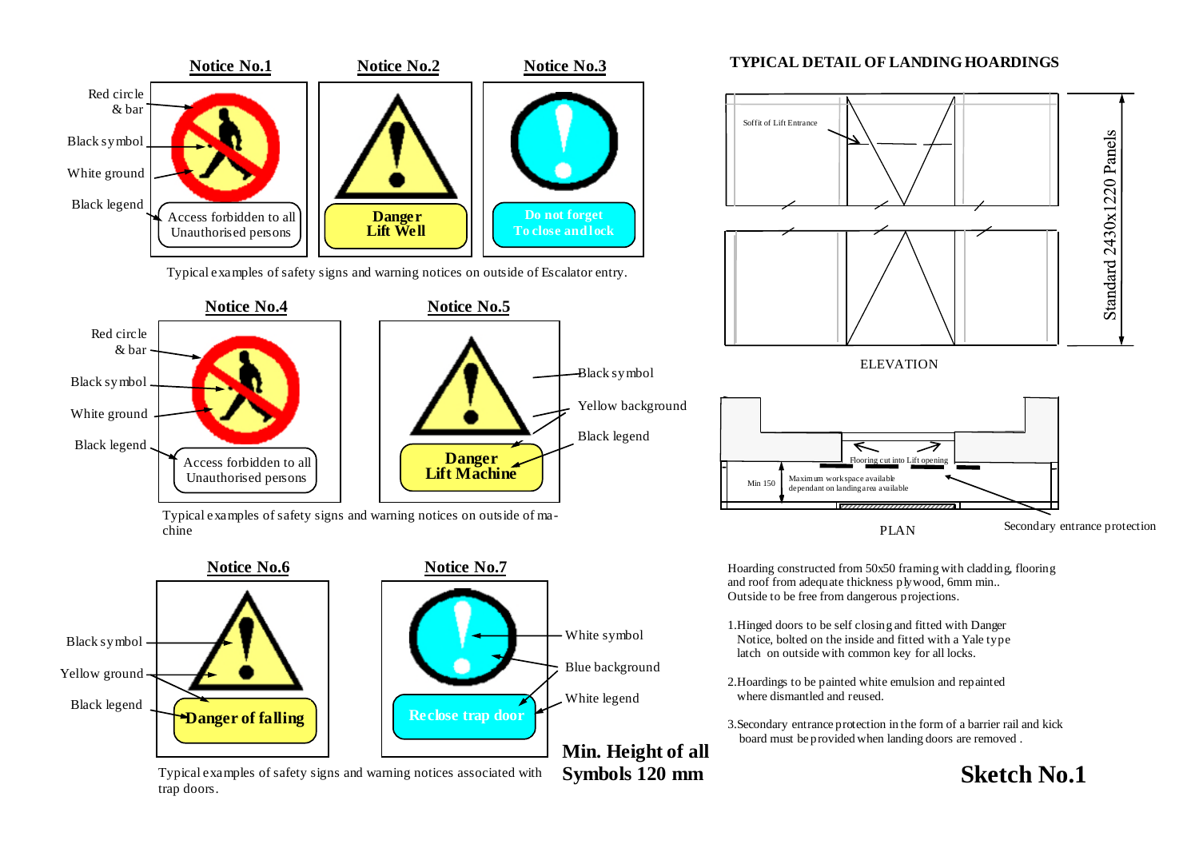## Notice No.1

Red circle & bar

Black symbol

White ground

Black legend

Access forbidden to all Unauthorised persons

## Notice No.2

Danger Lift Well

## Notice No.3

Do not forget To close and lock

Typical examples of safety signs and warning notices on outside of Escalator entry.

## Notice No.4

Red circle & bar

Black symbol

White ground

Black legend

Access forbidden to all Unauthorised persons

## Notice No.5

Black symbol

Yellow background

Black legend

Danger Lift Machine

Typical examples of safety signs and warning notices on outside of machine

## Notice No.6

Black symbol

Yellow ground

Black legend

Danger of falling

## Notice No.7

White symbol

Blue background

White legend

Reclose trap door

Typical examples of safety signs and warning notices associated with trap doors.

**Min. Height of all Symbols 120 mm**

## TYPICAL DETAIL OF LANDING HOARDINGS

Soffit of Lift Entrance

Standard 2430x1220 Panels

ELEVATION

Flooring cut into Lift opening

Min 150

Maximum workspace available dependant on landing area available

PLAN

Secondary entrance protection

Hoarding constructed from 50x50 framing with cladding, flooring and roof from adequate thickness plywood, 6mm min.. Outside to be free from dangerous projections.

1. Hinged doors to be self closing and fitted with Danger Notice, bolted on the inside and fitted with a Yale type latch on outside with common key for all locks.

2. Hoardings to be painted white emulsion and repainted where dismantled and reused.

3. Secondary entrance protection in the form of a barrier rail and kick board must be provided when landing doors are removed .

**Sketch No.1**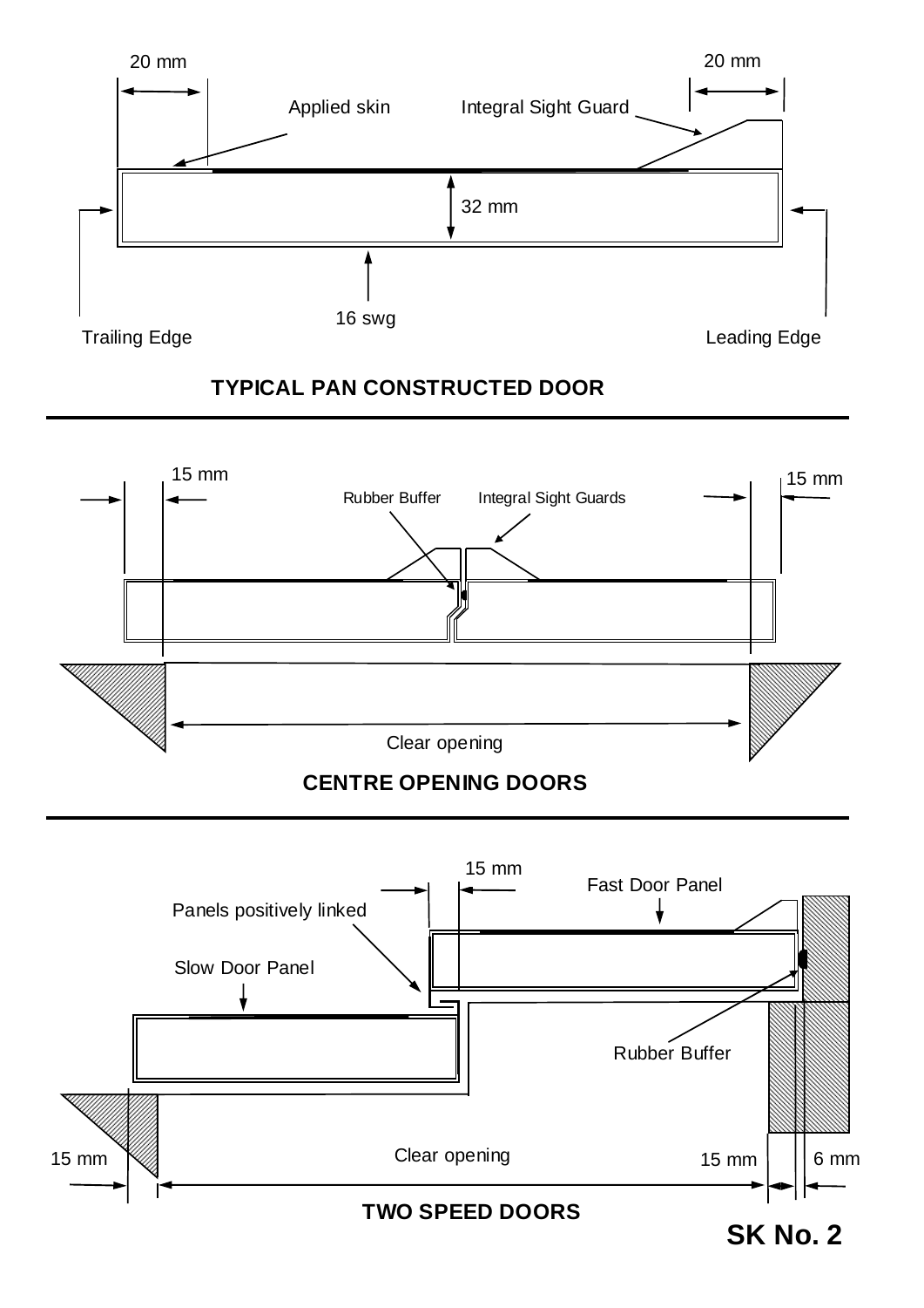20 mm

Applied skin

Integral Sight Guard

20 mm

32 mm

16 swg

Trailing Edge

Leading Edge

**TYPICAL PAN CONSTRUCTED DOOR**

---

15 mm

Rubber Buffer

Integral Sight Guards

15 mm

Clear opening

**CENTRE OPENING DOORS**

---

15 mm

Fast Door Panel

Panels positively linked

Slow Door Panel

Rubber Buffer

15 mm

Clear opening

15 mm

6 mm

**TWO SPEED DOORS**

**SK No. 2**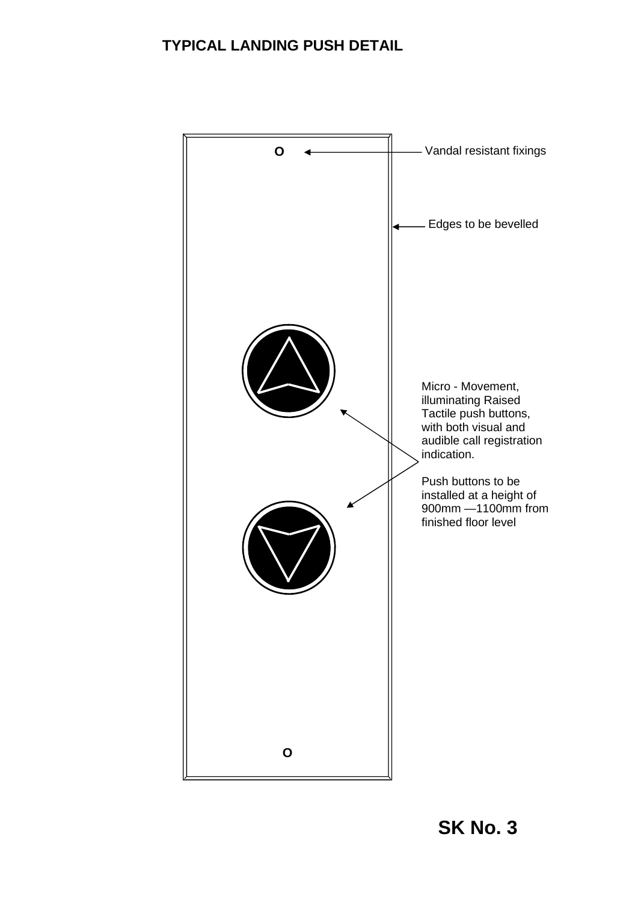## TYPICAL LANDING PUSH DETAIL

Vandal resistant fixings

Edges to be bevelled

Micro - Movement, illuminating Raised Tactile push buttons, with both visual and audible call registration indication.

Push buttons to be installed at a height of 900mm —1100mm from finished floor level

**SK No. 3**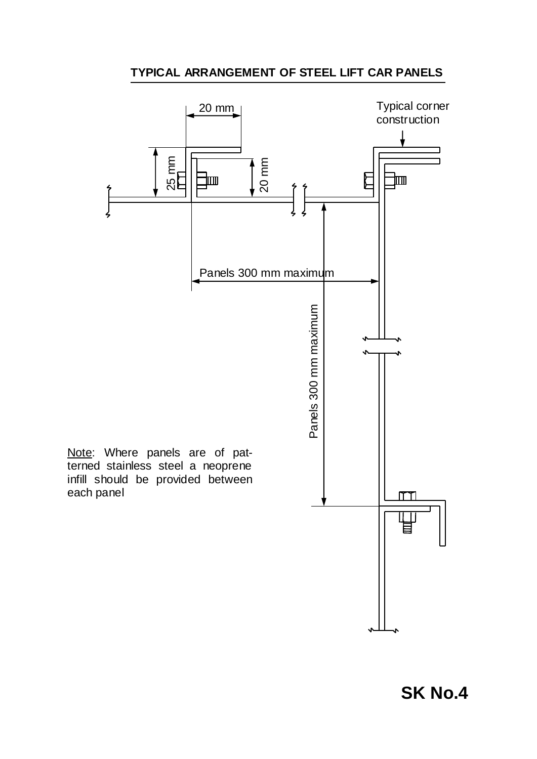## TYPICAL ARRANGEMENT OF STEEL LIFT CAR PANELS

20 mm

Typical corner construction

25 mm

20 mm

Panels 300 mm maximum

Panels 300 mm maximum

Note: Where panels are of patterned stainless steel a neoprene infill should be provided between each panel

**SK No.4**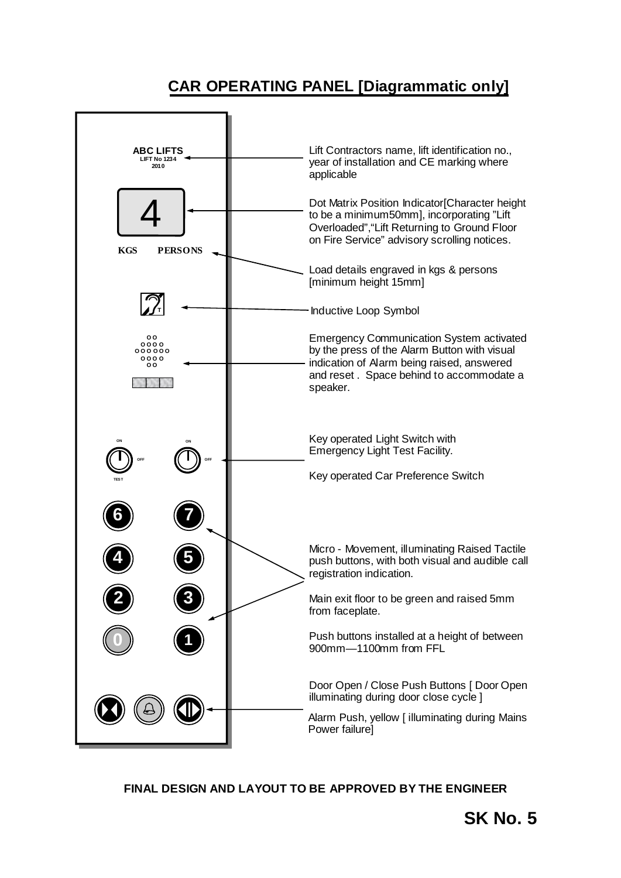# CAR OPERATING PANEL [Diagrammatic only]

ABC LIFTS
LIFT No 1234
2010

4

KGS PERSONS

ON ON
OFF OFF
TEST

6 7
4 5
2 3
0 1

Lift Contractors name, lift identification no., year of installation and CE marking where applicable

Dot Matrix Position Indicator[Character height to be a minimum50mm], incorporating "Lift Overloaded","Lift Returning to Ground Floor on Fire Service" advisory scrolling notices.

Load details engraved in kgs & persons [minimum height 15mm]

Inductive Loop Symbol

Emergency Communication System activated by the press of the Alarm Button with visual indication of Alarm being raised, answered and reset . Space behind to accommodate a speaker.

Key operated Light Switch with Emergency Light Test Facility.

Key operated Car Preference Switch

Micro - Movement, illuminating Raised Tactile push buttons, with both visual and audible call registration indication.

Main exit floor to be green and raised 5mm from faceplate.

Push buttons installed at a height of between 900mm—1100mm from FFL

Door Open / Close Push Buttons [ Door Open illuminating during door close cycle ]

Alarm Push, yellow [ illuminating during Mains Power failure]

**FINAL DESIGN AND LAYOUT TO BE APPROVED BY THE ENGINEER**

**SK No. 5**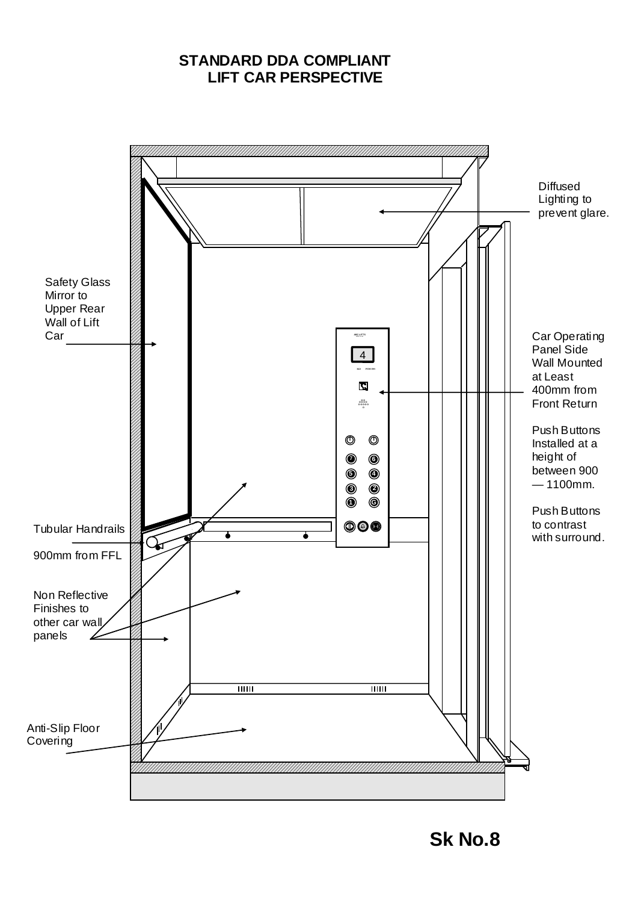# STANDARD DDA COMPLIANT LIFT CAR PERSPECTIVE

Diffused Lighting to prevent glare.

Safety Glass Mirror to Upper Rear Wall of Lift Car

Car Operating Panel Side Wall Mounted at Least 400mm from Front Return

Push Buttons Installed at a height of between 900 — 1100mm.

Push Buttons to contrast with surround.

Tubular Handrails

900mm from FFL

Non Reflective Finishes to other car wall panels

Anti-Slip Floor Covering

**Sk No.8**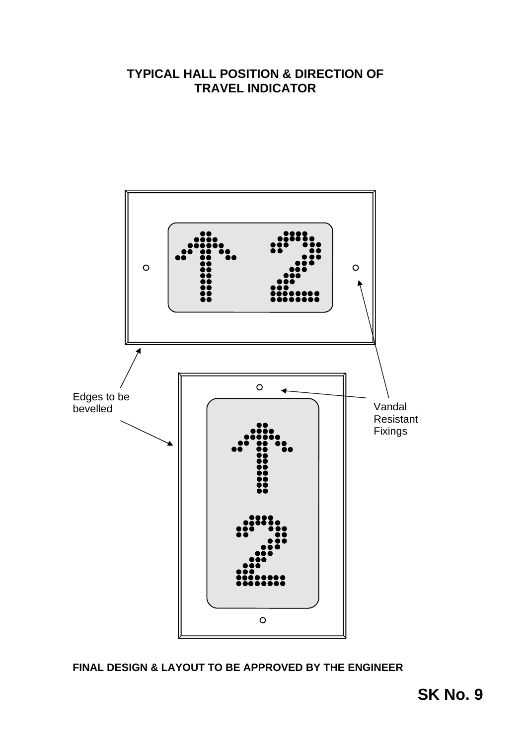## TYPICAL HALL POSITION & DIRECTION OF TRAVEL INDICATOR

Edges to be bevelled

Vandal Resistant Fixings

**FINAL DESIGN & LAYOUT TO BE APPROVED BY THE ENGINEER**

**SK No. 9**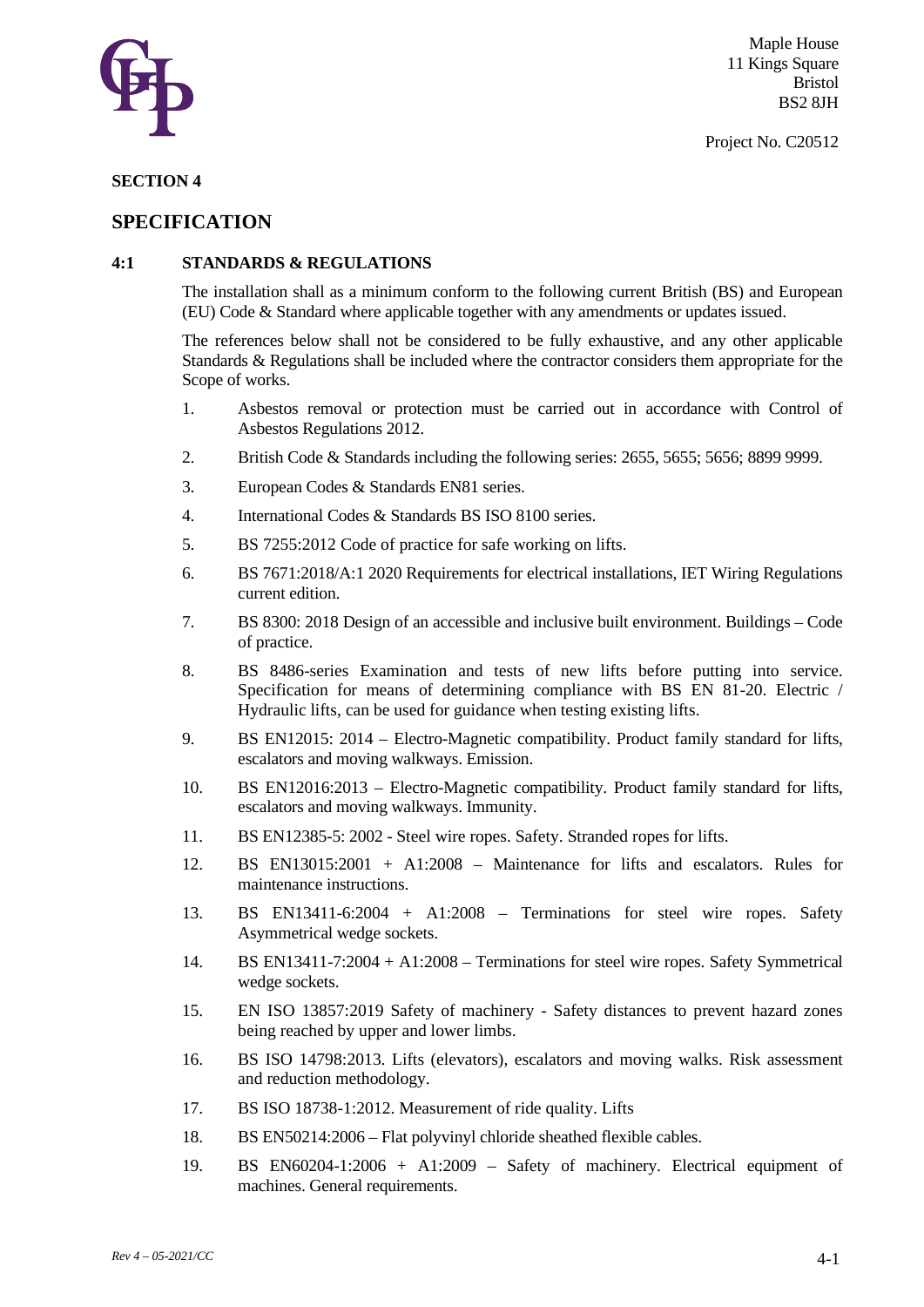Maple House
11 Kings Square
Bristol
BS2 8JH

Project No. C20512

**SECTION 4**

## SPECIFICATION

### 4:1 STANDARDS & REGULATIONS

The installation shall as a minimum conform to the following current British (BS) and European (EU) Code & Standard where applicable together with any amendments or updates issued.

The references below shall not be considered to be fully exhaustive, and any other applicable Standards & Regulations shall be included where the contractor considers them appropriate for the Scope of works.

1. Asbestos removal or protection must be carried out in accordance with Control of Asbestos Regulations 2012.
2. British Code & Standards including the following series: 2655, 5655; 5656; 8899 9999.
3. European Codes & Standards EN81 series.
4. International Codes & Standards BS ISO 8100 series.
5. BS 7255:2012 Code of practice for safe working on lifts.
6. BS 7671:2018/A:1 2020 Requirements for electrical installations, IET Wiring Regulations current edition.
7. BS 8300: 2018 Design of an accessible and inclusive built environment. Buildings – Code of practice.
8. BS 8486-series Examination and tests of new lifts before putting into service. Specification for means of determining compliance with BS EN 81-20. Electric / Hydraulic lifts, can be used for guidance when testing existing lifts.
9. BS EN12015: 2014 – Electro-Magnetic compatibility. Product family standard for lifts, escalators and moving walkways. Emission.
10. BS EN12016:2013 – Electro-Magnetic compatibility. Product family standard for lifts, escalators and moving walkways. Immunity.
11. BS EN12385-5: 2002 - Steel wire ropes. Safety. Stranded ropes for lifts.
12. BS EN13015:2001 + A1:2008 – Maintenance for lifts and escalators. Rules for maintenance instructions.
13. BS EN13411-6:2004 + A1:2008 – Terminations for steel wire ropes. Safety Asymmetrical wedge sockets.
14. BS EN13411-7:2004 + A1:2008 – Terminations for steel wire ropes. Safety Symmetrical wedge sockets.
15. EN ISO 13857:2019 Safety of machinery - Safety distances to prevent hazard zones being reached by upper and lower limbs.
16. BS ISO 14798:2013. Lifts (elevators), escalators and moving walks. Risk assessment and reduction methodology.
17. BS ISO 18738-1:2012. Measurement of ride quality. Lifts
18. BS EN50214:2006 – Flat polyvinyl chloride sheathed flexible cables.
19. BS EN60204-1:2006 + A1:2009 – Safety of machinery. Electrical equipment of machines. General requirements.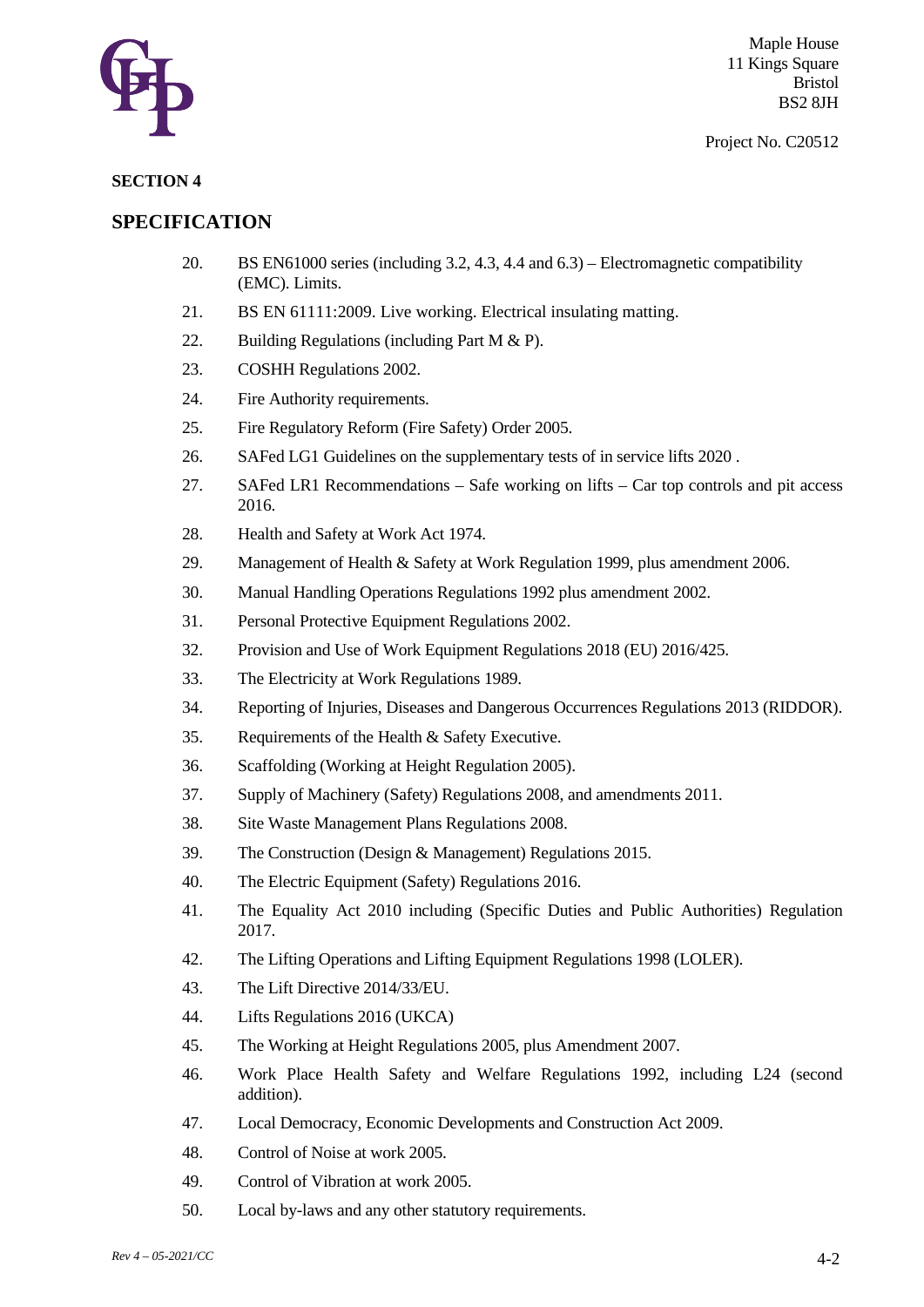**SECTION 4**

## SPECIFICATION

20. BS EN61000 series (including 3.2, 4.3, 4.4 and 6.3) – Electromagnetic compatibility (EMC). Limits.
21. BS EN 61111:2009. Live working. Electrical insulating matting.
22. Building Regulations (including Part M & P).
23. COSHH Regulations 2002.
24. Fire Authority requirements.
25. Fire Regulatory Reform (Fire Safety) Order 2005.
26. SAFed LG1 Guidelines on the supplementary tests of in service lifts 2020 .
27. SAFed LR1 Recommendations – Safe working on lifts – Car top controls and pit access 2016.
28. Health and Safety at Work Act 1974.
29. Management of Health & Safety at Work Regulation 1999, plus amendment 2006.
30. Manual Handling Operations Regulations 1992 plus amendment 2002.
31. Personal Protective Equipment Regulations 2002.
32. Provision and Use of Work Equipment Regulations 2018 (EU) 2016/425.
33. The Electricity at Work Regulations 1989.
34. Reporting of Injuries, Diseases and Dangerous Occurrences Regulations 2013 (RIDDOR).
35. Requirements of the Health & Safety Executive.
36. Scaffolding (Working at Height Regulation 2005).
37. Supply of Machinery (Safety) Regulations 2008, and amendments 2011.
38. Site Waste Management Plans Regulations 2008.
39. The Construction (Design & Management) Regulations 2015.
40. The Electric Equipment (Safety) Regulations 2016.
41. The Equality Act 2010 including (Specific Duties and Public Authorities) Regulation 2017.
42. The Lifting Operations and Lifting Equipment Regulations 1998 (LOLER).
43. The Lift Directive 2014/33/EU.
44. Lifts Regulations 2016 (UKCA)
45. The Working at Height Regulations 2005, plus Amendment 2007.
46. Work Place Health Safety and Welfare Regulations 1992, including L24 (second addition).
47. Local Democracy, Economic Developments and Construction Act 2009.
48. Control of Noise at work 2005.
49. Control of Vibration at work 2005.
50. Local by-laws and any other statutory requirements.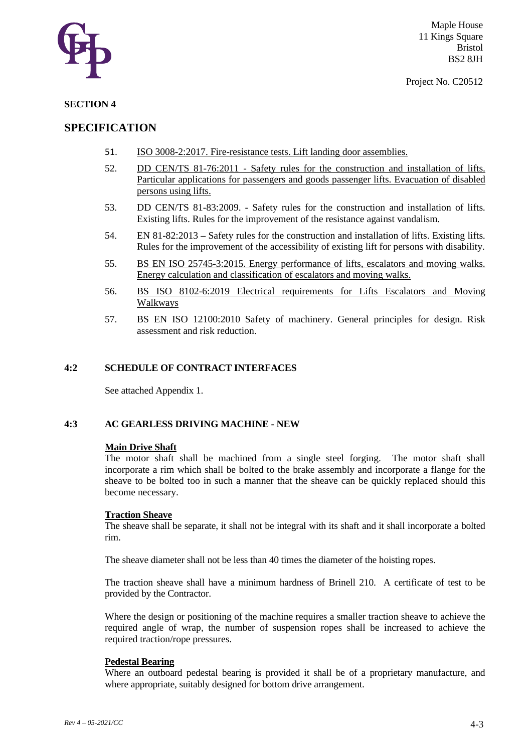**SECTION 4**

## SPECIFICATION

51. ISO 3008-2:2017. Fire-resistance tests. Lift landing door assemblies.
52. DD CEN/TS 81-76:2011 - Safety rules for the construction and installation of lifts. Particular applications for passengers and goods passenger lifts. Evacuation of disabled persons using lifts.
53. DD CEN/TS 81-83:2009. - Safety rules for the construction and installation of lifts. Existing lifts. Rules for the improvement of the resistance against vandalism.
54. EN 81-82:2013 – Safety rules for the construction and installation of lifts. Existing lifts. Rules for the improvement of the accessibility of existing lift for persons with disability.
55. BS EN ISO 25745-3:2015. Energy performance of lifts, escalators and moving walks. Energy calculation and classification of escalators and moving walks.
56. BS ISO 8102-6:2019 Electrical requirements for Lifts Escalators and Moving Walkways
57. BS EN ISO 12100:2010 Safety of machinery. General principles for design. Risk assessment and risk reduction.

### 4:2 SCHEDULE OF CONTRACT INTERFACES

See attached Appendix 1.

### 4:3 AC GEARLESS DRIVING MACHINE - NEW

**Main Drive Shaft**

The motor shaft shall be machined from a single steel forging. The motor shaft shall incorporate a rim which shall be bolted to the brake assembly and incorporate a flange for the sheave to be bolted too in such a manner that the sheave can be quickly replaced should this become necessary.

**Traction Sheave**

The sheave shall be separate, it shall not be integral with its shaft and it shall incorporate a bolted rim.

The sheave diameter shall not be less than 40 times the diameter of the hoisting ropes.

The traction sheave shall have a minimum hardness of Brinell 210. A certificate of test to be provided by the Contractor.

Where the design or positioning of the machine requires a smaller traction sheave to achieve the required angle of wrap, the number of suspension ropes shall be increased to achieve the required traction/rope pressures.

**Pedestal Bearing**

Where an outboard pedestal bearing is provided it shall be of a proprietary manufacture, and where appropriate, suitably designed for bottom drive arrangement.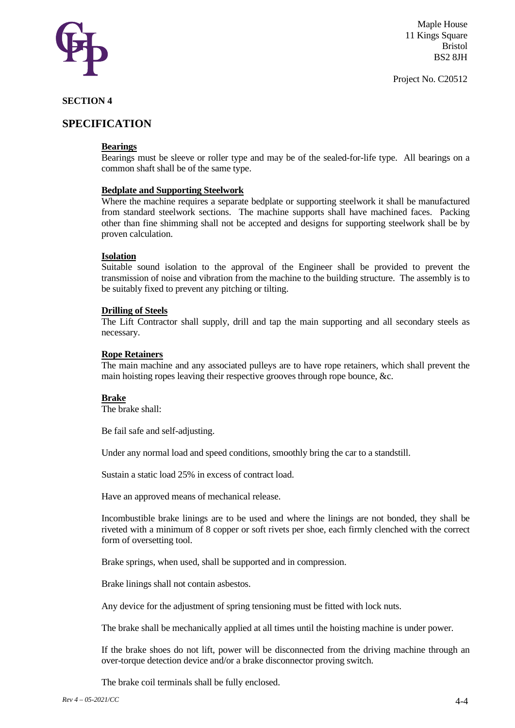## SECTION 4

## SPECIFICATION

**Bearings**

Bearings must be sleeve or roller type and may be of the sealed-for-life type. All bearings on a common shaft shall be of the same type.

**Bedplate and Supporting Steelwork**

Where the machine requires a separate bedplate or supporting steelwork it shall be manufactured from standard steelwork sections. The machine supports shall have machined faces. Packing other than fine shimming shall not be accepted and designs for supporting steelwork shall be by proven calculation.

**Isolation**

Suitable sound isolation to the approval of the Engineer shall be provided to prevent the transmission of noise and vibration from the machine to the building structure. The assembly is to be suitably fixed to prevent any pitching or tilting.

**Drilling of Steels**

The Lift Contractor shall supply, drill and tap the main supporting and all secondary steels as necessary.

**Rope Retainers**

The main machine and any associated pulleys are to have rope retainers, which shall prevent the main hoisting ropes leaving their respective grooves through rope bounce, &c.

**Brake**

The brake shall:

Be fail safe and self-adjusting.

Under any normal load and speed conditions, smoothly bring the car to a standstill.

Sustain a static load 25% in excess of contract load.

Have an approved means of mechanical release.

Incombustible brake linings are to be used and where the linings are not bonded, they shall be riveted with a minimum of 8 copper or soft rivets per shoe, each firmly clenched with the correct form of oversetting tool.

Brake springs, when used, shall be supported and in compression.

Brake linings shall not contain asbestos.

Any device for the adjustment of spring tensioning must be fitted with lock nuts.

The brake shall be mechanically applied at all times until the hoisting machine is under power.

If the brake shoes do not lift, power will be disconnected from the driving machine through an over-torque detection device and/or a brake disconnector proving switch.

The brake coil terminals shall be fully enclosed.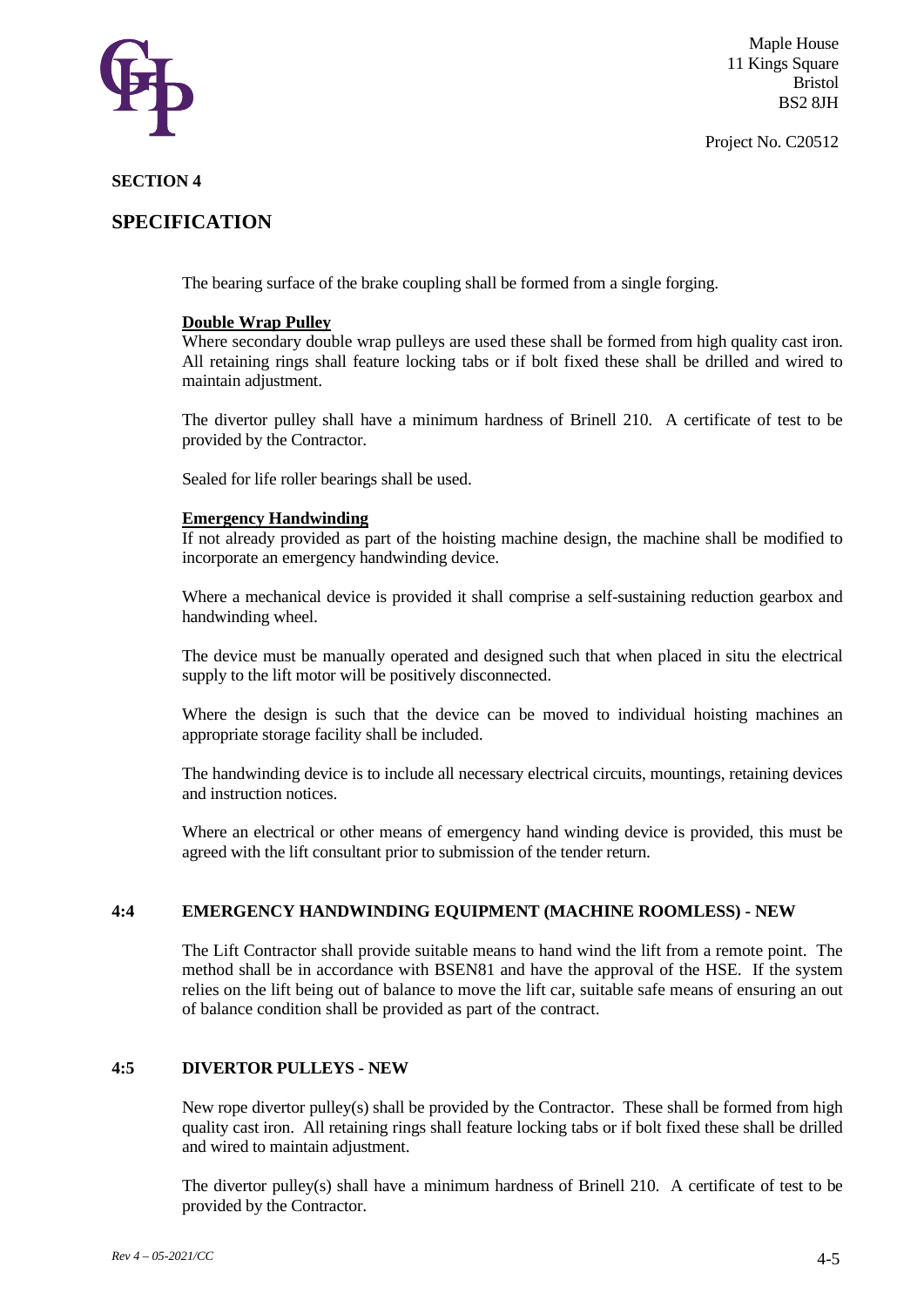**SECTION 4**

## SPECIFICATION

The bearing surface of the brake coupling shall be formed from a single forging.

**Double Wrap Pulley**
Where secondary double wrap pulleys are used these shall be formed from high quality cast iron. All retaining rings shall feature locking tabs or if bolt fixed these shall be drilled and wired to maintain adjustment.

The divertor pulley shall have a minimum hardness of Brinell 210. A certificate of test to be provided by the Contractor.

Sealed for life roller bearings shall be used.

**Emergency Handwinding**
If not already provided as part of the hoisting machine design, the machine shall be modified to incorporate an emergency handwinding device.

Where a mechanical device is provided it shall comprise a self-sustaining reduction gearbox and handwinding wheel.

The device must be manually operated and designed such that when placed in situ the electrical supply to the lift motor will be positively disconnected.

Where the design is such that the device can be moved to individual hoisting machines an appropriate storage facility shall be included.

The handwinding device is to include all necessary electrical circuits, mountings, retaining devices and instruction notices.

Where an electrical or other means of emergency hand winding device is provided, this must be agreed with the lift consultant prior to submission of the tender return.

### 4:4 EMERGENCY HANDWINDING EQUIPMENT (MACHINE ROOMLESS) - NEW

The Lift Contractor shall provide suitable means to hand wind the lift from a remote point. The method shall be in accordance with BSEN81 and have the approval of the HSE. If the system relies on the lift being out of balance to move the lift car, suitable safe means of ensuring an out of balance condition shall be provided as part of the contract.

### 4:5 DIVERTOR PULLEYS - NEW

New rope divertor pulley(s) shall be provided by the Contractor. These shall be formed from high quality cast iron. All retaining rings shall feature locking tabs or if bolt fixed these shall be drilled and wired to maintain adjustment.

The divertor pulley(s) shall have a minimum hardness of Brinell 210. A certificate of test to be provided by the Contractor.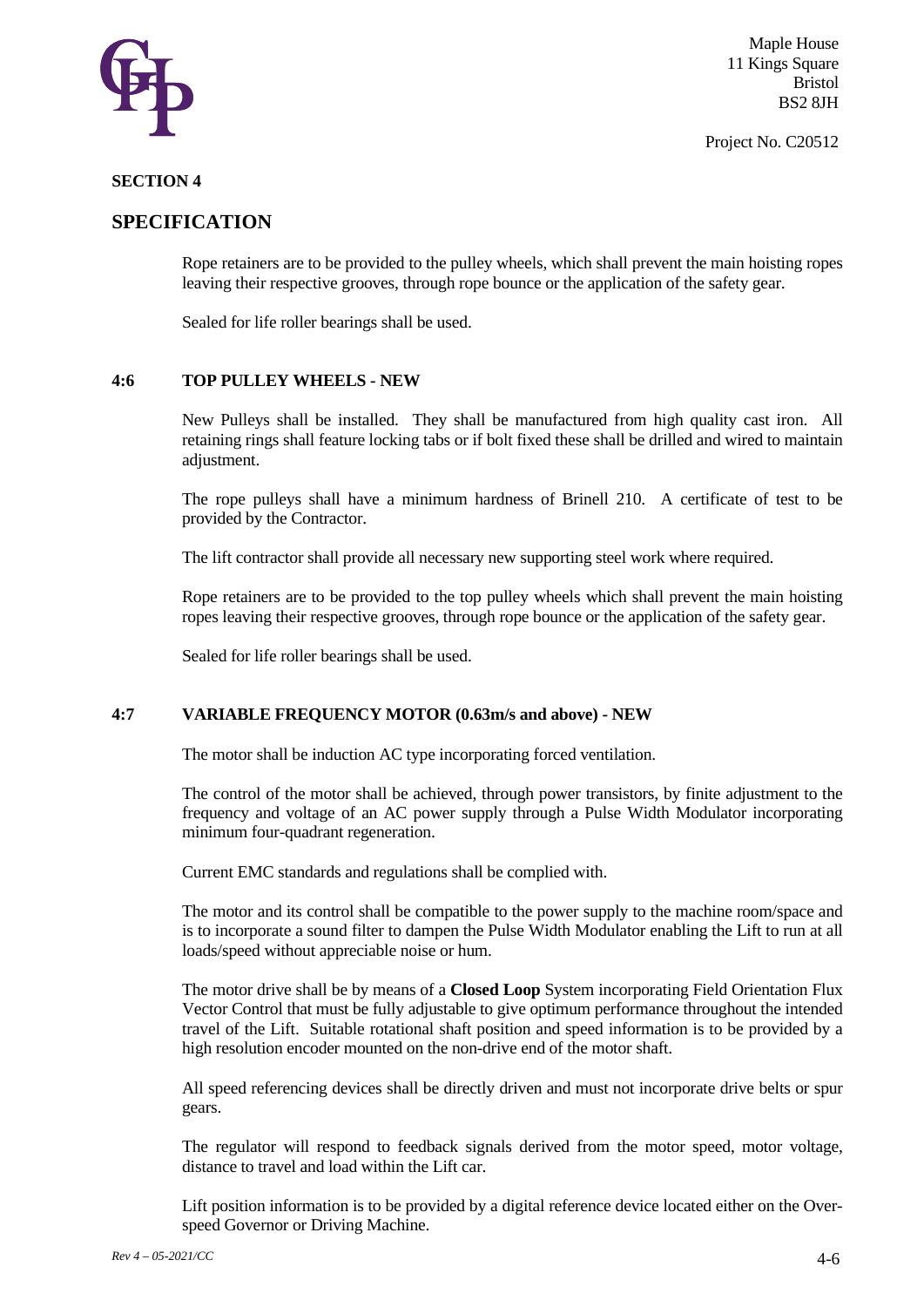**SECTION 4**

## SPECIFICATION

Rope retainers are to be provided to the pulley wheels, which shall prevent the main hoisting ropes leaving their respective grooves, through rope bounce or the application of the safety gear.

Sealed for life roller bearings shall be used.

### 4:6 TOP PULLEY WHEELS - NEW

New Pulleys shall be installed. They shall be manufactured from high quality cast iron. All retaining rings shall feature locking tabs or if bolt fixed these shall be drilled and wired to maintain adjustment.

The rope pulleys shall have a minimum hardness of Brinell 210. A certificate of test to be provided by the Contractor.

The lift contractor shall provide all necessary new supporting steel work where required.

Rope retainers are to be provided to the top pulley wheels which shall prevent the main hoisting ropes leaving their respective grooves, through rope bounce or the application of the safety gear.

Sealed for life roller bearings shall be used.

### 4:7 VARIABLE FREQUENCY MOTOR (0.63m/s and above) - NEW

The motor shall be induction AC type incorporating forced ventilation.

The control of the motor shall be achieved, through power transistors, by finite adjustment to the frequency and voltage of an AC power supply through a Pulse Width Modulator incorporating minimum four-quadrant regeneration.

Current EMC standards and regulations shall be complied with.

The motor and its control shall be compatible to the power supply to the machine room/space and is to incorporate a sound filter to dampen the Pulse Width Modulator enabling the Lift to run at all loads/speed without appreciable noise or hum.

The motor drive shall be by means of a **Closed Loop** System incorporating Field Orientation Flux Vector Control that must be fully adjustable to give optimum performance throughout the intended travel of the Lift. Suitable rotational shaft position and speed information is to be provided by a high resolution encoder mounted on the non-drive end of the motor shaft.

All speed referencing devices shall be directly driven and must not incorporate drive belts or spur gears.

The regulator will respond to feedback signals derived from the motor speed, motor voltage, distance to travel and load within the Lift car.

Lift position information is to be provided by a digital reference device located either on the Over-speed Governor or Driving Machine.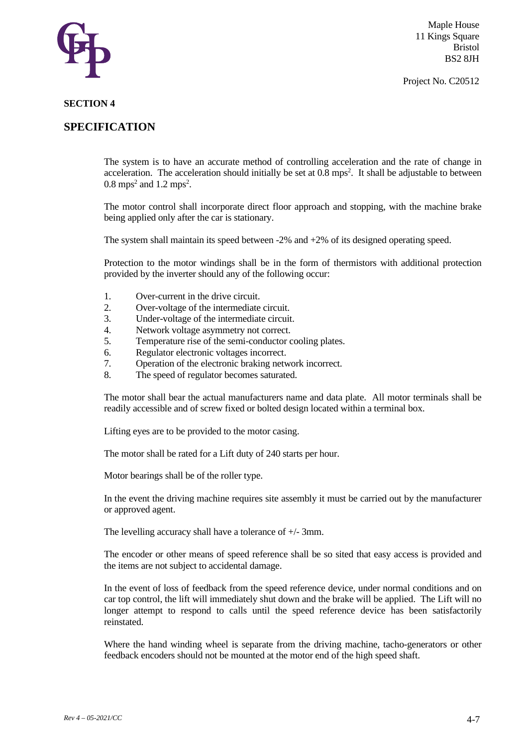Maple House
11 Kings Square
Bristol
BS2 8JH

Project No. C20512

**SECTION 4**

## SPECIFICATION

The system is to have an accurate method of controlling acceleration and the rate of change in acceleration. The acceleration should initially be set at 0.8 $mps^2$. It shall be adjustable to between 0.8 $mps^2$ and 1.2 $mps^2$.

The motor control shall incorporate direct floor approach and stopping, with the machine brake being applied only after the car is stationary.

The system shall maintain its speed between -2% and +2% of its designed operating speed.

Protection to the motor windings shall be in the form of thermistors with additional protection provided by the inverter should any of the following occur:

1. Over-current in the drive circuit.
2. Over-voltage of the intermediate circuit.
3. Under-voltage of the intermediate circuit.
4. Network voltage asymmetry not correct.
5. Temperature rise of the semi-conductor cooling plates.
6. Regulator electronic voltages incorrect.
7. Operation of the electronic braking network incorrect.
8. The speed of regulator becomes saturated.

The motor shall bear the actual manufacturers name and data plate. All motor terminals shall be readily accessible and of screw fixed or bolted design located within a terminal box.

Lifting eyes are to be provided to the motor casing.

The motor shall be rated for a Lift duty of 240 starts per hour.

Motor bearings shall be of the roller type.

In the event the driving machine requires site assembly it must be carried out by the manufacturer or approved agent.

The levelling accuracy shall have a tolerance of +/- 3mm.

The encoder or other means of speed reference shall be so sited that easy access is provided and the items are not subject to accidental damage.

In the event of loss of feedback from the speed reference device, under normal conditions and on car top control, the lift will immediately shut down and the brake will be applied. The Lift will no longer attempt to respond to calls until the speed reference device has been satisfactorily reinstated.

Where the hand winding wheel is separate from the driving machine, tacho-generators or other feedback encoders should not be mounted at the motor end of the high speed shaft.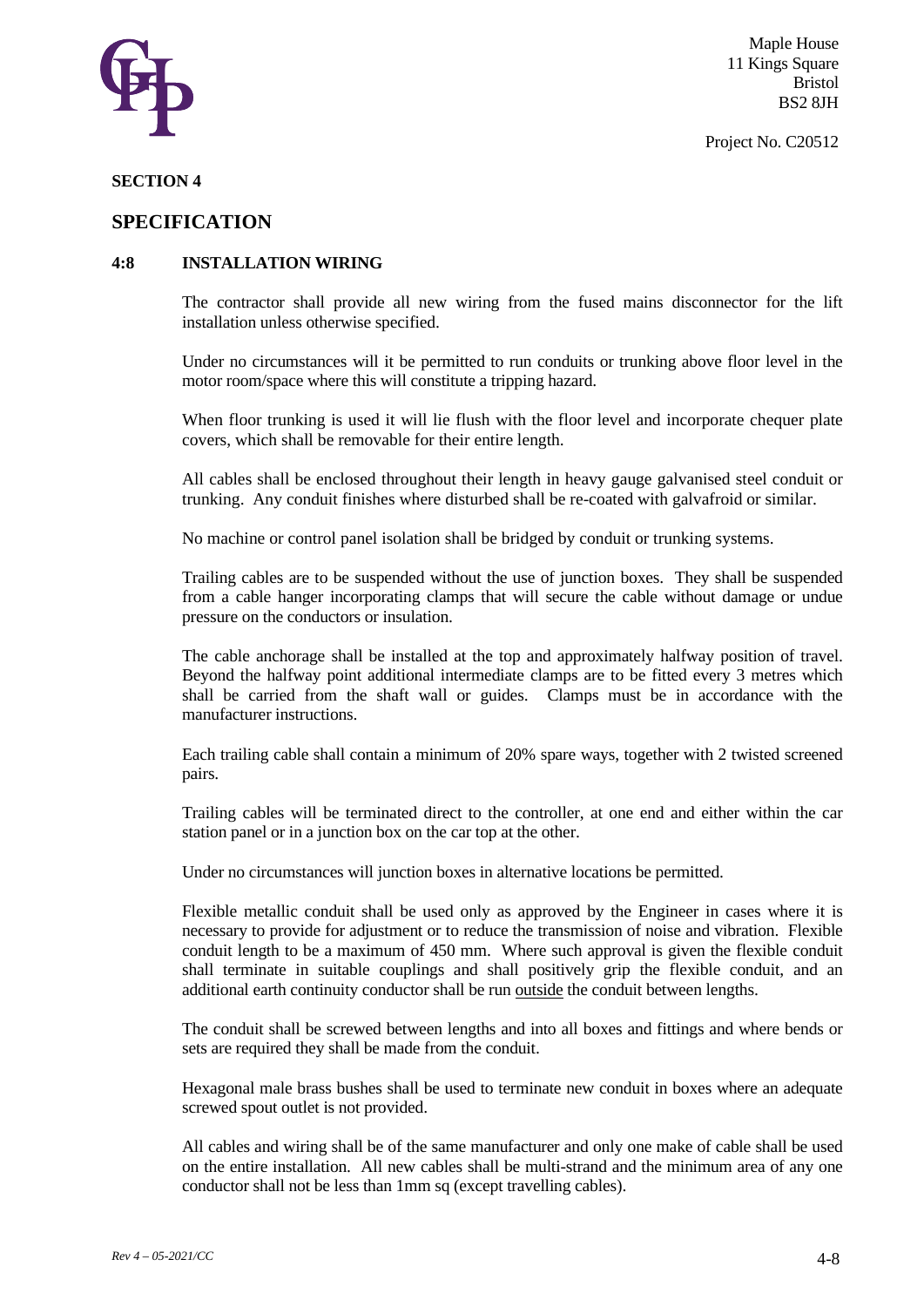Maple House
11 Kings Square
Bristol
BS2 8JH

Project No. C20512

**SECTION 4**

## SPECIFICATION

### 4:8 INSTALLATION WIRING

The contractor shall provide all new wiring from the fused mains disconnector for the lift installation unless otherwise specified.

Under no circumstances will it be permitted to run conduits or trunking above floor level in the motor room/space where this will constitute a tripping hazard.

When floor trunking is used it will lie flush with the floor level and incorporate chequer plate covers, which shall be removable for their entire length.

All cables shall be enclosed throughout their length in heavy gauge galvanised steel conduit or trunking. Any conduit finishes where disturbed shall be re-coated with galvafroid or similar.

No machine or control panel isolation shall be bridged by conduit or trunking systems.

Trailing cables are to be suspended without the use of junction boxes. They shall be suspended from a cable hanger incorporating clamps that will secure the cable without damage or undue pressure on the conductors or insulation.

The cable anchorage shall be installed at the top and approximately halfway position of travel. Beyond the halfway point additional intermediate clamps are to be fitted every 3 metres which shall be carried from the shaft wall or guides. Clamps must be in accordance with the manufacturer instructions.

Each trailing cable shall contain a minimum of 20% spare ways, together with 2 twisted screened pairs.

Trailing cables will be terminated direct to the controller, at one end and either within the car station panel or in a junction box on the car top at the other.

Under no circumstances will junction boxes in alternative locations be permitted.

Flexible metallic conduit shall be used only as approved by the Engineer in cases where it is necessary to provide for adjustment or to reduce the transmission of noise and vibration. Flexible conduit length to be a maximum of 450 mm. Where such approval is given the flexible conduit shall terminate in suitable couplings and shall positively grip the flexible conduit, and an additional earth continuity conductor shall be run outside the conduit between lengths.

The conduit shall be screwed between lengths and into all boxes and fittings and where bends or sets are required they shall be made from the conduit.

Hexagonal male brass bushes shall be used to terminate new conduit in boxes where an adequate screwed spout outlet is not provided.

All cables and wiring shall be of the same manufacturer and only one make of cable shall be used on the entire installation. All new cables shall be multi-strand and the minimum area of any one conductor shall not be less than 1mm sq (except travelling cables).

*Rev 4 – 05-2021/CC*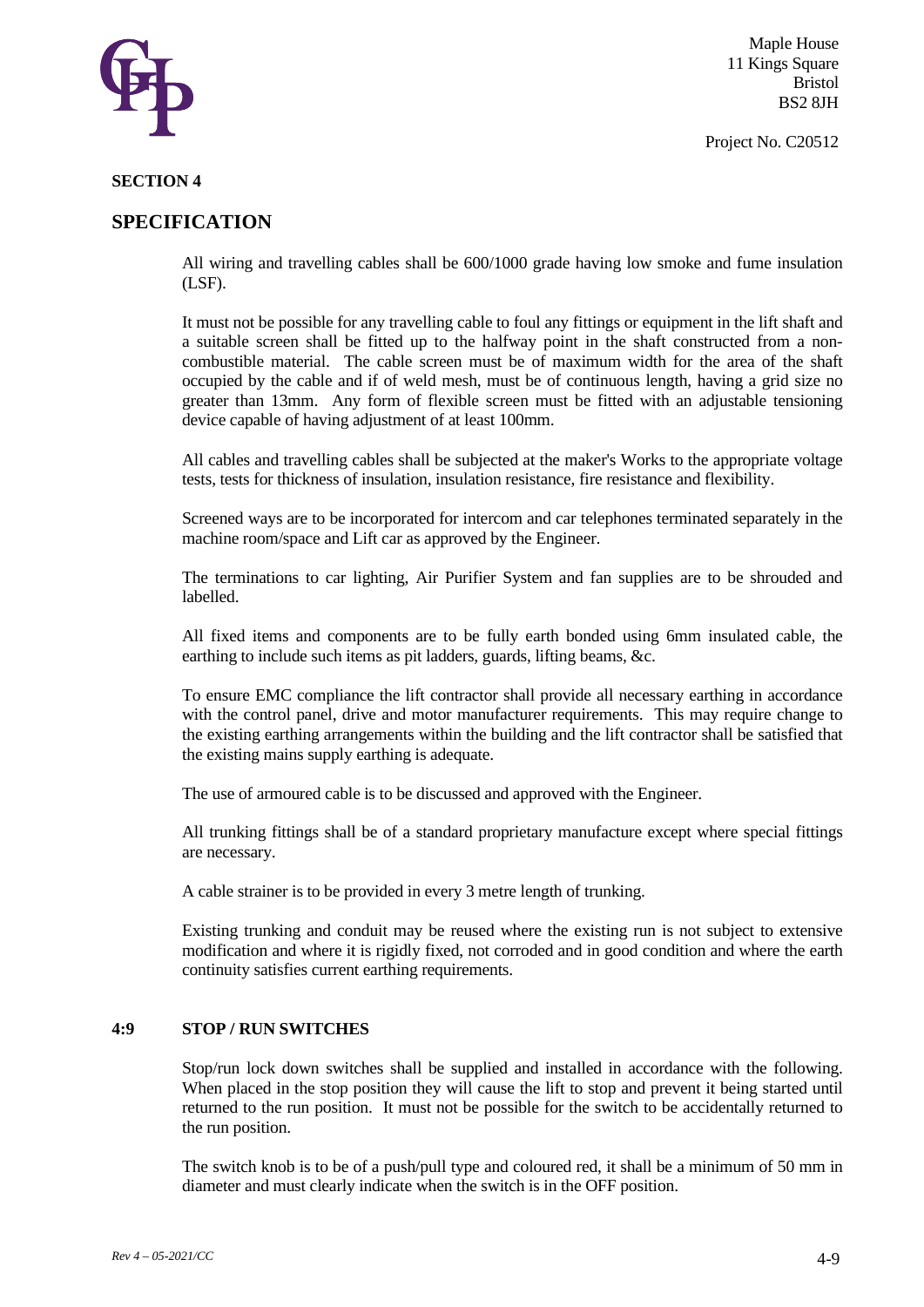**SECTION 4**

## SPECIFICATION

All wiring and travelling cables shall be 600/1000 grade having low smoke and fume insulation (LSF).

It must not be possible for any travelling cable to foul any fittings or equipment in the lift shaft and a suitable screen shall be fitted up to the halfway point in the shaft constructed from a non-combustible material. The cable screen must be of maximum width for the area of the shaft occupied by the cable and if of weld mesh, must be of continuous length, having a grid size no greater than 13mm. Any form of flexible screen must be fitted with an adjustable tensioning device capable of having adjustment of at least 100mm.

All cables and travelling cables shall be subjected at the maker's Works to the appropriate voltage tests, tests for thickness of insulation, insulation resistance, fire resistance and flexibility.

Screened ways are to be incorporated for intercom and car telephones terminated separately in the machine room/space and Lift car as approved by the Engineer.

The terminations to car lighting, Air Purifier System and fan supplies are to be shrouded and labelled.

All fixed items and components are to be fully earth bonded using 6mm insulated cable, the earthing to include such items as pit ladders, guards, lifting beams, &c.

To ensure EMC compliance the lift contractor shall provide all necessary earthing in accordance with the control panel, drive and motor manufacturer requirements. This may require change to the existing earthing arrangements within the building and the lift contractor shall be satisfied that the existing mains supply earthing is adequate.

The use of armoured cable is to be discussed and approved with the Engineer.

All trunking fittings shall be of a standard proprietary manufacture except where special fittings are necessary.

A cable strainer is to be provided in every 3 metre length of trunking.

Existing trunking and conduit may be reused where the existing run is not subject to extensive modification and where it is rigidly fixed, not corroded and in good condition and where the earth continuity satisfies current earthing requirements.

### 4:9 STOP / RUN SWITCHES

Stop/run lock down switches shall be supplied and installed in accordance with the following. When placed in the stop position they will cause the lift to stop and prevent it being started until returned to the run position. It must not be possible for the switch to be accidentally returned to the run position.

The switch knob is to be of a push/pull type and coloured red, it shall be a minimum of 50 mm in diameter and must clearly indicate when the switch is in the OFF position.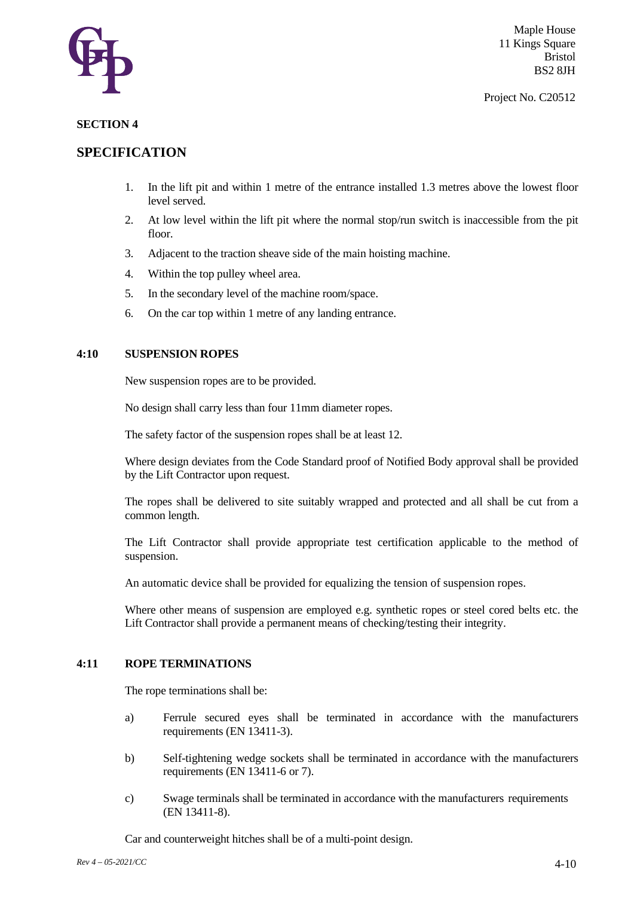## SECTION 4

## SPECIFICATION

1. In the lift pit and within 1 metre of the entrance installed 1.3 metres above the lowest floor level served.
2. At low level within the lift pit where the normal stop/run switch is inaccessible from the pit floor.
3. Adjacent to the traction sheave side of the main hoisting machine.
4. Within the top pulley wheel area.
5. In the secondary level of the machine room/space.
6. On the car top within 1 metre of any landing entrance.

### 4:10 SUSPENSION ROPES

New suspension ropes are to be provided.

No design shall carry less than four 11mm diameter ropes.

The safety factor of the suspension ropes shall be at least 12.

Where design deviates from the Code Standard proof of Notified Body approval shall be provided by the Lift Contractor upon request.

The ropes shall be delivered to site suitably wrapped and protected and all shall be cut from a common length.

The Lift Contractor shall provide appropriate test certification applicable to the method of suspension.

An automatic device shall be provided for equalizing the tension of suspension ropes.

Where other means of suspension are employed e.g. synthetic ropes or steel cored belts etc. the Lift Contractor shall provide a permanent means of checking/testing their integrity.

### 4:11 ROPE TERMINATIONS

The rope terminations shall be:

a) Ferrule secured eyes shall be terminated in accordance with the manufacturers requirements (EN 13411-3).

b) Self-tightening wedge sockets shall be terminated in accordance with the manufacturers requirements (EN 13411-6 or 7).

c) Swage terminals shall be terminated in accordance with the manufacturers requirements (EN 13411-8).

Car and counterweight hitches shall be of a multi-point design.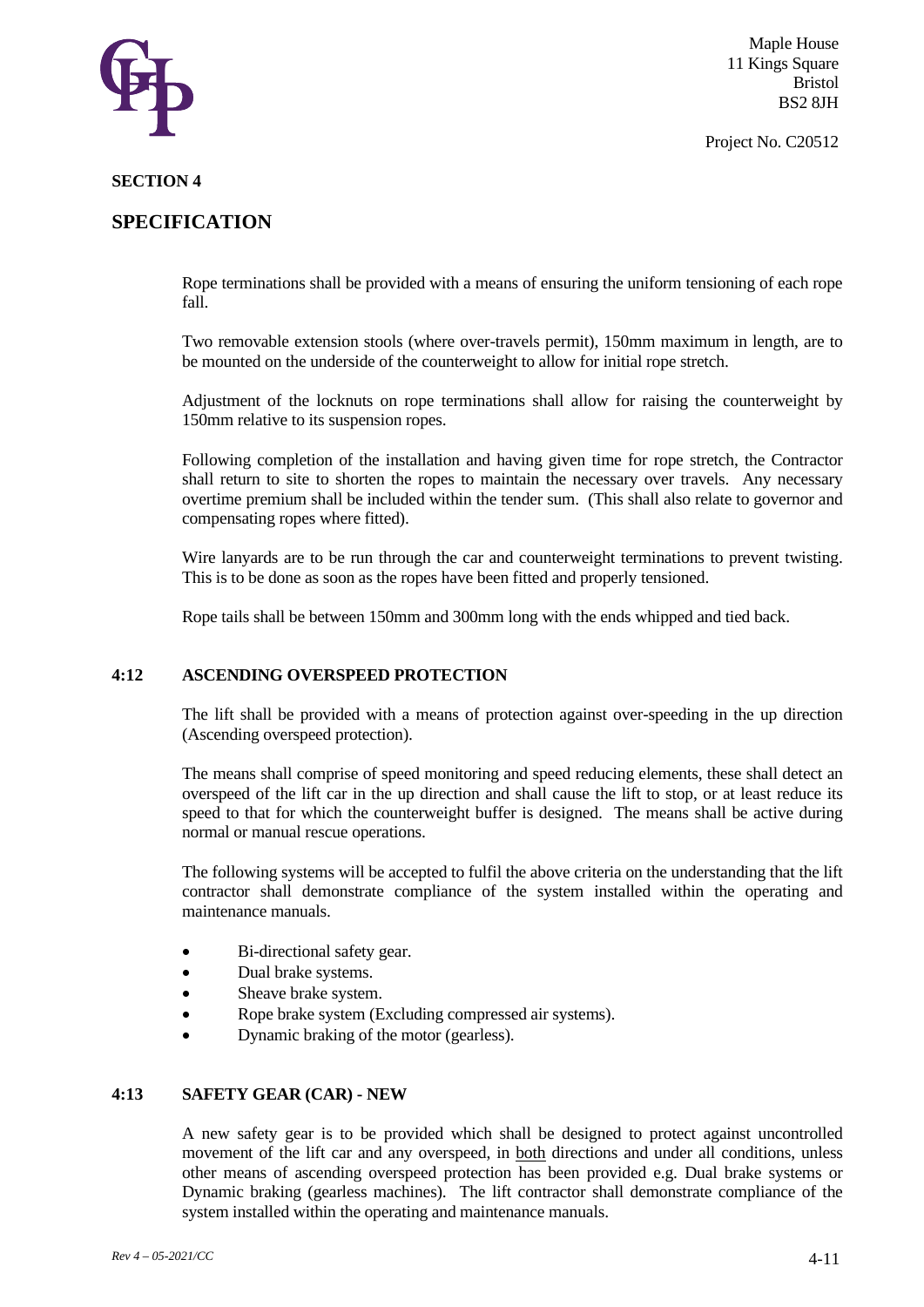## SECTION 4

## SPECIFICATION

Rope terminations shall be provided with a means of ensuring the uniform tensioning of each rope fall.

Two removable extension stools (where over-travels permit), 150mm maximum in length, are to be mounted on the underside of the counterweight to allow for initial rope stretch.

Adjustment of the locknuts on rope terminations shall allow for raising the counterweight by 150mm relative to its suspension ropes.

Following completion of the installation and having given time for rope stretch, the Contractor shall return to site to shorten the ropes to maintain the necessary over travels. Any necessary overtime premium shall be included within the tender sum. (This shall also relate to governor and compensating ropes where fitted).

Wire lanyards are to be run through the car and counterweight terminations to prevent twisting. This is to be done as soon as the ropes have been fitted and properly tensioned.

Rope tails shall be between 150mm and 300mm long with the ends whipped and tied back.

### 4:12 ASCENDING OVERSPEED PROTECTION

The lift shall be provided with a means of protection against over-speeding in the up direction (Ascending overspeed protection).

The means shall comprise of speed monitoring and speed reducing elements, these shall detect an overspeed of the lift car in the up direction and shall cause the lift to stop, or at least reduce its speed to that for which the counterweight buffer is designed. The means shall be active during normal or manual rescue operations.

The following systems will be accepted to fulfil the above criteria on the understanding that the lift contractor shall demonstrate compliance of the system installed within the operating and maintenance manuals.

- Bi-directional safety gear.
- Dual brake systems.
- Sheave brake system.
- Rope brake system (Excluding compressed air systems).
- Dynamic braking of the motor (gearless).

### 4:13 SAFETY GEAR (CAR) - NEW

A new safety gear is to be provided which shall be designed to protect against uncontrolled movement of the lift car and any overspeed, in both directions and under all conditions, unless other means of ascending overspeed protection has been provided e.g. Dual brake systems or Dynamic braking (gearless machines). The lift contractor shall demonstrate compliance of the system installed within the operating and maintenance manuals.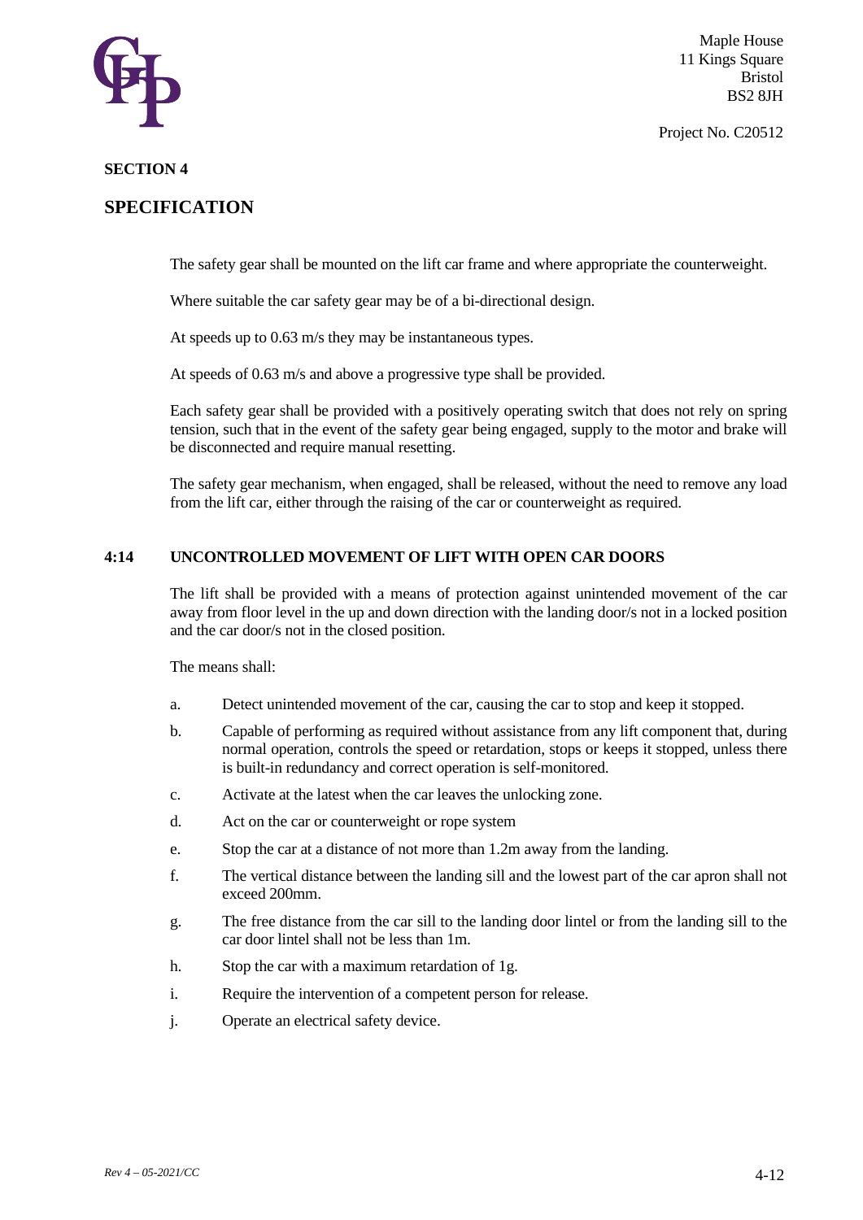**SECTION 4**

## SPECIFICATION

The safety gear shall be mounted on the lift car frame and where appropriate the counterweight.

Where suitable the car safety gear may be of a bi-directional design.

At speeds up to 0.63 m/s they may be instantaneous types.

At speeds of 0.63 m/s and above a progressive type shall be provided.

Each safety gear shall be provided with a positively operating switch that does not rely on spring tension, such that in the event of the safety gear being engaged, supply to the motor and brake will be disconnected and require manual resetting.

The safety gear mechanism, when engaged, shall be released, without the need to remove any load from the lift car, either through the raising of the car or counterweight as required.

### 4:14 UNCONTROLLED MOVEMENT OF LIFT WITH OPEN CAR DOORS

The lift shall be provided with a means of protection against unintended movement of the car away from floor level in the up and down direction with the landing door/s not in a locked position and the car door/s not in the closed position.

The means shall:

a. Detect unintended movement of the car, causing the car to stop and keep it stopped.

b. Capable of performing as required without assistance from any lift component that, during normal operation, controls the speed or retardation, stops or keeps it stopped, unless there is built-in redundancy and correct operation is self-monitored.

c. Activate at the latest when the car leaves the unlocking zone.

d. Act on the car or counterweight or rope system

e. Stop the car at a distance of not more than 1.2m away from the landing.

f. The vertical distance between the landing sill and the lowest part of the car apron shall not exceed 200mm.

g. The free distance from the car sill to the landing door lintel or from the landing sill to the car door lintel shall not be less than 1m.

h. Stop the car with a maximum retardation of 1g.

i. Require the intervention of a competent person for release.

j. Operate an electrical safety device.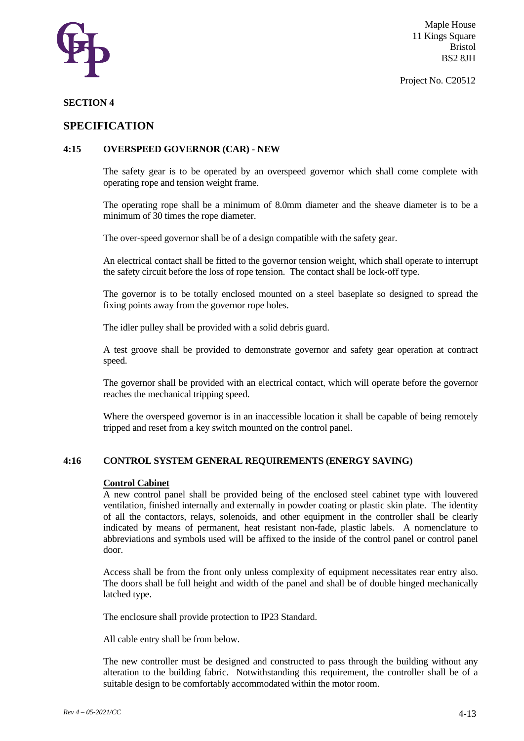**SECTION 4**

## SPECIFICATION

### 4:15 OVERSPEED GOVERNOR (CAR) - NEW

The safety gear is to be operated by an overspeed governor which shall come complete with operating rope and tension weight frame.

The operating rope shall be a minimum of 8.0mm diameter and the sheave diameter is to be a minimum of 30 times the rope diameter.

The over-speed governor shall be of a design compatible with the safety gear.

An electrical contact shall be fitted to the governor tension weight, which shall operate to interrupt the safety circuit before the loss of rope tension. The contact shall be lock-off type.

The governor is to be totally enclosed mounted on a steel baseplate so designed to spread the fixing points away from the governor rope holes.

The idler pulley shall be provided with a solid debris guard.

A test groove shall be provided to demonstrate governor and safety gear operation at contract speed.

The governor shall be provided with an electrical contact, which will operate before the governor reaches the mechanical tripping speed.

Where the overspeed governor is in an inaccessible location it shall be capable of being remotely tripped and reset from a key switch mounted on the control panel.

### 4:16 CONTROL SYSTEM GENERAL REQUIREMENTS (ENERGY SAVING)

**Control Cabinet**

A new control panel shall be provided being of the enclosed steel cabinet type with louvered ventilation, finished internally and externally in powder coating or plastic skin plate. The identity of all the contactors, relays, solenoids, and other equipment in the controller shall be clearly indicated by means of permanent, heat resistant non-fade, plastic labels. A nomenclature to abbreviations and symbols used will be affixed to the inside of the control panel or control panel door.

Access shall be from the front only unless complexity of equipment necessitates rear entry also. The doors shall be full height and width of the panel and shall be of double hinged mechanically latched type.

The enclosure shall provide protection to IP23 Standard.

All cable entry shall be from below.

The new controller must be designed and constructed to pass through the building without any alteration to the building fabric. Notwithstanding this requirement, the controller shall be of a suitable design to be comfortably accommodated within the motor room.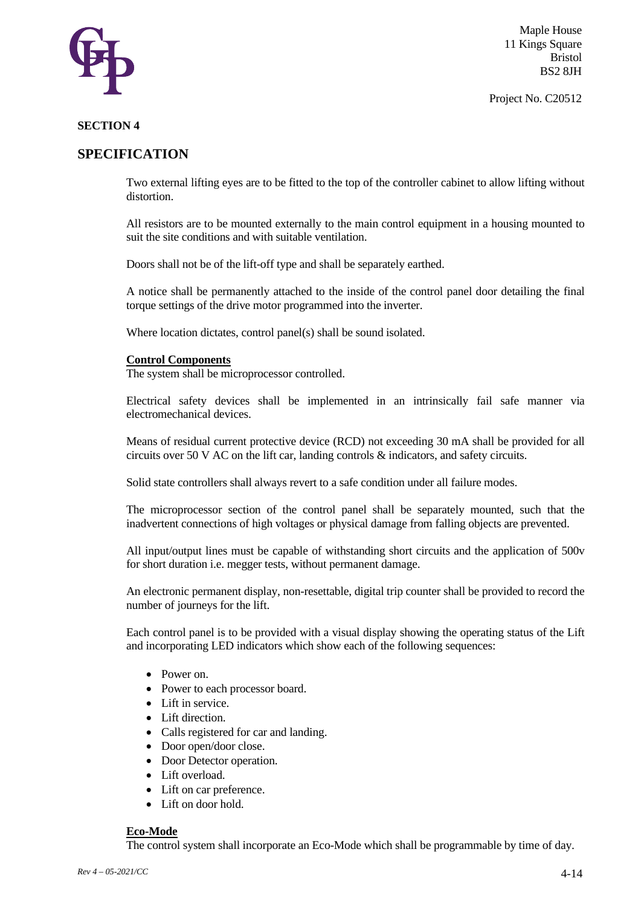Maple House
11 Kings Square
Bristol
BS2 8JH

Project No. C20512

**SECTION 4**

## SPECIFICATION

Two external lifting eyes are to be fitted to the top of the controller cabinet to allow lifting without distortion.

All resistors are to be mounted externally to the main control equipment in a housing mounted to suit the site conditions and with suitable ventilation.

Doors shall not be of the lift-off type and shall be separately earthed.

A notice shall be permanently attached to the inside of the control panel door detailing the final torque settings of the drive motor programmed into the inverter.

Where location dictates, control panel(s) shall be sound isolated.

**Control Components**

The system shall be microprocessor controlled.

Electrical safety devices shall be implemented in an intrinsically fail safe manner via electromechanical devices.

Means of residual current protective device (RCD) not exceeding 30 mA shall be provided for all circuits over 50 V AC on the lift car, landing controls & indicators, and safety circuits.

Solid state controllers shall always revert to a safe condition under all failure modes.

The microprocessor section of the control panel shall be separately mounted, such that the inadvertent connections of high voltages or physical damage from falling objects are prevented.

All input/output lines must be capable of withstanding short circuits and the application of 500v for short duration i.e. megger tests, without permanent damage.

An electronic permanent display, non-resettable, digital trip counter shall be provided to record the number of journeys for the lift.

Each control panel is to be provided with a visual display showing the operating status of the Lift and incorporating LED indicators which show each of the following sequences:

- Power on.
- Power to each processor board.
- Lift in service.
- Lift direction.
- Calls registered for car and landing.
- Door open/door close.
- Door Detector operation.
- Lift overload.
- Lift on car preference.
- Lift on door hold.

**Eco-Mode**

The control system shall incorporate an Eco-Mode which shall be programmable by time of day.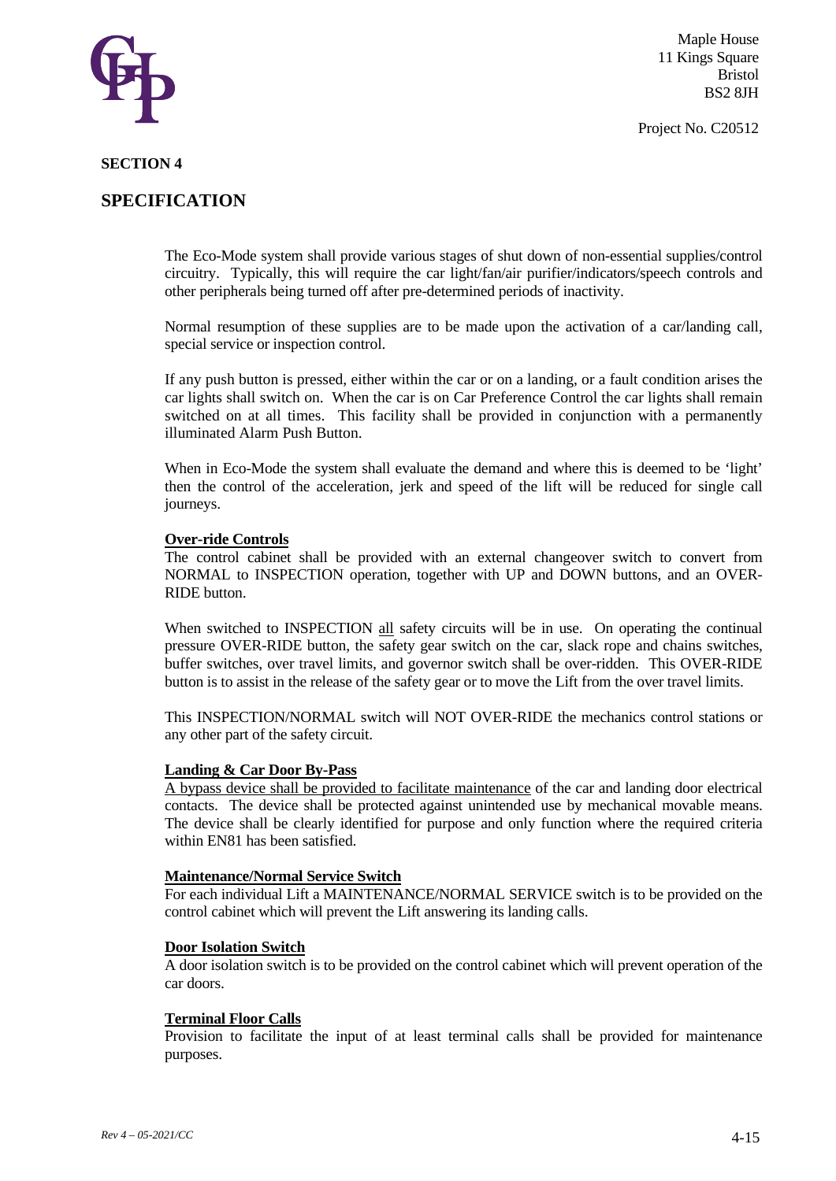## SECTION 4

## SPECIFICATION

The Eco-Mode system shall provide various stages of shut down of non-essential supplies/control circuitry. Typically, this will require the car light/fan/air purifier/indicators/speech controls and other peripherals being turned off after pre-determined periods of inactivity.

Normal resumption of these supplies are to be made upon the activation of a car/landing call, special service or inspection control.

If any push button is pressed, either within the car or on a landing, or a fault condition arises the car lights shall switch on. When the car is on Car Preference Control the car lights shall remain switched on at all times. This facility shall be provided in conjunction with a permanently illuminated Alarm Push Button.

When in Eco-Mode the system shall evaluate the demand and where this is deemed to be 'light' then the control of the acceleration, jerk and speed of the lift will be reduced for single call journeys.

**Over-ride Controls**

The control cabinet shall be provided with an external changeover switch to convert from NORMAL to INSPECTION operation, together with UP and DOWN buttons, and an OVER-RIDE button.

When switched to INSPECTION all safety circuits will be in use. On operating the continual pressure OVER-RIDE button, the safety gear switch on the car, slack rope and chains switches, buffer switches, over travel limits, and governor switch shall be over-ridden. This OVER-RIDE button is to assist in the release of the safety gear or to move the Lift from the over travel limits.

This INSPECTION/NORMAL switch will NOT OVER-RIDE the mechanics control stations or any other part of the safety circuit.

**Landing & Car Door By-Pass**

A bypass device shall be provided to facilitate maintenance of the car and landing door electrical contacts. The device shall be protected against unintended use by mechanical movable means. The device shall be clearly identified for purpose and only function where the required criteria within EN81 has been satisfied.

**Maintenance/Normal Service Switch**

For each individual Lift a MAINTENANCE/NORMAL SERVICE switch is to be provided on the control cabinet which will prevent the Lift answering its landing calls.

**Door Isolation Switch**

A door isolation switch is to be provided on the control cabinet which will prevent operation of the car doors.

**Terminal Floor Calls**

Provision to facilitate the input of at least terminal calls shall be provided for maintenance purposes.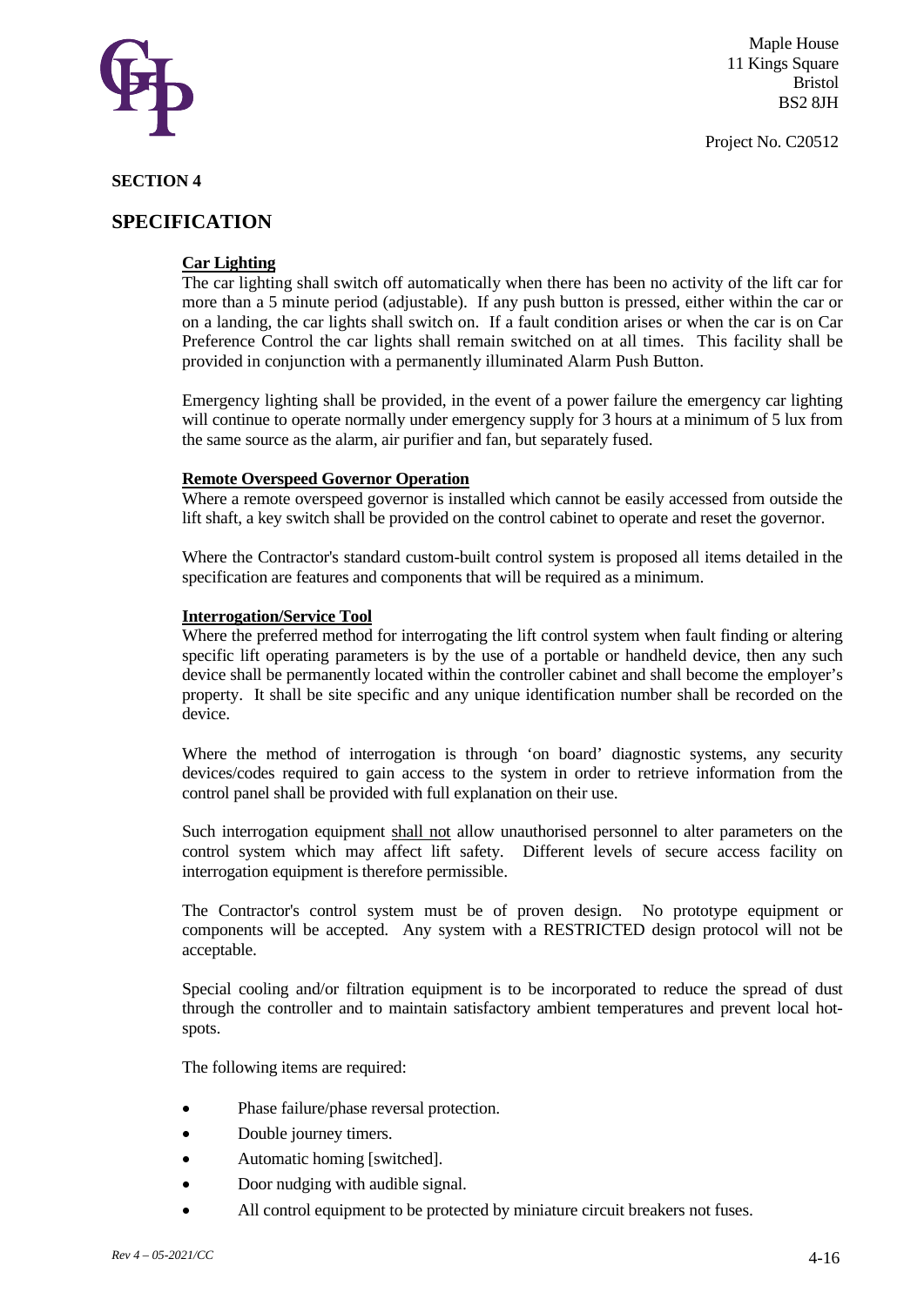## SECTION 4

## SPECIFICATION

**Car Lighting**

The car lighting shall switch off automatically when there has been no activity of the lift car for more than a 5 minute period (adjustable). If any push button is pressed, either within the car or on a landing, the car lights shall switch on. If a fault condition arises or when the car is on Car Preference Control the car lights shall remain switched on at all times. This facility shall be provided in conjunction with a permanently illuminated Alarm Push Button.

Emergency lighting shall be provided, in the event of a power failure the emergency car lighting will continue to operate normally under emergency supply for 3 hours at a minimum of 5 lux from the same source as the alarm, air purifier and fan, but separately fused.

**Remote Overspeed Governor Operation**

Where a remote overspeed governor is installed which cannot be easily accessed from outside the lift shaft, a key switch shall be provided on the control cabinet to operate and reset the governor.

Where the Contractor's standard custom-built control system is proposed all items detailed in the specification are features and components that will be required as a minimum.

**Interrogation/Service Tool**

Where the preferred method for interrogating the lift control system when fault finding or altering specific lift operating parameters is by the use of a portable or handheld device, then any such device shall be permanently located within the controller cabinet and shall become the employer's property. It shall be site specific and any unique identification number shall be recorded on the device.

Where the method of interrogation is through 'on board' diagnostic systems, any security devices/codes required to gain access to the system in order to retrieve information from the control panel shall be provided with full explanation on their use.

Such interrogation equipment shall not allow unauthorised personnel to alter parameters on the control system which may affect lift safety. Different levels of secure access facility on interrogation equipment is therefore permissible.

The Contractor's control system must be of proven design. No prototype equipment or components will be accepted. Any system with a RESTRICTED design protocol will not be acceptable.

Special cooling and/or filtration equipment is to be incorporated to reduce the spread of dust through the controller and to maintain satisfactory ambient temperatures and prevent local hot-spots.

The following items are required:

- Phase failure/phase reversal protection.
- Double journey timers.
- Automatic homing [switched].
- Door nudging with audible signal.
- All control equipment to be protected by miniature circuit breakers not fuses.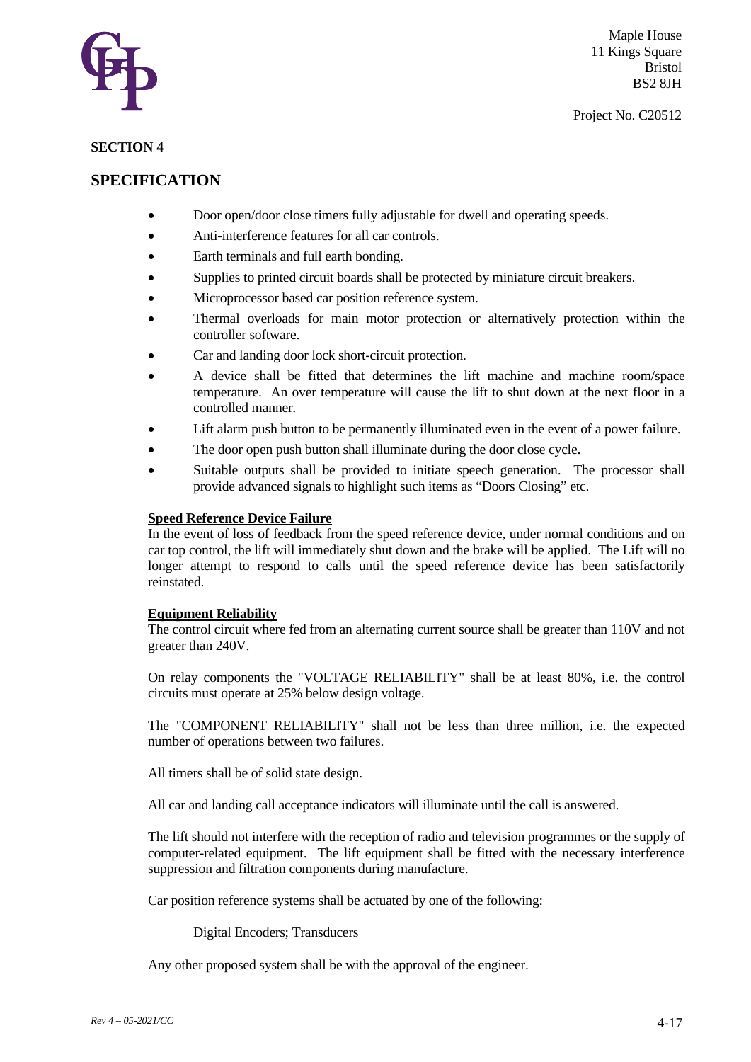**SECTION 4**

## SPECIFICATION

- Door open/door close timers fully adjustable for dwell and operating speeds.
- Anti-interference features for all car controls.
- Earth terminals and full earth bonding.
- Supplies to printed circuit boards shall be protected by miniature circuit breakers.
- Microprocessor based car position reference system.
- Thermal overloads for main motor protection or alternatively protection within the controller software.
- Car and landing door lock short-circuit protection.
- A device shall be fitted that determines the lift machine and machine room/space temperature. An over temperature will cause the lift to shut down at the next floor in a controlled manner.
- Lift alarm push button to be permanently illuminated even in the event of a power failure.
- The door open push button shall illuminate during the door close cycle.
- Suitable outputs shall be provided to initiate speech generation. The processor shall provide advanced signals to highlight such items as "Doors Closing" etc.

**Speed Reference Device Failure**

In the event of loss of feedback from the speed reference device, under normal conditions and on car top control, the lift will immediately shut down and the brake will be applied. The Lift will no longer attempt to respond to calls until the speed reference device has been satisfactorily reinstated.

**Equipment Reliability**

The control circuit where fed from an alternating current source shall be greater than 110V and not greater than 240V.

On relay components the "VOLTAGE RELIABILITY" shall be at least 80%, i.e. the control circuits must operate at 25% below design voltage.

The "COMPONENT RELIABILITY" shall not be less than three million, i.e. the expected number of operations between two failures.

All timers shall be of solid state design.

All car and landing call acceptance indicators will illuminate until the call is answered.

The lift should not interfere with the reception of radio and television programmes or the supply of computer-related equipment. The lift equipment shall be fitted with the necessary interference suppression and filtration components during manufacture.

Car position reference systems shall be actuated by one of the following:

Digital Encoders; Transducers

Any other proposed system shall be with the approval of the engineer.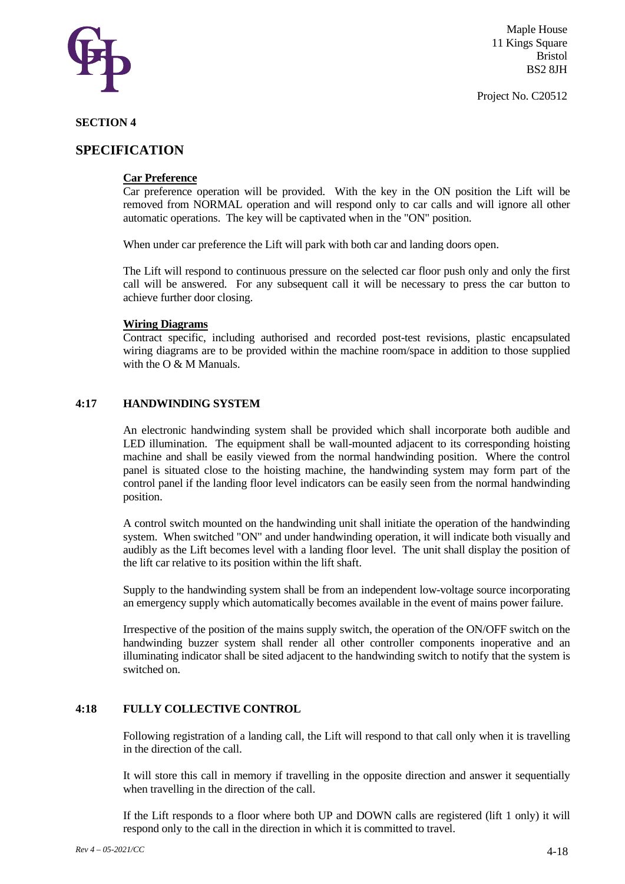## SECTION 4

## SPECIFICATION

**Car Preference**

Car preference operation will be provided. With the key in the ON position the Lift will be removed from NORMAL operation and will respond only to car calls and will ignore all other automatic operations. The key will be captivated when in the "ON" position.

When under car preference the Lift will park with both car and landing doors open.

The Lift will respond to continuous pressure on the selected car floor push only and only the first call will be answered. For any subsequent call it will be necessary to press the car button to achieve further door closing.

**Wiring Diagrams**

Contract specific, including authorised and recorded post-test revisions, plastic encapsulated wiring diagrams are to be provided within the machine room/space in addition to those supplied with the O & M Manuals.

### 4:17 HANDWINDING SYSTEM

An electronic handwinding system shall be provided which shall incorporate both audible and LED illumination. The equipment shall be wall-mounted adjacent to its corresponding hoisting machine and shall be easily viewed from the normal handwinding position. Where the control panel is situated close to the hoisting machine, the handwinding system may form part of the control panel if the landing floor level indicators can be easily seen from the normal handwinding position.

A control switch mounted on the handwinding unit shall initiate the operation of the handwinding system. When switched "ON" and under handwinding operation, it will indicate both visually and audibly as the Lift becomes level with a landing floor level. The unit shall display the position of the lift car relative to its position within the lift shaft.

Supply to the handwinding system shall be from an independent low-voltage source incorporating an emergency supply which automatically becomes available in the event of mains power failure.

Irrespective of the position of the mains supply switch, the operation of the ON/OFF switch on the handwinding buzzer system shall render all other controller components inoperative and an illuminating indicator shall be sited adjacent to the handwinding switch to notify that the system is switched on.

### 4:18 FULLY COLLECTIVE CONTROL

Following registration of a landing call, the Lift will respond to that call only when it is travelling in the direction of the call.

It will store this call in memory if travelling in the opposite direction and answer it sequentially when travelling in the direction of the call.

If the Lift responds to a floor where both UP and DOWN calls are registered (lift 1 only) it will respond only to the call in the direction in which it is committed to travel.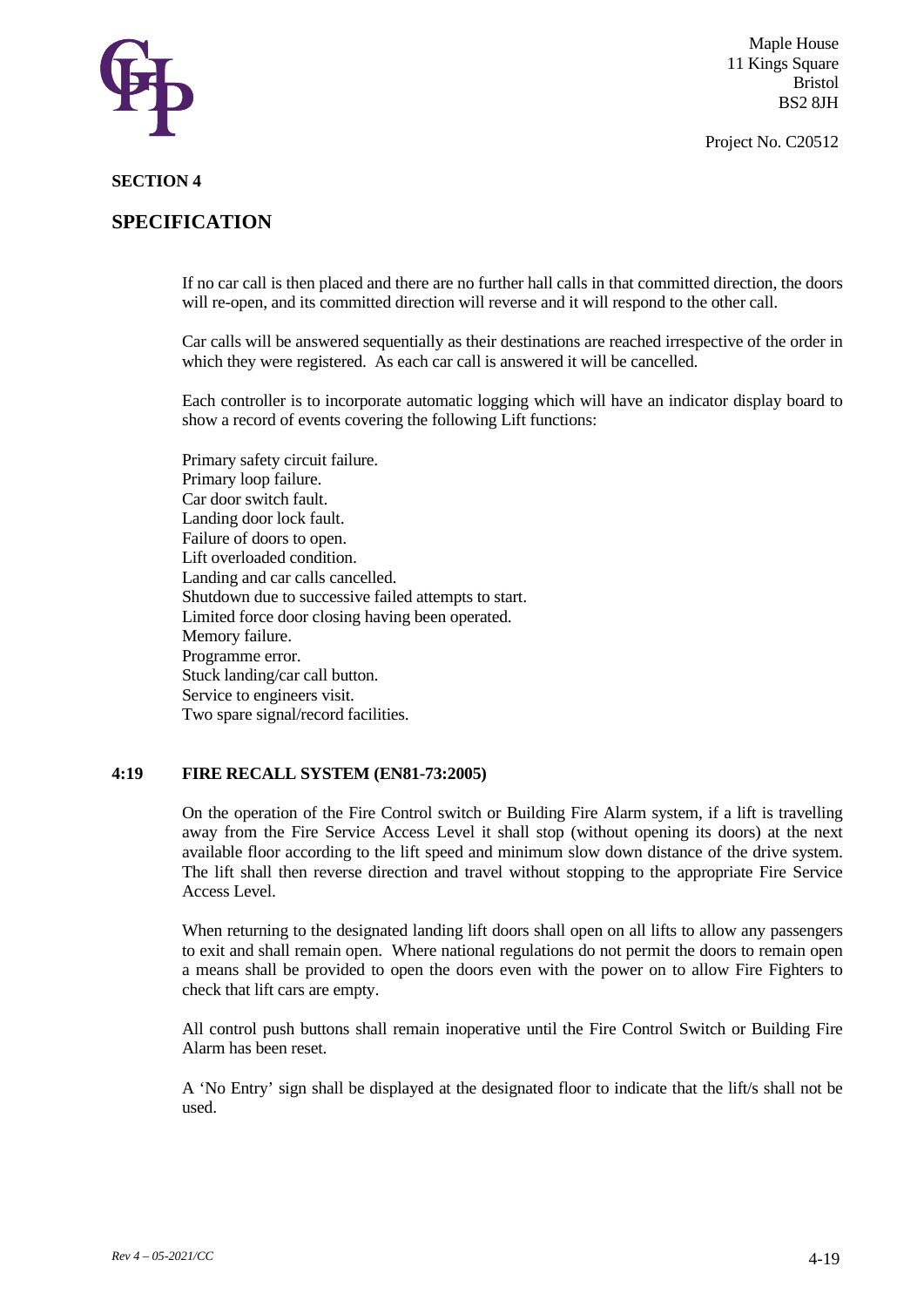**SECTION 4**

## SPECIFICATION

If no car call is then placed and there are no further hall calls in that committed direction, the doors will re-open, and its committed direction will reverse and it will respond to the other call.

Car calls will be answered sequentially as their destinations are reached irrespective of the order in which they were registered. As each car call is answered it will be cancelled.

Each controller is to incorporate automatic logging which will have an indicator display board to show a record of events covering the following Lift functions:

Primary safety circuit failure.
Primary loop failure.
Car door switch fault.
Landing door lock fault.
Failure of doors to open.
Lift overloaded condition.
Landing and car calls cancelled.
Shutdown due to successive failed attempts to start.
Limited force door closing having been operated.
Memory failure.
Programme error.
Stuck landing/car call button.
Service to engineers visit.
Two spare signal/record facilities.

### 4:19 FIRE RECALL SYSTEM (EN81-73:2005)

On the operation of the Fire Control switch or Building Fire Alarm system, if a lift is travelling away from the Fire Service Access Level it shall stop (without opening its doors) at the next available floor according to the lift speed and minimum slow down distance of the drive system. The lift shall then reverse direction and travel without stopping to the appropriate Fire Service Access Level.

When returning to the designated landing lift doors shall open on all lifts to allow any passengers to exit and shall remain open. Where national regulations do not permit the doors to remain open a means shall be provided to open the doors even with the power on to allow Fire Fighters to check that lift cars are empty.

All control push buttons shall remain inoperative until the Fire Control Switch or Building Fire Alarm has been reset.

A 'No Entry' sign shall be displayed at the designated floor to indicate that the lift/s shall not be used.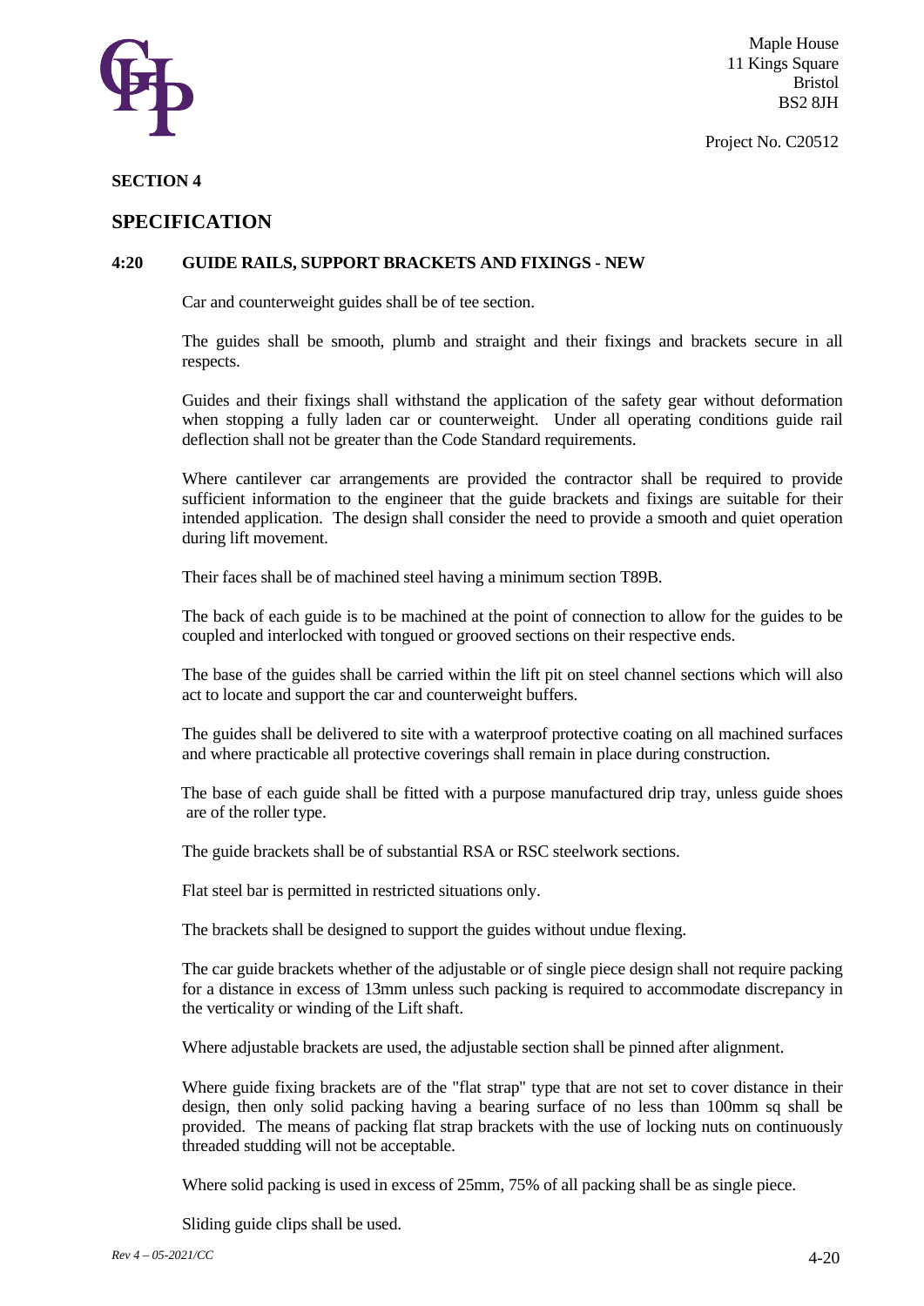Maple House
11 Kings Square
Bristol
BS2 8JH

Project No. C20512

**SECTION 4**

## SPECIFICATION

### 4:20 GUIDE RAILS, SUPPORT BRACKETS AND FIXINGS - NEW

Car and counterweight guides shall be of tee section.

The guides shall be smooth, plumb and straight and their fixings and brackets secure in all respects.

Guides and their fixings shall withstand the application of the safety gear without deformation when stopping a fully laden car or counterweight. Under all operating conditions guide rail deflection shall not be greater than the Code Standard requirements.

Where cantilever car arrangements are provided the contractor shall be required to provide sufficient information to the engineer that the guide brackets and fixings are suitable for their intended application. The design shall consider the need to provide a smooth and quiet operation during lift movement.

Their faces shall be of machined steel having a minimum section T89B.

The back of each guide is to be machined at the point of connection to allow for the guides to be coupled and interlocked with tongued or grooved sections on their respective ends.

The base of the guides shall be carried within the lift pit on steel channel sections which will also act to locate and support the car and counterweight buffers.

The guides shall be delivered to site with a waterproof protective coating on all machined surfaces and where practicable all protective coverings shall remain in place during construction.

The base of each guide shall be fitted with a purpose manufactured drip tray, unless guide shoes are of the roller type.

The guide brackets shall be of substantial RSA or RSC steelwork sections.

Flat steel bar is permitted in restricted situations only.

The brackets shall be designed to support the guides without undue flexing.

The car guide brackets whether of the adjustable or of single piece design shall not require packing for a distance in excess of 13mm unless such packing is required to accommodate discrepancy in the verticality or winding of the Lift shaft.

Where adjustable brackets are used, the adjustable section shall be pinned after alignment.

Where guide fixing brackets are of the "flat strap" type that are not set to cover distance in their design, then only solid packing having a bearing surface of no less than 100mm sq shall be provided. The means of packing flat strap brackets with the use of locking nuts on continuously threaded studding will not be acceptable.

Where solid packing is used in excess of 25mm, 75% of all packing shall be as single piece.

Sliding guide clips shall be used.

*Rev 4 – 05-2021/CC*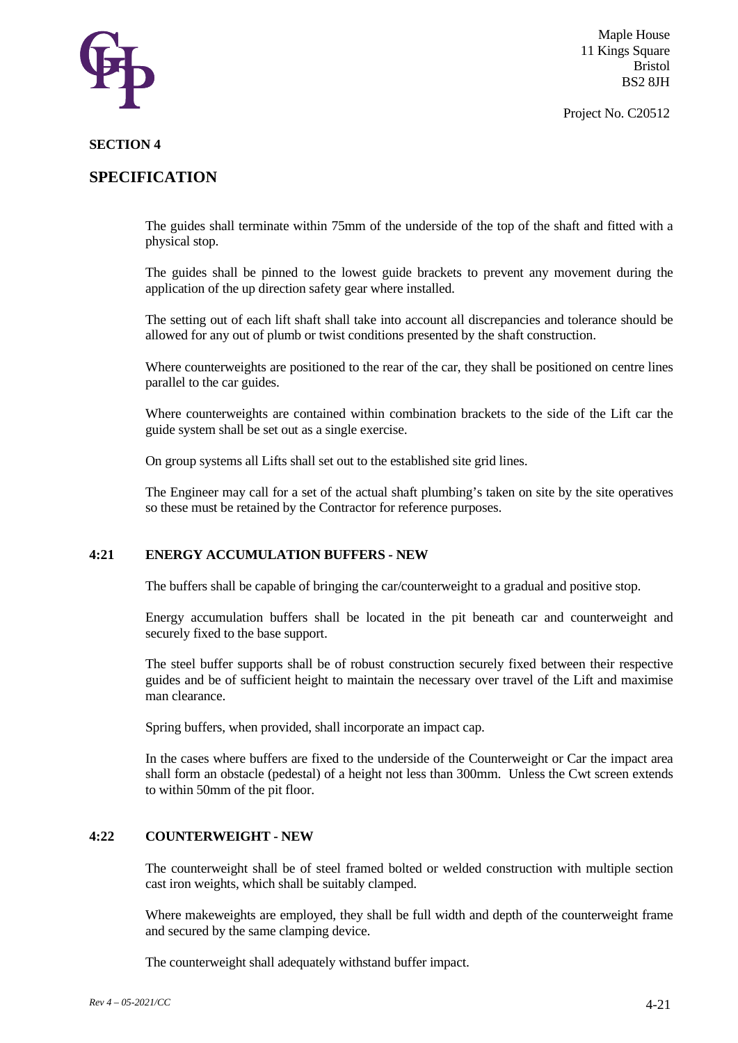## SECTION 4

## SPECIFICATION

The guides shall terminate within 75mm of the underside of the top of the shaft and fitted with a physical stop.

The guides shall be pinned to the lowest guide brackets to prevent any movement during the application of the up direction safety gear where installed.

The setting out of each lift shaft shall take into account all discrepancies and tolerance should be allowed for any out of plumb or twist conditions presented by the shaft construction.

Where counterweights are positioned to the rear of the car, they shall be positioned on centre lines parallel to the car guides.

Where counterweights are contained within combination brackets to the side of the Lift car the guide system shall be set out as a single exercise.

On group systems all Lifts shall set out to the established site grid lines.

The Engineer may call for a set of the actual shaft plumbing's taken on site by the site operatives so these must be retained by the Contractor for reference purposes.

### 4:21 ENERGY ACCUMULATION BUFFERS - NEW

The buffers shall be capable of bringing the car/counterweight to a gradual and positive stop.

Energy accumulation buffers shall be located in the pit beneath car and counterweight and securely fixed to the base support.

The steel buffer supports shall be of robust construction securely fixed between their respective guides and be of sufficient height to maintain the necessary over travel of the Lift and maximise man clearance.

Spring buffers, when provided, shall incorporate an impact cap.

In the cases where buffers are fixed to the underside of the Counterweight or Car the impact area shall form an obstacle (pedestal) of a height not less than 300mm. Unless the Cwt screen extends to within 50mm of the pit floor.

### 4:22 COUNTERWEIGHT - NEW

The counterweight shall be of steel framed bolted or welded construction with multiple section cast iron weights, which shall be suitably clamped.

Where makeweights are employed, they shall be full width and depth of the counterweight frame and secured by the same clamping device.

The counterweight shall adequately withstand buffer impact.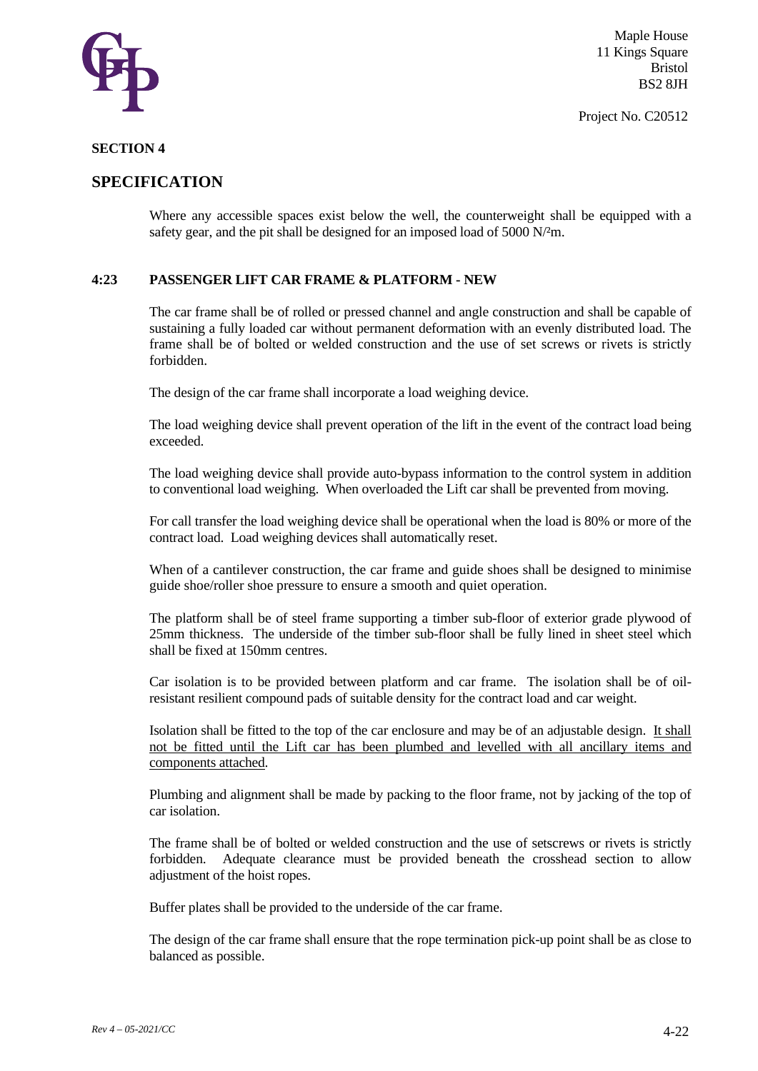## SECTION 4

# SPECIFICATION

Where any accessible spaces exist below the well, the counterweight shall be equipped with a safety gear, and the pit shall be designed for an imposed load of 5000 N/²m.

### 4:23 PASSENGER LIFT CAR FRAME & PLATFORM - NEW

The car frame shall be of rolled or pressed channel and angle construction and shall be capable of sustaining a fully loaded car without permanent deformation with an evenly distributed load. The frame shall be of bolted or welded construction and the use of set screws or rivets is strictly forbidden.

The design of the car frame shall incorporate a load weighing device.

The load weighing device shall prevent operation of the lift in the event of the contract load being exceeded.

The load weighing device shall provide auto-bypass information to the control system in addition to conventional load weighing. When overloaded the Lift car shall be prevented from moving.

For call transfer the load weighing device shall be operational when the load is 80% or more of the contract load. Load weighing devices shall automatically reset.

When of a cantilever construction, the car frame and guide shoes shall be designed to minimise guide shoe/roller shoe pressure to ensure a smooth and quiet operation.

The platform shall be of steel frame supporting a timber sub-floor of exterior grade plywood of 25mm thickness. The underside of the timber sub-floor shall be fully lined in sheet steel which shall be fixed at 150mm centres.

Car isolation is to be provided between platform and car frame. The isolation shall be of oil-resistant resilient compound pads of suitable density for the contract load and car weight.

Isolation shall be fitted to the top of the car enclosure and may be of an adjustable design. <u>It shall not be fitted until the Lift car has been plumbed and levelled with all ancillary items and components attached</u>.

Plumbing and alignment shall be made by packing to the floor frame, not by jacking of the top of car isolation.

The frame shall be of bolted or welded construction and the use of setscrews or rivets is strictly forbidden. Adequate clearance must be provided beneath the crosshead section to allow adjustment of the hoist ropes.

Buffer plates shall be provided to the underside of the car frame.

The design of the car frame shall ensure that the rope termination pick-up point shall be as close to balanced as possible.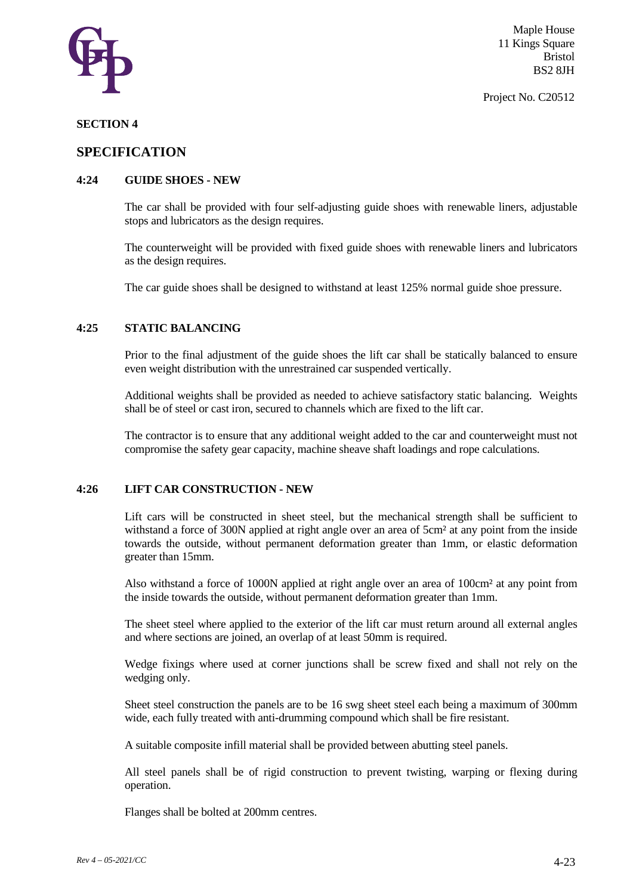## SECTION 4

## SPECIFICATION

### 4:24 GUIDE SHOES - NEW

The car shall be provided with four self-adjusting guide shoes with renewable liners, adjustable stops and lubricators as the design requires.

The counterweight will be provided with fixed guide shoes with renewable liners and lubricators as the design requires.

The car guide shoes shall be designed to withstand at least 125% normal guide shoe pressure.

### 4:25 STATIC BALANCING

Prior to the final adjustment of the guide shoes the lift car shall be statically balanced to ensure even weight distribution with the unrestrained car suspended vertically.

Additional weights shall be provided as needed to achieve satisfactory static balancing. Weights shall be of steel or cast iron, secured to channels which are fixed to the lift car.

The contractor is to ensure that any additional weight added to the car and counterweight must not compromise the safety gear capacity, machine sheave shaft loadings and rope calculations.

### 4:26 LIFT CAR CONSTRUCTION - NEW

Lift cars will be constructed in sheet steel, but the mechanical strength shall be sufficient to withstand a force of 300N applied at right angle over an area of 5cm² at any point from the inside towards the outside, without permanent deformation greater than 1mm, or elastic deformation greater than 15mm.

Also withstand a force of 1000N applied at right angle over an area of 100cm² at any point from the inside towards the outside, without permanent deformation greater than 1mm.

The sheet steel where applied to the exterior of the lift car must return around all external angles and where sections are joined, an overlap of at least 50mm is required.

Wedge fixings where used at corner junctions shall be screw fixed and shall not rely on the wedging only.

Sheet steel construction the panels are to be 16 swg sheet steel each being a maximum of 300mm wide, each fully treated with anti-drumming compound which shall be fire resistant.

A suitable composite infill material shall be provided between abutting steel panels.

All steel panels shall be of rigid construction to prevent twisting, warping or flexing during operation.

Flanges shall be bolted at 200mm centres.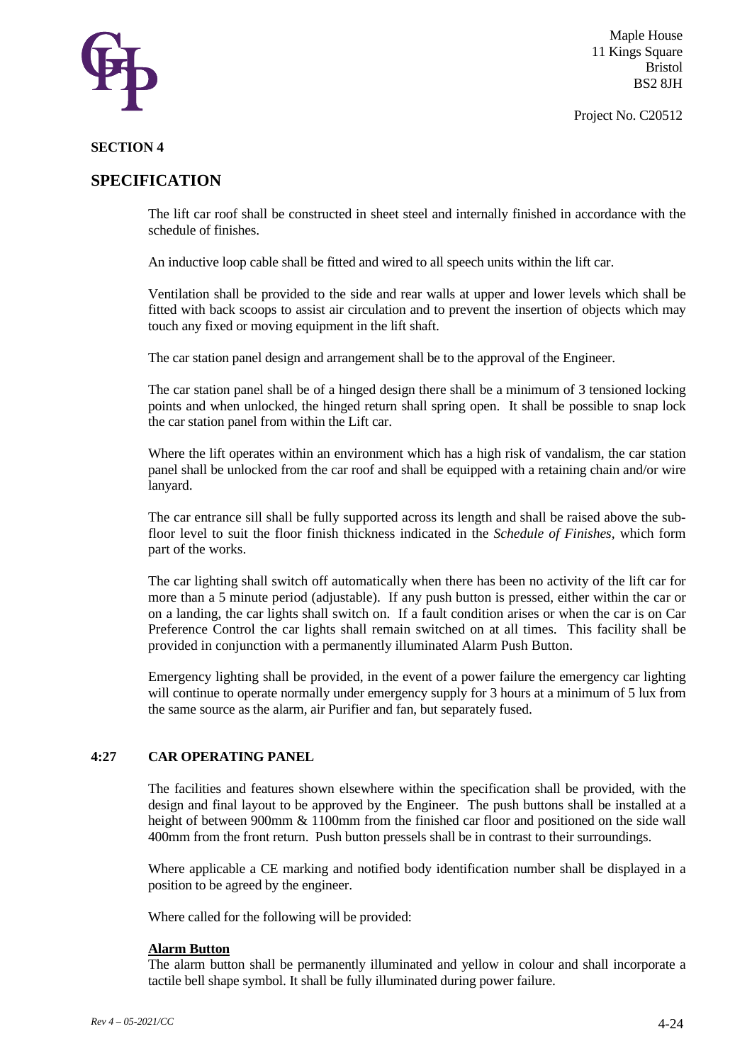**SECTION 4**

## SPECIFICATION

The lift car roof shall be constructed in sheet steel and internally finished in accordance with the schedule of finishes.

An inductive loop cable shall be fitted and wired to all speech units within the lift car.

Ventilation shall be provided to the side and rear walls at upper and lower levels which shall be fitted with back scoops to assist air circulation and to prevent the insertion of objects which may touch any fixed or moving equipment in the lift shaft.

The car station panel design and arrangement shall be to the approval of the Engineer.

The car station panel shall be of a hinged design there shall be a minimum of 3 tensioned locking points and when unlocked, the hinged return shall spring open. It shall be possible to snap lock the car station panel from within the Lift car.

Where the lift operates within an environment which has a high risk of vandalism, the car station panel shall be unlocked from the car roof and shall be equipped with a retaining chain and/or wire lanyard.

The car entrance sill shall be fully supported across its length and shall be raised above the sub-floor level to suit the floor finish thickness indicated in the *Schedule of Finishes*, which form part of the works.

The car lighting shall switch off automatically when there has been no activity of the lift car for more than a 5 minute period (adjustable). If any push button is pressed, either within the car or on a landing, the car lights shall switch on. If a fault condition arises or when the car is on Car Preference Control the car lights shall remain switched on at all times. This facility shall be provided in conjunction with a permanently illuminated Alarm Push Button.

Emergency lighting shall be provided, in the event of a power failure the emergency car lighting will continue to operate normally under emergency supply for 3 hours at a minimum of 5 lux from the same source as the alarm, air Purifier and fan, but separately fused.

### 4:27 CAR OPERATING PANEL

The facilities and features shown elsewhere within the specification shall be provided, with the design and final layout to be approved by the Engineer. The push buttons shall be installed at a height of between 900mm & 1100mm from the finished car floor and positioned on the side wall 400mm from the front return. Push button pressels shall be in contrast to their surroundings.

Where applicable a CE marking and notified body identification number shall be displayed in a position to be agreed by the engineer.

Where called for the following will be provided:

**Alarm Button**
The alarm button shall be permanently illuminated and yellow in colour and shall incorporate a tactile bell shape symbol. It shall be fully illuminated during power failure.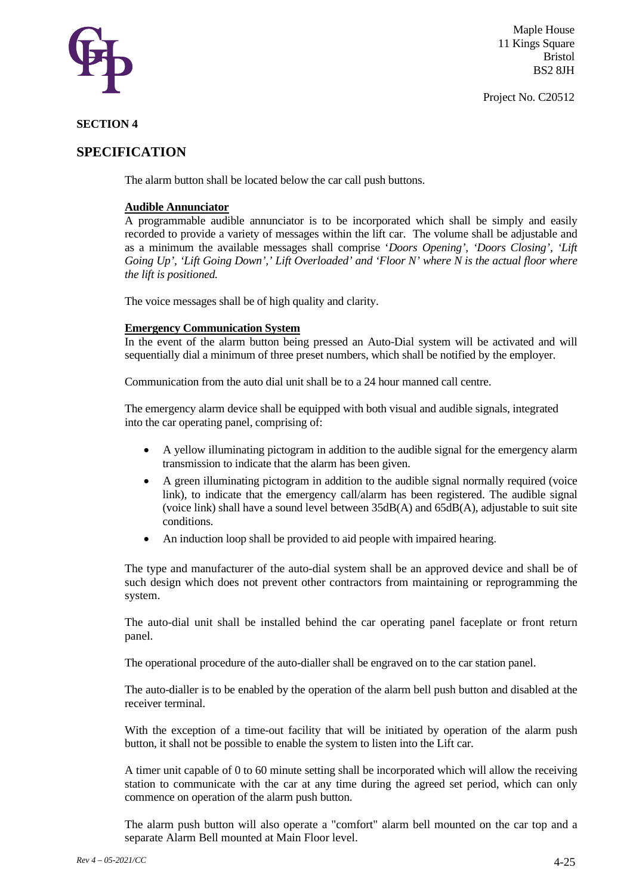**SECTION 4**

## SPECIFICATION

The alarm button shall be located below the car call push buttons.

**Audible Annunciator**

A programmable audible annunciator is to be incorporated which shall be simply and easily recorded to provide a variety of messages within the lift car. The volume shall be adjustable and as a minimum the available messages shall comprise *'Doors Opening', 'Doors Closing', 'Lift Going Up', 'Lift Going Down',' Lift Overloaded' and 'Floor N' where N is the actual floor where the lift is positioned.*

The voice messages shall be of high quality and clarity.

**Emergency Communication System**

In the event of the alarm button being pressed an Auto-Dial system will be activated and will sequentially dial a minimum of three preset numbers, which shall be notified by the employer.

Communication from the auto dial unit shall be to a 24 hour manned call centre.

The emergency alarm device shall be equipped with both visual and audible signals, integrated into the car operating panel, comprising of:

- A yellow illuminating pictogram in addition to the audible signal for the emergency alarm transmission to indicate that the alarm has been given.
- A green illuminating pictogram in addition to the audible signal normally required (voice link), to indicate that the emergency call/alarm has been registered. The audible signal (voice link) shall have a sound level between 35dB(A) and 65dB(A), adjustable to suit site conditions.
- An induction loop shall be provided to aid people with impaired hearing.

The type and manufacturer of the auto-dial system shall be an approved device and shall be of such design which does not prevent other contractors from maintaining or reprogramming the system.

The auto-dial unit shall be installed behind the car operating panel faceplate or front return panel.

The operational procedure of the auto-dialler shall be engraved on to the car station panel.

The auto-dialler is to be enabled by the operation of the alarm bell push button and disabled at the receiver terminal.

With the exception of a time-out facility that will be initiated by operation of the alarm push button, it shall not be possible to enable the system to listen into the Lift car.

A timer unit capable of 0 to 60 minute setting shall be incorporated which will allow the receiving station to communicate with the car at any time during the agreed set period, which can only commence on operation of the alarm push button.

The alarm push button will also operate a "comfort" alarm bell mounted on the car top and a separate Alarm Bell mounted at Main Floor level.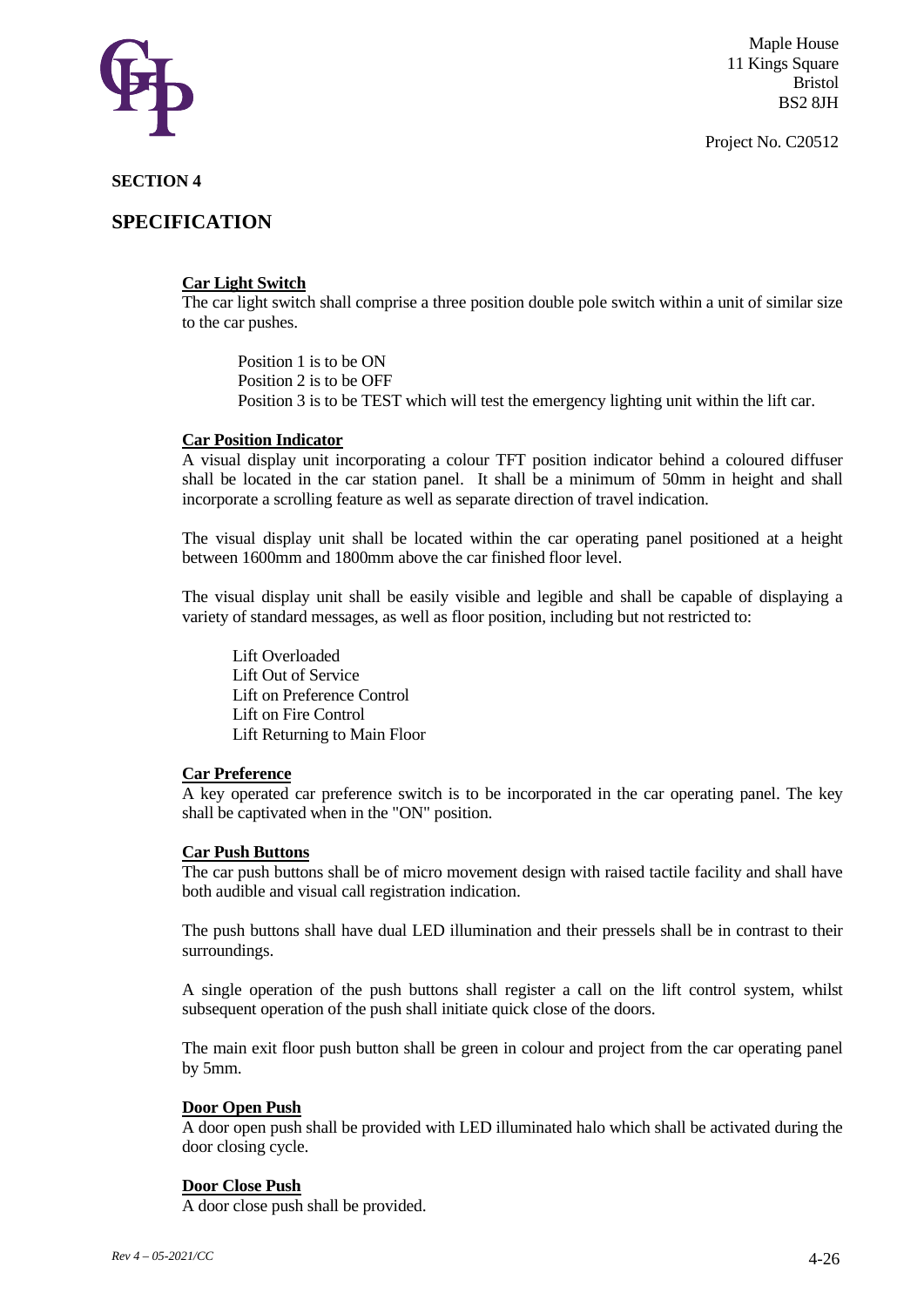## SECTION 4

## SPECIFICATION

**Car Light Switch**

The car light switch shall comprise a three position double pole switch within a unit of similar size to the car pushes.

Position 1 is to be ON
Position 2 is to be OFF
Position 3 is to be TEST which will test the emergency lighting unit within the lift car.

**Car Position Indicator**

A visual display unit incorporating a colour TFT position indicator behind a coloured diffuser shall be located in the car station panel. It shall be a minimum of 50mm in height and shall incorporate a scrolling feature as well as separate direction of travel indication.

The visual display unit shall be located within the car operating panel positioned at a height between 1600mm and 1800mm above the car finished floor level.

The visual display unit shall be easily visible and legible and shall be capable of displaying a variety of standard messages, as well as floor position, including but not restricted to:

Lift Overloaded
Lift Out of Service
Lift on Preference Control
Lift on Fire Control
Lift Returning to Main Floor

**Car Preference**

A key operated car preference switch is to be incorporated in the car operating panel. The key shall be captivated when in the "ON" position.

**Car Push Buttons**

The car push buttons shall be of micro movement design with raised tactile facility and shall have both audible and visual call registration indication.

The push buttons shall have dual LED illumination and their pressels shall be in contrast to their surroundings.

A single operation of the push buttons shall register a call on the lift control system, whilst subsequent operation of the push shall initiate quick close of the doors.

The main exit floor push button shall be green in colour and project from the car operating panel by 5mm.

**Door Open Push**

A door open push shall be provided with LED illuminated halo which shall be activated during the door closing cycle.

**Door Close Push**

A door close push shall be provided.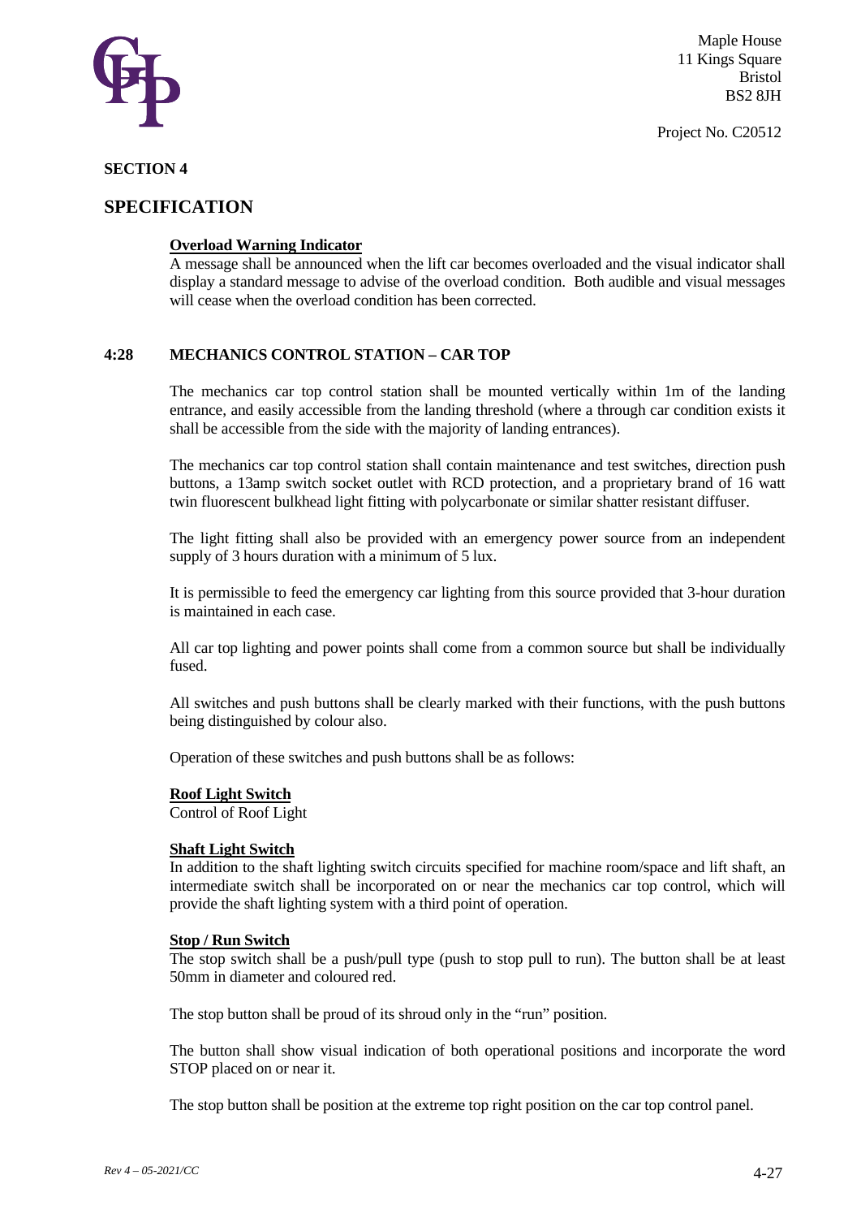## SECTION 4

## SPECIFICATION

**Overload Warning Indicator**
A message shall be announced when the lift car becomes overloaded and the visual indicator shall display a standard message to advise of the overload condition. Both audible and visual messages will cease when the overload condition has been corrected.

### 4:28 MECHANICS CONTROL STATION – CAR TOP

The mechanics car top control station shall be mounted vertically within 1m of the landing entrance, and easily accessible from the landing threshold (where a through car condition exists it shall be accessible from the side with the majority of landing entrances).

The mechanics car top control station shall contain maintenance and test switches, direction push buttons, a 13amp switch socket outlet with RCD protection, and a proprietary brand of 16 watt twin fluorescent bulkhead light fitting with polycarbonate or similar shatter resistant diffuser.

The light fitting shall also be provided with an emergency power source from an independent supply of 3 hours duration with a minimum of 5 lux.

It is permissible to feed the emergency car lighting from this source provided that 3-hour duration is maintained in each case.

All car top lighting and power points shall come from a common source but shall be individually fused.

All switches and push buttons shall be clearly marked with their functions, with the push buttons being distinguished by colour also.

Operation of these switches and push buttons shall be as follows:

**Roof Light Switch**
Control of Roof Light

**Shaft Light Switch**
In addition to the shaft lighting switch circuits specified for machine room/space and lift shaft, an intermediate switch shall be incorporated on or near the mechanics car top control, which will provide the shaft lighting system with a third point of operation.

**Stop / Run Switch**
The stop switch shall be a push/pull type (push to stop pull to run). The button shall be at least 50mm in diameter and coloured red.

The stop button shall be proud of its shroud only in the "run" position.

The button shall show visual indication of both operational positions and incorporate the word STOP placed on or near it.

The stop button shall be position at the extreme top right position on the car top control panel.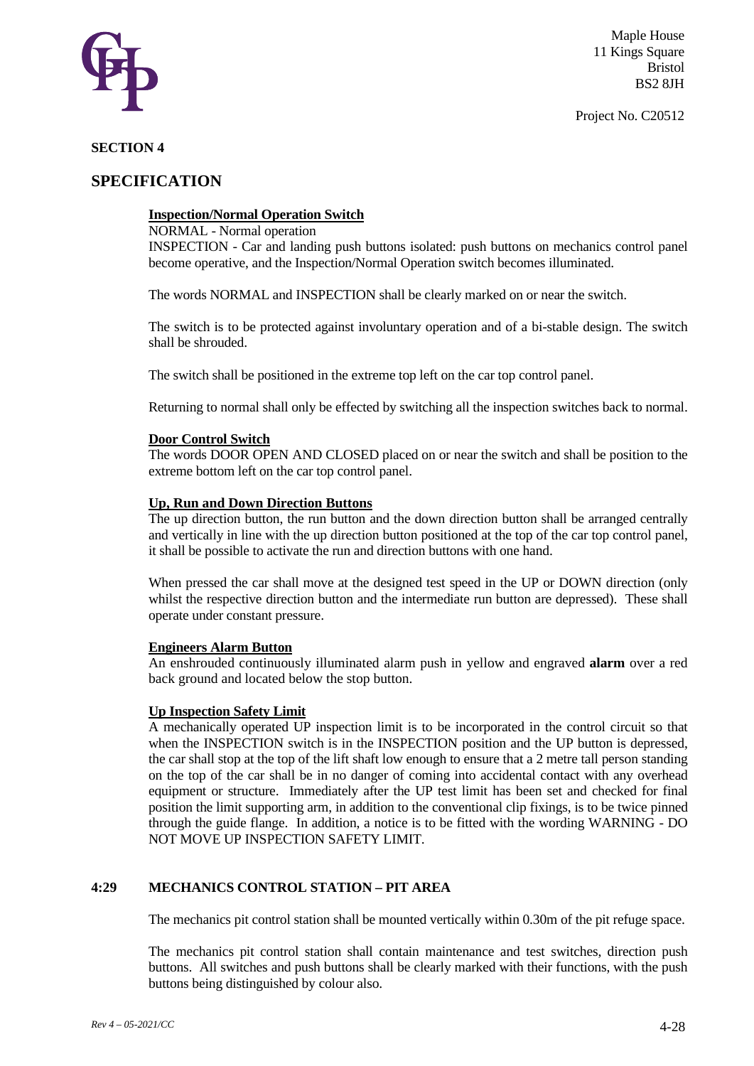Maple House
11 Kings Square
Bristol
BS2 8JH

Project No. C20512

**SECTION 4**

## SPECIFICATION

**Inspection/Normal Operation Switch**

NORMAL - Normal operation
INSPECTION - Car and landing push buttons isolated: push buttons on mechanics control panel become operative, and the Inspection/Normal Operation switch becomes illuminated.

The words NORMAL and INSPECTION shall be clearly marked on or near the switch.

The switch is to be protected against involuntary operation and of a bi-stable design. The switch shall be shrouded.

The switch shall be positioned in the extreme top left on the car top control panel.

Returning to normal shall only be effected by switching all the inspection switches back to normal.

**Door Control Switch**

The words DOOR OPEN AND CLOSED placed on or near the switch and shall be position to the extreme bottom left on the car top control panel.

**Up, Run and Down Direction Buttons**

The up direction button, the run button and the down direction button shall be arranged centrally and vertically in line with the up direction button positioned at the top of the car top control panel, it shall be possible to activate the run and direction buttons with one hand.

When pressed the car shall move at the designed test speed in the UP or DOWN direction (only whilst the respective direction button and the intermediate run button are depressed). These shall operate under constant pressure.

**Engineers Alarm Button**

An enshrouded continuously illuminated alarm push in yellow and engraved **alarm** over a red back ground and located below the stop button.

**Up Inspection Safety Limit**

A mechanically operated UP inspection limit is to be incorporated in the control circuit so that when the INSPECTION switch is in the INSPECTION position and the UP button is depressed, the car shall stop at the top of the lift shaft low enough to ensure that a 2 metre tall person standing on the top of the car shall be in no danger of coming into accidental contact with any overhead equipment or structure. Immediately after the UP test limit has been set and checked for final position the limit supporting arm, in addition to the conventional clip fixings, is to be twice pinned through the guide flange. In addition, a notice is to be fitted with the wording WARNING - DO NOT MOVE UP INSPECTION SAFETY LIMIT.

### 4:29 MECHANICS CONTROL STATION – PIT AREA

The mechanics pit control station shall be mounted vertically within 0.30m of the pit refuge space.

The mechanics pit control station shall contain maintenance and test switches, direction push buttons. All switches and push buttons shall be clearly marked with their functions, with the push buttons being distinguished by colour also.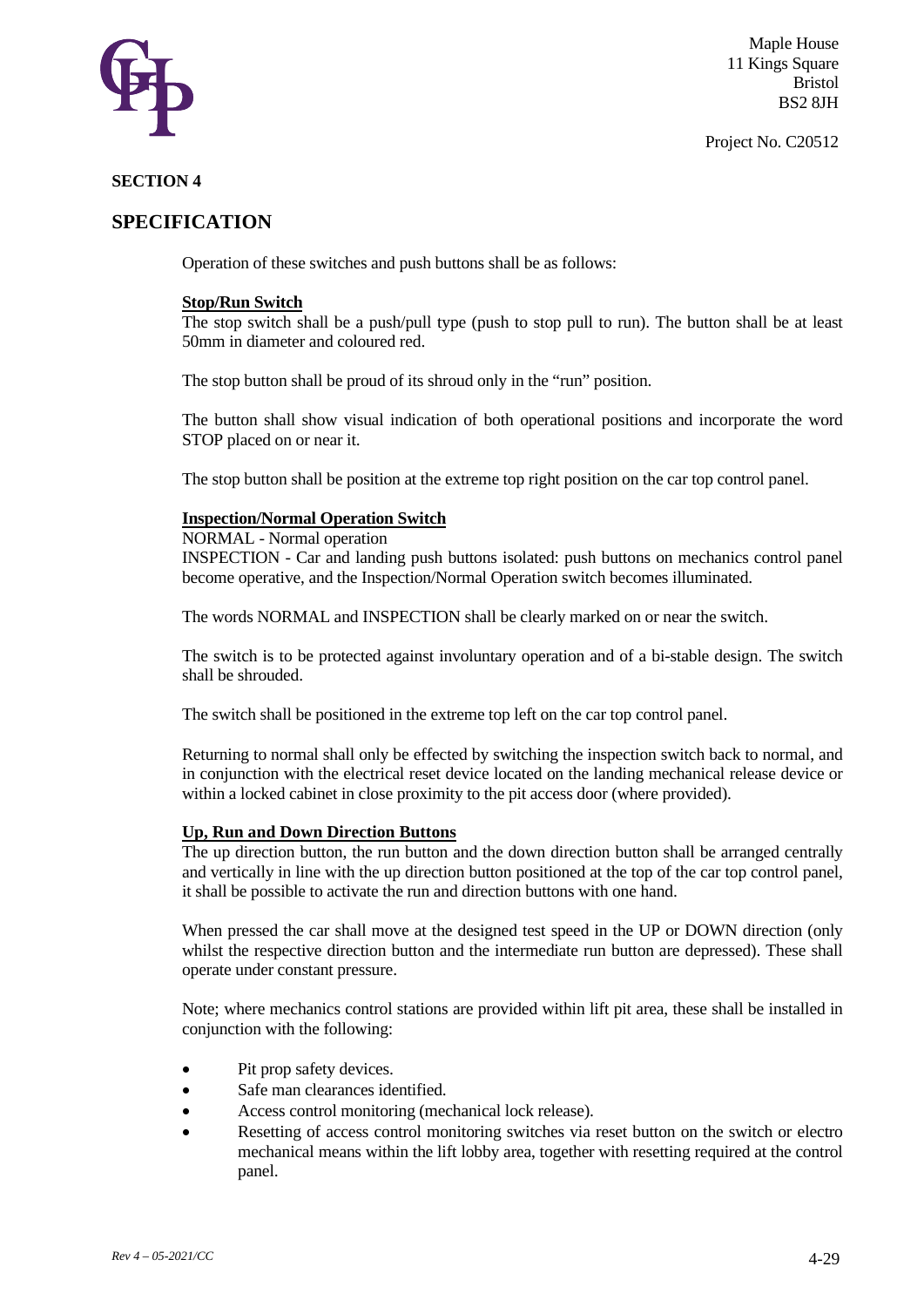**SECTION 4**

## SPECIFICATION

Operation of these switches and push buttons shall be as follows:

**Stop/Run Switch**

The stop switch shall be a push/pull type (push to stop pull to run). The button shall be at least 50mm in diameter and coloured red.

The stop button shall be proud of its shroud only in the "run" position.

The button shall show visual indication of both operational positions and incorporate the word STOP placed on or near it.

The stop button shall be position at the extreme top right position on the car top control panel.

**Inspection/Normal Operation Switch**

NORMAL - Normal operation

INSPECTION - Car and landing push buttons isolated: push buttons on mechanics control panel become operative, and the Inspection/Normal Operation switch becomes illuminated.

The words NORMAL and INSPECTION shall be clearly marked on or near the switch.

The switch is to be protected against involuntary operation and of a bi-stable design. The switch shall be shrouded.

The switch shall be positioned in the extreme top left on the car top control panel.

Returning to normal shall only be effected by switching the inspection switch back to normal, and in conjunction with the electrical reset device located on the landing mechanical release device or within a locked cabinet in close proximity to the pit access door (where provided).

**Up, Run and Down Direction Buttons**

The up direction button, the run button and the down direction button shall be arranged centrally and vertically in line with the up direction button positioned at the top of the car top control panel, it shall be possible to activate the run and direction buttons with one hand.

When pressed the car shall move at the designed test speed in the UP or DOWN direction (only whilst the respective direction button and the intermediate run button are depressed). These shall operate under constant pressure.

Note; where mechanics control stations are provided within lift pit area, these shall be installed in conjunction with the following:

- Pit prop safety devices.
- Safe man clearances identified.
- Access control monitoring (mechanical lock release).
- Resetting of access control monitoring switches via reset button on the switch or electro mechanical means within the lift lobby area, together with resetting required at the control panel.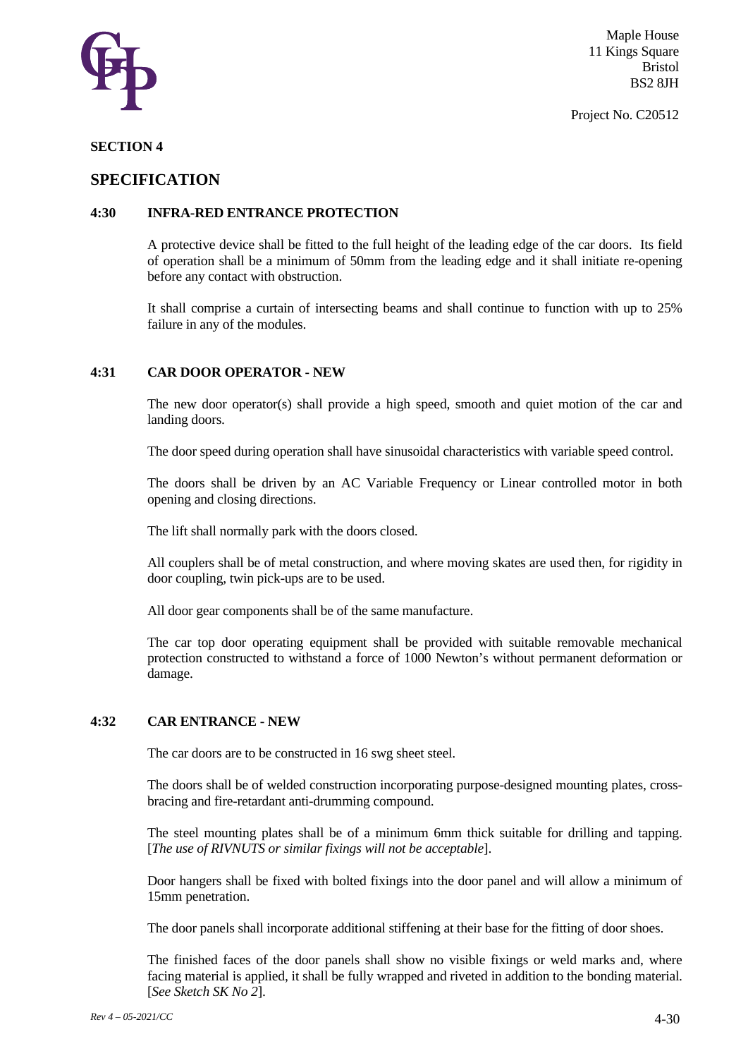Maple House
11 Kings Square
Bristol
BS2 8JH

Project No. C20512

**SECTION 4**

## SPECIFICATION

### 4:30 INFRA-RED ENTRANCE PROTECTION

A protective device shall be fitted to the full height of the leading edge of the car doors. Its field of operation shall be a minimum of 50mm from the leading edge and it shall initiate re-opening before any contact with obstruction.

It shall comprise a curtain of intersecting beams and shall continue to function with up to 25% failure in any of the modules.

### 4:31 CAR DOOR OPERATOR - NEW

The new door operator(s) shall provide a high speed, smooth and quiet motion of the car and landing doors.

The door speed during operation shall have sinusoidal characteristics with variable speed control.

The doors shall be driven by an AC Variable Frequency or Linear controlled motor in both opening and closing directions.

The lift shall normally park with the doors closed.

All couplers shall be of metal construction, and where moving skates are used then, for rigidity in door coupling, twin pick-ups are to be used.

All door gear components shall be of the same manufacture.

The car top door operating equipment shall be provided with suitable removable mechanical protection constructed to withstand a force of 1000 Newton's without permanent deformation or damage.

### 4:32 CAR ENTRANCE - NEW

The car doors are to be constructed in 16 swg sheet steel.

The doors shall be of welded construction incorporating purpose-designed mounting plates, cross-bracing and fire-retardant anti-drumming compound.

The steel mounting plates shall be of a minimum 6mm thick suitable for drilling and tapping. [*The use of RIVNUTS or similar fixings will not be acceptable*].

Door hangers shall be fixed with bolted fixings into the door panel and will allow a minimum of 15mm penetration.

The door panels shall incorporate additional stiffening at their base for the fitting of door shoes.

The finished faces of the door panels shall show no visible fixings or weld marks and, where facing material is applied, it shall be fully wrapped and riveted in addition to the bonding material. [*See Sketch SK No 2*].

*Rev 4 – 05-2021/CC*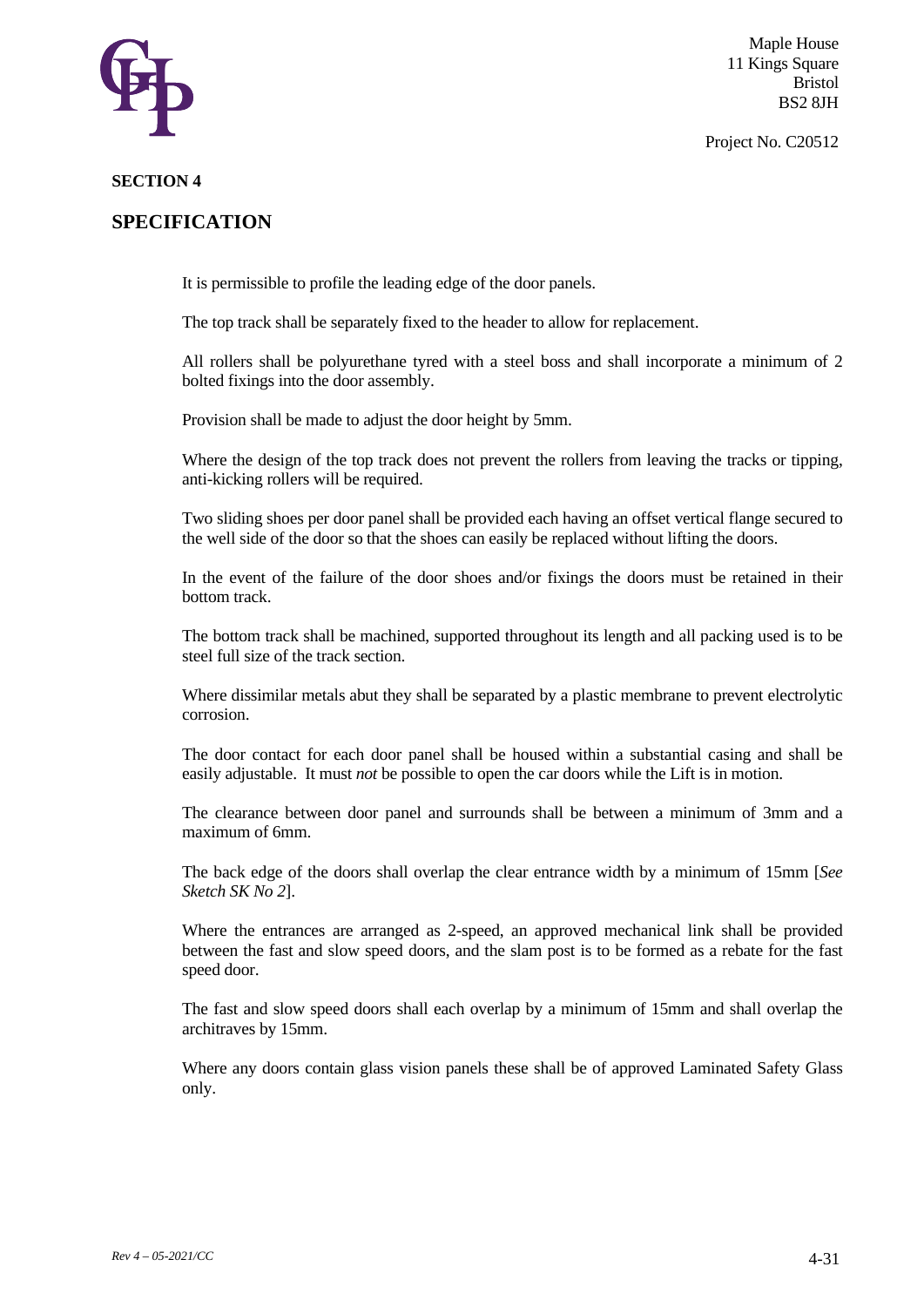## SECTION 4

## SPECIFICATION

It is permissible to profile the leading edge of the door panels.

The top track shall be separately fixed to the header to allow for replacement.

All rollers shall be polyurethane tyred with a steel boss and shall incorporate a minimum of 2 bolted fixings into the door assembly.

Provision shall be made to adjust the door height by 5mm.

Where the design of the top track does not prevent the rollers from leaving the tracks or tipping, anti-kicking rollers will be required.

Two sliding shoes per door panel shall be provided each having an offset vertical flange secured to the well side of the door so that the shoes can easily be replaced without lifting the doors.

In the event of the failure of the door shoes and/or fixings the doors must be retained in their bottom track.

The bottom track shall be machined, supported throughout its length and all packing used is to be steel full size of the track section.

Where dissimilar metals abut they shall be separated by a plastic membrane to prevent electrolytic corrosion.

The door contact for each door panel shall be housed within a substantial casing and shall be easily adjustable. It must *not* be possible to open the car doors while the Lift is in motion.

The clearance between door panel and surrounds shall be between a minimum of 3mm and a maximum of 6mm.

The back edge of the doors shall overlap the clear entrance width by a minimum of 15mm [*See Sketch SK No 2*].

Where the entrances are arranged as 2-speed, an approved mechanical link shall be provided between the fast and slow speed doors, and the slam post is to be formed as a rebate for the fast speed door.

The fast and slow speed doors shall each overlap by a minimum of 15mm and shall overlap the architraves by 15mm.

Where any doors contain glass vision panels these shall be of approved Laminated Safety Glass only.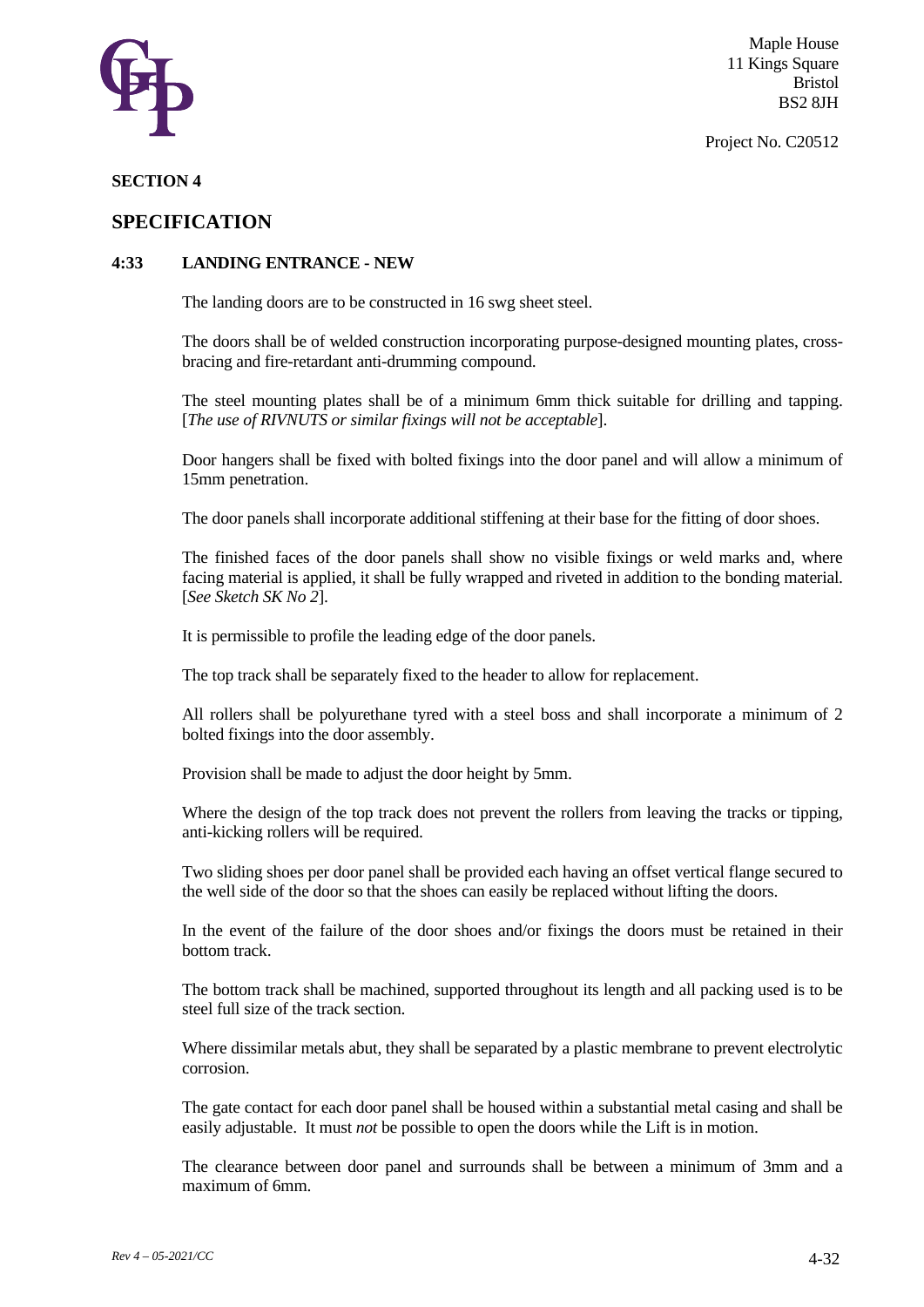Maple House
11 Kings Square
Bristol
BS2 8JH

Project No. C20512

**SECTION 4**

## SPECIFICATION

### 4:33 LANDING ENTRANCE - NEW

The landing doors are to be constructed in 16 swg sheet steel.

The doors shall be of welded construction incorporating purpose-designed mounting plates, cross-bracing and fire-retardant anti-drumming compound.

The steel mounting plates shall be of a minimum 6mm thick suitable for drilling and tapping. [*The use of RIVNUTS or similar fixings will not be acceptable*].

Door hangers shall be fixed with bolted fixings into the door panel and will allow a minimum of 15mm penetration.

The door panels shall incorporate additional stiffening at their base for the fitting of door shoes.

The finished faces of the door panels shall show no visible fixings or weld marks and, where facing material is applied, it shall be fully wrapped and riveted in addition to the bonding material. [*See Sketch SK No 2*].

It is permissible to profile the leading edge of the door panels.

The top track shall be separately fixed to the header to allow for replacement.

All rollers shall be polyurethane tyred with a steel boss and shall incorporate a minimum of 2 bolted fixings into the door assembly.

Provision shall be made to adjust the door height by 5mm.

Where the design of the top track does not prevent the rollers from leaving the tracks or tipping, anti-kicking rollers will be required.

Two sliding shoes per door panel shall be provided each having an offset vertical flange secured to the well side of the door so that the shoes can easily be replaced without lifting the doors.

In the event of the failure of the door shoes and/or fixings the doors must be retained in their bottom track.

The bottom track shall be machined, supported throughout its length and all packing used is to be steel full size of the track section.

Where dissimilar metals abut, they shall be separated by a plastic membrane to prevent electrolytic corrosion.

The gate contact for each door panel shall be housed within a substantial metal casing and shall be easily adjustable. It must *not* be possible to open the doors while the Lift is in motion.

The clearance between door panel and surrounds shall be between a minimum of 3mm and a maximum of 6mm.

*Rev 4 – 05-2021/CC*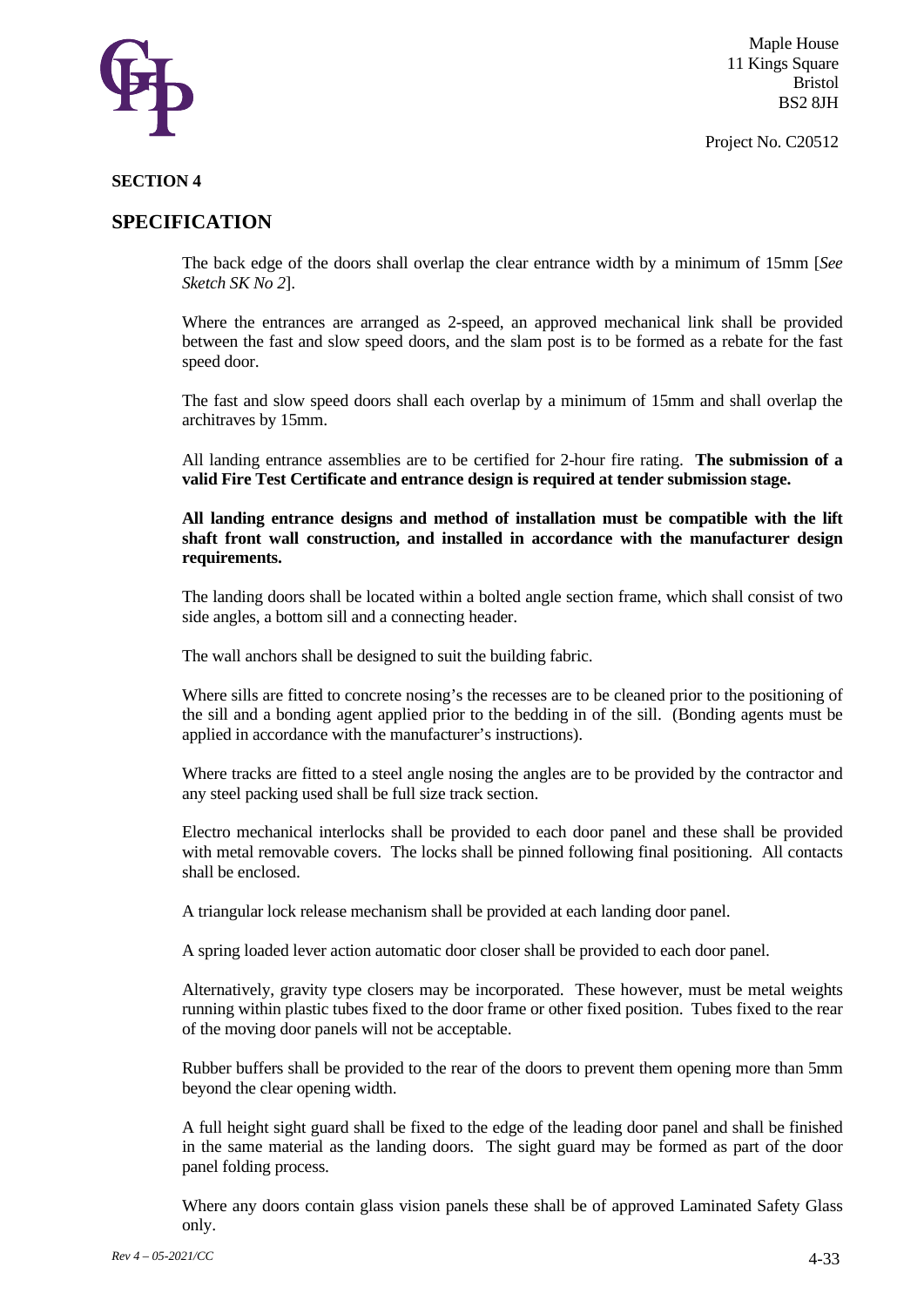**SECTION 4**

## SPECIFICATION

The back edge of the doors shall overlap the clear entrance width by a minimum of 15mm [*See Sketch SK No 2*].

Where the entrances are arranged as 2-speed, an approved mechanical link shall be provided between the fast and slow speed doors, and the slam post is to be formed as a rebate for the fast speed door.

The fast and slow speed doors shall each overlap by a minimum of 15mm and shall overlap the architraves by 15mm.

All landing entrance assemblies are to be certified for 2-hour fire rating. **The submission of a valid Fire Test Certificate and entrance design is required at tender submission stage.**

**All landing entrance designs and method of installation must be compatible with the lift shaft front wall construction, and installed in accordance with the manufacturer design requirements.**

The landing doors shall be located within a bolted angle section frame, which shall consist of two side angles, a bottom sill and a connecting header.

The wall anchors shall be designed to suit the building fabric.

Where sills are fitted to concrete nosing's the recesses are to be cleaned prior to the positioning of the sill and a bonding agent applied prior to the bedding in of the sill. (Bonding agents must be applied in accordance with the manufacturer's instructions).

Where tracks are fitted to a steel angle nosing the angles are to be provided by the contractor and any steel packing used shall be full size track section.

Electro mechanical interlocks shall be provided to each door panel and these shall be provided with metal removable covers. The locks shall be pinned following final positioning. All contacts shall be enclosed.

A triangular lock release mechanism shall be provided at each landing door panel.

A spring loaded lever action automatic door closer shall be provided to each door panel.

Alternatively, gravity type closers may be incorporated. These however, must be metal weights running within plastic tubes fixed to the door frame or other fixed position. Tubes fixed to the rear of the moving door panels will not be acceptable.

Rubber buffers shall be provided to the rear of the doors to prevent them opening more than 5mm beyond the clear opening width.

A full height sight guard shall be fixed to the edge of the leading door panel and shall be finished in the same material as the landing doors. The sight guard may be formed as part of the door panel folding process.

Where any doors contain glass vision panels these shall be of approved Laminated Safety Glass only.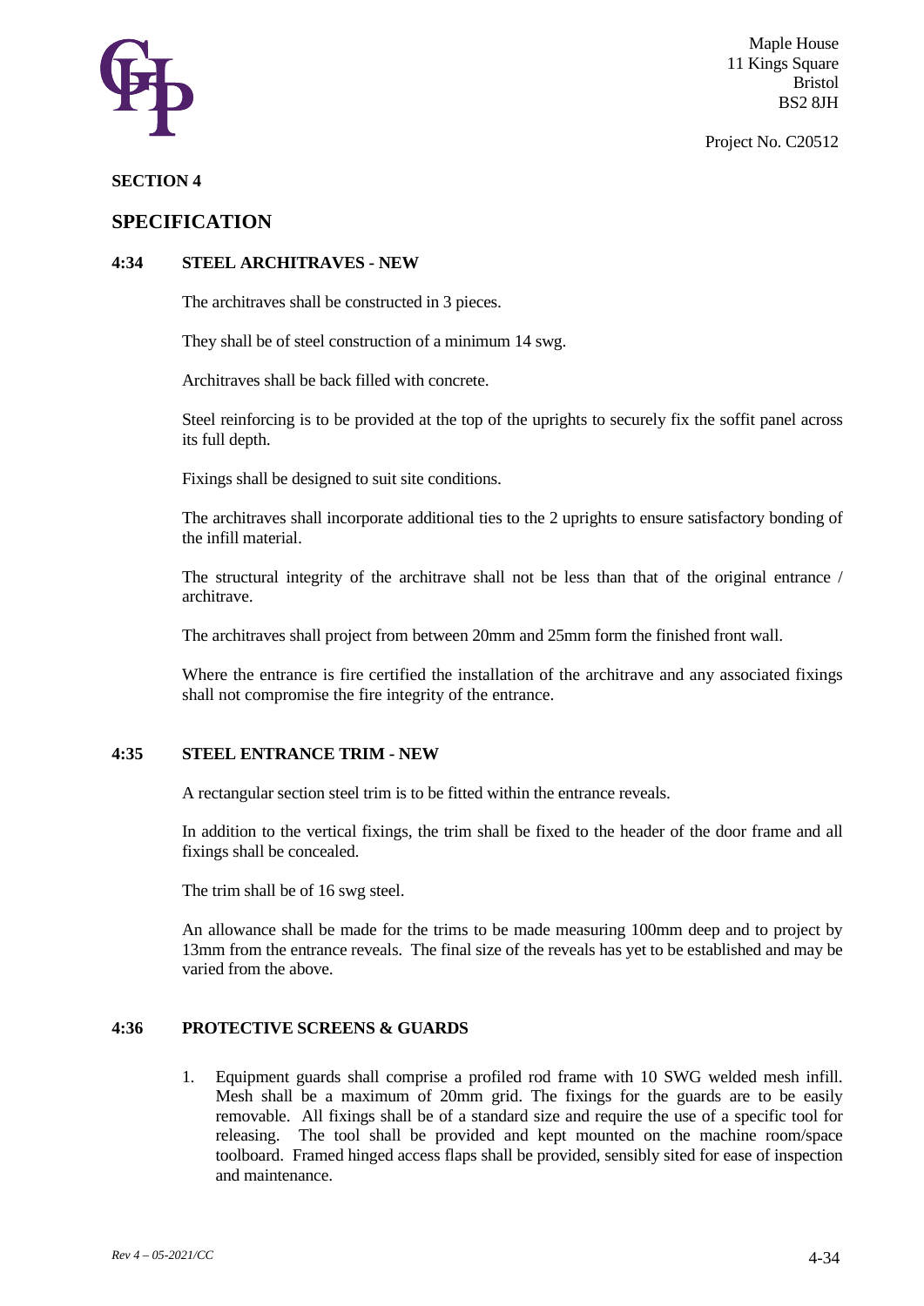Maple House
11 Kings Square
Bristol
BS2 8JH

Project No. C20512

**SECTION 4**

## SPECIFICATION

### 4:34 STEEL ARCHITRAVES - NEW

The architraves shall be constructed in 3 pieces.

They shall be of steel construction of a minimum 14 swg.

Architraves shall be back filled with concrete.

Steel reinforcing is to be provided at the top of the uprights to securely fix the soffit panel across its full depth.

Fixings shall be designed to suit site conditions.

The architraves shall incorporate additional ties to the 2 uprights to ensure satisfactory bonding of the infill material.

The structural integrity of the architrave shall not be less than that of the original entrance / architrave.

The architraves shall project from between 20mm and 25mm form the finished front wall.

Where the entrance is fire certified the installation of the architrave and any associated fixings shall not compromise the fire integrity of the entrance.

### 4:35 STEEL ENTRANCE TRIM - NEW

A rectangular section steel trim is to be fitted within the entrance reveals.

In addition to the vertical fixings, the trim shall be fixed to the header of the door frame and all fixings shall be concealed.

The trim shall be of 16 swg steel.

An allowance shall be made for the trims to be made measuring 100mm deep and to project by 13mm from the entrance reveals. The final size of the reveals has yet to be established and may be varied from the above.

### 4:36 PROTECTIVE SCREENS & GUARDS

1. Equipment guards shall comprise a profiled rod frame with 10 SWG welded mesh infill. Mesh shall be a maximum of 20mm grid. The fixings for the guards are to be easily removable. All fixings shall be of a standard size and require the use of a specific tool for releasing. The tool shall be provided and kept mounted on the machine room/space toolboard. Framed hinged access flaps shall be provided, sensibly sited for ease of inspection and maintenance.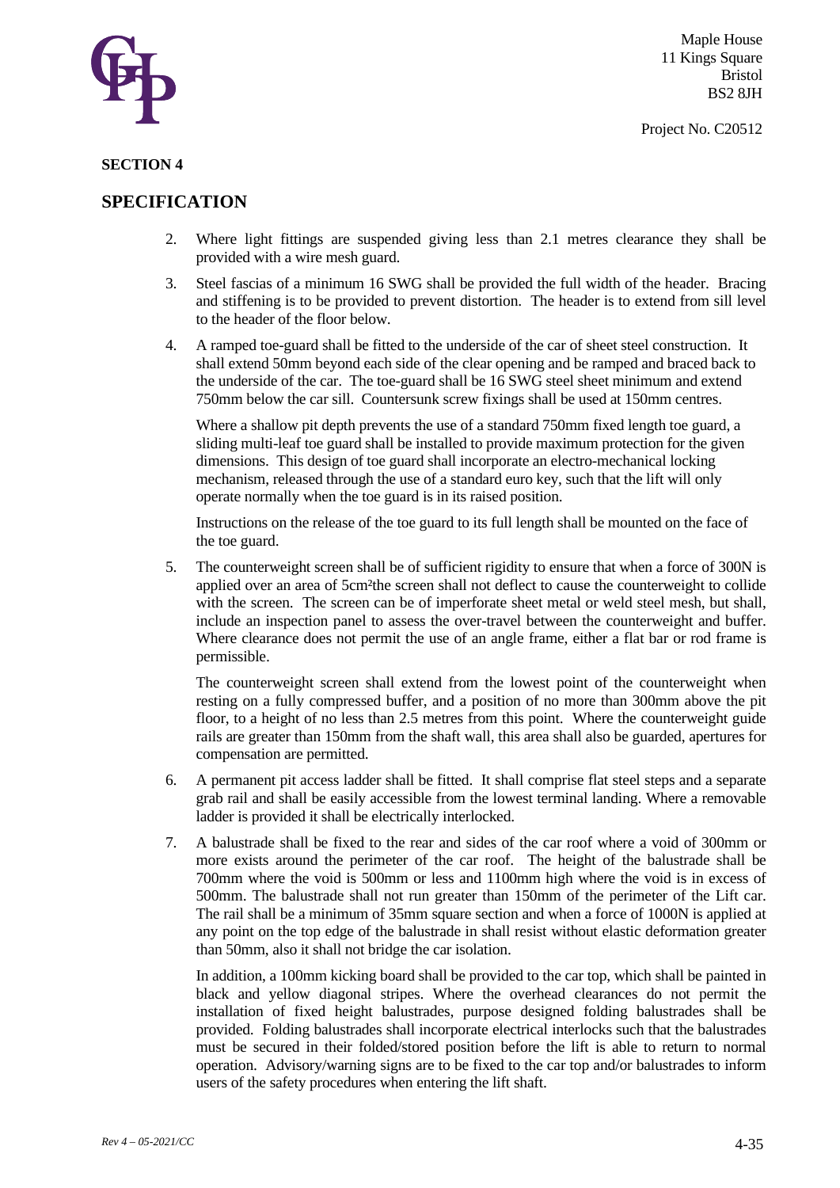## SECTION 4

## SPECIFICATION

2. Where light fittings are suspended giving less than 2.1 metres clearance they shall be provided with a wire mesh guard.

3. Steel fascias of a minimum 16 SWG shall be provided the full width of the header. Bracing and stiffening is to be provided to prevent distortion. The header is to extend from sill level to the header of the floor below.

4. A ramped toe-guard shall be fitted to the underside of the car of sheet steel construction. It shall extend 50mm beyond each side of the clear opening and be ramped and braced back to the underside of the car. The toe-guard shall be 16 SWG steel sheet minimum and extend 750mm below the car sill. Countersunk screw fixings shall be used at 150mm centres.

   Where a shallow pit depth prevents the use of a standard 750mm fixed length toe guard, a sliding multi-leaf toe guard shall be installed to provide maximum protection for the given dimensions. This design of toe guard shall incorporate an electro-mechanical locking mechanism, released through the use of a standard euro key, such that the lift will only operate normally when the toe guard is in its raised position.

   Instructions on the release of the toe guard to its full length shall be mounted on the face of the toe guard.

5. The counterweight screen shall be of sufficient rigidity to ensure that when a force of 300N is applied over an area of 5cm²the screen shall not deflect to cause the counterweight to collide with the screen. The screen can be of imperforate sheet metal or weld steel mesh, but shall, include an inspection panel to assess the over-travel between the counterweight and buffer. Where clearance does not permit the use of an angle frame, either a flat bar or rod frame is permissible.

   The counterweight screen shall extend from the lowest point of the counterweight when resting on a fully compressed buffer, and a position of no more than 300mm above the pit floor, to a height of no less than 2.5 metres from this point. Where the counterweight guide rails are greater than 150mm from the shaft wall, this area shall also be guarded, apertures for compensation are permitted.

6. A permanent pit access ladder shall be fitted. It shall comprise flat steel steps and a separate grab rail and shall be easily accessible from the lowest terminal landing. Where a removable ladder is provided it shall be electrically interlocked.

7. A balustrade shall be fixed to the rear and sides of the car roof where a void of 300mm or more exists around the perimeter of the car roof. The height of the balustrade shall be 700mm where the void is 500mm or less and 1100mm high where the void is in excess of 500mm. The balustrade shall not run greater than 150mm of the perimeter of the Lift car. The rail shall be a minimum of 35mm square section and when a force of 1000N is applied at any point on the top edge of the balustrade in shall resist without elastic deformation greater than 50mm, also it shall not bridge the car isolation.

   In addition, a 100mm kicking board shall be provided to the car top, which shall be painted in black and yellow diagonal stripes. Where the overhead clearances do not permit the installation of fixed height balustrades, purpose designed folding balustrades shall be provided. Folding balustrades shall incorporate electrical interlocks such that the balustrades must be secured in their folded/stored position before the lift is able to return to normal operation. Advisory/warning signs are to be fixed to the car top and/or balustrades to inform users of the safety procedures when entering the lift shaft.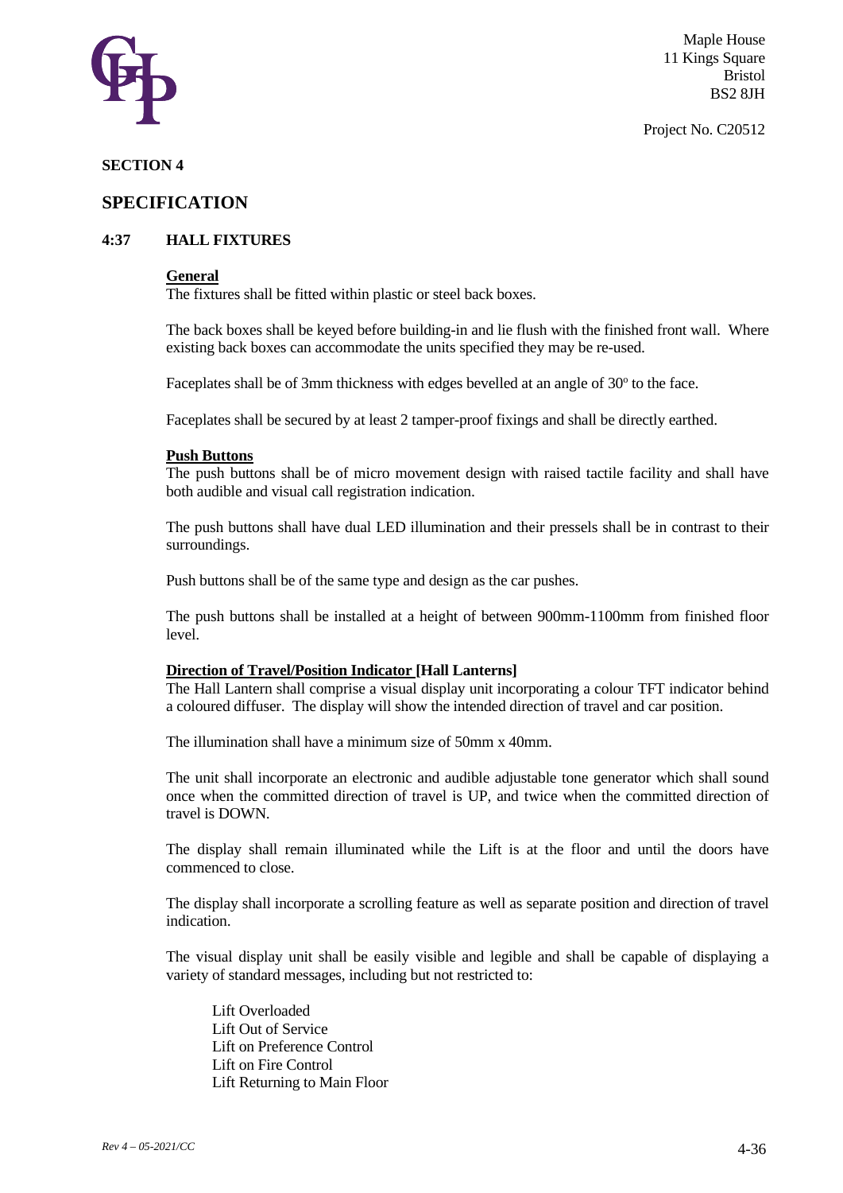**SECTION 4**

## SPECIFICATION

### 4:37 HALL FIXTURES

**General**

The fixtures shall be fitted within plastic or steel back boxes.

The back boxes shall be keyed before building-in and lie flush with the finished front wall. Where existing back boxes can accommodate the units specified they may be re-used.

Faceplates shall be of 3mm thickness with edges bevelled at an angle of 30º to the face.

Faceplates shall be secured by at least 2 tamper-proof fixings and shall be directly earthed.

**Push Buttons**

The push buttons shall be of micro movement design with raised tactile facility and shall have both audible and visual call registration indication.

The push buttons shall have dual LED illumination and their pressels shall be in contrast to their surroundings.

Push buttons shall be of the same type and design as the car pushes.

The push buttons shall be installed at a height of between 900mm-1100mm from finished floor level.

**Direction of Travel/Position Indicator [Hall Lanterns]**

The Hall Lantern shall comprise a visual display unit incorporating a colour TFT indicator behind a coloured diffuser. The display will show the intended direction of travel and car position.

The illumination shall have a minimum size of 50mm x 40mm.

The unit shall incorporate an electronic and audible adjustable tone generator which shall sound once when the committed direction of travel is UP, and twice when the committed direction of travel is DOWN.

The display shall remain illuminated while the Lift is at the floor and until the doors have commenced to close.

The display shall incorporate a scrolling feature as well as separate position and direction of travel indication.

The visual display unit shall be easily visible and legible and shall be capable of displaying a variety of standard messages, including but not restricted to:

Lift Overloaded
Lift Out of Service
Lift on Preference Control
Lift on Fire Control
Lift Returning to Main Floor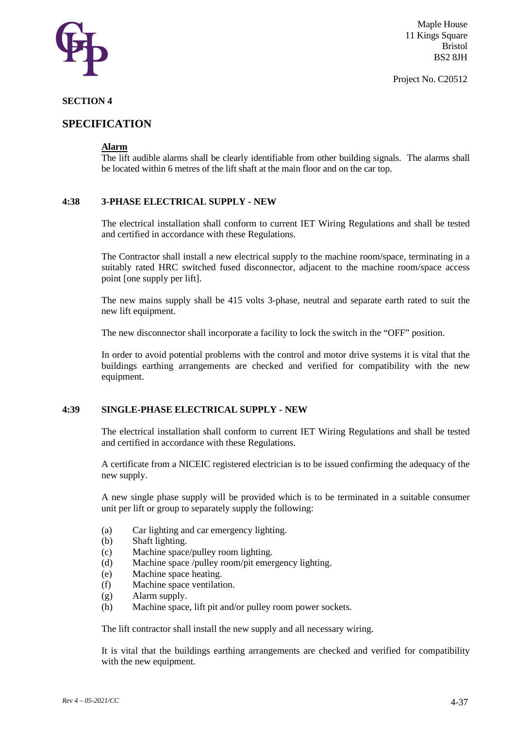**SECTION 4**

## SPECIFICATION

**Alarm**

The lift audible alarms shall be clearly identifiable from other building signals. The alarms shall be located within 6 metres of the lift shaft at the main floor and on the car top.

### 4:38 3-PHASE ELECTRICAL SUPPLY - NEW

The electrical installation shall conform to current IET Wiring Regulations and shall be tested and certified in accordance with these Regulations.

The Contractor shall install a new electrical supply to the machine room/space, terminating in a suitably rated HRC switched fused disconnector, adjacent to the machine room/space access point [one supply per lift].

The new mains supply shall be 415 volts 3-phase, neutral and separate earth rated to suit the new lift equipment.

The new disconnector shall incorporate a facility to lock the switch in the “OFF” position.

In order to avoid potential problems with the control and motor drive systems it is vital that the buildings earthing arrangements are checked and verified for compatibility with the new equipment.

### 4:39 SINGLE-PHASE ELECTRICAL SUPPLY - NEW

The electrical installation shall conform to current IET Wiring Regulations and shall be tested and certified in accordance with these Regulations.

A certificate from a NICEIC registered electrician is to be issued confirming the adequacy of the new supply.

A new single phase supply will be provided which is to be terminated in a suitable consumer unit per lift or group to separately supply the following:

- (a) Car lighting and car emergency lighting.
- (b) Shaft lighting.
- (c) Machine space/pulley room lighting.
- (d) Machine space /pulley room/pit emergency lighting.
- (e) Machine space heating.
- (f) Machine space ventilation.
- (g) Alarm supply.
- (h) Machine space, lift pit and/or pulley room power sockets.

The lift contractor shall install the new supply and all necessary wiring.

It is vital that the buildings earthing arrangements are checked and verified for compatibility with the new equipment.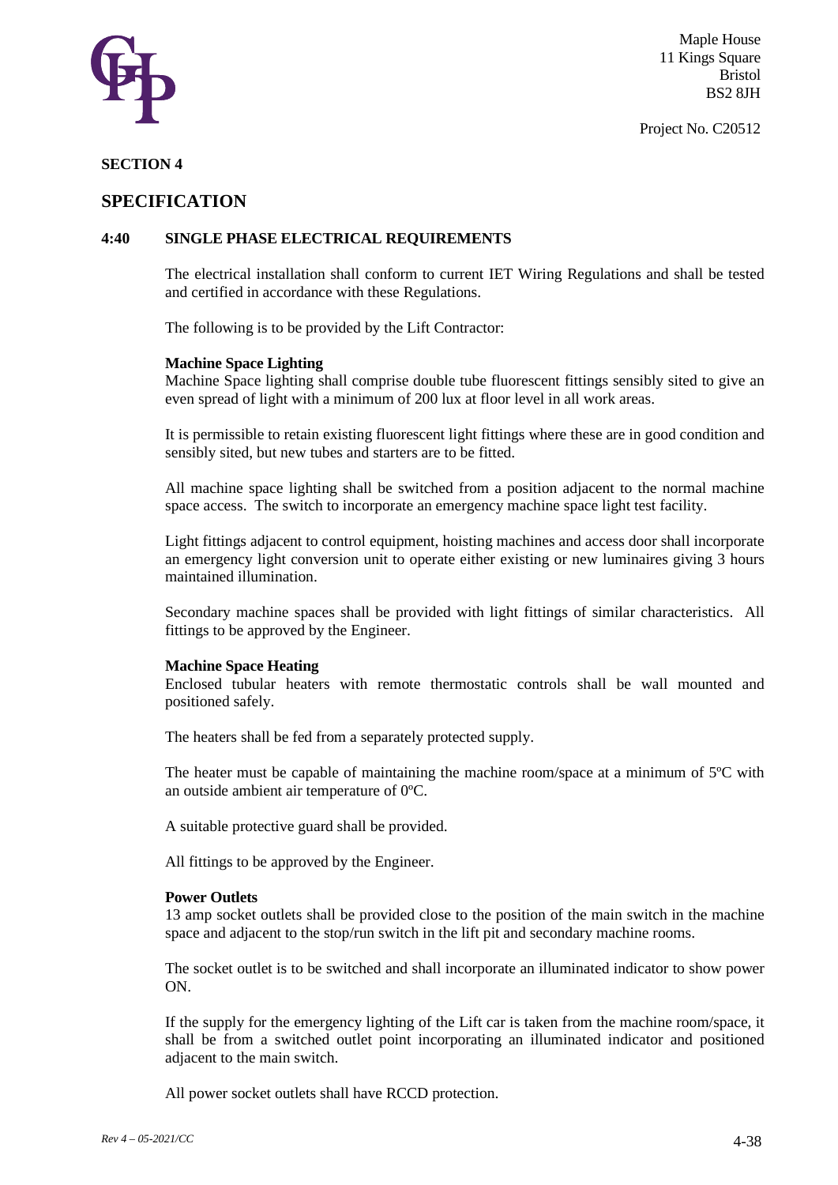Maple House
11 Kings Square
Bristol
BS2 8JH

Project No. C20512

**SECTION 4**

## SPECIFICATION

### 4:40 SINGLE PHASE ELECTRICAL REQUIREMENTS

The electrical installation shall conform to current IET Wiring Regulations and shall be tested and certified in accordance with these Regulations.

The following is to be provided by the Lift Contractor:

**Machine Space Lighting**
Machine Space lighting shall comprise double tube fluorescent fittings sensibly sited to give an even spread of light with a minimum of 200 lux at floor level in all work areas.

It is permissible to retain existing fluorescent light fittings where these are in good condition and sensibly sited, but new tubes and starters are to be fitted.

All machine space lighting shall be switched from a position adjacent to the normal machine space access. The switch to incorporate an emergency machine space light test facility.

Light fittings adjacent to control equipment, hoisting machines and access door shall incorporate an emergency light conversion unit to operate either existing or new luminaires giving 3 hours maintained illumination.

Secondary machine spaces shall be provided with light fittings of similar characteristics. All fittings to be approved by the Engineer.

**Machine Space Heating**
Enclosed tubular heaters with remote thermostatic controls shall be wall mounted and positioned safely.

The heaters shall be fed from a separately protected supply.

The heater must be capable of maintaining the machine room/space at a minimum of 5ºC with an outside ambient air temperature of 0ºC.

A suitable protective guard shall be provided.

All fittings to be approved by the Engineer.

**Power Outlets**
13 amp socket outlets shall be provided close to the position of the main switch in the machine space and adjacent to the stop/run switch in the lift pit and secondary machine rooms.

The socket outlet is to be switched and shall incorporate an illuminated indicator to show power ON.

If the supply for the emergency lighting of the Lift car is taken from the machine room/space, it shall be from a switched outlet point incorporating an illuminated indicator and positioned adjacent to the main switch.

All power socket outlets shall have RCCD protection.

*Rev 4 – 05-2021/CC*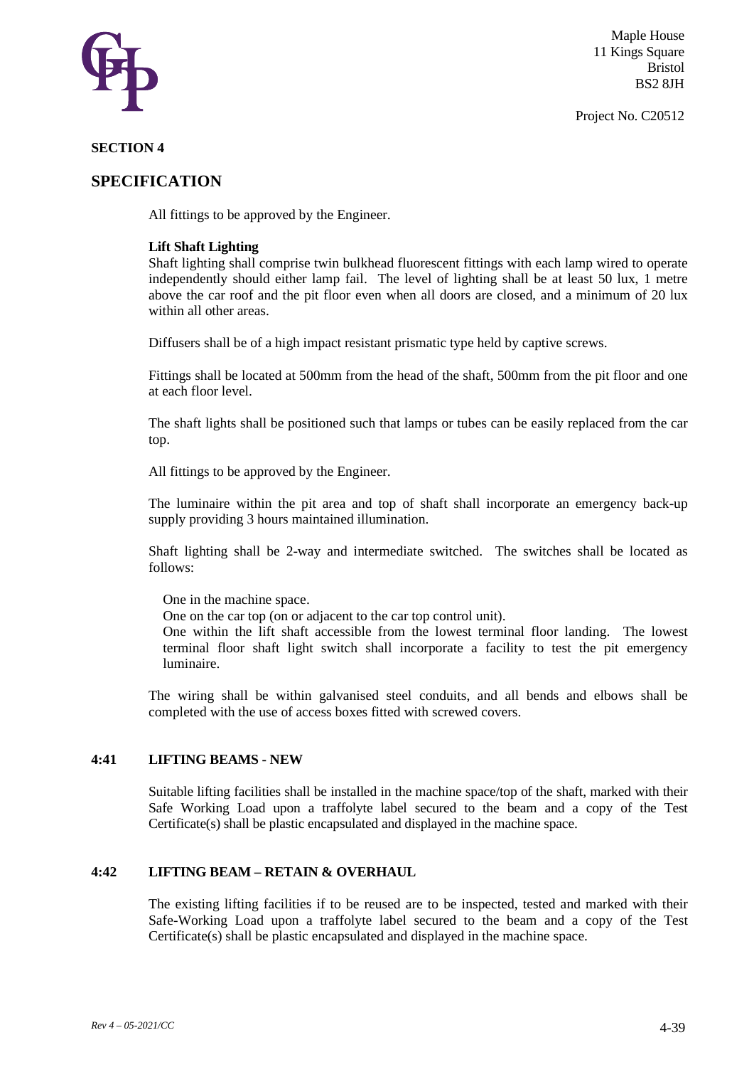**SECTION 4**

## SPECIFICATION

All fittings to be approved by the Engineer.

**Lift Shaft Lighting**

Shaft lighting shall comprise twin bulkhead fluorescent fittings with each lamp wired to operate independently should either lamp fail. The level of lighting shall be at least 50 lux, 1 metre above the car roof and the pit floor even when all doors are closed, and a minimum of 20 lux within all other areas.

Diffusers shall be of a high impact resistant prismatic type held by captive screws.

Fittings shall be located at 500mm from the head of the shaft, 500mm from the pit floor and one at each floor level.

The shaft lights shall be positioned such that lamps or tubes can be easily replaced from the car top.

All fittings to be approved by the Engineer.

The luminaire within the pit area and top of shaft shall incorporate an emergency back-up supply providing 3 hours maintained illumination.

Shaft lighting shall be 2-way and intermediate switched. The switches shall be located as follows:

One in the machine space.
One on the car top (on or adjacent to the car top control unit).
One within the lift shaft accessible from the lowest terminal floor landing. The lowest terminal floor shaft light switch shall incorporate a facility to test the pit emergency luminaire.

The wiring shall be within galvanised steel conduits, and all bends and elbows shall be completed with the use of access boxes fitted with screwed covers.

### 4:41 LIFTING BEAMS - NEW

Suitable lifting facilities shall be installed in the machine space/top of the shaft, marked with their Safe Working Load upon a traffolyte label secured to the beam and a copy of the Test Certificate(s) shall be plastic encapsulated and displayed in the machine space.

### 4:42 LIFTING BEAM – RETAIN & OVERHAUL

The existing lifting facilities if to be reused are to be inspected, tested and marked with their Safe-Working Load upon a traffolyte label secured to the beam and a copy of the Test Certificate(s) shall be plastic encapsulated and displayed in the machine space.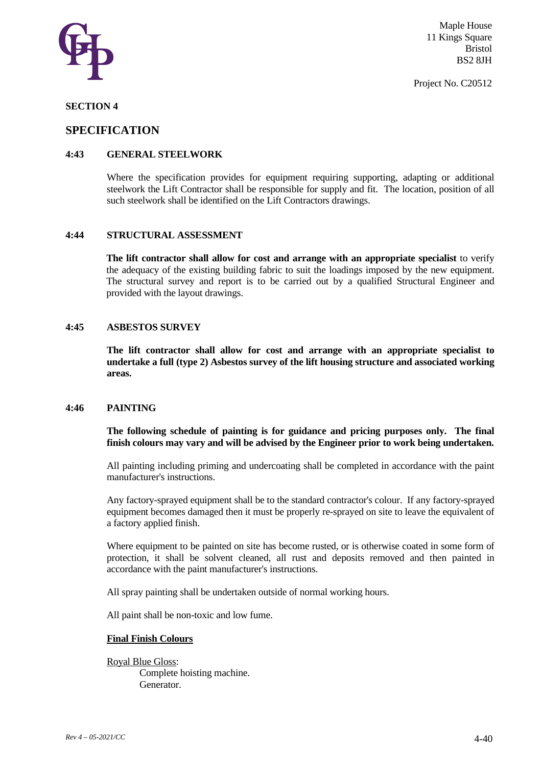Maple House
11 Kings Square
Bristol
BS2 8JH

Project No. C20512

**SECTION 4**

## SPECIFICATION

### 4:43 GENERAL STEELWORK

Where the specification provides for equipment requiring supporting, adapting or additional steelwork the Lift Contractor shall be responsible for supply and fit. The location, position of all such steelwork shall be identified on the Lift Contractors drawings.

### 4:44 STRUCTURAL ASSESSMENT

**The lift contractor shall allow for cost and arrange with an appropriate specialist** to verify the adequacy of the existing building fabric to suit the loadings imposed by the new equipment. The structural survey and report is to be carried out by a qualified Structural Engineer and provided with the layout drawings.

### 4:45 ASBESTOS SURVEY

**The lift contractor shall allow for cost and arrange with an appropriate specialist to undertake a full (type 2) Asbestos survey of the lift housing structure and associated working areas.**

### 4:46 PAINTING

**The following schedule of painting is for guidance and pricing purposes only. The final finish colours may vary and will be advised by the Engineer prior to work being undertaken.**

All painting including priming and undercoating shall be completed in accordance with the paint manufacturer's instructions.

Any factory-sprayed equipment shall be to the standard contractor's colour. If any factory-sprayed equipment becomes damaged then it must be properly re-sprayed on site to leave the equivalent of a factory applied finish.

Where equipment to be painted on site has become rusted, or is otherwise coated in some form of protection, it shall be solvent cleaned, all rust and deposits removed and then painted in accordance with the paint manufacturer's instructions.

All spray painting shall be undertaken outside of normal working hours.

All paint shall be non-toxic and low fume.

<u>**Final Finish Colours**</u>

<u>Royal Blue Gloss</u>:

Complete hoisting machine.
Generator.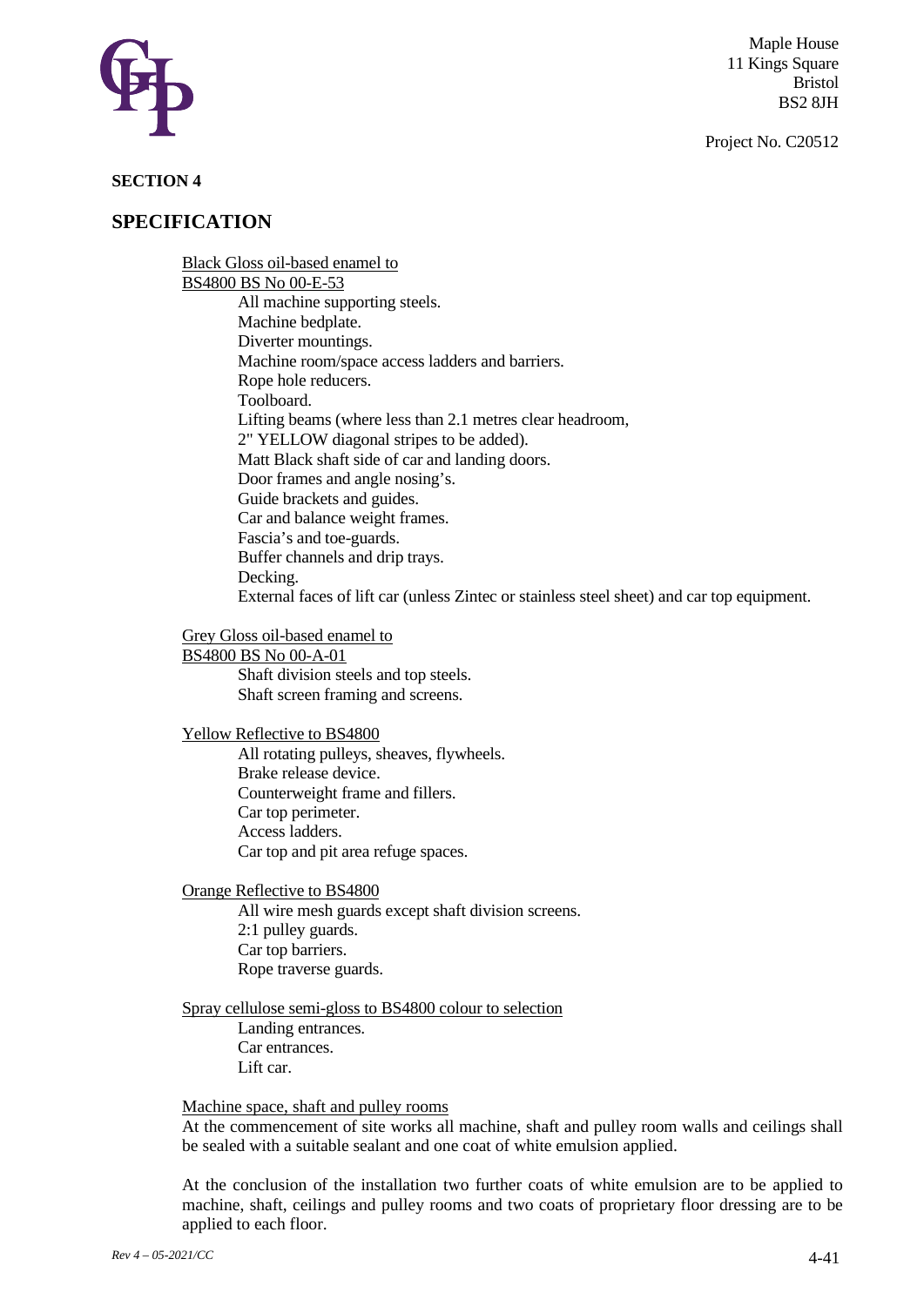Maple House
11 Kings Square
Bristol
BS2 8JH

Project No. C20512

**SECTION 4**

## SPECIFICATION

Black Gloss oil-based enamel to
BS4800 BS No 00-E-53

- All machine supporting steels.
- Machine bedplate.
- Diverter mountings.
- Machine room/space access ladders and barriers.
- Rope hole reducers.
- Toolboard.
- Lifting beams (where less than 2.1 metres clear headroom, 2" YELLOW diagonal stripes to be added).
- Matt Black shaft side of car and landing doors.
- Door frames and angle nosing's.
- Guide brackets and guides.
- Car and balance weight frames.
- Fascia's and toe-guards.
- Buffer channels and drip trays.
- Decking.
- External faces of lift car (unless Zintec or stainless steel sheet) and car top equipment.

Grey Gloss oil-based enamel to
BS4800 BS No 00-A-01

- Shaft division steels and top steels.
- Shaft screen framing and screens.

Yellow Reflective to BS4800

- All rotating pulleys, sheaves, flywheels.
- Brake release device.
- Counterweight frame and fillers.
- Car top perimeter.
- Access ladders.
- Car top and pit area refuge spaces.

Orange Reflective to BS4800

- All wire mesh guards except shaft division screens.
- 2:1 pulley guards.
- Car top barriers.
- Rope traverse guards.

Spray cellulose semi-gloss to BS4800 colour to selection

- Landing entrances.
- Car entrances.
- Lift car.

Machine space, shaft and pulley rooms

At the commencement of site works all machine, shaft and pulley room walls and ceilings shall be sealed with a suitable sealant and one coat of white emulsion applied.

At the conclusion of the installation two further coats of white emulsion are to be applied to machine, shaft, ceilings and pulley rooms and two coats of proprietary floor dressing are to be applied to each floor.

*Rev 4 – 05-2021/CC*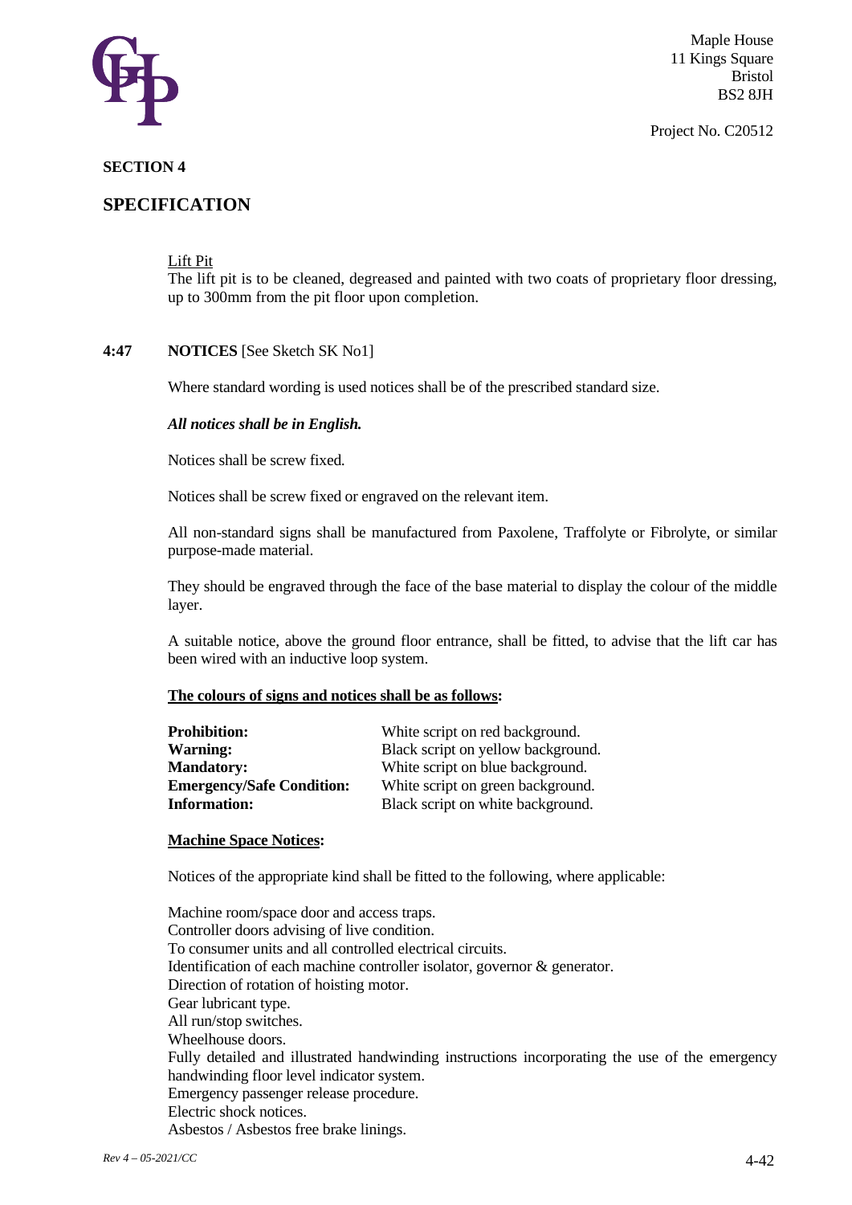**SECTION 4**

## SPECIFICATION

Lift Pit

The lift pit is to be cleaned, degreased and painted with two coats of proprietary floor dressing, up to 300mm from the pit floor upon completion.

**4:47 NOTICES** [See Sketch SK No1]

Where standard wording is used notices shall be of the prescribed standard size.

***All notices shall be in English.***

Notices shall be screw fixed.

Notices shall be screw fixed or engraved on the relevant item.

All non-standard signs shall be manufactured from Paxolene, Traffolyte or Fibrolyte, or similar purpose-made material.

They should be engraved through the face of the base material to display the colour of the middle layer.

A suitable notice, above the ground floor entrance, shall be fitted, to advise that the lift car has been wired with an inductive loop system.

**The colours of signs and notices shall be as follows:**

| | |
|---|---|
| **Prohibition:** | White script on red background. |
| **Warning:** | Black script on yellow background. |
| **Mandatory:** | White script on blue background. |
| **Emergency/Safe Condition:** | White script on green background. |
| **Information:** | Black script on white background. |

**Machine Space Notices:**

Notices of the appropriate kind shall be fitted to the following, where applicable:

Machine room/space door and access traps.
Controller doors advising of live condition.
To consumer units and all controlled electrical circuits.
Identification of each machine controller isolator, governor & generator.
Direction of rotation of hoisting motor.
Gear lubricant type.
All run/stop switches.
Wheelhouse doors.
Fully detailed and illustrated handwinding instructions incorporating the use of the emergency handwinding floor level indicator system.
Emergency passenger release procedure.
Electric shock notices.
Asbestos / Asbestos free brake linings.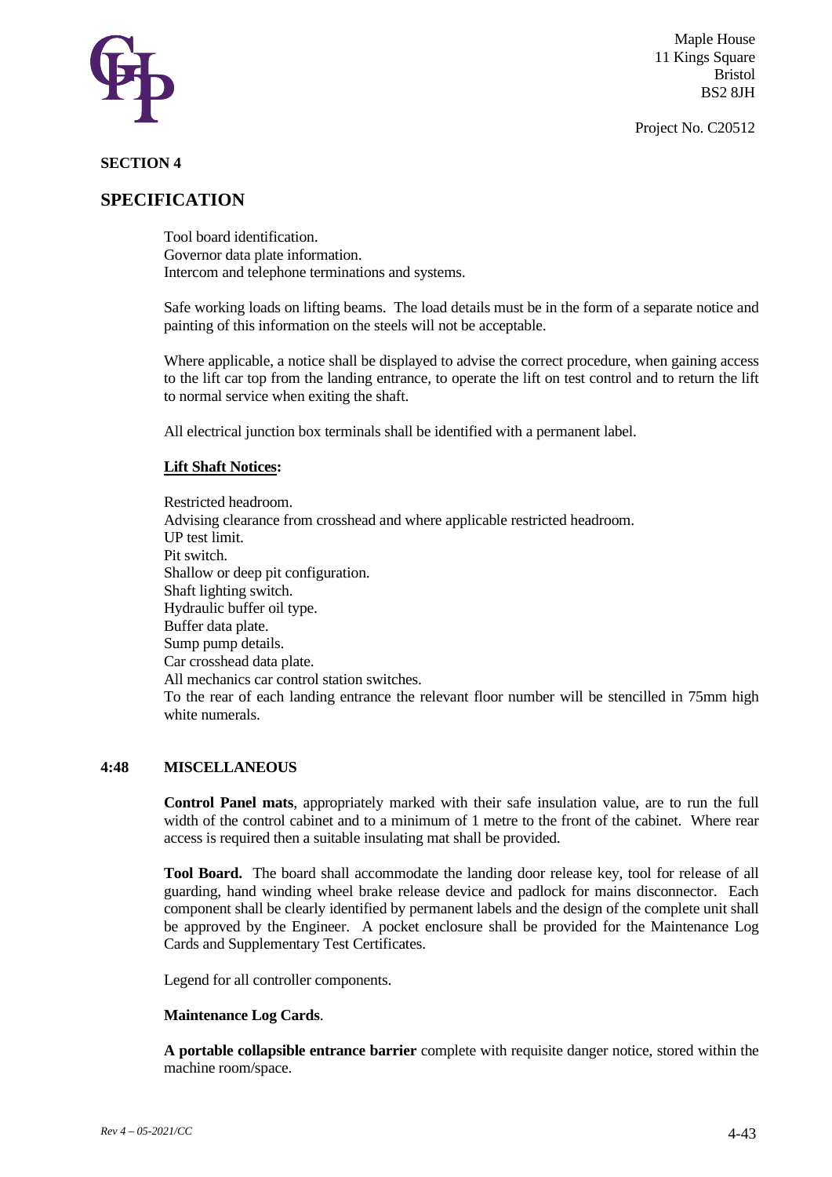## SECTION 4

## SPECIFICATION

Tool board identification.
Governor data plate information.
Intercom and telephone terminations and systems.

Safe working loads on lifting beams. The load details must be in the form of a separate notice and painting of this information on the steels will not be acceptable.

Where applicable, a notice shall be displayed to advise the correct procedure, when gaining access to the lift car top from the landing entrance, to operate the lift on test control and to return the lift to normal service when exiting the shaft.

All electrical junction box terminals shall be identified with a permanent label.

**Lift Shaft Notices:**

Restricted headroom.
Advising clearance from crosshead and where applicable restricted headroom.
UP test limit.
Pit switch.
Shallow or deep pit configuration.
Shaft lighting switch.
Hydraulic buffer oil type.
Buffer data plate.
Sump pump details.
Car crosshead data plate.
All mechanics car control station switches.
To the rear of each landing entrance the relevant floor number will be stencilled in 75mm high white numerals.

### 4:48 MISCELLANEOUS

**Control Panel mats**, appropriately marked with their safe insulation value, are to run the full width of the control cabinet and to a minimum of 1 metre to the front of the cabinet. Where rear access is required then a suitable insulating mat shall be provided.

**Tool Board.** The board shall accommodate the landing door release key, tool for release of all guarding, hand winding wheel brake release device and padlock for mains disconnector. Each component shall be clearly identified by permanent labels and the design of the complete unit shall be approved by the Engineer. A pocket enclosure shall be provided for the Maintenance Log Cards and Supplementary Test Certificates.

Legend for all controller components.

**Maintenance Log Cards**.

**A portable collapsible entrance barrier** complete with requisite danger notice, stored within the machine room/space.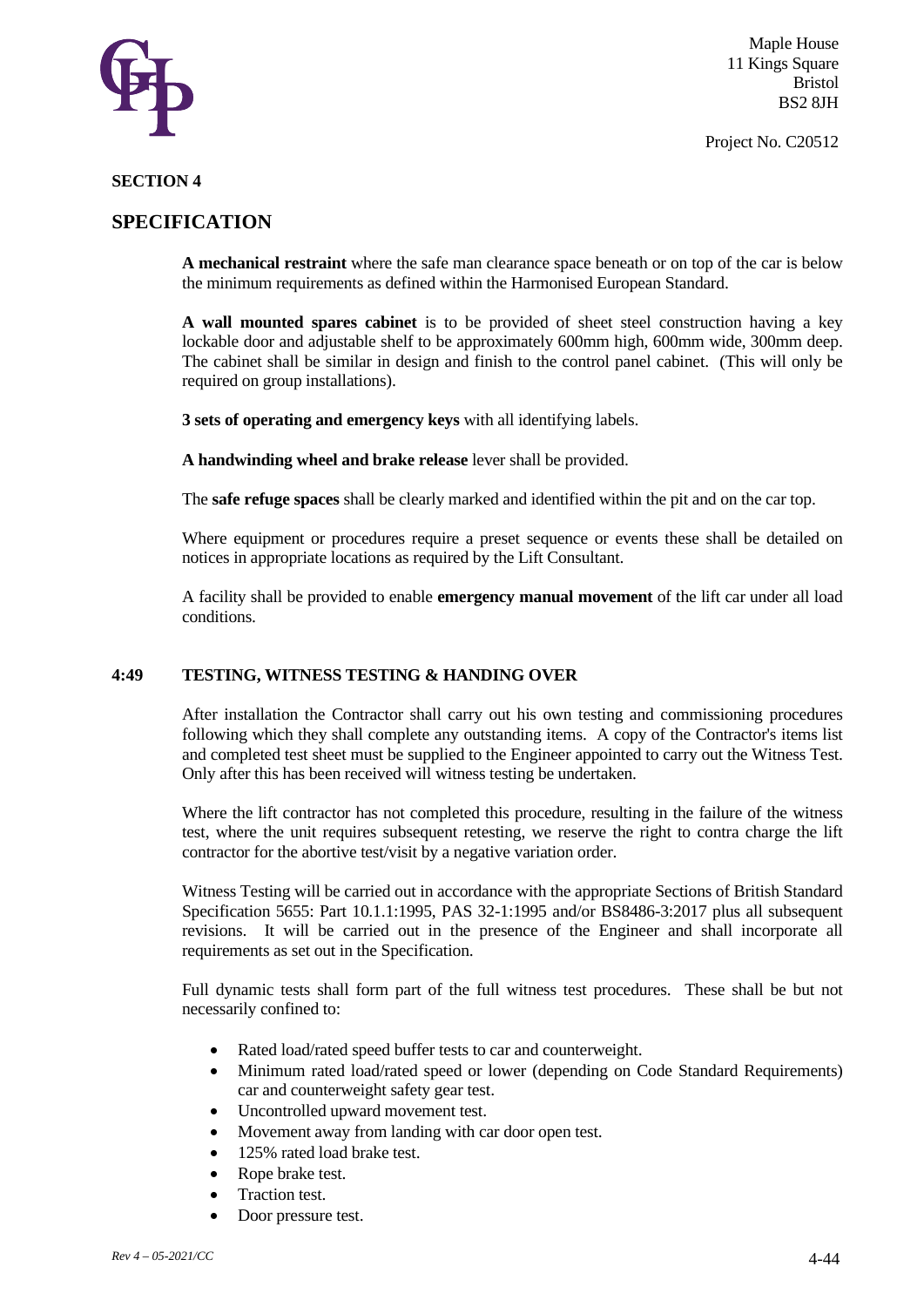**SECTION 4**

## SPECIFICATION

**A mechanical restraint** where the safe man clearance space beneath or on top of the car is below the minimum requirements as defined within the Harmonised European Standard.

**A wall mounted spares cabinet** is to be provided of sheet steel construction having a key lockable door and adjustable shelf to be approximately 600mm high, 600mm wide, 300mm deep. The cabinet shall be similar in design and finish to the control panel cabinet. (This will only be required on group installations).

**3 sets of operating and emergency keys** with all identifying labels.

**A handwinding wheel and brake release** lever shall be provided.

The **safe refuge spaces** shall be clearly marked and identified within the pit and on the car top.

Where equipment or procedures require a preset sequence or events these shall be detailed on notices in appropriate locations as required by the Lift Consultant.

A facility shall be provided to enable **emergency manual movement** of the lift car under all load conditions.

### 4:49 TESTING, WITNESS TESTING & HANDING OVER

After installation the Contractor shall carry out his own testing and commissioning procedures following which they shall complete any outstanding items. A copy of the Contractor's items list and completed test sheet must be supplied to the Engineer appointed to carry out the Witness Test. Only after this has been received will witness testing be undertaken.

Where the lift contractor has not completed this procedure, resulting in the failure of the witness test, where the unit requires subsequent retesting, we reserve the right to contra charge the lift contractor for the abortive test/visit by a negative variation order.

Witness Testing will be carried out in accordance with the appropriate Sections of British Standard Specification 5655: Part 10.1.1:1995, PAS 32-1:1995 and/or BS8486-3:2017 plus all subsequent revisions. It will be carried out in the presence of the Engineer and shall incorporate all requirements as set out in the Specification.

Full dynamic tests shall form part of the full witness test procedures. These shall be but not necessarily confined to:

- Rated load/rated speed buffer tests to car and counterweight.
- Minimum rated load/rated speed or lower (depending on Code Standard Requirements) car and counterweight safety gear test.
- Uncontrolled upward movement test.
- Movement away from landing with car door open test.
- 125% rated load brake test.
- Rope brake test.
- Traction test.
- Door pressure test.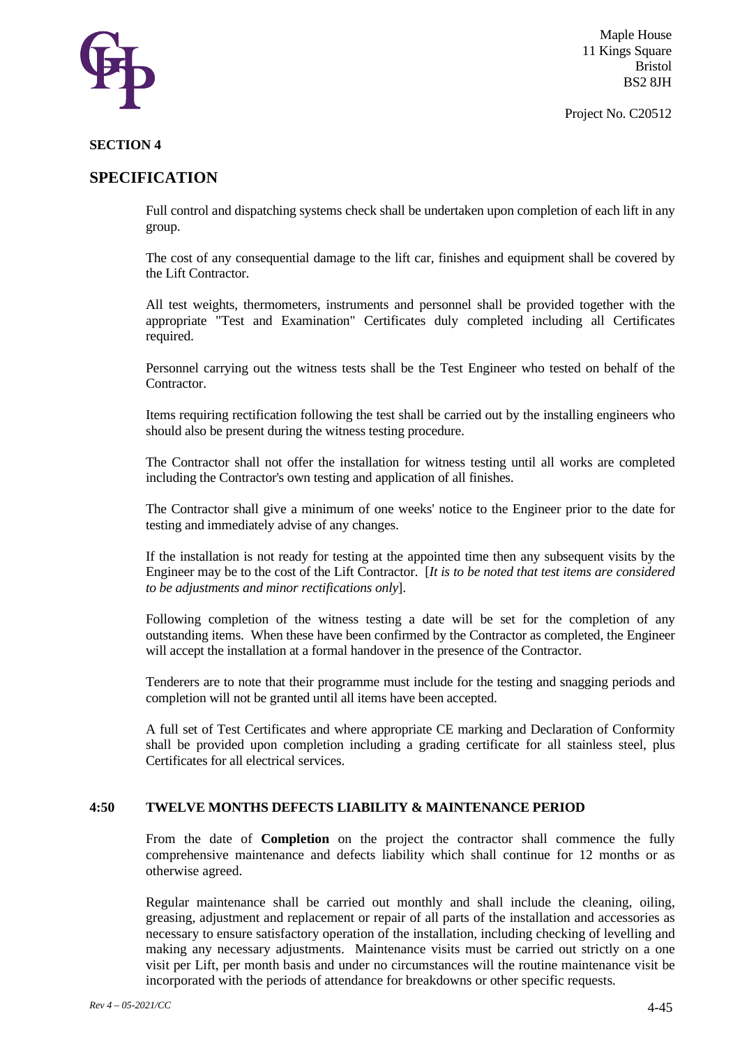**SECTION 4**

## SPECIFICATION

Full control and dispatching systems check shall be undertaken upon completion of each lift in any group.

The cost of any consequential damage to the lift car, finishes and equipment shall be covered by the Lift Contractor.

All test weights, thermometers, instruments and personnel shall be provided together with the appropriate "Test and Examination" Certificates duly completed including all Certificates required.

Personnel carrying out the witness tests shall be the Test Engineer who tested on behalf of the Contractor.

Items requiring rectification following the test shall be carried out by the installing engineers who should also be present during the witness testing procedure.

The Contractor shall not offer the installation for witness testing until all works are completed including the Contractor's own testing and application of all finishes.

The Contractor shall give a minimum of one weeks' notice to the Engineer prior to the date for testing and immediately advise of any changes.

If the installation is not ready for testing at the appointed time then any subsequent visits by the Engineer may be to the cost of the Lift Contractor. [*It is to be noted that test items are considered to be adjustments and minor rectifications only*].

Following completion of the witness testing a date will be set for the completion of any outstanding items. When these have been confirmed by the Contractor as completed, the Engineer will accept the installation at a formal handover in the presence of the Contractor.

Tenderers are to note that their programme must include for the testing and snagging periods and completion will not be granted until all items have been accepted.

A full set of Test Certificates and where appropriate CE marking and Declaration of Conformity shall be provided upon completion including a grading certificate for all stainless steel, plus Certificates for all electrical services.

### 4:50 TWELVE MONTHS DEFECTS LIABILITY & MAINTENANCE PERIOD

From the date of **Completion** on the project the contractor shall commence the fully comprehensive maintenance and defects liability which shall continue for 12 months or as otherwise agreed.

Regular maintenance shall be carried out monthly and shall include the cleaning, oiling, greasing, adjustment and replacement or repair of all parts of the installation and accessories as necessary to ensure satisfactory operation of the installation, including checking of levelling and making any necessary adjustments. Maintenance visits must be carried out strictly on a one visit per Lift, per month basis and under no circumstances will the routine maintenance visit be incorporated with the periods of attendance for breakdowns or other specific requests.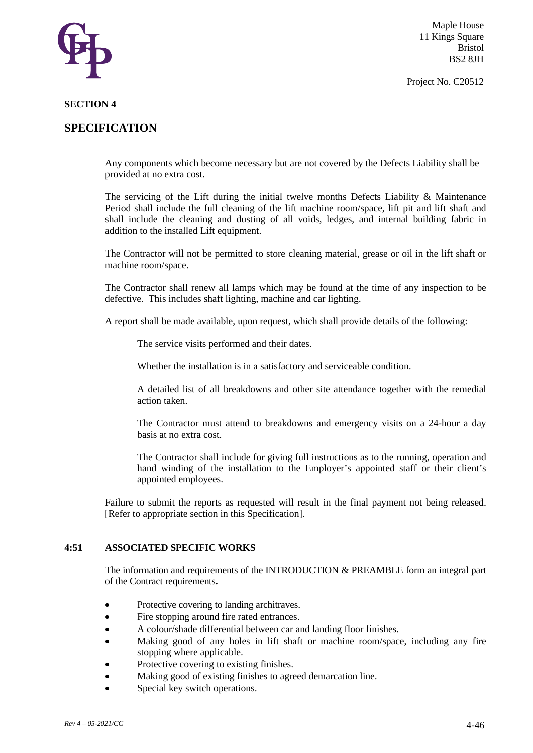**SECTION 4**

## SPECIFICATION

Any components which become necessary but are not covered by the Defects Liability shall be provided at no extra cost.

The servicing of the Lift during the initial twelve months Defects Liability & Maintenance Period shall include the full cleaning of the lift machine room/space, lift pit and lift shaft and shall include the cleaning and dusting of all voids, ledges, and internal building fabric in addition to the installed Lift equipment.

The Contractor will not be permitted to store cleaning material, grease or oil in the lift shaft or machine room/space.

The Contractor shall renew all lamps which may be found at the time of any inspection to be defective. This includes shaft lighting, machine and car lighting.

A report shall be made available, upon request, which shall provide details of the following:

The service visits performed and their dates.

Whether the installation is in a satisfactory and serviceable condition.

A detailed list of all breakdowns and other site attendance together with the remedial action taken.

The Contractor must attend to breakdowns and emergency visits on a 24-hour a day basis at no extra cost.

The Contractor shall include for giving full instructions as to the running, operation and hand winding of the installation to the Employer's appointed staff or their client's appointed employees.

Failure to submit the reports as requested will result in the final payment not being released. [Refer to appropriate section in this Specification].

### 4:51 ASSOCIATED SPECIFIC WORKS

The information and requirements of the INTRODUCTION & PREAMBLE form an integral part of the Contract requirements**.**

- Protective covering to landing architraves.
- Fire stopping around fire rated entrances.
- A colour/shade differential between car and landing floor finishes.
- Making good of any holes in lift shaft or machine room/space, including any fire stopping where applicable.
- Protective covering to existing finishes.
- Making good of existing finishes to agreed demarcation line.
- Special key switch operations.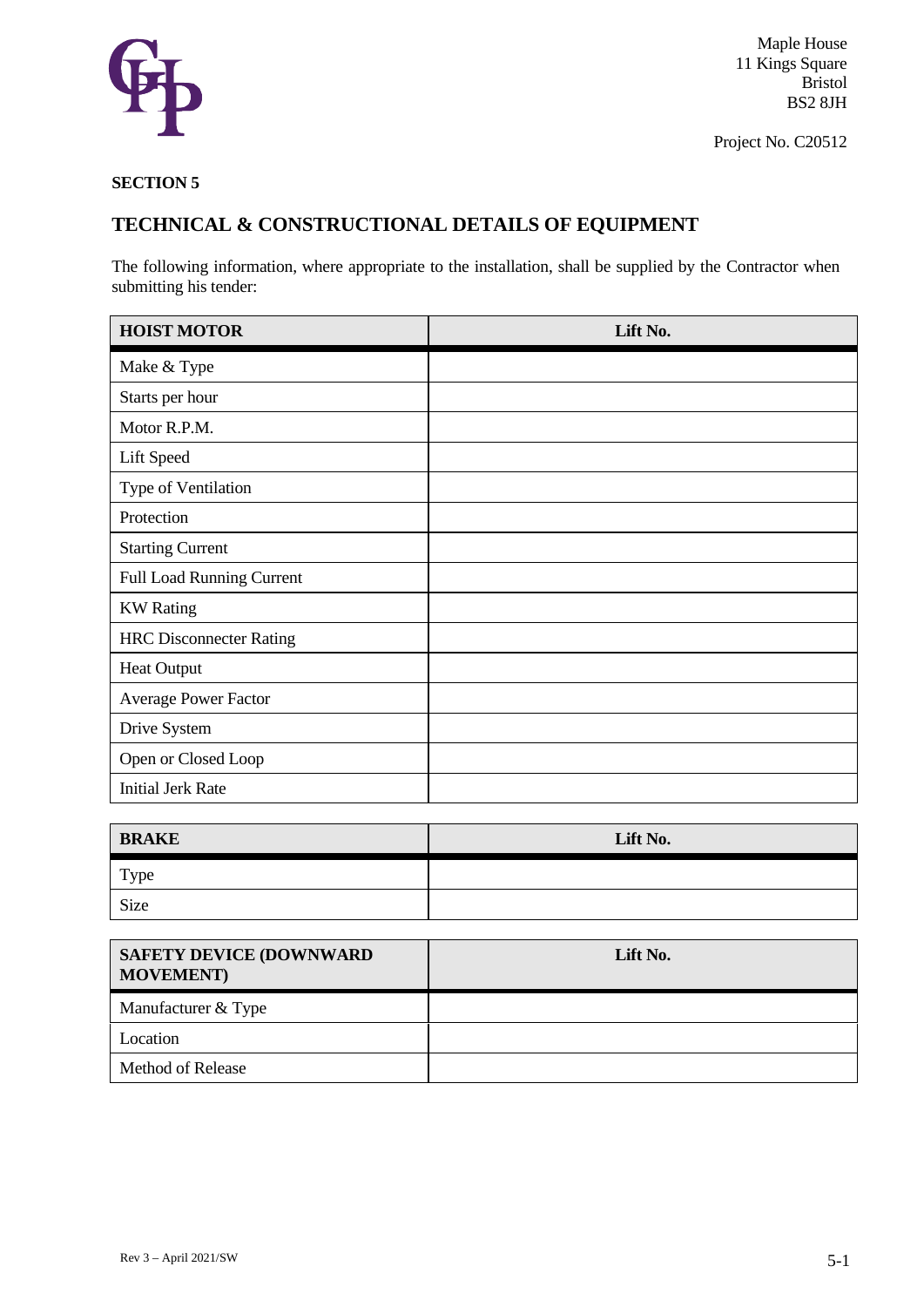Maple House
11 Kings Square
Bristol
BS2 8JH

Project No. C20512

**SECTION 5**

## TECHNICAL & CONSTRUCTIONAL DETAILS OF EQUIPMENT

The following information, where appropriate to the installation, shall be supplied by the Contractor when submitting his tender:

| **HOIST MOTOR** | **Lift No.** |
|---|---|
| Make & Type | |
| Starts per hour | |
| Motor R.P.M. | |
| Lift Speed | |
| Type of Ventilation | |
| Protection | |
| Starting Current | |
| Full Load Running Current | |
| KW Rating | |
| HRC Disconnecter Rating | |
| Heat Output | |
| Average Power Factor | |
| Drive System | |
| Open or Closed Loop | |
| Initial Jerk Rate | |

| **BRAKE** | **Lift No.** |
|---|---|
| Type | |
| Size | |

| **SAFETY DEVICE (DOWNWARD MOVEMENT)** | **Lift No.** |
|---|---|
| Manufacturer & Type | |
| Location | |
| Method of Release | |

Rev 3 – April 2021/SW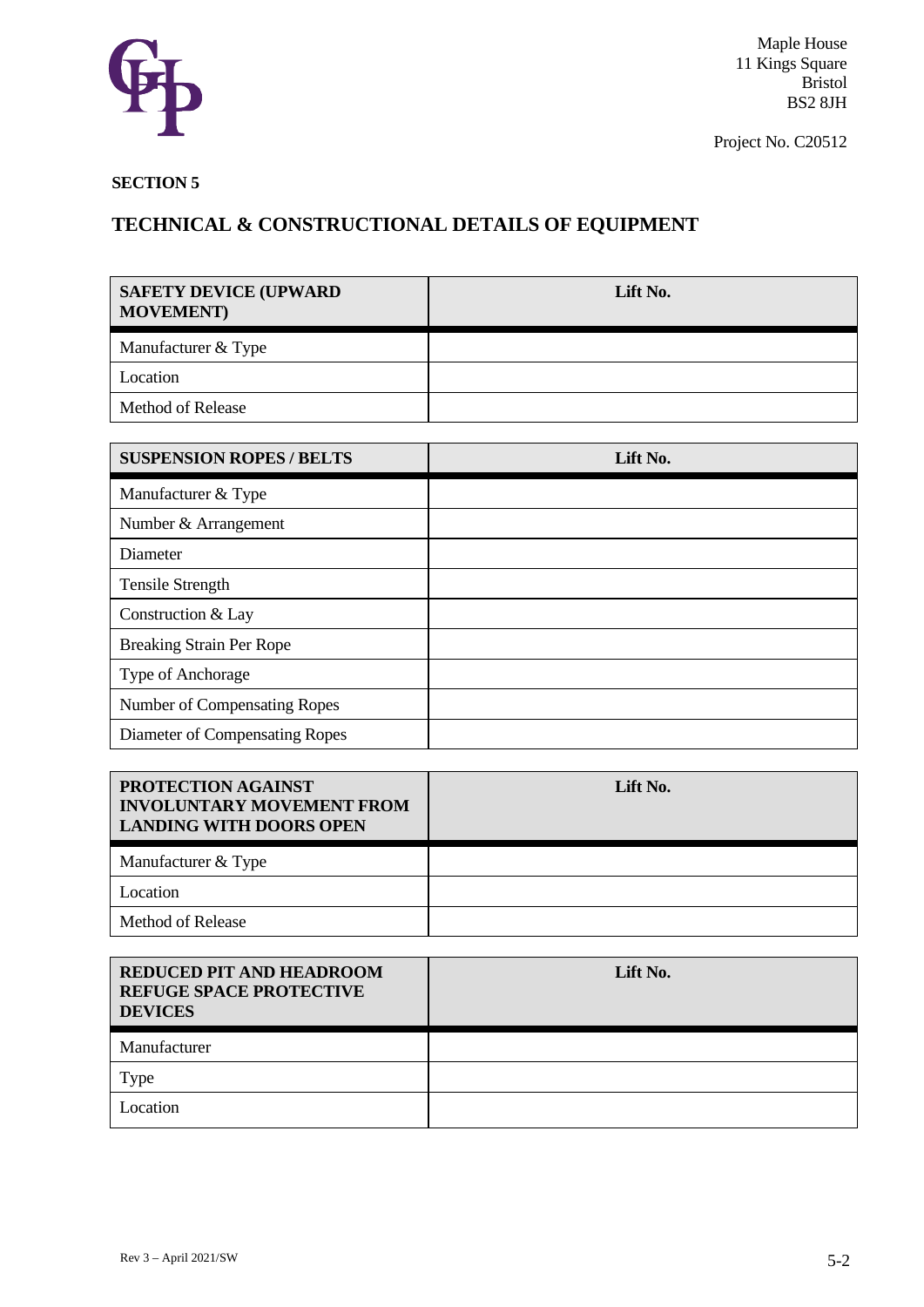Maple House
11 Kings Square
Bristol
BS2 8JH

Project No. C20512

**SECTION 5**

## TECHNICAL & CONSTRUCTIONAL DETAILS OF EQUIPMENT

| SAFETY DEVICE (UPWARD MOVEMENT) | Lift No. |
|---|---|
| Manufacturer & Type | |
| Location | |
| Method of Release | |

| SUSPENSION ROPES / BELTS | Lift No. |
|---|---|
| Manufacturer & Type | |
| Number & Arrangement | |
| Diameter | |
| Tensile Strength | |
| Construction & Lay | |
| Breaking Strain Per Rope | |
| Type of Anchorage | |
| Number of Compensating Ropes | |
| Diameter of Compensating Ropes | |

| PROTECTION AGAINST INVOLUNTARY MOVEMENT FROM LANDING WITH DOORS OPEN | Lift No. |
|---|---|
| Manufacturer & Type | |
| Location | |
| Method of Release | |

| REDUCED PIT AND HEADROOM REFUGE SPACE PROTECTIVE DEVICES | Lift No. |
|---|---|
| Manufacturer | |
| Type | |
| Location | |

Rev 3 – April 2021/SW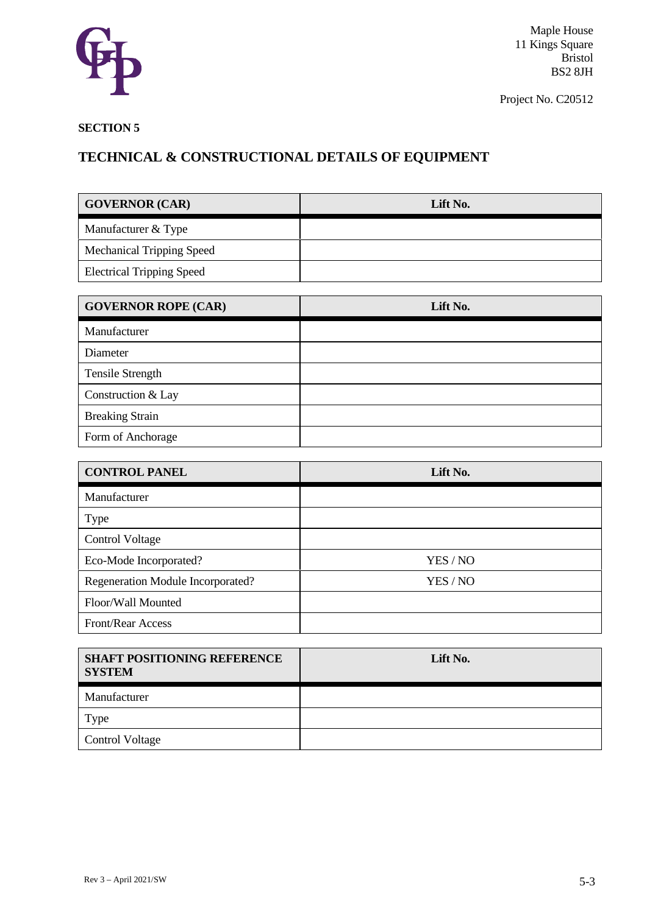Maple House
11 Kings Square
Bristol
BS2 8JH

Project No. C20512

**SECTION 5**

## TECHNICAL & CONSTRUCTIONAL DETAILS OF EQUIPMENT

| GOVERNOR (CAR) | Lift No. |
|---|---|
| Manufacturer & Type | |
| Mechanical Tripping Speed | |
| Electrical Tripping Speed | |

| GOVERNOR ROPE (CAR) | Lift No. |
|---|---|
| Manufacturer | |
| Diameter | |
| Tensile Strength | |
| Construction & Lay | |
| Breaking Strain | |
| Form of Anchorage | |

| CONTROL PANEL | Lift No. |
|---|---|
| Manufacturer | |
| Type | |
| Control Voltage | |
| Eco-Mode Incorporated? | YES / NO |
| Regeneration Module Incorporated? | YES / NO |
| Floor/Wall Mounted | |
| Front/Rear Access | |

| SHAFT POSITIONING REFERENCE SYSTEM | Lift No. |
|---|---|
| Manufacturer | |
| Type | |
| Control Voltage | |

Rev 3 – April 2021/SW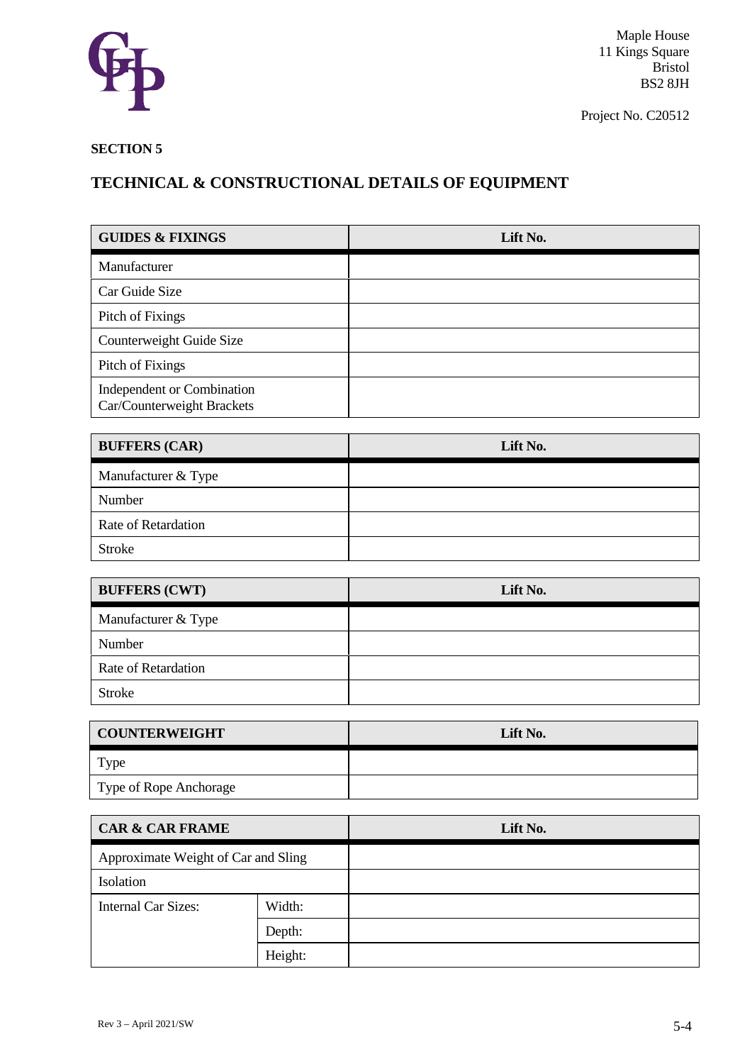Maple House
11 Kings Square
Bristol
BS2 8JH

Project No. C20512

**SECTION 5**

## TECHNICAL & CONSTRUCTIONAL DETAILS OF EQUIPMENT

| GUIDES & FIXINGS | Lift No. |
|---|---|
| Manufacturer | |
| Car Guide Size | |
| Pitch of Fixings | |
| Counterweight Guide Size | |
| Pitch of Fixings | |
| Independent or Combination Car/Counterweight Brackets | |

| BUFFERS (CAR) | Lift No. |
|---|---|
| Manufacturer & Type | |
| Number | |
| Rate of Retardation | |
| Stroke | |

| BUFFERS (CWT) | Lift No. |
|---|---|
| Manufacturer & Type | |
| Number | |
| Rate of Retardation | |
| Stroke | |

| COUNTERWEIGHT | Lift No. |
|---|---|
| Type | |
| Type of Rope Anchorage | |

| CAR & CAR FRAME | | Lift No. |
|---|---|---|
| Approximate Weight of Car and Sling | | |
| Isolation | | |
| Internal Car Sizes: | Width: | |
| | Depth: | |
| | Height: | |

Rev 3 – April 2021/SW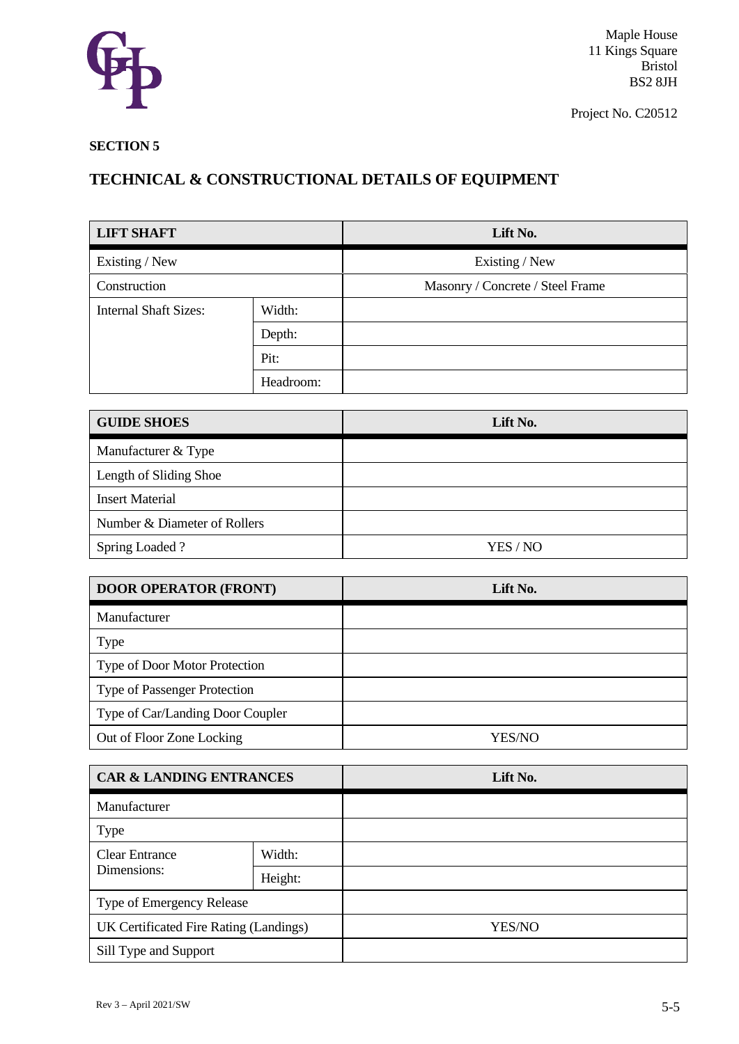Maple House
11 Kings Square
Bristol
BS2 8JH

Project No. C20512

**SECTION 5**

## TECHNICAL & CONSTRUCTIONAL DETAILS OF EQUIPMENT

| **LIFT SHAFT** | | **Lift No.** |
|---|---|---|
| Existing / New | | Existing / New |
| Construction | | Masonry / Concrete / Steel Frame |
| Internal Shaft Sizes: | Width: | |
| | Depth: | |
| | Pit: | |
| | Headroom: | |

| **GUIDE SHOES** | **Lift No.** |
|---|---|
| Manufacturer & Type | |
| Length of Sliding Shoe | |
| Insert Material | |
| Number & Diameter of Rollers | |
| Spring Loaded ? | YES / NO |

| **DOOR OPERATOR (FRONT)** | **Lift No.** |
|---|---|
| Manufacturer | |
| Type | |
| Type of Door Motor Protection | |
| Type of Passenger Protection | |
| Type of Car/Landing Door Coupler | |
| Out of Floor Zone Locking | YES/NO |

| **CAR & LANDING ENTRANCES** | | **Lift No.** |
|---|---|---|
| Manufacturer | | |
| Type | | |
| Clear Entrance Dimensions: | Width: | |
| | Height: | |
| Type of Emergency Release | | |
| UK Certificated Fire Rating (Landings) | | YES/NO |
| Sill Type and Support | | |

Rev 3 – April 2021/SW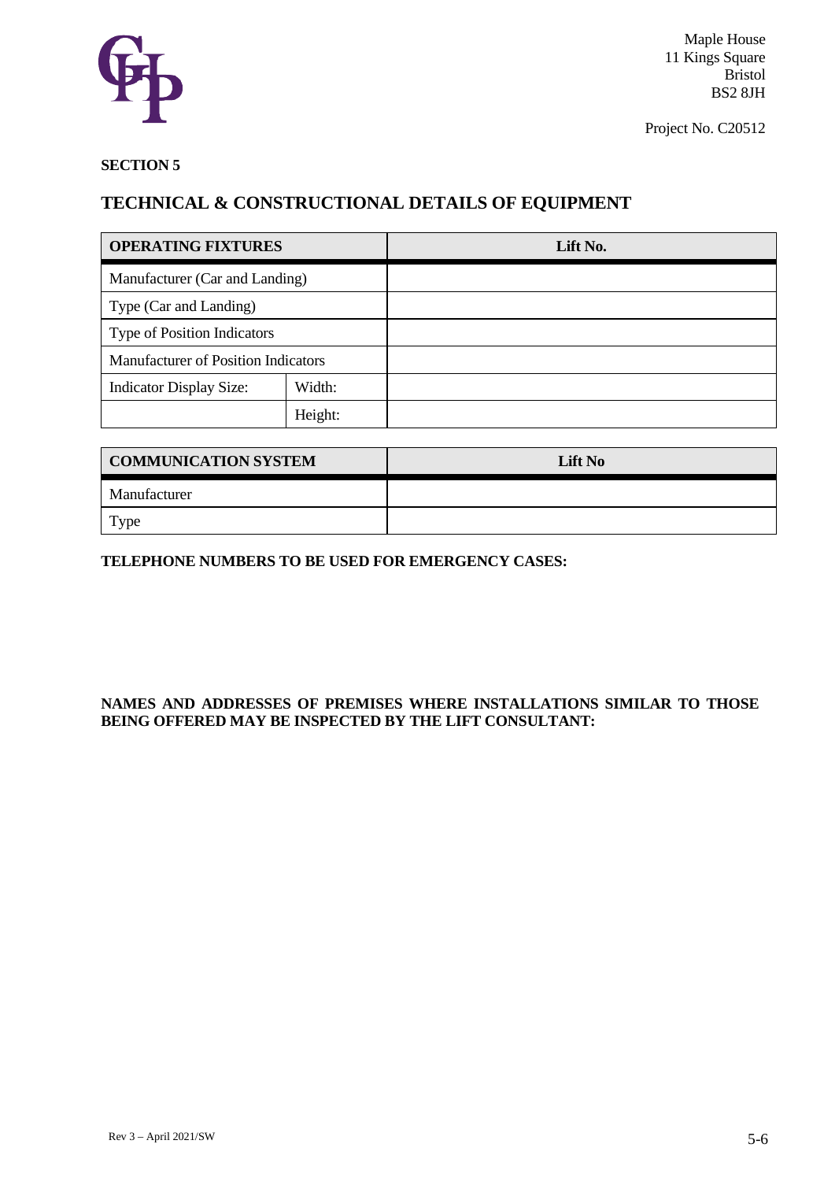Maple House
11 Kings Square
Bristol
BS2 8JH

Project No. C20512

**SECTION 5**

## TECHNICAL & CONSTRUCTIONAL DETAILS OF EQUIPMENT

| **OPERATING FIXTURES** | | **Lift No.** |
|---|---|---|
| Manufacturer (Car and Landing) | | |
| Type (Car and Landing) | | |
| Type of Position Indicators | | |
| Manufacturer of Position Indicators | | |
| Indicator Display Size: | Width: | |
| | Height: | |

| **COMMUNICATION SYSTEM** | **Lift No** |
|---|---|
| Manufacturer | |
| Type | |

**TELEPHONE NUMBERS TO BE USED FOR EMERGENCY CASES:**

**NAMES AND ADDRESSES OF PREMISES WHERE INSTALLATIONS SIMILAR TO THOSE BEING OFFERED MAY BE INSPECTED BY THE LIFT CONSULTANT:**

Rev 3 – April 2021/SW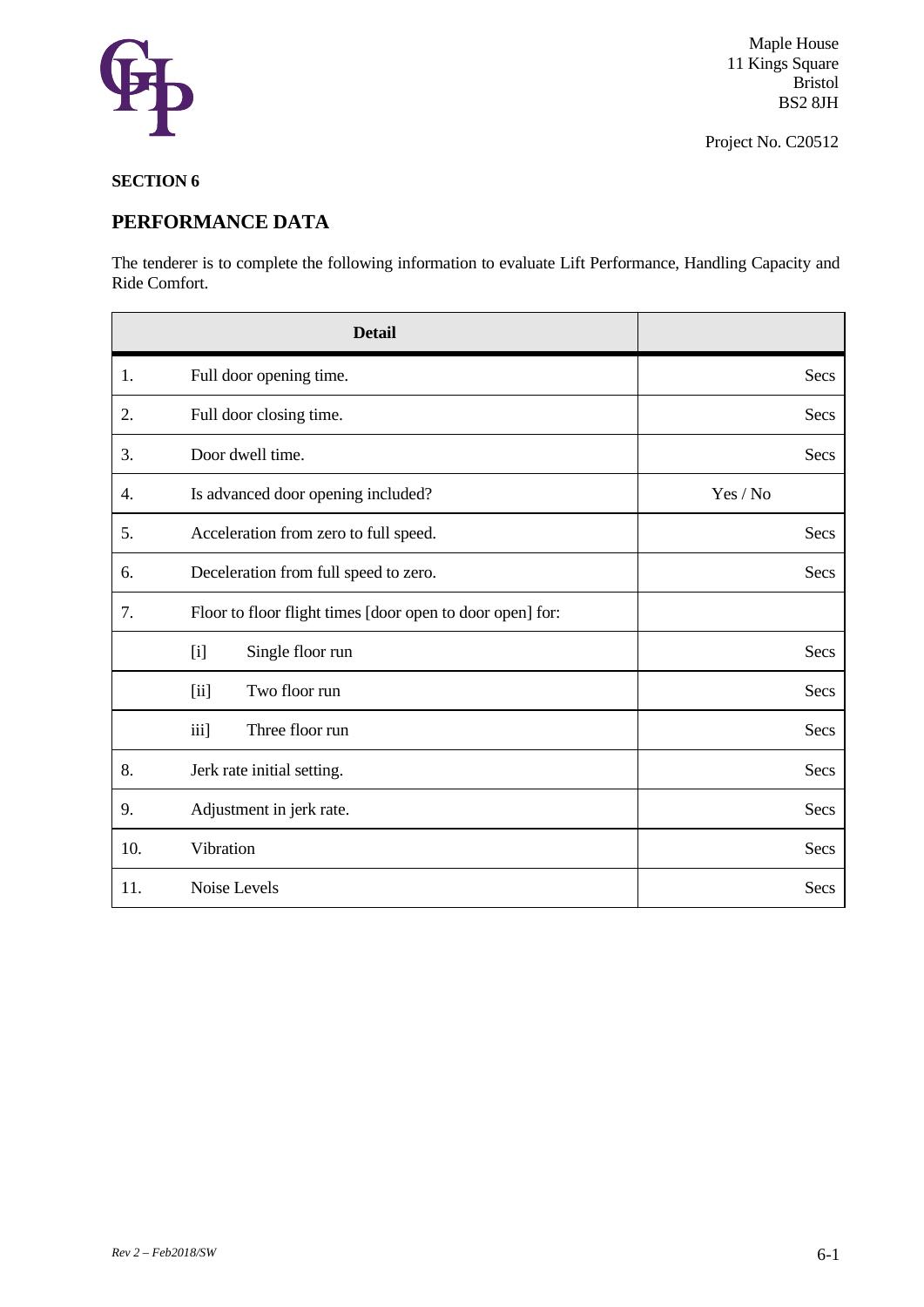Maple House
11 Kings Square
Bristol
BS2 8JH

Project No. C20512

**SECTION 6**

## PERFORMANCE DATA

The tenderer is to complete the following information to evaluate Lift Performance, Handling Capacity and Ride Comfort.

| | Detail | |
|---|---|---|
| 1. | Full door opening time. | Secs |
| 2. | Full door closing time. | Secs |
| 3. | Door dwell time. | Secs |
| 4. | Is advanced door opening included? | Yes / No |
| 5. | Acceleration from zero to full speed. | Secs |
| 6. | Deceleration from full speed to zero. | Secs |
| 7. | Floor to floor flight times [door open to door open] for: | |
| | [i] Single floor run | Secs |
| | [ii] Two floor run | Secs |
| | iii] Three floor run | Secs |
| 8. | Jerk rate initial setting. | Secs |
| 9. | Adjustment in jerk rate. | Secs |
| 10. | Vibration | Secs |
| 11. | Noise Levels | Secs |

*Rev 2 – Feb2018/SW*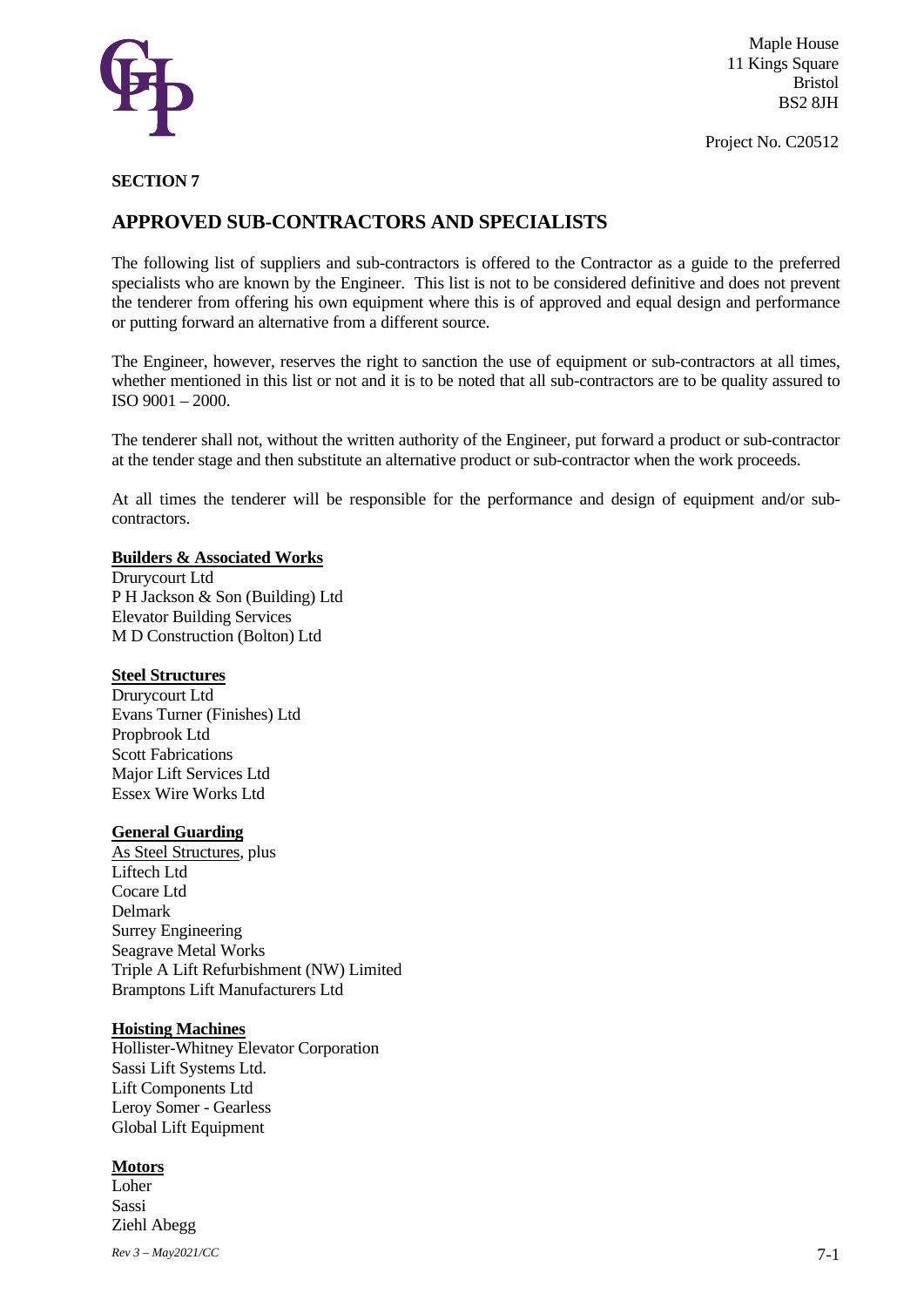Maple House
11 Kings Square
Bristol
BS2 8JH

Project No. C20512

**SECTION 7**

## APPROVED SUB-CONTRACTORS AND SPECIALISTS

The following list of suppliers and sub-contractors is offered to the Contractor as a guide to the preferred specialists who are known by the Engineer. This list is not to be considered definitive and does not prevent the tenderer from offering his own equipment where this is of approved and equal design and performance or putting forward an alternative from a different source.

The Engineer, however, reserves the right to sanction the use of equipment or sub-contractors at all times, whether mentioned in this list or not and it is to be noted that all sub-contractors are to be quality assured to ISO 9001 – 2000.

The tenderer shall not, without the written authority of the Engineer, put forward a product or sub-contractor at the tender stage and then substitute an alternative product or sub-contractor when the work proceeds.

At all times the tenderer will be responsible for the performance and design of equipment and/or sub-contractors.

**Builders & Associated Works**

Drurycourt Ltd
P H Jackson & Son (Building) Ltd
Elevator Building Services
M D Construction (Bolton) Ltd

**Steel Structures**

Drurycourt Ltd
Evans Turner (Finishes) Ltd
Propbrook Ltd
Scott Fabrications
Major Lift Services Ltd
Essex Wire Works Ltd

**General Guarding**

As Steel Structures, plus
Liftech Ltd
Cocare Ltd
Delmark
Surrey Engineering
Seagrave Metal Works
Triple A Lift Refurbishment (NW) Limited
Bramptons Lift Manufacturers Ltd

**Hoisting Machines**

Hollister-Whitney Elevator Corporation
Sassi Lift Systems Ltd.
Lift Components Ltd
Leroy Somer - Gearless
Global Lift Equipment

**Motors**

Loher
Sassi
Ziehl Abegg

*Rev 3 – May2021/CC*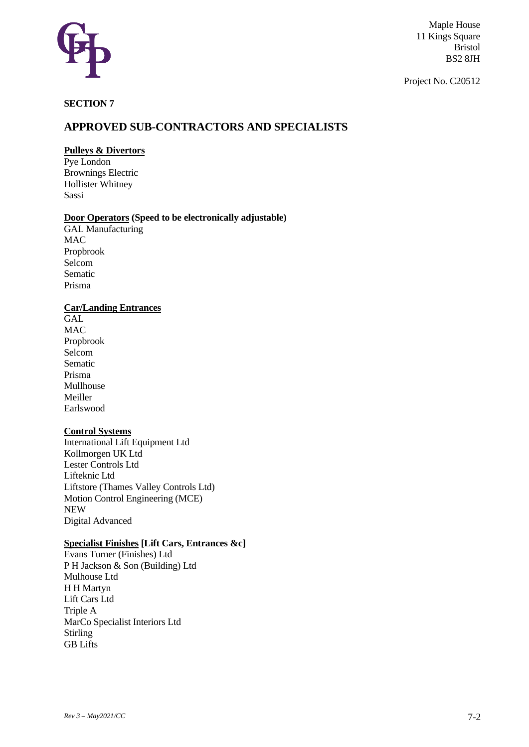Maple House
11 Kings Square
Bristol
BS2 8JH

Project No. C20512

**SECTION 7**

## APPROVED SUB-CONTRACTORS AND SPECIALISTS

**Pulleys & Divertors**
Pye London
Brownings Electric
Hollister Whitney
Sassi

**Door Operators (Speed to be electronically adjustable)**
GAL Manufacturing
MAC
Propbrook
Selcom
Sematic
Prisma

**Car/Landing Entrances**
GAL
MAC
Propbrook
Selcom
Sematic
Prisma
Mullhouse
Meiller
Earlswood

**Control Systems**
International Lift Equipment Ltd
Kollmorgen UK Ltd
Lester Controls Ltd
Lifteknic Ltd
Liftstore (Thames Valley Controls Ltd)
Motion Control Engineering (MCE)
NEW
Digital Advanced

**Specialist Finishes [Lift Cars, Entrances &c]**
Evans Turner (Finishes) Ltd
P H Jackson & Son (Building) Ltd
Mulhouse Ltd
H H Martyn
Lift Cars Ltd
Triple A
MarCo Specialist Interiors Ltd
Stirling
GB Lifts

*Rev 3 – May2021/CC*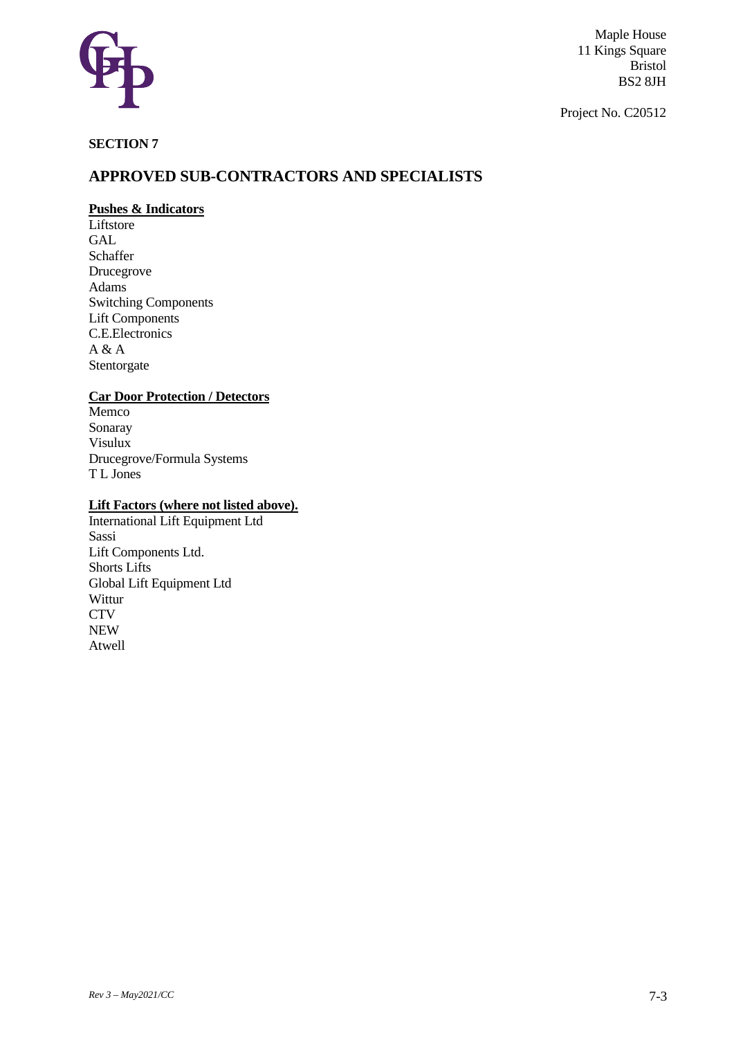Maple House
11 Kings Square
Bristol
BS2 8JH

Project No. C20512

**SECTION 7**

## APPROVED SUB-CONTRACTORS AND SPECIALISTS

**Pushes & Indicators**

Liftstore
GAL
Schaffer
Drucegrove
Adams
Switching Components
Lift Components
C.E.Electronics
A & A
Stentorgate

**Car Door Protection / Detectors**

Memco
Sonaray
Visulux
Drucegrove/Formula Systems
T L Jones

**Lift Factors (where not listed above).**

International Lift Equipment Ltd
Sassi
Lift Components Ltd.
Shorts Lifts
Global Lift Equipment Ltd
Wittur
CTV
NEW
Atwell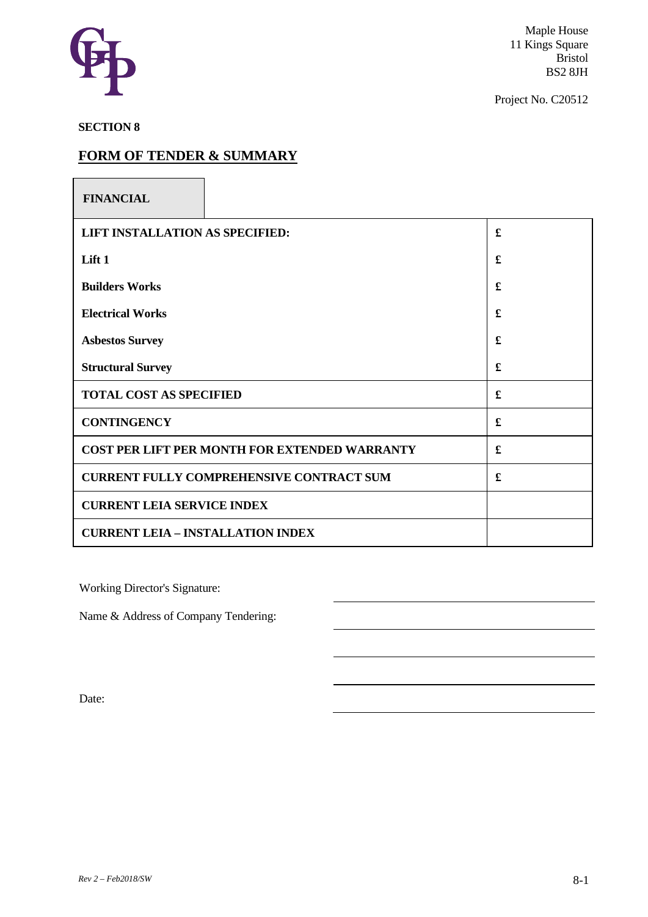Maple House
11 Kings Square
Bristol
BS2 8JH

Project No. C20512

**SECTION 8**

## FORM OF TENDER & SUMMARY

| **FINANCIAL** | |
|---|---|
| **LIFT INSTALLATION AS SPECIFIED:** | **£** |
| **Lift 1** | **£** |
| **Builders Works** | **£** |
| **Electrical Works** | **£** |
| **Asbestos Survey** | **£** |
| **Structural Survey** | **£** |
| **TOTAL COST AS SPECIFIED** | **£** |
| **CONTINGENCY** | **£** |
| **COST PER LIFT PER MONTH FOR EXTENDED WARRANTY** | **£** |
| **CURRENT FULLY COMPREHENSIVE CONTRACT SUM** | **£** |
| **CURRENT LEIA SERVICE INDEX** | |
| **CURRENT LEIA – INSTALLATION INDEX** | |

Working Director's Signature: ______________________

Name & Address of Company Tendering: ______________________

______________________

______________________

Date: ______________________

*Rev 2 – Feb2018/SW*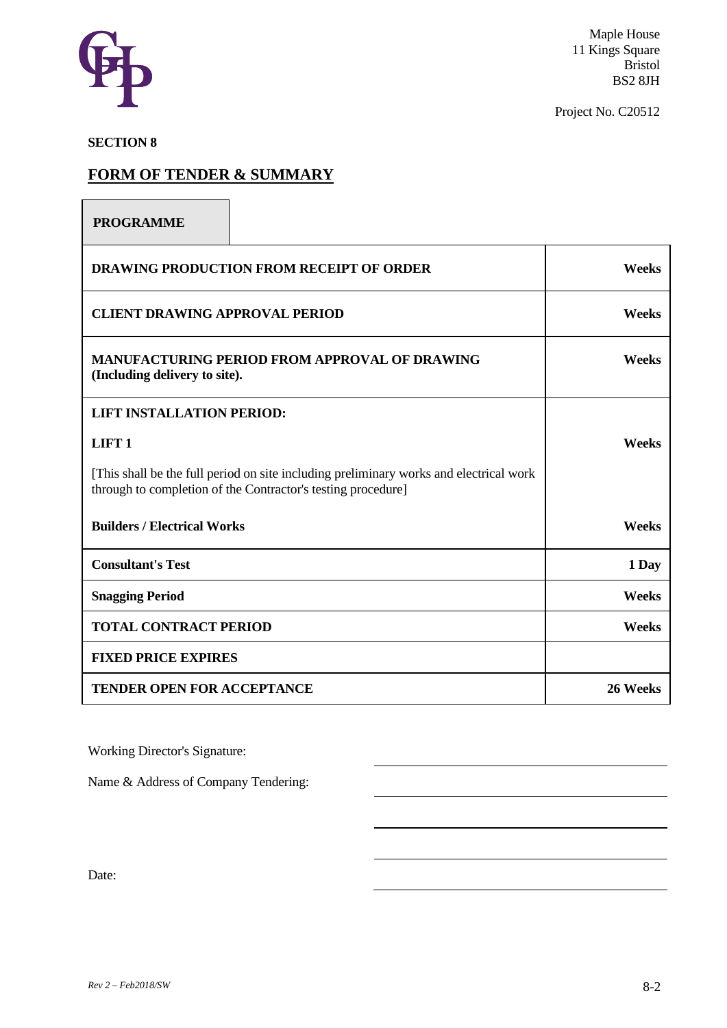Maple House
11 Kings Square
Bristol
BS2 8JH

Project No. C20512

**SECTION 8**

## FORM OF TENDER & SUMMARY

| **PROGRAMME** | |
|---|---|
| **DRAWING PRODUCTION FROM RECEIPT OF ORDER** | **Weeks** |
| **CLIENT DRAWING APPROVAL PERIOD** | **Weeks** |
| **MANUFACTURING PERIOD FROM APPROVAL OF DRAWING (Including delivery to site).** | **Weeks** |
| **LIFT INSTALLATION PERIOD:** | |
| **LIFT 1** | **Weeks** |
| [This shall be the full period on site including preliminary works and electrical work through to completion of the Contractor's testing procedure] | |
| **Builders / Electrical Works** | **Weeks** |
| **Consultant's Test** | **1 Day** |
| **Snagging Period** | **Weeks** |
| **TOTAL CONTRACT PERIOD** | **Weeks** |
| **FIXED PRICE EXPIRES** | |
| **TENDER OPEN FOR ACCEPTANCE** | **26 Weeks** |

Working Director's Signature: \_\_\_\_\_\_\_\_\_\_\_\_\_\_\_\_\_\_\_\_

Name & Address of Company Tendering: \_\_\_\_\_\_\_\_\_\_\_\_\_\_\_\_\_\_\_\_

\_\_\_\_\_\_\_\_\_\_\_\_\_\_\_\_\_\_\_\_

\_\_\_\_\_\_\_\_\_\_\_\_\_\_\_\_\_\_\_\_

Date: \_\_\_\_\_\_\_\_\_\_\_\_\_\_\_\_\_\_\_\_

*Rev 2 – Feb2018/SW*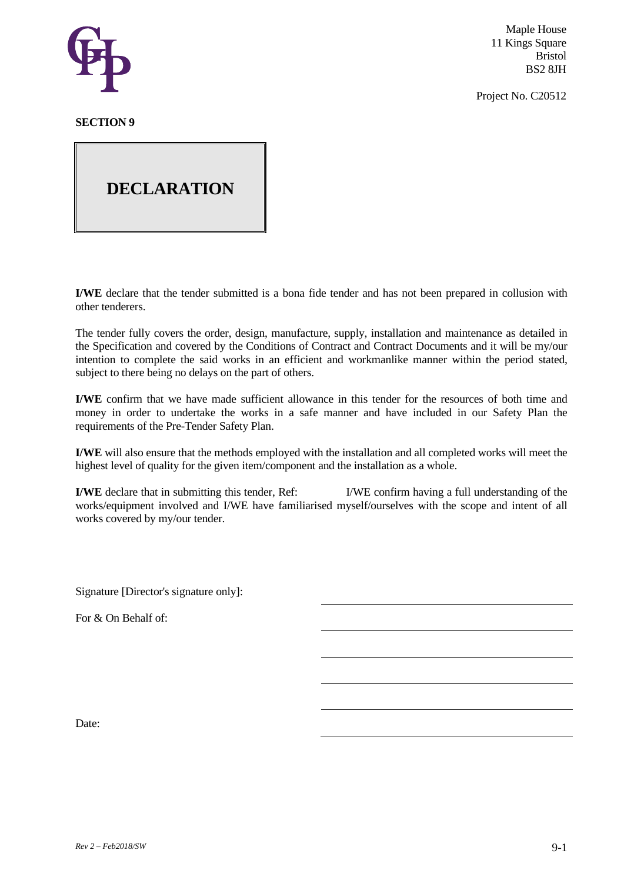Maple House
11 Kings Square
Bristol
BS2 8JH

Project No. C20512

**SECTION 9**

# DECLARATION

**I/WE** declare that the tender submitted is a bona fide tender and has not been prepared in collusion with other tenderers.

The tender fully covers the order, design, manufacture, supply, installation and maintenance as detailed in the Specification and covered by the Conditions of Contract and Contract Documents and it will be my/our intention to complete the said works in an efficient and workmanlike manner within the period stated, subject to there being no delays on the part of others.

**I/WE** confirm that we have made sufficient allowance in this tender for the resources of both time and money in order to undertake the works in a safe manner and have included in our Safety Plan the requirements of the Pre-Tender Safety Plan.

**I/WE** will also ensure that the methods employed with the installation and all completed works will meet the highest level of quality for the given item/component and the installation as a whole.

**I/WE** declare that in submitting this tender, Ref: I/WE confirm having a full understanding of the works/equipment involved and I/WE have familiarised myself/ourselves with the scope and intent of all works covered by my/our tender.

Signature [Director's signature only]: ______________________________

For & On Behalf of: ______________________________

______________________________

______________________________

______________________________

Date: ______________________________

*Rev 2 – Feb2018/SW*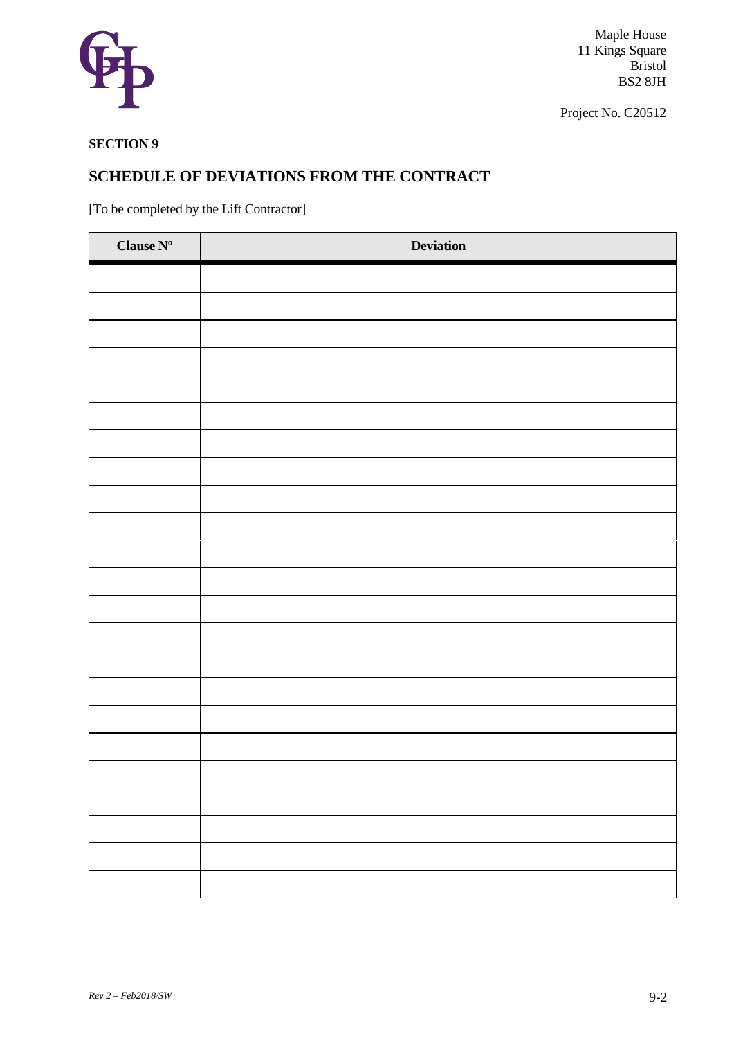Maple House
11 Kings Square
Bristol
BS2 8JH

Project No. C20512

**SECTION 9**

## SCHEDULE OF DEVIATIONS FROM THE CONTRACT

[To be completed by the Lift Contractor]

| Clause Nº | Deviation |
|---|---|
| | |
| | |
| | |
| | |
| | |
| | |
| | |
| | |
| | |
| | |
| | |
| | |
| | |
| | |
| | |
| | |
| | |
| | |
| | |
| | |
| | |
| | |
| | |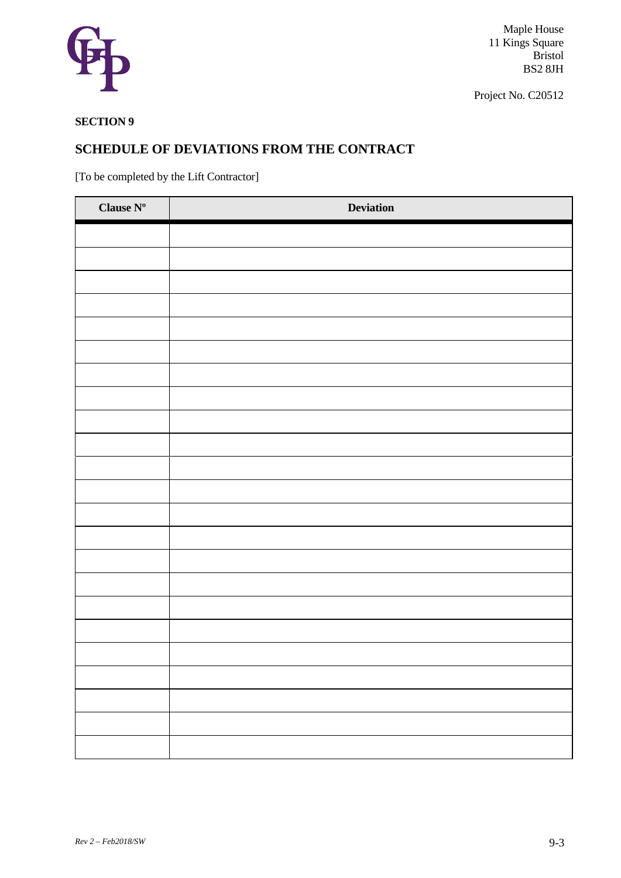Maple House
11 Kings Square
Bristol
BS2 8JH

Project No. C20512

**SECTION 9**

## SCHEDULE OF DEVIATIONS FROM THE CONTRACT

[To be completed by the Lift Contractor]

| Clause Nº | Deviation |
|---|---|
| | |
| | |
| | |
| | |
| | |
| | |
| | |
| | |
| | |
| | |
| | |
| | |
| | |
| | |
| | |
| | |
| | |
| | |
| | |
| | |
| | |
| | |
| | |

*Rev 2 – Feb2018/SW*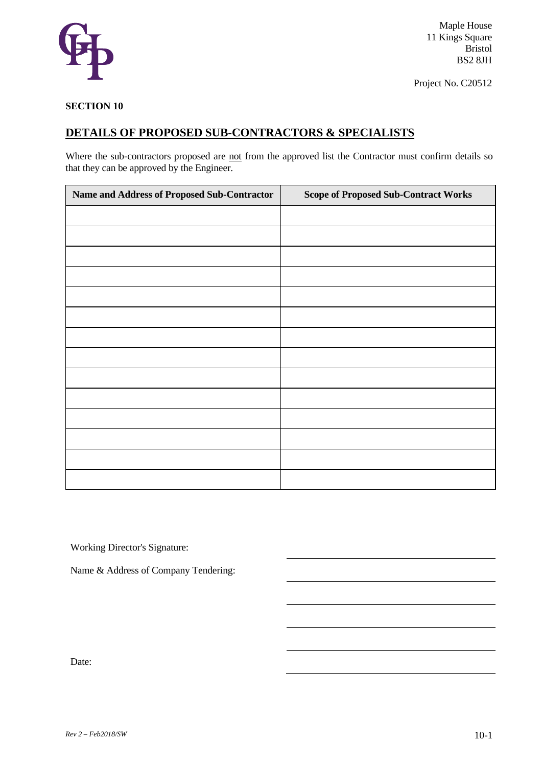Maple House
11 Kings Square
Bristol
BS2 8JH

Project No. C20512

**SECTION 10**

## DETAILS OF PROPOSED SUB-CONTRACTORS & SPECIALISTS

Where the sub-contractors proposed are not from the approved list the Contractor must confirm details so that they can be approved by the Engineer.

| Name and Address of Proposed Sub-Contractor | Scope of Proposed Sub-Contract Works |
|---|---|
| | |
| | |
| | |
| | |
| | |
| | |
| | |
| | |
| | |
| | |
| | |
| | |
| | |
| | |

Working Director's Signature: ______________________

Name & Address of Company Tendering: ______________________

______________________

______________________

______________________

Date: ______________________

*Rev 2 – Feb2018/SW*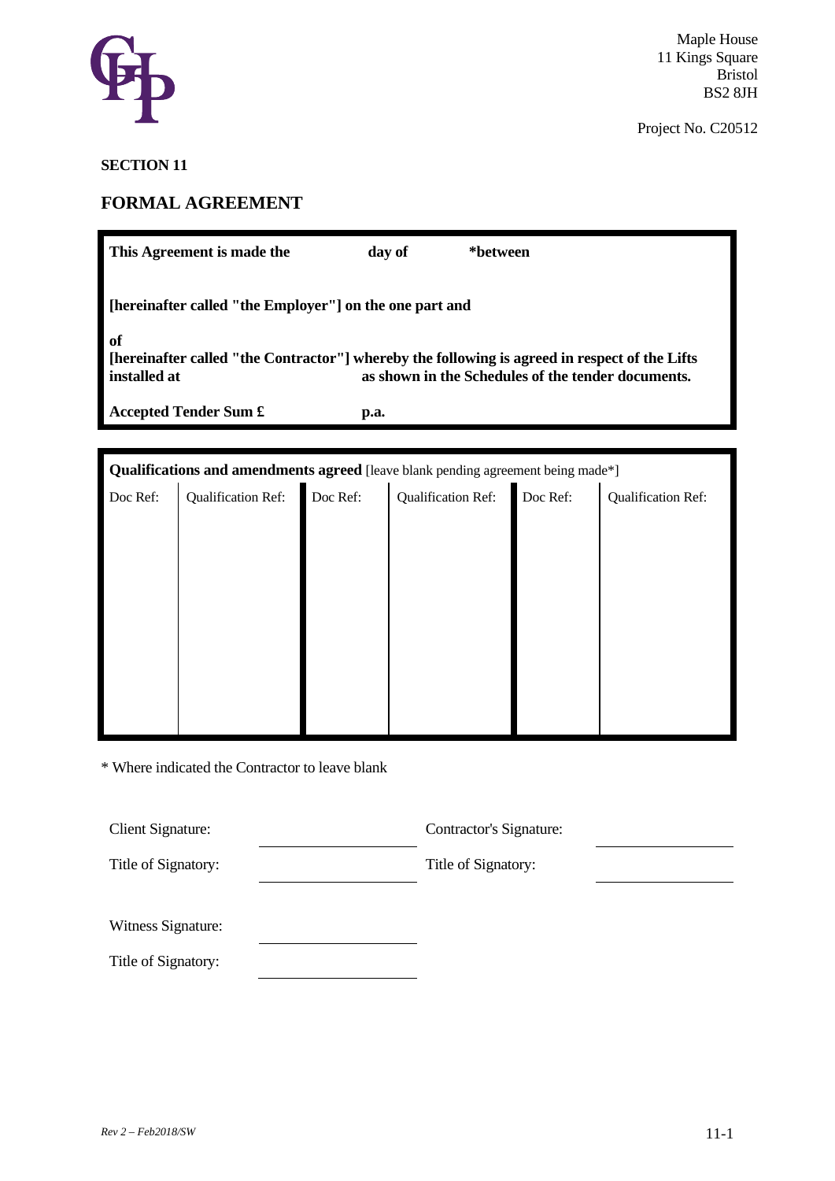Maple House
11 Kings Square
Bristol
BS2 8JH

Project No. C20512

## SECTION 11

## FORMAL AGREEMENT

**This Agreement is made the** **day of** ***between**

**[hereinafter called "the Employer"] on the one part and**

**of**
**[hereinafter called "the Contractor"] whereby the following is agreed in respect of the Lifts installed at** **as shown in the Schedules of the tender documents.**

**Accepted Tender Sum £** **p.a.**

**Qualifications and amendments agreed** [leave blank pending agreement being made*]

| Doc Ref: | Qualification Ref: | Doc Ref: | Qualification Ref: | Doc Ref: | Qualification Ref: |
|---|---|---|---|---|---|
| | | | | | |

\* Where indicated the Contractor to leave blank

| | | | |
|---|---|---|---|
| Client Signature: | | Contractor's Signature: | |
| Title of Signatory: | | Title of Signatory: | |
| Witness Signature: | | | |
| Title of Signatory: | | | |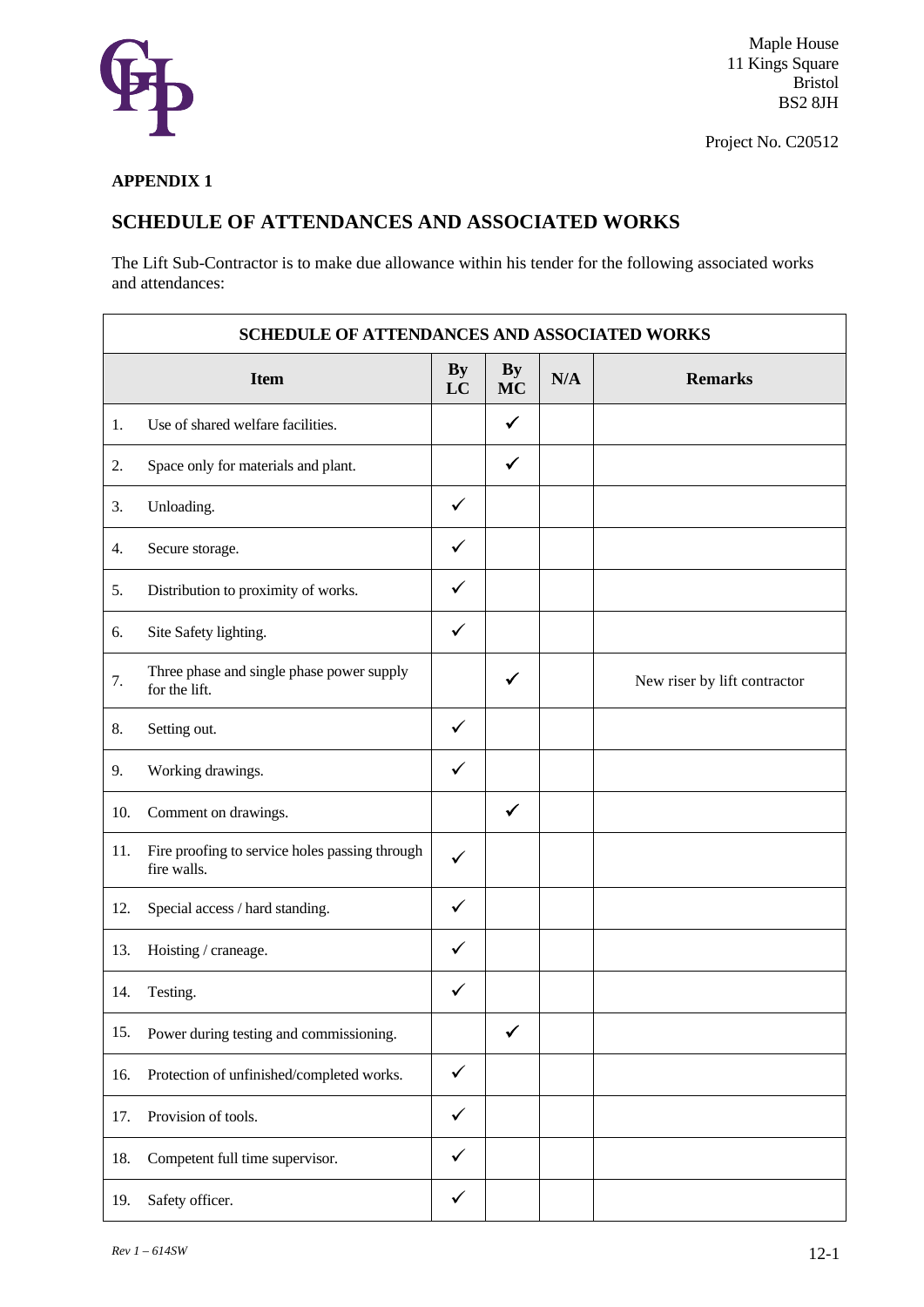Maple House
11 Kings Square
Bristol
BS2 8JH

Project No. C20512

**APPENDIX 1**

## SCHEDULE OF ATTENDANCES AND ASSOCIATED WORKS

The Lift Sub-Contractor is to make due allowance within his tender for the following associated works and attendances:

| SCHEDULE OF ATTENDANCES AND ASSOCIATED WORKS | | | | | |
|---|---|---|---|---|---|
| | **Item** | **By LC** | **By MC** | **N/A** | **Remarks** |
| 1. | Use of shared welfare facilities. | | ✓ | | |
| 2. | Space only for materials and plant. | | ✓ | | |
| 3. | Unloading. | ✓ | | | |
| 4. | Secure storage. | ✓ | | | |
| 5. | Distribution to proximity of works. | ✓ | | | |
| 6. | Site Safety lighting. | ✓ | | | |
| 7. | Three phase and single phase power supply for the lift. | | ✓ | | New riser by lift contractor |
| 8. | Setting out. | ✓ | | | |
| 9. | Working drawings. | ✓ | | | |
| 10. | Comment on drawings. | | ✓ | | |
| 11. | Fire proofing to service holes passing through fire walls. | ✓ | | | |
| 12. | Special access / hard standing. | ✓ | | | |
| 13. | Hoisting / craneage. | ✓ | | | |
| 14. | Testing. | ✓ | | | |
| 15. | Power during testing and commissioning. | | ✓ | | |
| 16. | Protection of unfinished/completed works. | ✓ | | | |
| 17. | Provision of tools. | ✓ | | | |
| 18. | Competent full time supervisor. | ✓ | | | |
| 19. | Safety officer. | ✓ | | | |

*Rev 1 – 614SW*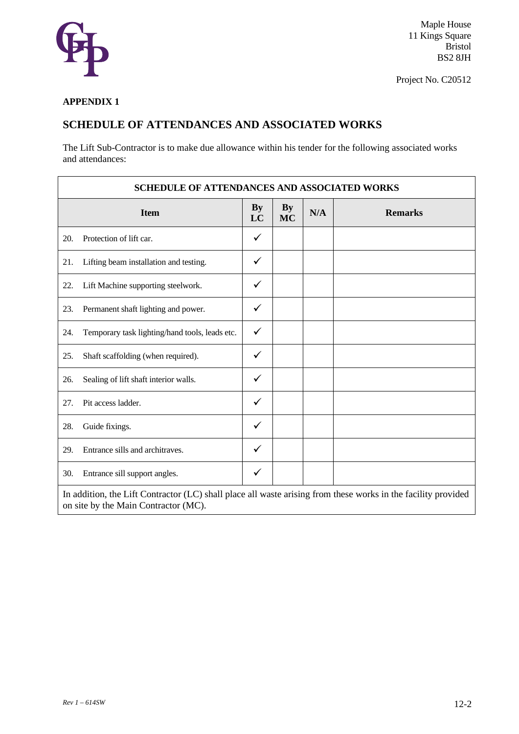Maple House
11 Kings Square
Bristol
BS2 8JH

Project No. C20512

**APPENDIX 1**

## SCHEDULE OF ATTENDANCES AND ASSOCIATED WORKS

The Lift Sub-Contractor is to make due allowance within his tender for the following associated works and attendances:

| SCHEDULE OF ATTENDANCES AND ASSOCIATED WORKS | | | | |
|---|---|---|---|---|
| **Item** | **By LC** | **By MC** | **N/A** | **Remarks** |
| 20. Protection of lift car. | ✓ | | | |
| 21. Lifting beam installation and testing. | ✓ | | | |
| 22. Lift Machine supporting steelwork. | ✓ | | | |
| 23. Permanent shaft lighting and power. | ✓ | | | |
| 24. Temporary task lighting/hand tools, leads etc. | ✓ | | | |
| 25. Shaft scaffolding (when required). | ✓ | | | |
| 26. Sealing of lift shaft interior walls. | ✓ | | | |
| 27. Pit access ladder. | ✓ | | | |
| 28. Guide fixings. | ✓ | | | |
| 29. Entrance sills and architraves. | ✓ | | | |
| 30. Entrance sill support angles. | ✓ | | | |
| In addition, the Lift Contractor (LC) shall place all waste arising from these works in the facility provided on site by the Main Contractor (MC). | | | | |

*Rev 1 – 614SW*